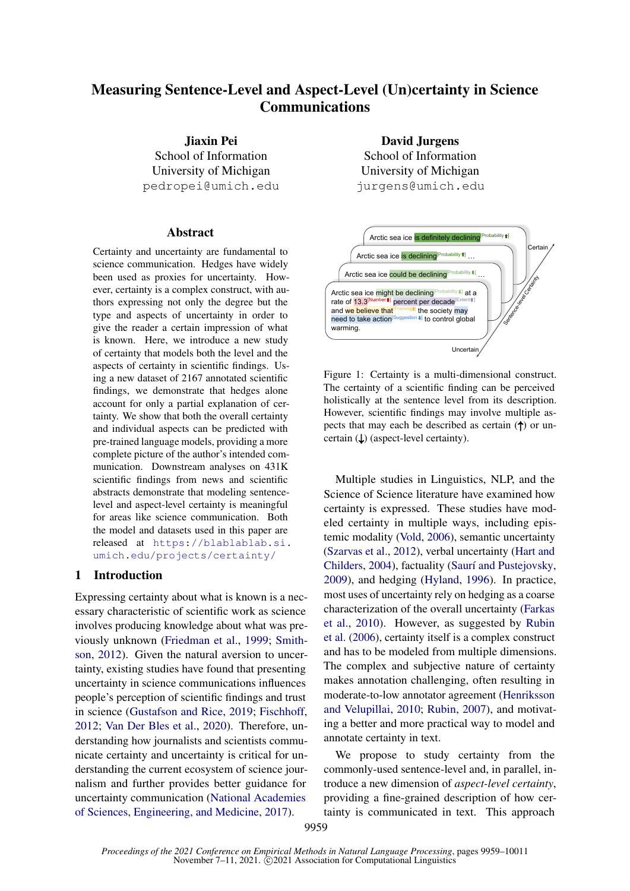# Measuring Sentence-Level and Aspect-Level (Un)certainty in Science Communications

**Jiaxin Pei**
School of Information
University of Michigan
pedropei@umich.edu

**David Jurgens**
School of Information
University of Michigan
jurgens@umich.edu

## Abstract

Certainty and uncertainty are fundamental to science communication. Hedges have widely been used as proxies for uncertainty. However, certainty is a complex construct, with authors expressing not only the degree but the type and aspects of uncertainty in order to give the reader a certain impression of what is known. Here, we introduce a new study of certainty that models both the level and the aspects of certainty in scientific findings. Using a new dataset of 2167 annotated scientific findings, we demonstrate that hedges alone account for only a partial explanation of certainty. We show that both the overall certainty and individual aspects can be predicted with pre-trained language models, providing a more complete picture of the author's intended communication. Downstream analyses on 431K scientific findings from news and scientific abstracts demonstrate that modeling sentence-level and aspect-level certainty is meaningful for areas like science communication. Both the model and datasets used in this paper are released at https://blablablab.si.umich.edu/projects/certainty/

## 1 Introduction

Expressing certainty about what is known is a necessary characteristic of scientific work as science involves producing knowledge about what was previously unknown (Friedman et al., 1999; Smithson, 2012). Given the natural aversion to uncertainty, existing studies have found that presenting uncertainty in science communications influences people's perception of scientific findings and trust in science (Gustafson and Rice, 2019; Fischhoff, 2012; Van Der Bles et al., 2020). Therefore, understanding how journalists and scientists communicate certainty and uncertainty is critical for understanding the current ecosystem of science journalism and further provides better guidance for uncertainty communication (National Academies of Sciences, Engineering, and Medicine, 2017).

Arctic sea ice is definitely declining[Probability ↑]

Arctic sea ice is declining[Probability ↑] ...

Arctic sea ice could be declining[Probability ↓] ...

Arctic sea ice might be declining[Probability ↓] at a rate of 13.3[Number ↑] percent per decade[Extent ↑] and we believe that[Framing ↑] the society may need to take action[Suggestion ↓] to control global warming.

Certain — Sentence-level Certainty — Uncertain

Figure 1: Certainty is a multi-dimensional construct. The certainty of a scientific finding can be perceived holistically at the sentence level from its description. However, scientific findings may involve multiple aspects that may each be described as certain (↑) or uncertain (↓) (aspect-level certainty).

Multiple studies in Linguistics, NLP, and the Science of Science literature have examined how certainty is expressed. These studies have modeled certainty in multiple ways, including epistemic modality (Vold, 2006), semantic uncertainty (Szarvas et al., 2012), verbal uncertainty (Hart and Childers, 2004), factuality (Saurí and Pustejovsky, 2009), and hedging (Hyland, 1996). In practice, most uses of uncertainty rely on hedging as a coarse characterization of the overall uncertainty (Farkas et al., 2010). However, as suggested by Rubin et al. (2006), certainty itself is a complex construct and has to be modeled from multiple dimensions. The complex and subjective nature of certainty makes annotation challenging, often resulting in moderate-to-low annotator agreement (Henriksson and Velupillai, 2010; Rubin, 2007), and motivating a better and more practical way to model and annotate certainty in text.

We propose to study certainty from the commonly-used sentence-level and, in parallel, introduce a new dimension of *aspect-level certainty*, providing a fine-grained description of how certainty is communicated in text. This approach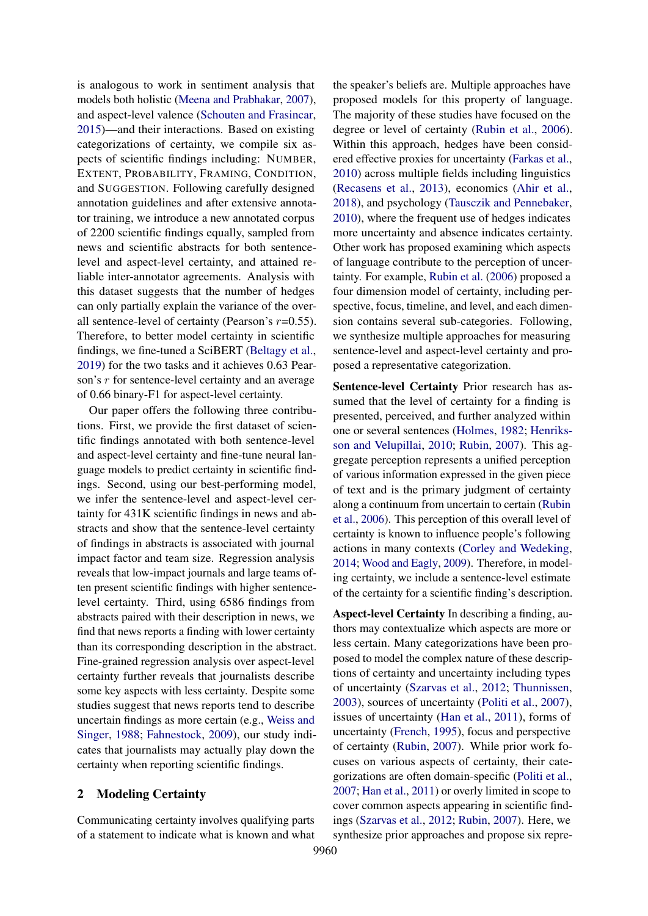is analogous to work in sentiment analysis that models both holistic (Meena and Prabhakar, 2007), and aspect-level valence (Schouten and Frasincar, 2015)—and their interactions. Based on existing categorizations of certainty, we compile six aspects of scientific findings including: NUMBER, EXTENT, PROBABILITY, FRAMING, CONDITION, and SUGGESTION. Following carefully designed annotation guidelines and after extensive annotator training, we introduce a new annotated corpus of 2200 scientific findings equally, sampled from news and scientific abstracts for both sentence-level and aspect-level certainty, and attained reliable inter-annotator agreements. Analysis with this dataset suggests that the number of hedges can only partially explain the variance of the overall sentence-level of certainty (Pearson's $r$=0.55). Therefore, to better model certainty in scientific findings, we fine-tuned a SciBERT (Beltagy et al., 2019) for the two tasks and it achieves 0.63 Pearson's $r$ for sentence-level certainty and an average of 0.66 binary-F1 for aspect-level certainty.

Our paper offers the following three contributions. First, we provide the first dataset of scientific findings annotated with both sentence-level and aspect-level certainty and fine-tune neural language models to predict certainty in scientific findings. Second, using our best-performing model, we infer the sentence-level and aspect-level certainty for 431K scientific findings in news and abstracts and show that the sentence-level certainty of findings in abstracts is associated with journal impact factor and team size. Regression analysis reveals that low-impact journals and large teams often present scientific findings with higher sentence-level certainty. Third, using 6586 findings from abstracts paired with their description in news, we find that news reports a finding with lower certainty than its corresponding description in the abstract. Fine-grained regression analysis over aspect-level certainty further reveals that journalists describe some key aspects with less certainty. Despite some studies suggest that news reports tend to describe uncertain findings as more certain (e.g., Weiss and Singer, 1988; Fahnestock, 2009), our study indicates that journalists may actually play down the certainty when reporting scientific findings.

## 2 Modeling Certainty

Communicating certainty involves qualifying parts of a statement to indicate what is known and what the speaker's beliefs are. Multiple approaches have proposed models for this property of language. The majority of these studies have focused on the degree or level of certainty (Rubin et al., 2006). Within this approach, hedges have been considered effective proxies for uncertainty (Farkas et al., 2010) across multiple fields including linguistics (Recasens et al., 2013), economics (Ahir et al., 2018), and psychology (Tausczik and Pennebaker, 2010), where the frequent use of hedges indicates more uncertainty and absence indicates certainty. Other work has proposed examining which aspects of language contribute to the perception of uncertainty. For example, Rubin et al. (2006) proposed a four dimension model of certainty, including perspective, focus, timeline, and level, and each dimension contains several sub-categories. Following, we synthesize multiple approaches for measuring sentence-level and aspect-level certainty and proposed a representative categorization.

**Sentence-level Certainty** Prior research has assumed that the level of certainty for a finding is presented, perceived, and further analyzed within one or several sentences (Holmes, 1982; Henriksson and Velupillai, 2010; Rubin, 2007). This aggregate perception represents a unified perception of various information expressed in the given piece of text and is the primary judgment of certainty along a continuum from uncertain to certain (Rubin et al., 2006). This perception of this overall level of certainty is known to influence people's following actions in many contexts (Corley and Wedeking, 2014; Wood and Eagly, 2009). Therefore, in modeling certainty, we include a sentence-level estimate of the certainty for a scientific finding's description.

**Aspect-level Certainty** In describing a finding, authors may contextualize which aspects are more or less certain. Many categorizations have been proposed to model the complex nature of these descriptions of certainty and uncertainty including types of uncertainty (Szarvas et al., 2012; Thunnissen, 2003), sources of uncertainty (Politi et al., 2007), issues of uncertainty (Han et al., 2011), forms of uncertainty (French, 1995), focus and perspective of certainty (Rubin, 2007). While prior work focuses on various aspects of certainty, their categorizations are often domain-specific (Politi et al., 2007; Han et al., 2011) or overly limited in scope to cover common aspects appearing in scientific findings (Szarvas et al., 2012; Rubin, 2007). Here, we synthesize prior approaches and propose six repre-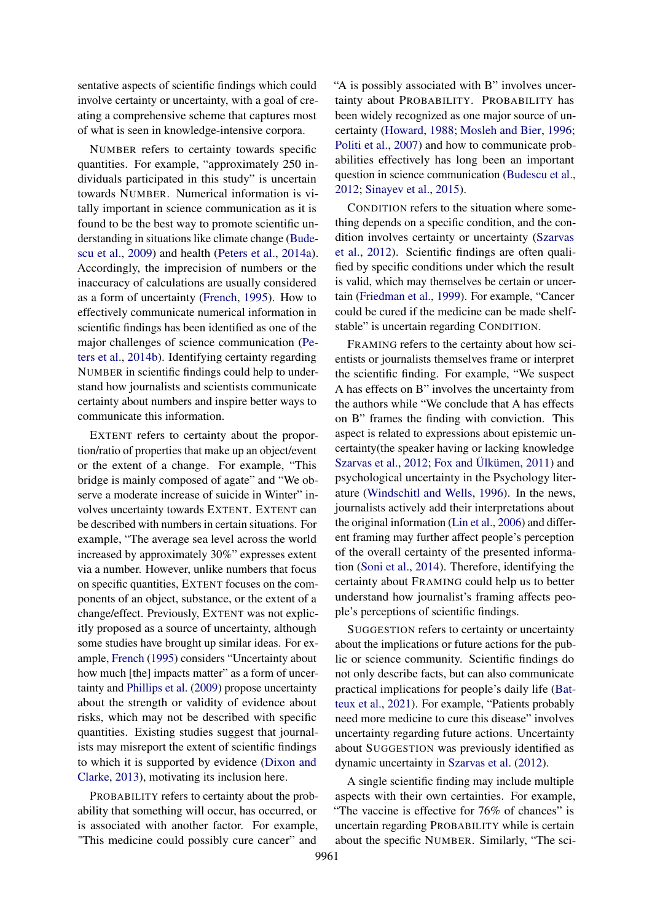sentative aspects of scientific findings which could involve certainty or uncertainty, with a goal of creating a comprehensive scheme that captures most of what is seen in knowledge-intensive corpora.

NUMBER refers to certainty towards specific quantities. For example, "approximately 250 individuals participated in this study" is uncertain towards NUMBER. Numerical information is vitally important in science communication as it is found to be the best way to promote scientific understanding in situations like climate change (Budescu et al., 2009) and health (Peters et al., 2014a). Accordingly, the imprecision of numbers or the inaccuracy of calculations are usually considered as a form of uncertainty (French, 1995). How to effectively communicate numerical information in scientific findings has been identified as one of the major challenges of science communication (Peters et al., 2014b). Identifying certainty regarding NUMBER in scientific findings could help to understand how journalists and scientists communicate certainty about numbers and inspire better ways to communicate this information.

EXTENT refers to certainty about the proportion/ratio of properties that make up an object/event or the extent of a change. For example, "This bridge is mainly composed of agate" and "We observe a moderate increase of suicide in Winter" involves uncertainty towards EXTENT. EXTENT can be described with numbers in certain situations. For example, "The average sea level across the world increased by approximately 30%" expresses extent via a number. However, unlike numbers that focus on specific quantities, EXTENT focuses on the components of an object, substance, or the extent of a change/effect. Previously, EXTENT was not explicitly proposed as a source of uncertainty, although some studies have brought up similar ideas. For example, French (1995) considers "Uncertainty about how much [the] impacts matter" as a form of uncertainty and Phillips et al. (2009) propose uncertainty about the strength or validity of evidence about risks, which may not be described with specific quantities. Existing studies suggest that journalists may misreport the extent of scientific findings to which it is supported by evidence (Dixon and Clarke, 2013), motivating its inclusion here.

PROBABILITY refers to certainty about the probability that something will occur, has occurred, or is associated with another factor. For example, "This medicine could possibly cure cancer" and "A is possibly associated with B" involves uncertainty about PROBABILITY. PROBABILITY has been widely recognized as one major source of uncertainty (Howard, 1988; Mosleh and Bier, 1996; Politi et al., 2007) and how to communicate probabilities effectively has long been an important question in science communication (Budescu et al., 2012; Sinayev et al., 2015).

CONDITION refers to the situation where something depends on a specific condition, and the condition involves certainty or uncertainty (Szarvas et al., 2012). Scientific findings are often qualified by specific conditions under which the result is valid, which may themselves be certain or uncertain (Friedman et al., 1999). For example, "Cancer could be cured if the medicine can be made shelf-stable" is uncertain regarding CONDITION.

FRAMING refers to the certainty about how scientists or journalists themselves frame or interpret the scientific finding. For example, "We suspect A has effects on B" involves the uncertainty from the authors while "We conclude that A has effects on B" frames the finding with conviction. This aspect is related to expressions about epistemic uncertainty(the speaker having or lacking knowledge Szarvas et al., 2012; Fox and Ülkümen, 2011) and psychological uncertainty in the Psychology literature (Windschitl and Wells, 1996). In the news, journalists actively add their interpretations about the original information (Lin et al., 2006) and different framing may further affect people's perception of the overall certainty of the presented information (Soni et al., 2014). Therefore, identifying the certainty about FRAMING could help us to better understand how journalist's framing affects people's perceptions of scientific findings.

SUGGESTION refers to certainty or uncertainty about the implications or future actions for the public or science community. Scientific findings do not only describe facts, but can also communicate practical implications for people's daily life (Batteux et al., 2021). For example, "Patients probably need more medicine to cure this disease" involves uncertainty regarding future actions. Uncertainty about SUGGESTION was previously identified as dynamic uncertainty in Szarvas et al. (2012).

A single scientific finding may include multiple aspects with their own certainties. For example, "The vaccine is effective for 76% of chances" is uncertain regarding PROBABILITY while is certain about the specific NUMBER. Similarly, "The sci-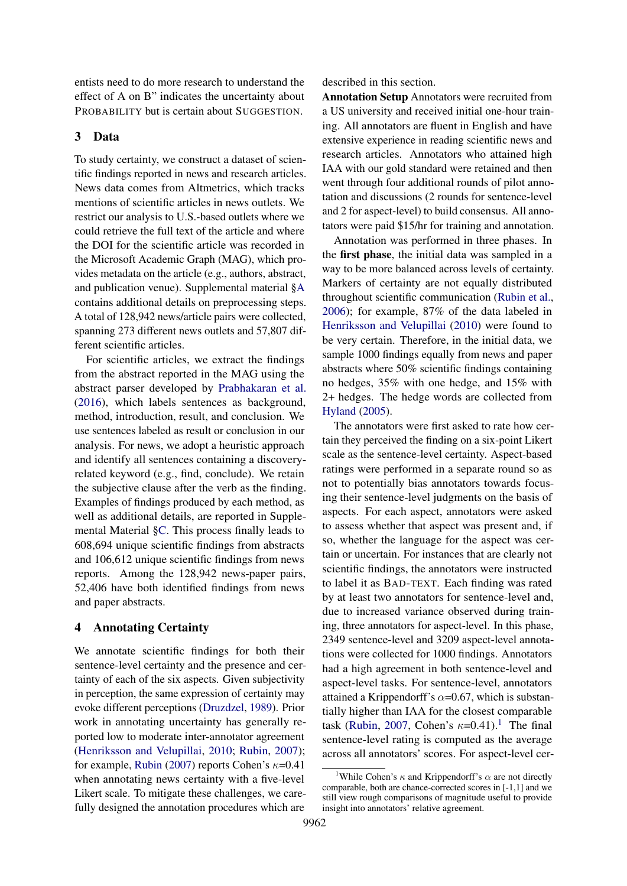entists need to do more research to understand the effect of A on B" indicates the uncertainty about PROBABILITY but is certain about SUGGESTION.

## 3 Data

To study certainty, we construct a dataset of scientific findings reported in news and research articles. News data comes from Altmetrics, which tracks mentions of scientific articles in news outlets. We restrict our analysis to U.S.-based outlets where we could retrieve the full text of the article and where the DOI for the scientific article was recorded in the Microsoft Academic Graph (MAG), which provides metadata on the article (e.g., authors, abstract, and publication venue). Supplemental material §A contains additional details on preprocessing steps. A total of 128,942 news/article pairs were collected, spanning 273 different news outlets and 57,807 different scientific articles.

For scientific articles, we extract the findings from the abstract reported in the MAG using the abstract parser developed by Prabhakaran et al. (2016), which labels sentences as background, method, introduction, result, and conclusion. We use sentences labeled as result or conclusion in our analysis. For news, we adopt a heuristic approach and identify all sentences containing a discovery-related keyword (e.g., find, conclude). We retain the subjective clause after the verb as the finding. Examples of findings produced by each method, as well as additional details, are reported in Supplemental Material §C. This process finally leads to 608,694 unique scientific findings from abstracts and 106,612 unique scientific findings from news reports. Among the 128,942 news-paper pairs, 52,406 have both identified findings from news and paper abstracts.

## 4 Annotating Certainty

We annotate scientific findings for both their sentence-level certainty and the presence and certainty of each of the six aspects. Given subjectivity in perception, the same expression of certainty may evoke different perceptions (Druzdzel, 1989). Prior work in annotating uncertainty has generally reported low to moderate inter-annotator agreement (Henriksson and Velupillai, 2010; Rubin, 2007); for example, Rubin (2007) reports Cohen's $\kappa$=0.41 when annotating news certainty with a five-level Likert scale. To mitigate these challenges, we carefully designed the annotation procedures which are described in this section.

**Annotation Setup** Annotators were recruited from a US university and received initial one-hour training. All annotators are fluent in English and have extensive experience in reading scientific news and research articles. Annotators who attained high IAA with our gold standard were retained and then went through four additional rounds of pilot annotation and discussions (2 rounds for sentence-level and 2 for aspect-level) to build consensus. All annotators were paid \$15/hr for training and annotation.

Annotation was performed in three phases. In the **first phase**, the initial data was sampled in a way to be more balanced across levels of certainty. Markers of certainty are not equally distributed throughout scientific communication (Rubin et al., 2006); for example, 87% of the data labeled in Henriksson and Velupillai (2010) were found to be very certain. Therefore, in the initial data, we sample 1000 findings equally from news and paper abstracts where 50% scientific findings containing no hedges, 35% with one hedge, and 15% with 2+ hedges. The hedge words are collected from Hyland (2005).

The annotators were first asked to rate how certain they perceived the finding on a six-point Likert scale as the sentence-level certainty. Aspect-based ratings were performed in a separate round so as not to potentially bias annotators towards focusing their sentence-level judgments on the basis of aspects. For each aspect, annotators were asked to assess whether that aspect was present and, if so, whether the language for the aspect was certain or uncertain. For instances that are clearly not scientific findings, the annotators were instructed to label it as BAD-TEXT. Each finding was rated by at least two annotators for sentence-level and, due to increased variance observed during training, three annotators for aspect-level. In this phase, 2349 sentence-level and 3209 aspect-level annotations were collected for 1000 findings. Annotators had a high agreement in both sentence-level and aspect-level tasks. For sentence-level, annotators attained a Krippendorff's $\alpha$=0.67, which is substantially higher than IAA for the closest comparable task (Rubin, 2007, Cohen's $\kappa$=0.41).[1] The final sentence-level rating is computed as the average across all annotators' scores. For aspect-level cer-

[1] While Cohen's $\kappa$ and Krippendorff's $\alpha$ are not directly comparable, both are chance-corrected scores in [-1,1] and we still view rough comparisons of magnitude useful to provide insight into annotators' relative agreement.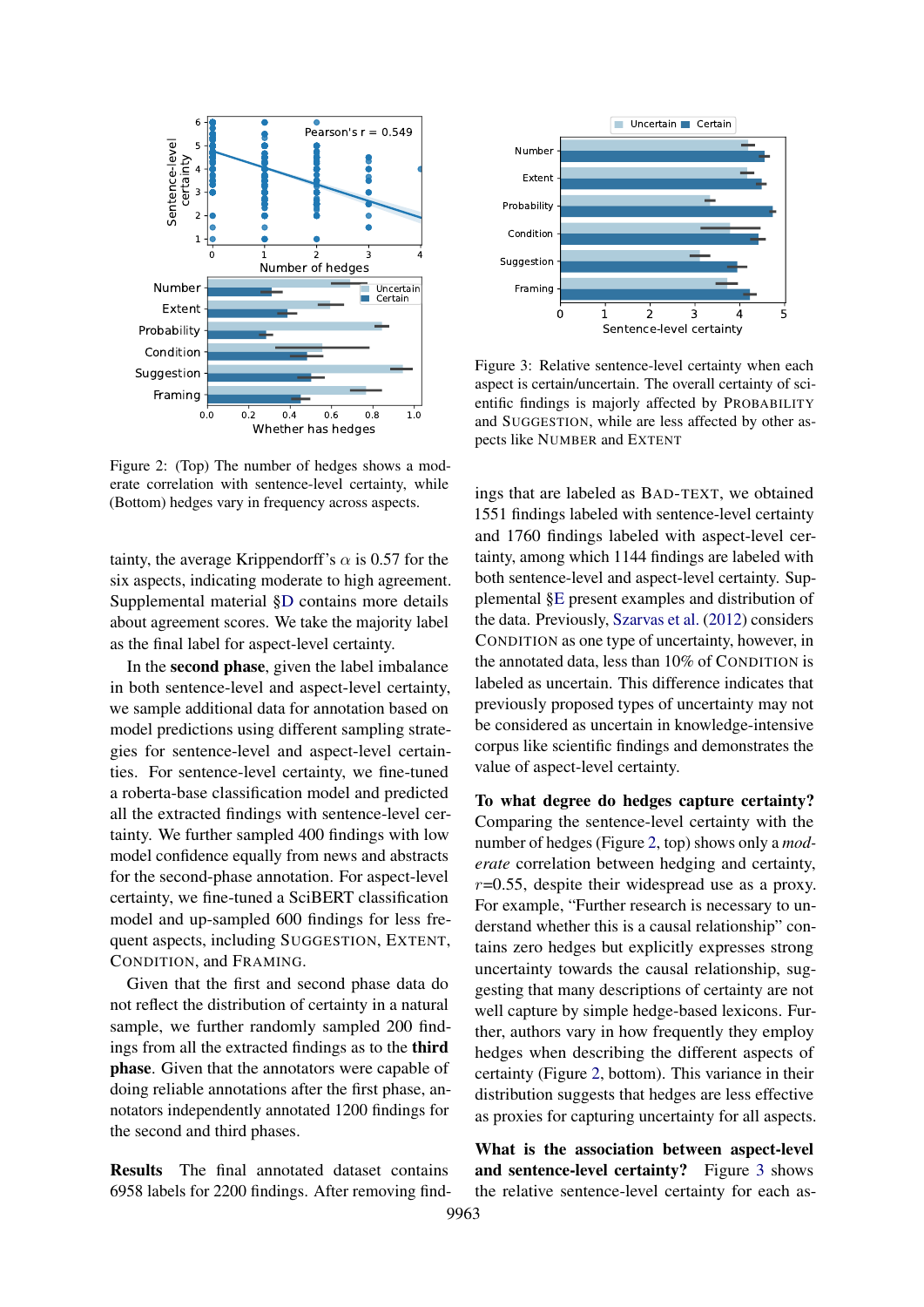Figure 2: (Top) The number of hedges shows a moderate correlation with sentence-level certainty, while (Bottom) hedges vary in frequency across aspects.

Figure 3: Relative sentence-level certainty when each aspect is certain/uncertain. The overall certainty of scientific findings is majorly affected by PROBABILITY and SUGGESTION, while are less affected by other aspects like NUMBER and EXTENT

tainty, the average Krippendorff's $\alpha$ is 0.57 for the six aspects, indicating moderate to high agreement. Supplemental material §D contains more details about agreement scores. We take the majority label as the final label for aspect-level certainty.

In the **second phase**, given the label imbalance in both sentence-level and aspect-level certainty, we sample additional data for annotation based on model predictions using different sampling strategies for sentence-level and aspect-level certainties. For sentence-level certainty, we fine-tuned a roberta-base classification model and predicted all the extracted findings with sentence-level certainty. We further sampled 400 findings with low model confidence equally from news and abstracts for the second-phase annotation. For aspect-level certainty, we fine-tuned a SciBERT classification model and up-sampled 600 findings for less frequent aspects, including SUGGESTION, EXTENT, CONDITION, and FRAMING.

Given that the first and second phase data do not reflect the distribution of certainty in a natural sample, we further randomly sampled 200 findings from all the extracted findings as to the **third phase**. Given that the annotators were capable of doing reliable annotations after the first phase, annotators independently annotated 1200 findings for the second and third phases.

**Results** The final annotated dataset contains 6958 labels for 2200 findings. After removing findings that are labeled as BAD-TEXT, we obtained 1551 findings labeled with sentence-level certainty and 1760 findings labeled with aspect-level certainty, among which 1144 findings are labeled with both sentence-level and aspect-level certainty. Supplemental §E present examples and distribution of the data. Previously, Szarvas et al. (2012) considers CONDITION as one type of uncertainty, however, in the annotated data, less than 10% of CONDITION is labeled as uncertain. This difference indicates that previously proposed types of uncertainty may not be considered as uncertain in knowledge-intensive corpus like scientific findings and demonstrates the value of aspect-level certainty.

**To what degree do hedges capture certainty?** Comparing the sentence-level certainty with the number of hedges (Figure 2, top) shows only a *moderate* correlation between hedging and certainty, $r$=0.55, despite their widespread use as a proxy. For example, "Further research is necessary to understand whether this is a causal relationship" contains zero hedges but explicitly expresses strong uncertainty towards the causal relationship, suggesting that many descriptions of certainty are not well capture by simple hedge-based lexicons. Further, authors vary in how frequently they employ hedges when describing the different aspects of certainty (Figure 2, bottom). This variance in their distribution suggests that hedges are less effective as proxies for capturing uncertainty for all aspects.

**What is the association between aspect-level and sentence-level certainty?** Figure 3 shows the relative sentence-level certainty for each as-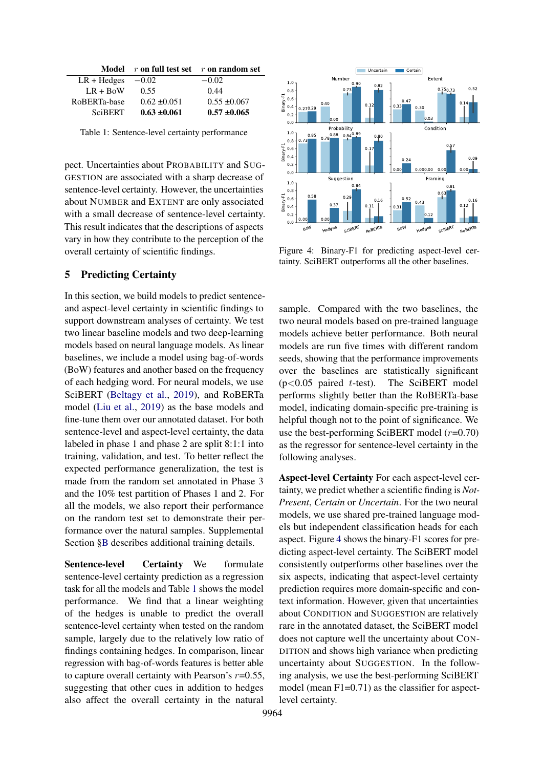| Model | $r$ on full test set | $r$ on random set |
|---|---|---|
| LR + Hedges | −0.02 | −0.02 |
| LR + BoW | 0.55 | 0.44 |
| RoBERTa-base | 0.62 ±0.051 | 0.55 ±0.067 |
| SciBERT | **0.63 ±0.061** | **0.57 ±0.065** |

Table 1: Sentence-level certainty performance

pect. Uncertainties about PROBABILITY and SUGGESTION are associated with a sharp decrease of sentence-level certainty. However, the uncertainties about NUMBER and EXTENT are only associated with a small decrease of sentence-level certainty. This result indicates that the descriptions of aspects vary in how they contribute to the perception of the overall certainty of scientific findings.

## 5 Predicting Certainty

In this section, we build models to predict sentence- and aspect-level certainty in scientific findings to support downstream analyses of certainty. We test two linear baseline models and two deep-learning models based on neural language models. As linear baselines, we include a model using bag-of-words (BoW) features and another based on the frequency of each hedging word. For neural models, we use SciBERT (Beltagy et al., 2019), and RoBERTa model (Liu et al., 2019) as the base models and fine-tune them over our annotated dataset. For both sentence-level and aspect-level certainty, the data labeled in phase 1 and phase 2 are split 8:1:1 into training, validation, and test. To better reflect the expected performance generalization, the test is made from the random set annotated in Phase 3 and the 10% test partition of Phases 1 and 2. For all the models, we also report their performance on the random test set to demonstrate their performance over the natural samples. Supplemental Section §B describes additional training details.

**Sentence-level Certainty** We formulate sentence-level certainty prediction as a regression task for all the models and Table 1 shows the model performance. We find that a linear weighting of the hedges is unable to predict the overall sentence-level certainty when tested on the random sample, largely due to the relatively low ratio of findings containing hedges. In comparison, linear regression with bag-of-words features is better able to capture overall certainty with Pearson's $r$=0.55, suggesting that other cues in addition to hedges also affect the overall certainty in the natural sample. Compared with the two baselines, the two neural models based on pre-trained language models achieve better performance. Both neural models are run five times with different random seeds, showing that the performance improvements over the baselines are statistically significant ($p<0.05$ paired $t$-test). The SciBERT model performs slightly better than the RoBERTa-base model, indicating domain-specific pre-training is helpful though not to the point of significance. We use the best-performing SciBERT model ($r$=0.70) as the regressor for sentence-level certainty in the following analyses.

Figure 4: Binary-F1 for predicting aspect-level certainty. SciBERT outperforms all the other baselines.

**Aspect-level Certainty** For each aspect-level certainty, we predict whether a scientific finding is *Not-Present*, *Certain* or *Uncertain*. For the two neural models, we use shared pre-trained language models but independent classification heads for each aspect. Figure 4 shows the binary-F1 scores for predicting aspect-level certainty. The SciBERT model consistently outperforms other baselines over the six aspects, indicating that aspect-level certainty prediction requires more domain-specific and context information. However, given that uncertainties about CONDITION and SUGGESTION are relatively rare in the annotated dataset, the SciBERT model does not capture well the uncertainty about CONDITION and shows high variance when predicting uncertainty about SUGGESTION. In the following analysis, we use the best-performing SciBERT model (mean F1=0.71) as the classifier for aspect-level certainty.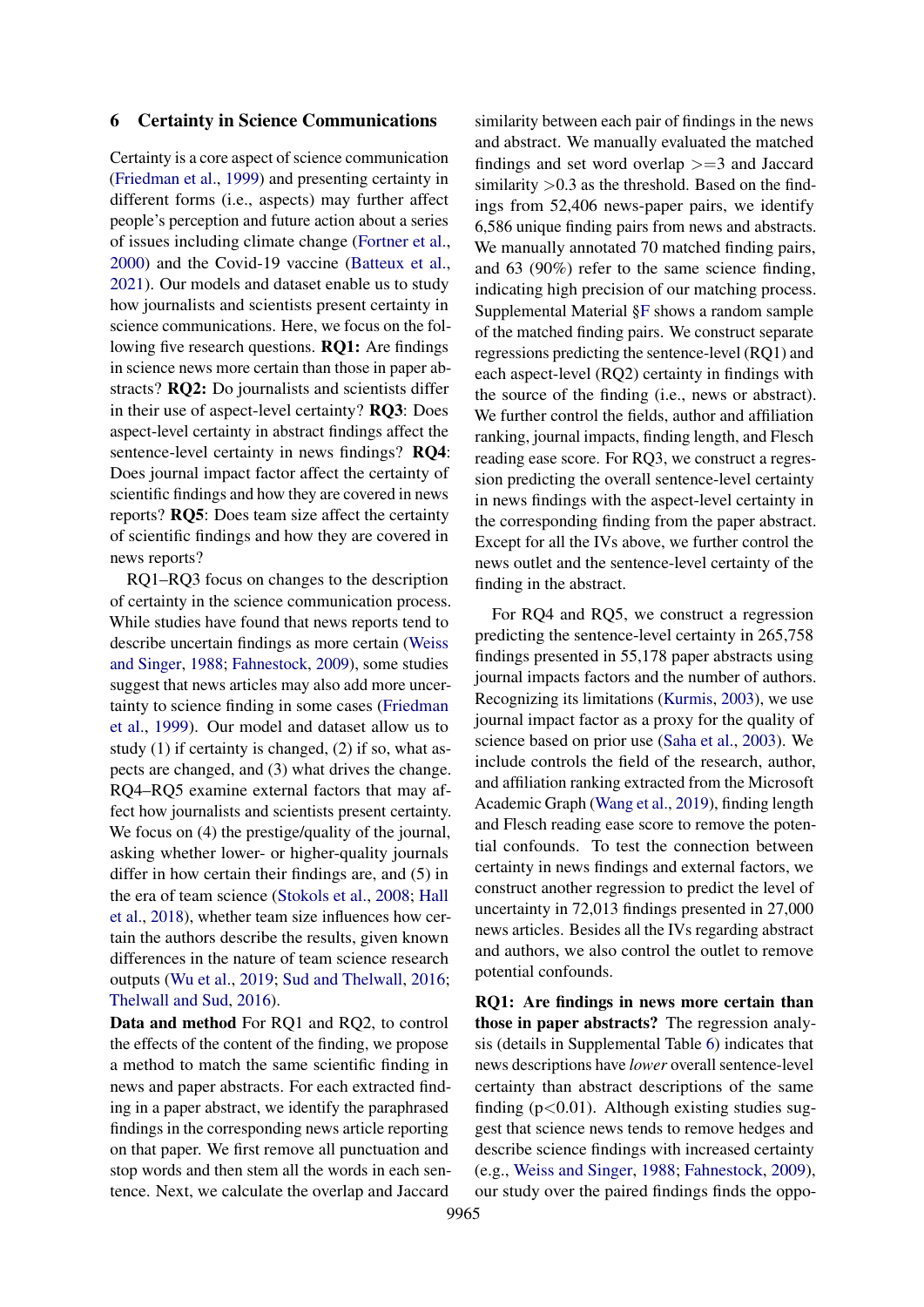## 6 Certainty in Science Communications

Certainty is a core aspect of science communication (Friedman et al., 1999) and presenting certainty in different forms (i.e., aspects) may further affect people's perception and future action about a series of issues including climate change (Fortner et al., 2000) and the Covid-19 vaccine (Batteux et al., 2021). Our models and dataset enable us to study how journalists and scientists present certainty in science communications. Here, we focus on the following five research questions. **RQ1:** Are findings in science news more certain than those in paper abstracts? **RQ2:** Do journalists and scientists differ in their use of aspect-level certainty? **RQ3**: Does aspect-level certainty in abstract findings affect the sentence-level certainty in news findings? **RQ4**: Does journal impact factor affect the certainty of scientific findings and how they are covered in news reports? **RQ5**: Does team size affect the certainty of scientific findings and how they are covered in news reports?

RQ1–RQ3 focus on changes to the description of certainty in the science communication process. While studies have found that news reports tend to describe uncertain findings as more certain (Weiss and Singer, 1988; Fahnestock, 2009), some studies suggest that news articles may also add more uncertainty to science finding in some cases (Friedman et al., 1999). Our model and dataset allow us to study (1) if certainty is changed, (2) if so, what aspects are changed, and (3) what drives the change. RQ4–RQ5 examine external factors that may affect how journalists and scientists present certainty. We focus on (4) the prestige/quality of the journal, asking whether lower- or higher-quality journals differ in how certain their findings are, and (5) in the era of team science (Stokols et al., 2008; Hall et al., 2018), whether team size influences how certain the authors describe the results, given known differences in the nature of team science research outputs (Wu et al., 2019; Sud and Thelwall, 2016; Thelwall and Sud, 2016).

**Data and method** For RQ1 and RQ2, to control the effects of the content of the finding, we propose a method to match the same scientific finding in news and paper abstracts. For each extracted finding in a paper abstract, we identify the paraphrased findings in the corresponding news article reporting on that paper. We first remove all punctuation and stop words and then stem all the words in each sentence. Next, we calculate the overlap and Jaccard similarity between each pair of findings in the news and abstract. We manually evaluated the matched findings and set word overlap >=3 and Jaccard similarity >0.3 as the threshold. Based on the findings from 52,406 news-paper pairs, we identify 6,586 unique finding pairs from news and abstracts. We manually annotated 70 matched finding pairs, and 63 (90%) refer to the same science finding, indicating high precision of our matching process. Supplemental Material §F shows a random sample of the matched finding pairs. We construct separate regressions predicting the sentence-level (RQ1) and each aspect-level (RQ2) certainty in findings with the source of the finding (i.e., news or abstract). We further control the fields, author and affiliation ranking, journal impacts, finding length, and Flesch reading ease score. For RQ3, we construct a regression predicting the overall sentence-level certainty in news findings with the aspect-level certainty in the corresponding finding from the paper abstract. Except for all the IVs above, we further control the news outlet and the sentence-level certainty of the finding in the abstract.

For RQ4 and RQ5, we construct a regression predicting the sentence-level certainty in 265,758 findings presented in 55,178 paper abstracts using journal impacts factors and the number of authors. Recognizing its limitations (Kurmis, 2003), we use journal impact factor as a proxy for the quality of science based on prior use (Saha et al., 2003). We include controls the field of the research, author, and affiliation ranking extracted from the Microsoft Academic Graph (Wang et al., 2019), finding length and Flesch reading ease score to remove the potential confounds. To test the connection between certainty in news findings and external factors, we construct another regression to predict the level of uncertainty in 72,013 findings presented in 27,000 news articles. Besides all the IVs regarding abstract and authors, we also control the outlet to remove potential confounds.

**RQ1: Are findings in news more certain than those in paper abstracts?** The regression analysis (details in Supplemental Table 6) indicates that news descriptions have *lower* overall sentence-level certainty than abstract descriptions of the same finding ($p<0.01$). Although existing studies suggest that science news tends to remove hedges and describe science findings with increased certainty (e.g., Weiss and Singer, 1988; Fahnestock, 2009), our study over the paired findings finds the oppo-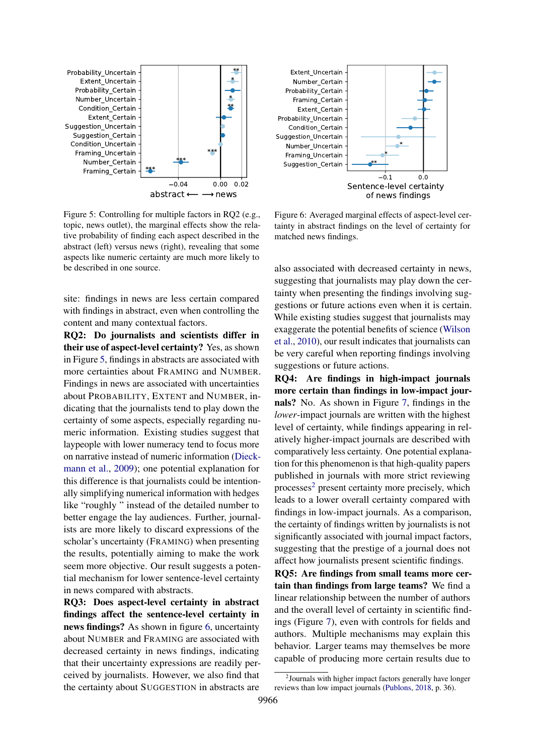Figure 5: Controlling for multiple factors in RQ2 (e.g., topic, news outlet), the marginal effects show the relative probability of finding each aspect described in the abstract (left) versus news (right), revealing that some aspects like numeric certainty are much more likely to be described in one source.

Figure 6: Averaged marginal effects of aspect-level certainty in abstract findings on the level of certainty for matched news findings.

site: findings in news are less certain compared with findings in abstract, even when controlling the content and many contextual factors.

**RQ2: Do journalists and scientists differ in their use of aspect-level certainty?** Yes, as shown in Figure 5, findings in abstracts are associated with more certainties about FRAMING and NUMBER. Findings in news are associated with uncertainties about PROBABILITY, EXTENT and NUMBER, indicating that the journalists tend to play down the certainty of some aspects, especially regarding numeric information. Existing studies suggest that laypeople with lower numeracy tend to focus more on narrative instead of numeric information (Dieckmann et al., 2009); one potential explanation for this difference is that journalists could be intentionally simplifying numerical information with hedges like "roughly " instead of the detailed number to better engage the lay audiences. Further, journalists are more likely to discard expressions of the scholar's uncertainty (FRAMING) when presenting the results, potentially aiming to make the work seem more objective. Our result suggests a potential mechanism for lower sentence-level certainty in news compared with abstracts.

**RQ3: Does aspect-level certainty in abstract findings affect the sentence-level certainty in news findings?** As shown in figure 6, uncertainty about NUMBER and FRAMING are associated with decreased certainty in news findings, indicating that their uncertainty expressions are readily perceived by journalists. However, we also find that the certainty about SUGGESTION in abstracts are also associated with decreased certainty in news, suggesting that journalists may play down the certainty when presenting the findings involving suggestions or future actions even when it is certain. While existing studies suggest that journalists may exaggerate the potential benefits of science (Wilson et al., 2010), our result indicates that journalists can be very careful when reporting findings involving suggestions or future actions.

**RQ4: Are findings in high-impact journals more certain than findings in low-impact journals?** No. As shown in Figure 7, findings in the *lower*-impact journals are written with the highest level of certainty, while findings appearing in relatively higher-impact journals are described with comparatively less certainty. One potential explanation for this phenomenon is that high-quality papers published in journals with more strict reviewing processes[2] present certainty more precisely, which leads to a lower overall certainty compared with findings in low-impact journals. As a comparison, the certainty of findings written by journalists is not significantly associated with journal impact factors, suggesting that the prestige of a journal does not affect how journalists present scientific findings.

**RQ5: Are findings from small teams more certain than findings from large teams?** We find a linear relationship between the number of authors and the overall level of certainty in scientific findings (Figure 7), even with controls for fields and authors. Multiple mechanisms may explain this behavior. Larger teams may themselves be more capable of producing more certain results due to

[2] Journals with higher impact factors generally have longer reviews than low impact journals (Publons, 2018, p. 36).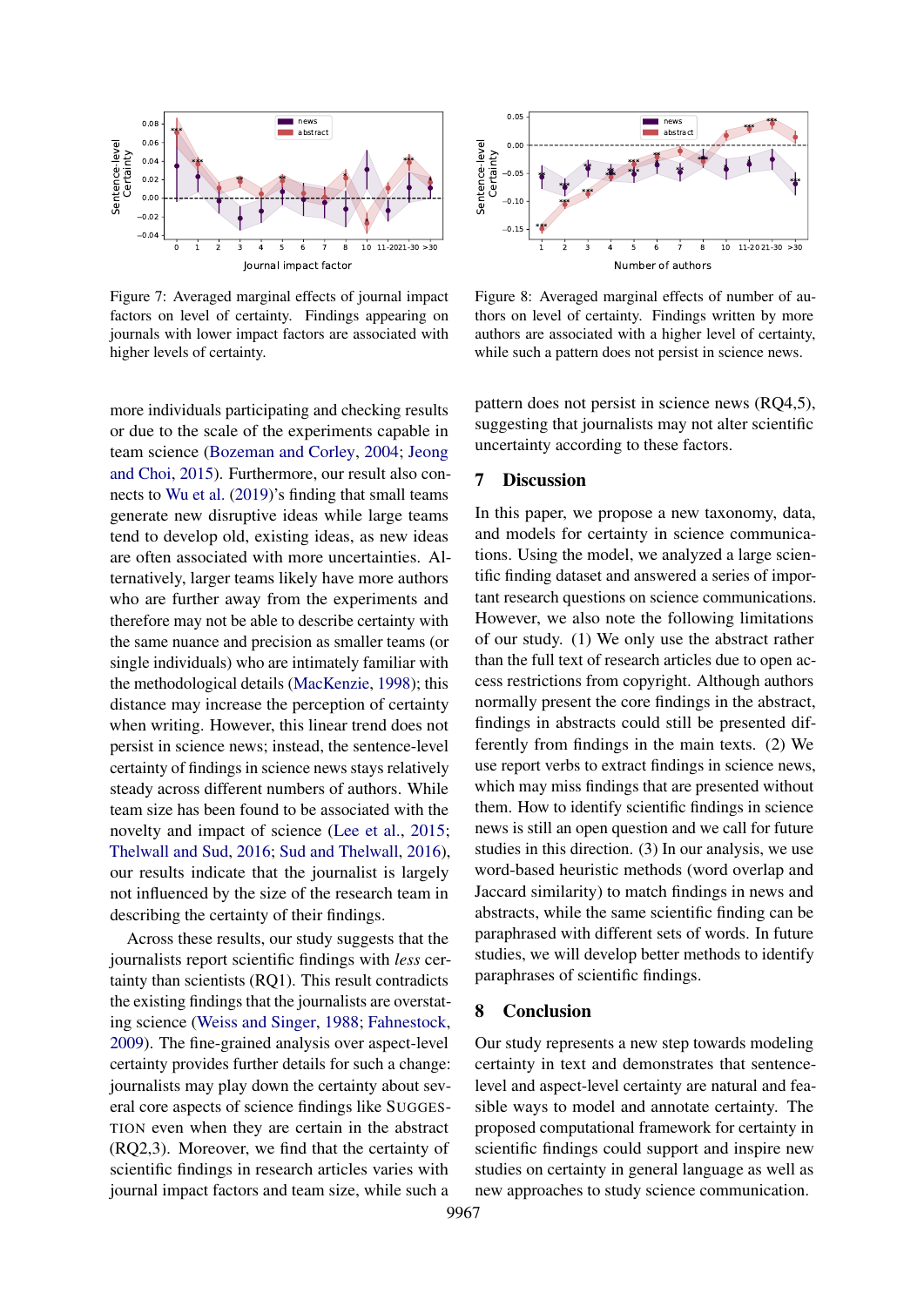Figure 7: Averaged marginal effects of journal impact factors on level of certainty. Findings appearing on journals with lower impact factors are associated with higher levels of certainty.

Figure 8: Averaged marginal effects of number of authors on level of certainty. Findings written by more authors are associated with a higher level of certainty, while such a pattern does not persist in science news.

more individuals participating and checking results or due to the scale of the experiments capable in team science (Bozeman and Corley, 2004; Jeong and Choi, 2015). Furthermore, our result also connects to Wu et al. (2019)'s finding that small teams generate new disruptive ideas while large teams tend to develop old, existing ideas, as new ideas are often associated with more uncertainties. Alternatively, larger teams likely have more authors who are further away from the experiments and therefore may not be able to describe certainty with the same nuance and precision as smaller teams (or single individuals) who are intimately familiar with the methodological details (MacKenzie, 1998); this distance may increase the perception of certainty when writing. However, this linear trend does not persist in science news; instead, the sentence-level certainty of findings in science news stays relatively steady across different numbers of authors. While team size has been found to be associated with the novelty and impact of science (Lee et al., 2015; Thelwall and Sud, 2016; Sud and Thelwall, 2016), our results indicate that the journalist is largely not influenced by the size of the research team in describing the certainty of their findings.

Across these results, our study suggests that the journalists report scientific findings with *less* certainty than scientists (RQ1). This result contradicts the existing findings that the journalists are overstating science (Weiss and Singer, 1988; Fahnestock, 2009). The fine-grained analysis over aspect-level certainty provides further details for such a change: journalists may play down the certainty about several core aspects of science findings like SUGGESTION even when they are certain in the abstract (RQ2,3). Moreover, we find that the certainty of scientific findings in research articles varies with journal impact factors and team size, while such a pattern does not persist in science news (RQ4,5), suggesting that journalists may not alter scientific uncertainty according to these factors.

## 7 Discussion

In this paper, we propose a new taxonomy, data, and models for certainty in science communications. Using the model, we analyzed a large scientific finding dataset and answered a series of important research questions on science communications. However, we also note the following limitations of our study. (1) We only use the abstract rather than the full text of research articles due to open access restrictions from copyright. Although authors normally present the core findings in the abstract, findings in abstracts could still be presented differently from findings in the main texts. (2) We use report verbs to extract findings in science news, which may miss findings that are presented without them. How to identify scientific findings in science news is still an open question and we call for future studies in this direction. (3) In our analysis, we use word-based heuristic methods (word overlap and Jaccard similarity) to match findings in news and abstracts, while the same scientific finding can be paraphrased with different sets of words. In future studies, we will develop better methods to identify paraphrases of scientific findings.

## 8 Conclusion

Our study represents a new step towards modeling certainty in text and demonstrates that sentence-level and aspect-level certainty are natural and feasible ways to model and annotate certainty. The proposed computational framework for certainty in scientific findings could support and inspire new studies on certainty in general language as well as new approaches to study science communication.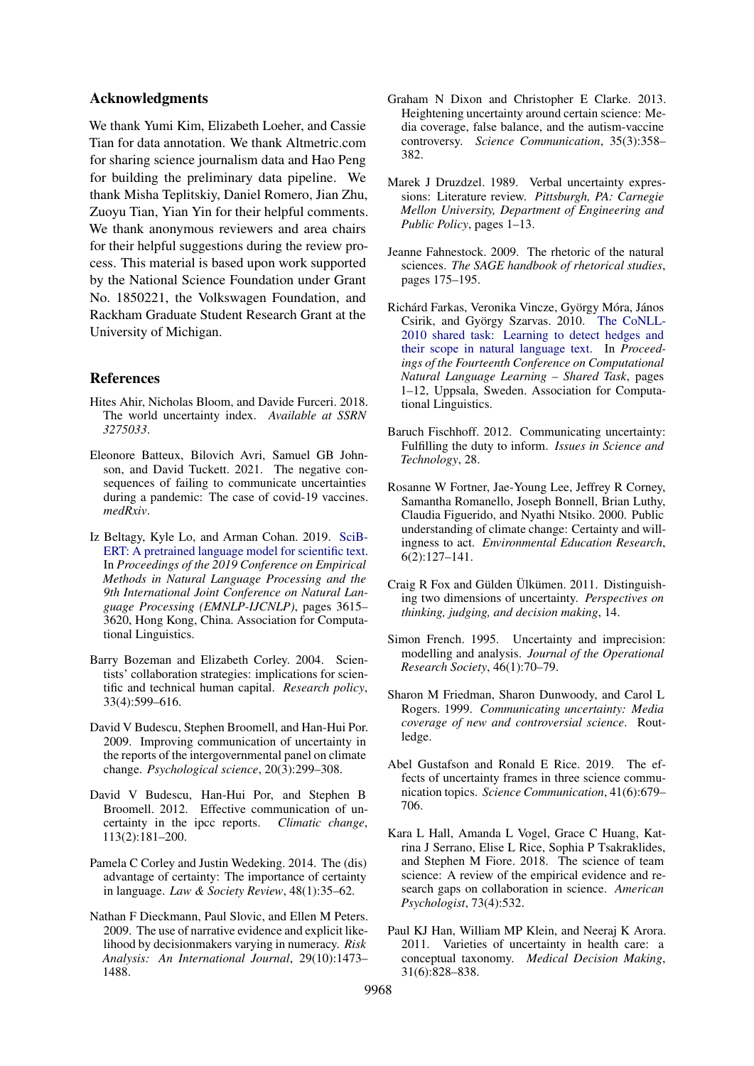## Acknowledgments

We thank Yumi Kim, Elizabeth Loeher, and Cassie Tian for data annotation. We thank Altmetric.com for sharing science journalism data and Hao Peng for building the preliminary data pipeline. We thank Misha Teplitskiy, Daniel Romero, Jian Zhu, Zuoyu Tian, Yian Yin for their helpful comments. We thank anonymous reviewers and area chairs for their helpful suggestions during the review process. This material is based upon work supported by the National Science Foundation under Grant No. 1850221, the Volkswagen Foundation, and Rackham Graduate Student Research Grant at the University of Michigan.

## References

Hites Ahir, Nicholas Bloom, and Davide Furceri. 2018. The world uncertainty index. *Available at SSRN 3275033*.

Eleonore Batteux, Bilovich Avri, Samuel GB Johnson, and David Tuckett. 2021. The negative consequences of failing to communicate uncertainties during a pandemic: The case of covid-19 vaccines. *medRxiv*.

Iz Beltagy, Kyle Lo, and Arman Cohan. 2019. SciBERT: A pretrained language model for scientific text. In *Proceedings of the 2019 Conference on Empirical Methods in Natural Language Processing and the 9th International Joint Conference on Natural Language Processing (EMNLP-IJCNLP)*, pages 3615–3620, Hong Kong, China. Association for Computational Linguistics.

Barry Bozeman and Elizabeth Corley. 2004. Scientists' collaboration strategies: implications for scientific and technical human capital. *Research policy*, 33(4):599–616.

David V Budescu, Stephen Broomell, and Han-Hui Por. 2009. Improving communication of uncertainty in the reports of the intergovernmental panel on climate change. *Psychological science*, 20(3):299–308.

David V Budescu, Han-Hui Por, and Stephen B Broomell. 2012. Effective communication of uncertainty in the ipcc reports. *Climatic change*, 113(2):181–200.

Pamela C Corley and Justin Wedeking. 2014. The (dis) advantage of certainty: The importance of certainty in language. *Law & Society Review*, 48(1):35–62.

Nathan F Dieckmann, Paul Slovic, and Ellen M Peters. 2009. The use of narrative evidence and explicit likelihood by decisionmakers varying in numeracy. *Risk Analysis: An International Journal*, 29(10):1473–1488.

Graham N Dixon and Christopher E Clarke. 2013. Heightening uncertainty around certain science: Media coverage, false balance, and the autism-vaccine controversy. *Science Communication*, 35(3):358–382.

Marek J Druzdzel. 1989. Verbal uncertainty expressions: Literature review. *Pittsburgh, PA: Carnegie Mellon University, Department of Engineering and Public Policy*, pages 1–13.

Jeanne Fahnestock. 2009. The rhetoric of the natural sciences. *The SAGE handbook of rhetorical studies*, pages 175–195.

Richárd Farkas, Veronika Vincze, György Móra, János Csirik, and György Szarvas. 2010. The CoNLL-2010 shared task: Learning to detect hedges and their scope in natural language text. In *Proceedings of the Fourteenth Conference on Computational Natural Language Learning – Shared Task*, pages 1–12, Uppsala, Sweden. Association for Computational Linguistics.

Baruch Fischhoff. 2012. Communicating uncertainty: Fulfilling the duty to inform. *Issues in Science and Technology*, 28.

Rosanne W Fortner, Jae-Young Lee, Jeffrey R Corney, Samantha Romanello, Joseph Bonnell, Brian Luthy, Claudia Figuerido, and Nyathi Ntsiko. 2000. Public understanding of climate change: Certainty and willingness to act. *Environmental Education Research*, 6(2):127–141.

Craig R Fox and Gülden Ülkümen. 2011. Distinguishing two dimensions of uncertainty. *Perspectives on thinking, judging, and decision making*, 14.

Simon French. 1995. Uncertainty and imprecision: modelling and analysis. *Journal of the Operational Research Society*, 46(1):70–79.

Sharon M Friedman, Sharon Dunwoody, and Carol L Rogers. 1999. *Communicating uncertainty: Media coverage of new and controversial science*. Routledge.

Abel Gustafson and Ronald E Rice. 2019. The effects of uncertainty frames in three science communication topics. *Science Communication*, 41(6):679–706.

Kara L Hall, Amanda L Vogel, Grace C Huang, Katrina J Serrano, Elise L Rice, Sophia P Tsakraklides, and Stephen M Fiore. 2018. The science of team science: A review of the empirical evidence and research gaps on collaboration in science. *American Psychologist*, 73(4):532.

Paul KJ Han, William MP Klein, and Neeraj K Arora. 2011. Varieties of uncertainty in health care: a conceptual taxonomy. *Medical Decision Making*, 31(6):828–838.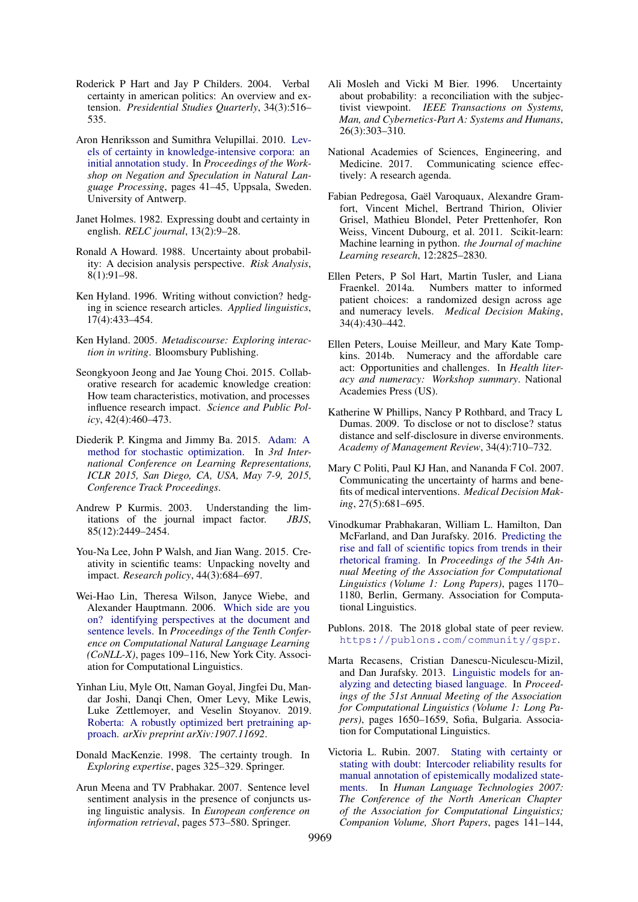Roderick P Hart and Jay P Childers. 2004. Verbal certainty in american politics: An overview and extension. *Presidential Studies Quarterly*, 34(3):516–535.

Aron Henriksson and Sumithra Velupillai. 2010. Levels of certainty in knowledge-intensive corpora: an initial annotation study. In *Proceedings of the Workshop on Negation and Speculation in Natural Language Processing*, pages 41–45, Uppsala, Sweden. University of Antwerp.

Janet Holmes. 1982. Expressing doubt and certainty in english. *RELC journal*, 13(2):9–28.

Ronald A Howard. 1988. Uncertainty about probability: A decision analysis perspective. *Risk Analysis*, 8(1):91–98.

Ken Hyland. 1996. Writing without conviction? hedging in science research articles. *Applied linguistics*, 17(4):433–454.

Ken Hyland. 2005. *Metadiscourse: Exploring interaction in writing*. Bloomsbury Publishing.

Seongkyoon Jeong and Jae Young Choi. 2015. Collaborative research for academic knowledge creation: How team characteristics, motivation, and processes influence research impact. *Science and Public Policy*, 42(4):460–473.

Diederik P. Kingma and Jimmy Ba. 2015. Adam: A method for stochastic optimization. In *3rd International Conference on Learning Representations, ICLR 2015, San Diego, CA, USA, May 7-9, 2015, Conference Track Proceedings*.

Andrew P Kurmis. 2003. Understanding the limitations of the journal impact factor. *JBJS*, 85(12):2449–2454.

You-Na Lee, John P Walsh, and Jian Wang. 2015. Creativity in scientific teams: Unpacking novelty and impact. *Research policy*, 44(3):684–697.

Wei-Hao Lin, Theresa Wilson, Janyce Wiebe, and Alexander Hauptmann. 2006. Which side are you on? identifying perspectives at the document and sentence levels. In *Proceedings of the Tenth Conference on Computational Natural Language Learning (CoNLL-X)*, pages 109–116, New York City. Association for Computational Linguistics.

Yinhan Liu, Myle Ott, Naman Goyal, Jingfei Du, Mandar Joshi, Danqi Chen, Omer Levy, Mike Lewis, Luke Zettlemoyer, and Veselin Stoyanov. 2019. Roberta: A robustly optimized bert pretraining approach. *arXiv preprint arXiv:1907.11692*.

Donald MacKenzie. 1998. The certainty trough. In *Exploring expertise*, pages 325–329. Springer.

Arun Meena and TV Prabhakar. 2007. Sentence level sentiment analysis in the presence of conjuncts using linguistic analysis. In *European conference on information retrieval*, pages 573–580. Springer.

Ali Mosleh and Vicki M Bier. 1996. Uncertainty about probability: a reconciliation with the subjectivist viewpoint. *IEEE Transactions on Systems, Man, and Cybernetics-Part A: Systems and Humans*, 26(3):303–310.

National Academies of Sciences, Engineering, and Medicine. 2017. Communicating science effectively: A research agenda.

Fabian Pedregosa, Gaël Varoquaux, Alexandre Gramfort, Vincent Michel, Bertrand Thirion, Olivier Grisel, Mathieu Blondel, Peter Prettenhofer, Ron Weiss, Vincent Dubourg, et al. 2011. Scikit-learn: Machine learning in python. *the Journal of machine Learning research*, 12:2825–2830.

Ellen Peters, P Sol Hart, Martin Tusler, and Liana Fraenkel. 2014a. Numbers matter to informed patient choices: a randomized design across age and numeracy levels. *Medical Decision Making*, 34(4):430–442.

Ellen Peters, Louise Meilleur, and Mary Kate Tompkins. 2014b. Numeracy and the affordable care act: Opportunities and challenges. In *Health literacy and numeracy: Workshop summary*. National Academies Press (US).

Katherine W Phillips, Nancy P Rothbard, and Tracy L Dumas. 2009. To disclose or not to disclose? status distance and self-disclosure in diverse environments. *Academy of Management Review*, 34(4):710–732.

Mary C Politi, Paul KJ Han, and Nananda F Col. 2007. Communicating the uncertainty of harms and benefits of medical interventions. *Medical Decision Making*, 27(5):681–695.

Vinodkumar Prabhakaran, William L. Hamilton, Dan McFarland, and Dan Jurafsky. 2016. Predicting the rise and fall of scientific topics from trends in their rhetorical framing. In *Proceedings of the 54th Annual Meeting of the Association for Computational Linguistics (Volume 1: Long Papers)*, pages 1170–1180, Berlin, Germany. Association for Computational Linguistics.

Publons. 2018. The 2018 global state of peer review. `https://publons.com/community/gspr`.

Marta Recasens, Cristian Danescu-Niculescu-Mizil, and Dan Jurafsky. 2013. Linguistic models for analyzing and detecting biased language. In *Proceedings of the 51st Annual Meeting of the Association for Computational Linguistics (Volume 1: Long Papers)*, pages 1650–1659, Sofia, Bulgaria. Association for Computational Linguistics.

Victoria L. Rubin. 2007. Stating with certainty or stating with doubt: Intercoder reliability results for manual annotation of epistemically modalized statements. In *Human Language Technologies 2007: The Conference of the North American Chapter of the Association for Computational Linguistics; Companion Volume, Short Papers*, pages 141–144,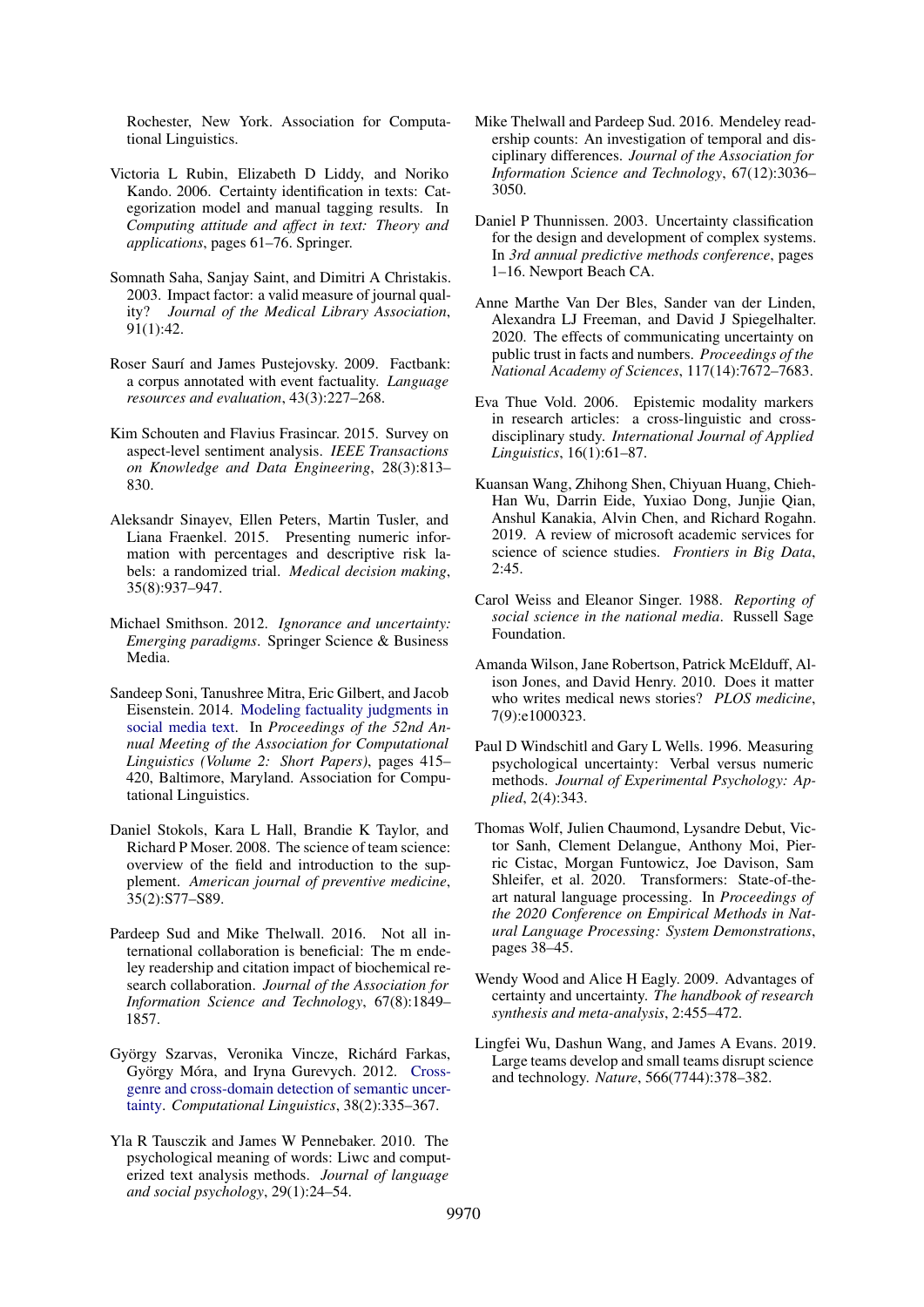Rochester, New York. Association for Computational Linguistics.

Victoria L Rubin, Elizabeth D Liddy, and Noriko Kando. 2006. Certainty identification in texts: Categorization model and manual tagging results. In *Computing attitude and affect in text: Theory and applications*, pages 61–76. Springer.

Somnath Saha, Sanjay Saint, and Dimitri A Christakis. 2003. Impact factor: a valid measure of journal quality? *Journal of the Medical Library Association*, 91(1):42.

Roser Saurí and James Pustejovsky. 2009. Factbank: a corpus annotated with event factuality. *Language resources and evaluation*, 43(3):227–268.

Kim Schouten and Flavius Frasincar. 2015. Survey on aspect-level sentiment analysis. *IEEE Transactions on Knowledge and Data Engineering*, 28(3):813–830.

Aleksandr Sinayev, Ellen Peters, Martin Tusler, and Liana Fraenkel. 2015. Presenting numeric information with percentages and descriptive risk labels: a randomized trial. *Medical decision making*, 35(8):937–947.

Michael Smithson. 2012. *Ignorance and uncertainty: Emerging paradigms*. Springer Science & Business Media.

Sandeep Soni, Tanushree Mitra, Eric Gilbert, and Jacob Eisenstein. 2014. Modeling factuality judgments in social media text. In *Proceedings of the 52nd Annual Meeting of the Association for Computational Linguistics (Volume 2: Short Papers)*, pages 415–420, Baltimore, Maryland. Association for Computational Linguistics.

Daniel Stokols, Kara L Hall, Brandie K Taylor, and Richard P Moser. 2008. The science of team science: overview of the field and introduction to the supplement. *American journal of preventive medicine*, 35(2):S77–S89.

Pardeep Sud and Mike Thelwall. 2016. Not all international collaboration is beneficial: The m endeley readership and citation impact of biochemical research collaboration. *Journal of the Association for Information Science and Technology*, 67(8):1849–1857.

György Szarvas, Veronika Vincze, Richárd Farkas, György Móra, and Iryna Gurevych. 2012. Cross-genre and cross-domain detection of semantic uncertainty. *Computational Linguistics*, 38(2):335–367.

Yla R Tausczik and James W Pennebaker. 2010. The psychological meaning of words: Liwc and computerized text analysis methods. *Journal of language and social psychology*, 29(1):24–54.

Mike Thelwall and Pardeep Sud. 2016. Mendeley readership counts: An investigation of temporal and disciplinary differences. *Journal of the Association for Information Science and Technology*, 67(12):3036–3050.

Daniel P Thunnissen. 2003. Uncertainty classification for the design and development of complex systems. In *3rd annual predictive methods conference*, pages 1–16. Newport Beach CA.

Anne Marthe Van Der Bles, Sander van der Linden, Alexandra LJ Freeman, and David J Spiegelhalter. 2020. The effects of communicating uncertainty on public trust in facts and numbers. *Proceedings of the National Academy of Sciences*, 117(14):7672–7683.

Eva Thue Vold. 2006. Epistemic modality markers in research articles: a cross-linguistic and cross-disciplinary study. *International Journal of Applied Linguistics*, 16(1):61–87.

Kuansan Wang, Zhihong Shen, Chiyuan Huang, Chieh-Han Wu, Darrin Eide, Yuxiao Dong, Junjie Qian, Anshul Kanakia, Alvin Chen, and Richard Rogahn. 2019. A review of microsoft academic services for science of science studies. *Frontiers in Big Data*, 2:45.

Carol Weiss and Eleanor Singer. 1988. *Reporting of social science in the national media*. Russell Sage Foundation.

Amanda Wilson, Jane Robertson, Patrick McElduff, Alison Jones, and David Henry. 2010. Does it matter who writes medical news stories? *PLOS medicine*, 7(9):e1000323.

Paul D Windschitl and Gary L Wells. 1996. Measuring psychological uncertainty: Verbal versus numeric methods. *Journal of Experimental Psychology: Applied*, 2(4):343.

Thomas Wolf, Julien Chaumond, Lysandre Debut, Victor Sanh, Clement Delangue, Anthony Moi, Pierric Cistac, Morgan Funtowicz, Joe Davison, Sam Shleifer, et al. 2020. Transformers: State-of-the-art natural language processing. In *Proceedings of the 2020 Conference on Empirical Methods in Natural Language Processing: System Demonstrations*, pages 38–45.

Wendy Wood and Alice H Eagly. 2009. Advantages of certainty and uncertainty. *The handbook of research synthesis and meta-analysis*, 2:455–472.

Lingfei Wu, Dashun Wang, and James A Evans. 2019. Large teams develop and small teams disrupt science and technology. *Nature*, 566(7744):378–382.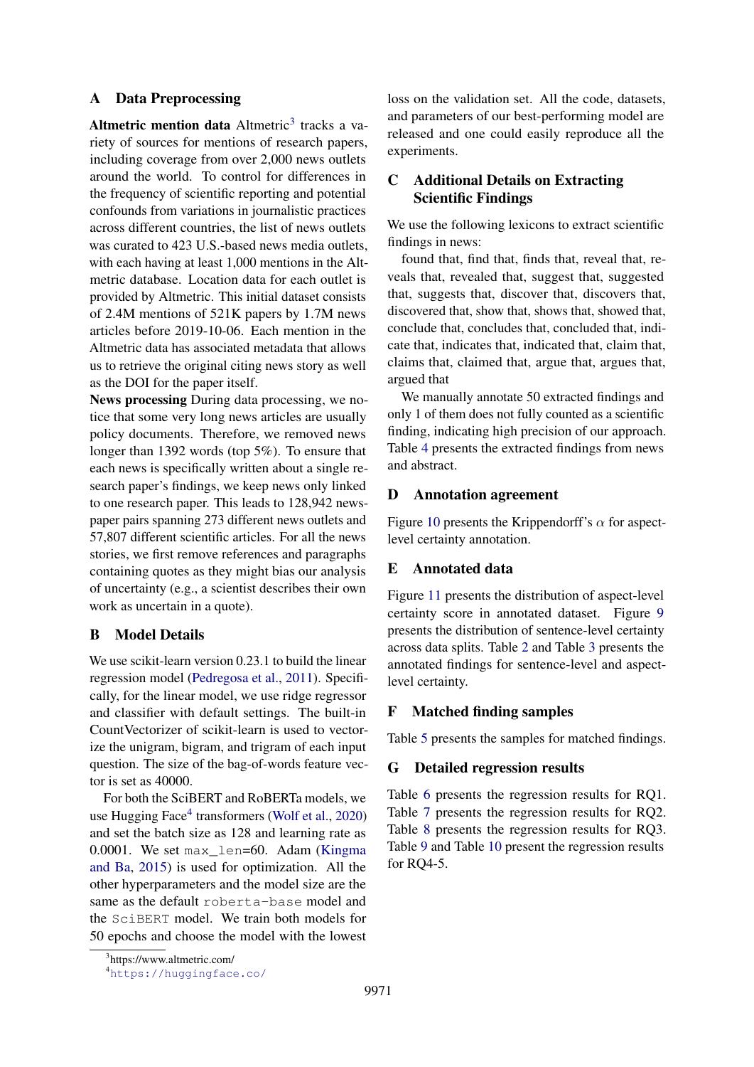## A Data Preprocessing

**Altmetric mention data** Altmetric[3] tracks a variety of sources for mentions of research papers, including coverage from over 2,000 news outlets around the world. To control for differences in the frequency of scientific reporting and potential confounds from variations in journalistic practices across different countries, the list of news outlets was curated to 423 U.S.-based news media outlets, with each having at least 1,000 mentions in the Altmetric database. Location data for each outlet is provided by Altmetric. This initial dataset consists of 2.4M mentions of 521K papers by 1.7M news articles before 2019-10-06. Each mention in the Altmetric data has associated metadata that allows us to retrieve the original citing news story as well as the DOI for the paper itself.

**News processing** During data processing, we notice that some very long news articles are usually policy documents. Therefore, we removed news longer than 1392 words (top 5%). To ensure that each news is specifically written about a single research paper's findings, we keep news only linked to one research paper. This leads to 128,942 news-paper pairs spanning 273 different news outlets and 57,807 different scientific articles. For all the news stories, we first remove references and paragraphs containing quotes as they might bias our analysis of uncertainty (e.g., a scientist describes their own work as uncertain in a quote).

## B Model Details

We use scikit-learn version 0.23.1 to build the linear regression model (Pedregosa et al., 2011). Specifically, for the linear model, we use ridge regressor and classifier with default settings. The built-in CountVectorizer of scikit-learn is used to vectorize the unigram, bigram, and trigram of each input question. The size of the bag-of-words feature vector is set as 40000.

For both the SciBERT and RoBERTa models, we use Hugging Face[4] transformers (Wolf et al., 2020) and set the batch size as 128 and learning rate as 0.0001. We set `max_len`=60. Adam (Kingma and Ba, 2015) is used for optimization. All the other hyperparameters and the model size are the same as the default `roberta-base` model and the `SciBERT` model. We train both models for 50 epochs and choose the model with the lowest loss on the validation set. All the code, datasets, and parameters of our best-performing model are released and one could easily reproduce all the experiments.

## C Additional Details on Extracting Scientific Findings

We use the following lexicons to extract scientific findings in news:

found that, find that, finds that, reveal that, reveals that, revealed that, suggest that, suggested that, suggests that, discover that, discovers that, discovered that, show that, shows that, showed that, conclude that, concludes that, concluded that, indicate that, indicates that, indicated that, claim that, claims that, claimed that, argue that, argues that, argued that

We manually annotate 50 extracted findings and only 1 of them does not fully counted as a scientific finding, indicating high precision of our approach. Table 4 presents the extracted findings from news and abstract.

## D Annotation agreement

Figure 10 presents the Krippendorff's $\alpha$ for aspect-level certainty annotation.

## E Annotated data

Figure 11 presents the distribution of aspect-level certainty score in annotated dataset. Figure 9 presents the distribution of sentence-level certainty across data splits. Table 2 and Table 3 presents the annotated findings for sentence-level and aspect-level certainty.

## F Matched finding samples

Table 5 presents the samples for matched findings.

## G Detailed regression results

Table 6 presents the regression results for RQ1. Table 7 presents the regression results for RQ2. Table 8 presents the regression results for RQ3. Table 9 and Table 10 present the regression results for RQ4-5.

[3] https://www.altmetric.com/

[4] https://huggingface.co/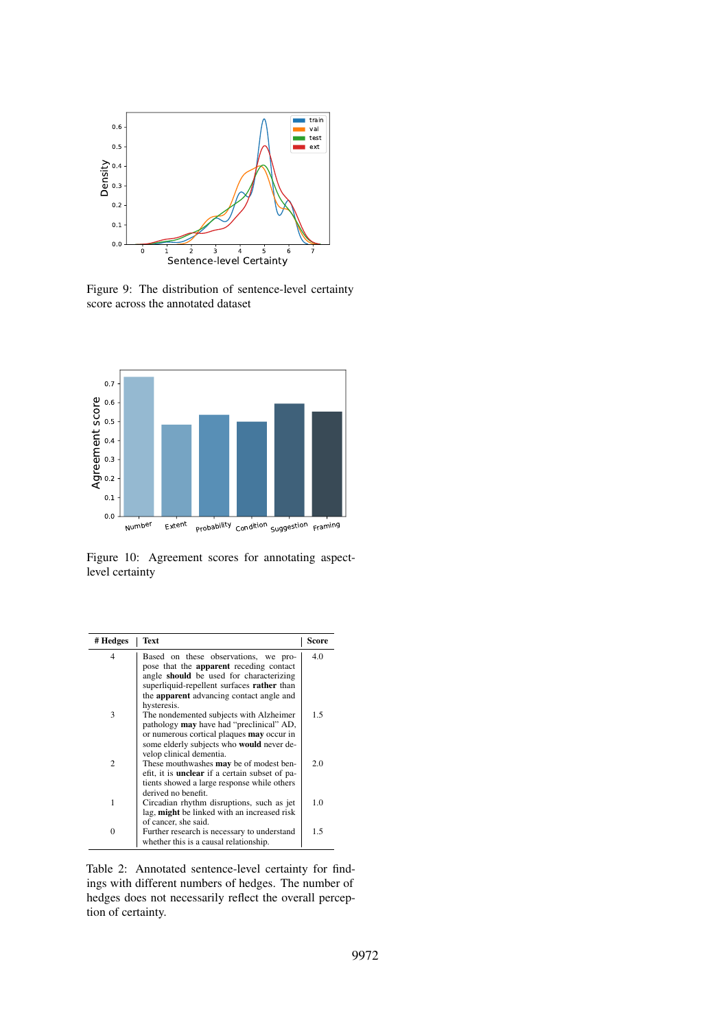Figure 9: The distribution of sentence-level certainty score across the annotated dataset

Figure 10: Agreement scores for annotating aspect-level certainty

| # Hedges | Text | Score |
|---|---|---|
| 4 | Based on these observations, we propose that the **apparent** receding contact angle **should** be used for characterizing superliquid-repellent surfaces **rather** than the **apparent** advancing contact angle and hysteresis. | 4.0 |
| 3 | The nondemented subjects with Alzheimer pathology **may** have had "preclinical" AD, or numerous cortical plaques **may** occur in some elderly subjects who **would** never develop clinical dementia. | 1.5 |
| 2 | These mouthwashes **may** be of modest benefit, it is **unclear** if a certain subset of patients showed a large response while others derived no benefit. | 2.0 |
| 1 | Circadian rhythm disruptions, such as jet lag, **might** be linked with an increased risk of cancer, she said. | 1.0 |
| 0 | Further research is necessary to understand whether this is a causal relationship. | 1.5 |

Table 2: Annotated sentence-level certainty for findings with different numbers of hedges. The number of hedges does not necessarily reflect the overall perception of certainty.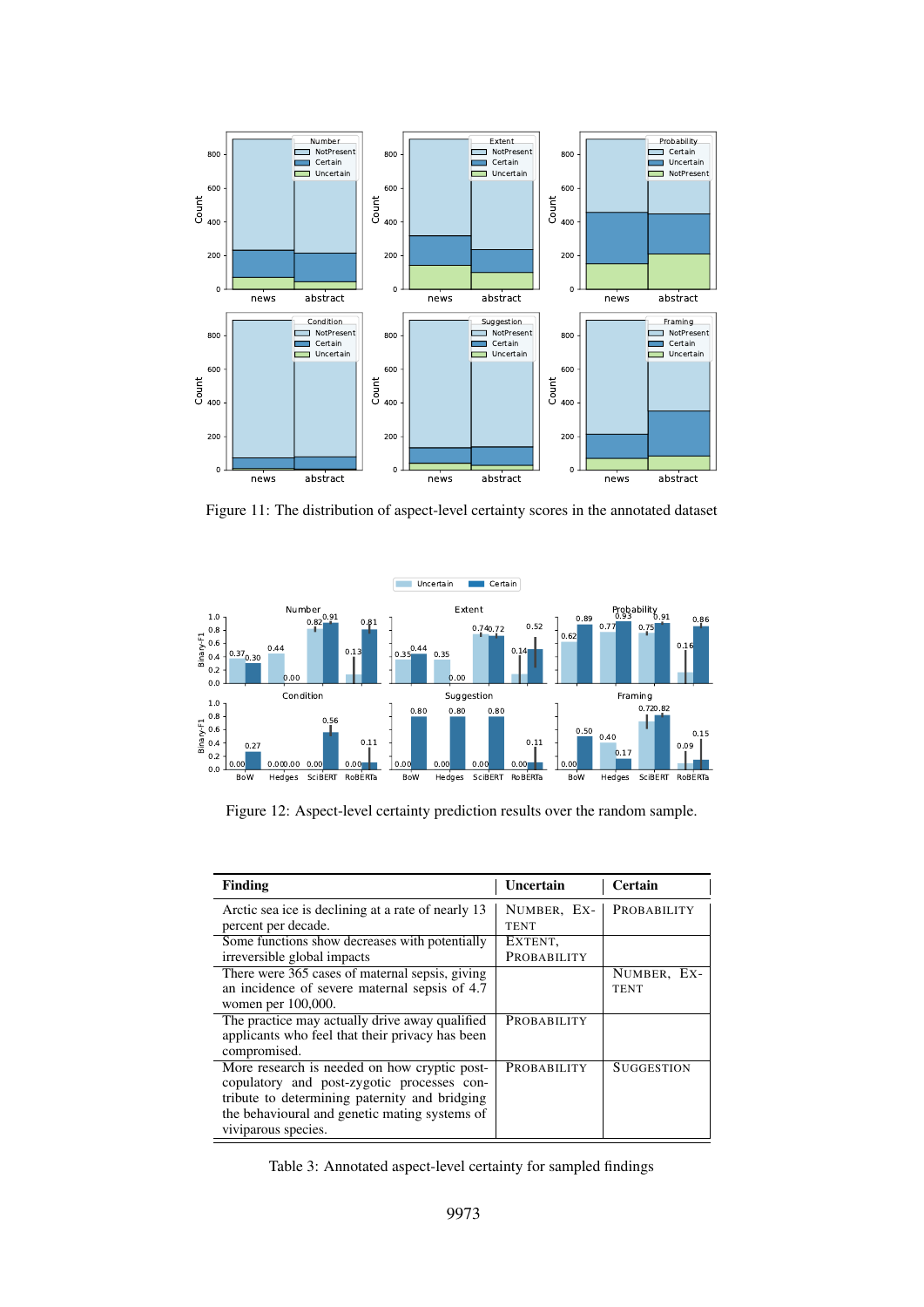Figure 11: The distribution of aspect-level certainty scores in the annotated dataset

Figure 12: Aspect-level certainty prediction results over the random sample.

| Finding | Uncertain | Certain |
|---|---|---|
| Arctic sea ice is declining at a rate of nearly 13 percent per decade. | NUMBER, EXTENT | PROBABILITY |
| Some functions show decreases with potentially irreversible global impacts | EXTENT, PROBABILITY | |
| There were 365 cases of maternal sepsis, giving an incidence of severe maternal sepsis of 4.7 women per 100,000. | | NUMBER, EXTENT |
| The practice may actually drive away qualified applicants who feel that their privacy has been compromised. | PROBABILITY | |
| More research is needed on how cryptic post-copulatory and post-zygotic processes contribute to determining paternity and bridging the behavioural and genetic mating systems of viviparous species. | PROBABILITY | SUGGESTION |

Table 3: Annotated aspect-level certainty for sampled findings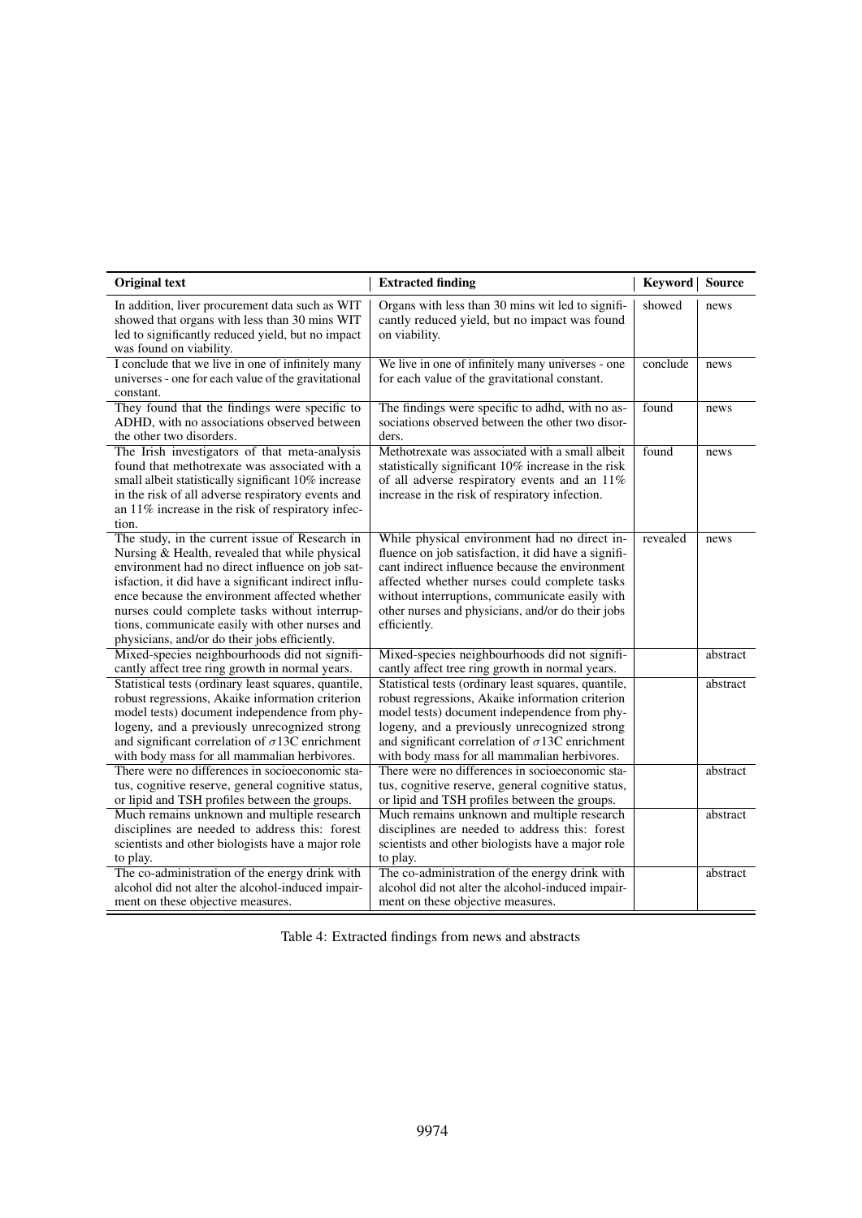| Original text | Extracted finding | Keyword | Source |
|---|---|---|---|
| In addition, liver procurement data such as WIT showed that organs with less than 30 mins WIT led to significantly reduced yield, but no impact was found on viability. | Organs with less than 30 mins wit led to significantly reduced yield, but no impact was found on viability. | showed | news |
| I conclude that we live in one of infinitely many universes - one for each value of the gravitational constant. | We live in one of infinitely many universes - one for each value of the gravitational constant. | conclude | news |
| They found that the findings were specific to ADHD, with no associations observed between the other two disorders. | The findings were specific to adhd, with no associations observed between the other two disorders. | found | news |
| The Irish investigators of that meta-analysis found that methotrexate was associated with a small albeit statistically significant 10% increase in the risk of all adverse respiratory events and an 11% increase in the risk of respiratory infection. | Methotrexate was associated with a small albeit statistically significant 10% increase in the risk of all adverse respiratory events and an 11% increase in the risk of respiratory infection. | found | news |
| The study, in the current issue of Research in Nursing & Health, revealed that while physical environment had no direct influence on job satisfaction, it did have a significant indirect influence because the environment affected whether nurses could complete tasks without interruptions, communicate easily with other nurses and physicians, and/or do their jobs efficiently. | While physical environment had no direct influence on job satisfaction, it did have a significant indirect influence because the environment affected whether nurses could complete tasks without interruptions, communicate easily with other nurses and physicians, and/or do their jobs efficiently. | revealed | news |
| Mixed-species neighbourhoods did not significantly affect tree ring growth in normal years. | Mixed-species neighbourhoods did not significantly affect tree ring growth in normal years. | | abstract |
| Statistical tests (ordinary least squares, quantile, robust regressions, Akaike information criterion model tests) document independence from phylogeny, and a previously unrecognized strong and significant correlation of $\sigma$13C enrichment with body mass for all mammalian herbivores. | Statistical tests (ordinary least squares, quantile, robust regressions, Akaike information criterion model tests) document independence from phylogeny, and a previously unrecognized strong and significant correlation of $\sigma$13C enrichment with body mass for all mammalian herbivores. | | abstract |
| There were no differences in socioeconomic status, cognitive reserve, general cognitive status, or lipid and TSH profiles between the groups. | There were no differences in socioeconomic status, cognitive reserve, general cognitive status, or lipid and TSH profiles between the groups. | | abstract |
| Much remains unknown and multiple research disciplines are needed to address this: forest scientists and other biologists have a major role to play. | Much remains unknown and multiple research disciplines are needed to address this: forest scientists and other biologists have a major role to play. | | abstract |
| The co-administration of the energy drink with alcohol did not alter the alcohol-induced impairment on these objective measures. | The co-administration of the energy drink with alcohol did not alter the alcohol-induced impairment on these objective measures. | | abstract |

Table 4: Extracted findings from news and abstracts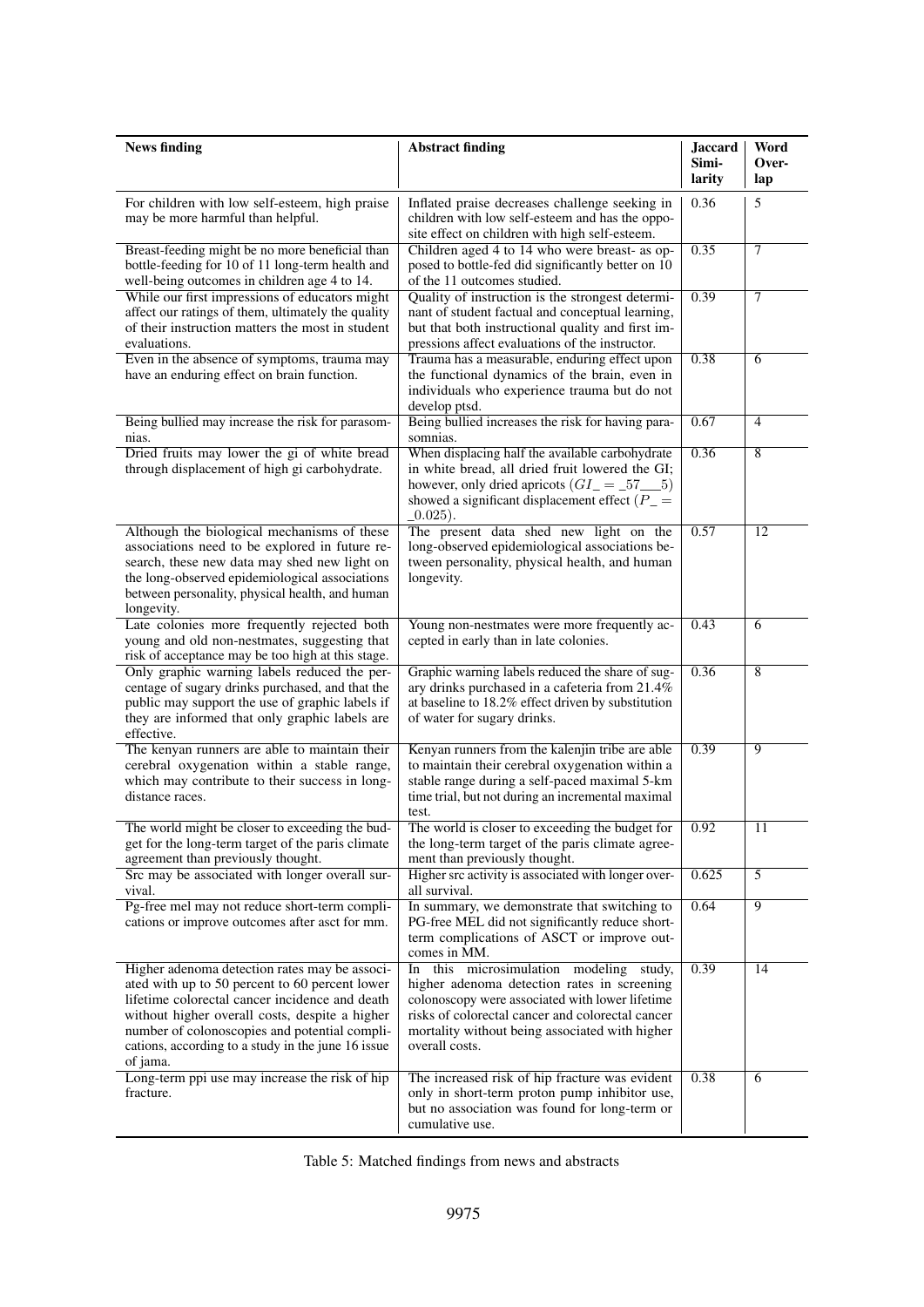| News finding | Abstract finding | Jaccard Similarity | Word Overlap |
|---|---|---|---|
| For children with low self-esteem, high praise may be more harmful than helpful. | Inflated praise decreases challenge seeking in children with low self-esteem and has the opposite effect on children with high self-esteem. | 0.36 | 5 |
| Breast-feeding might be no more beneficial than bottle-feeding for 10 of 11 long-term health and well-being outcomes in children age 4 to 14. | Children aged 4 to 14 who were breast- as opposed to bottle-fed did significantly better on 10 of the 11 outcomes studied. | 0.35 | 7 |
| While our first impressions of educators might affect our ratings of them, ultimately the quality of their instruction matters the most in student evaluations. | Quality of instruction is the strongest determinant of student factual and conceptual learning, but that both instructional quality and first impressions affect evaluations of the instructor. | 0.39 | 7 |
| Even in the absence of symptoms, trauma may have an enduring effect on brain function. | Trauma has a measurable, enduring effect upon the functional dynamics of the brain, even in individuals who experience trauma but do not develop ptsd. | 0.38 | 6 |
| Being bullied may increase the risk for parasomnias. | Being bullied increases the risk for having parasomnias. | 0.67 | 4 |
| Dried fruits may lower the gi of white bread through displacement of high gi carbohydrate. | When displacing half the available carbohydrate in white bread, all dried fruit lowered the GI; however, only dried apricots $(GI\_=\_57\_\_5)$ showed a significant displacement effect $(P\_=\_0.025)$. | 0.36 | 8 |
| Although the biological mechanisms of these associations need to be explored in future research, these new data may shed new light on the long-observed epidemiological associations between personality, physical health, and human longevity. | The present data shed new light on the long-observed epidemiological associations between personality, physical health, and human longevity. | 0.57 | 12 |
| Late colonies more frequently rejected both young and old non-nestmates, suggesting that risk of acceptance may be too high at this stage. | Young non-nestmates were more frequently accepted in early than in late colonies. | 0.43 | 6 |
| Only graphic warning labels reduced the percentage of sugary drinks purchased, and that the public may support the use of graphic labels if they are informed that only graphic labels are effective. | Graphic warning labels reduced the share of sugary drinks purchased in a cafeteria from 21.4% at baseline to 18.2% effect driven by substitution of water for sugary drinks. | 0.36 | 8 |
| The kenyan runners are able to maintain their cerebral oxygenation within a stable range, which may contribute to their success in long-distance races. | Kenyan runners from the kalenjin tribe are able to maintain their cerebral oxygenation within a stable range during a self-paced maximal 5-km time trial, but not during an incremental maximal test. | 0.39 | 9 |
| The world might be closer to exceeding the budget for the long-term target of the paris climate agreement than previously thought. | The world is closer to exceeding the budget for the long-term target of the paris climate agreement than previously thought. | 0.92 | 11 |
| Src may be associated with longer overall survival. | Higher src activity is associated with longer overall survival. | 0.625 | 5 |
| Pg-free mel may not reduce short-term complications or improve outcomes after asct for mm. | In summary, we demonstrate that switching to PG-free MEL did not significantly reduce short-term complications of ASCT or improve outcomes in MM. | 0.64 | 9 |
| Higher adenoma detection rates may be associated with up to 50 percent to 60 percent lower lifetime colorectal cancer incidence and death without higher overall costs, despite a higher number of colonoscopies and potential complications, according to a study in the june 16 issue of jama. | In this microsimulation modeling study, higher adenoma detection rates in screening colonoscopy were associated with lower lifetime risks of colorectal cancer and colorectal cancer mortality without being associated with higher overall costs. | 0.39 | 14 |
| Long-term ppi use may increase the risk of hip fracture. | The increased risk of hip fracture was evident only in short-term proton pump inhibitor use, but no association was found for long-term or cumulative use. | 0.38 | 6 |

Table 5: Matched findings from news and abstracts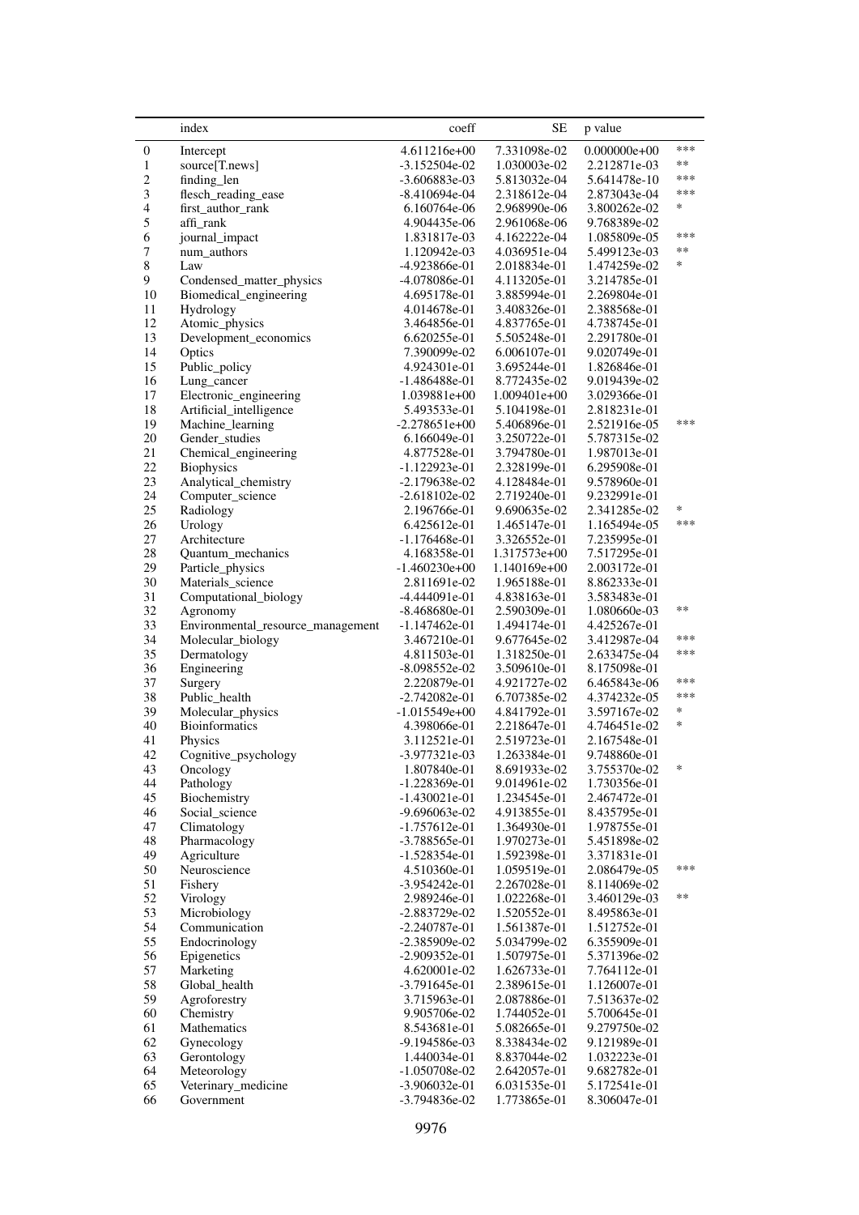|  | index | coeff | SE | p value |  |
|---|---|---|---|---|---|
| 0 | Intercept | 4.611216e+00 | 7.331098e-02 | 0.000000e+00 | *** |
| 1 | source[T.news] | -3.152504e-02 | 1.030003e-02 | 2.212871e-03 | ** |
| 2 | finding_len | -3.606883e-03 | 5.813032e-04 | 5.641478e-10 | *** |
| 3 | flesch_reading_ease | -8.410694e-04 | 2.318612e-04 | 2.873043e-04 | *** |
| 4 | first_author_rank | 6.160764e-06 | 2.968990e-06 | 3.800262e-02 | * |
| 5 | affi_rank | 4.904435e-06 | 2.961068e-06 | 9.768389e-02 |  |
| 6 | journal_impact | 1.831817e-03 | 4.162222e-04 | 1.085809e-05 | *** |
| 7 | num_authors | 1.120942e-03 | 4.036951e-04 | 5.499123e-03 | ** |
| 8 | Law | -4.923866e-01 | 2.018834e-01 | 1.474259e-02 | * |
| 9 | Condensed_matter_physics | -4.078086e-01 | 4.113205e-01 | 3.214785e-01 |  |
| 10 | Biomedical_engineering | 4.695178e-01 | 3.885994e-01 | 2.269804e-01 |  |
| 11 | Hydrology | 4.014678e-01 | 3.408326e-01 | 2.388568e-01 |  |
| 12 | Atomic_physics | 3.464856e-01 | 4.837765e-01 | 4.738745e-01 |  |
| 13 | Development_economics | 6.620255e-01 | 5.505248e-01 | 2.291780e-01 |  |
| 14 | Optics | 7.390099e-02 | 6.006107e-01 | 9.020749e-01 |  |
| 15 | Public_policy | 4.924301e-01 | 3.695244e-01 | 1.826846e-01 |  |
| 16 | Lung_cancer | -1.486488e-01 | 8.772435e-02 | 9.019439e-02 |  |
| 17 | Electronic_engineering | 1.039881e+00 | 1.009401e+00 | 3.029366e-01 |  |
| 18 | Artificial_intelligence | 5.493533e-01 | 5.104198e-01 | 2.818231e-01 |  |
| 19 | Machine_learning | -2.278651e+00 | 5.406896e-01 | 2.521916e-05 | *** |
| 20 | Gender_studies | 6.166049e-01 | 3.250722e-01 | 5.787315e-02 |  |
| 21 | Chemical_engineering | 4.877528e-01 | 3.794780e-01 | 1.987013e-01 |  |
| 22 | Biophysics | -1.122923e-01 | 2.328199e-01 | 6.295908e-01 |  |
| 23 | Analytical_chemistry | -2.179638e-02 | 4.128484e-01 | 9.578960e-01 |  |
| 24 | Computer_science | -2.618102e-02 | 2.719240e-01 | 9.232991e-01 |  |
| 25 | Radiology | 2.196766e-01 | 9.690635e-02 | 2.341285e-02 | * |
| 26 | Urology | 6.425612e-01 | 1.465147e-01 | 1.165494e-05 | *** |
| 27 | Architecture | -1.176468e-01 | 3.326552e-01 | 7.235995e-01 |  |
| 28 | Quantum_mechanics | 4.168358e-01 | 1.317573e+00 | 7.517295e-01 |  |
| 29 | Particle_physics | -1.460230e+00 | 1.140169e+00 | 2.003172e-01 |  |
| 30 | Materials_science | 2.811691e-02 | 1.965188e-01 | 8.862333e-01 |  |
| 31 | Computational_biology | -4.444091e-01 | 4.838163e-01 | 3.583483e-01 |  |
| 32 | Agronomy | -8.468680e-01 | 2.590309e-01 | 1.080660e-03 | ** |
| 33 | Environmental_resource_management | -1.147462e-01 | 1.494174e-01 | 4.425267e-01 |  |
| 34 | Molecular_biology | 3.467210e-01 | 9.677645e-02 | 3.412987e-04 | *** |
| 35 | Dermatology | 4.811503e-01 | 1.318250e-01 | 2.633475e-04 | *** |
| 36 | Engineering | -8.098552e-02 | 3.509610e-01 | 8.175098e-01 |  |
| 37 | Surgery | 2.220879e-01 | 4.921727e-02 | 6.465843e-06 | *** |
| 38 | Public_health | -2.742082e-01 | 6.707385e-02 | 4.374232e-05 | *** |
| 39 | Molecular_physics | -1.015549e+00 | 4.841792e-01 | 3.597167e-02 | * |
| 40 | Bioinformatics | 4.398066e-01 | 2.218647e-01 | 4.746451e-02 | * |
| 41 | Physics | 3.112521e-01 | 2.519723e-01 | 2.167548e-01 |  |
| 42 | Cognitive_psychology | -3.977321e-03 | 1.263384e-01 | 9.748860e-01 |  |
| 43 | Oncology | 1.807840e-01 | 8.691933e-02 | 3.755370e-02 | * |
| 44 | Pathology | -1.228369e-01 | 9.014961e-02 | 1.730356e-01 |  |
| 45 | Biochemistry | -1.430021e-01 | 1.234545e-01 | 2.467472e-01 |  |
| 46 | Social_science | -9.696063e-02 | 4.913855e-01 | 8.435795e-01 |  |
| 47 | Climatology | -1.757612e-01 | 1.364930e-01 | 1.978755e-01 |  |
| 48 | Pharmacology | -3.788565e-01 | 1.970273e-01 | 5.451898e-02 |  |
| 49 | Agriculture | -1.528354e-01 | 1.592398e-01 | 3.371831e-01 |  |
| 50 | Neuroscience | 4.510360e-01 | 1.059519e-01 | 2.086479e-05 | *** |
| 51 | Fishery | -3.954242e-01 | 2.267028e-01 | 8.114069e-02 |  |
| 52 | Virology | 2.989246e-01 | 1.022268e-01 | 3.460129e-03 | ** |
| 53 | Microbiology | -2.883729e-02 | 1.520552e-01 | 8.495863e-01 |  |
| 54 | Communication | -2.240787e-01 | 1.561387e-01 | 1.512752e-01 |  |
| 55 | Endocrinology | -2.385909e-02 | 5.034799e-02 | 6.355909e-01 |  |
| 56 | Epigenetics | -2.909352e-01 | 1.507975e-01 | 5.371396e-02 |  |
| 57 | Marketing | 4.620001e-02 | 1.626733e-01 | 7.764112e-01 |  |
| 58 | Global_health | -3.791645e-01 | 2.389615e-01 | 1.126007e-01 |  |
| 59 | Agroforestry | 3.715963e-01 | 2.087886e-01 | 7.513637e-02 |  |
| 60 | Chemistry | 9.905706e-02 | 1.744052e-01 | 5.700645e-01 |  |
| 61 | Mathematics | 8.543681e-01 | 5.082665e-01 | 9.279750e-02 |  |
| 62 | Gynecology | -9.194586e-03 | 8.338434e-02 | 9.121989e-01 |  |
| 63 | Gerontology | 1.440034e-01 | 8.837044e-02 | 1.032223e-01 |  |
| 64 | Meteorology | -1.050708e-02 | 2.642057e-01 | 9.682782e-01 |  |
| 65 | Veterinary_medicine | -3.906032e-01 | 6.031535e-01 | 5.172541e-01 |  |
| 66 | Government | -3.794836e-02 | 1.773865e-01 | 8.306047e-01 |  |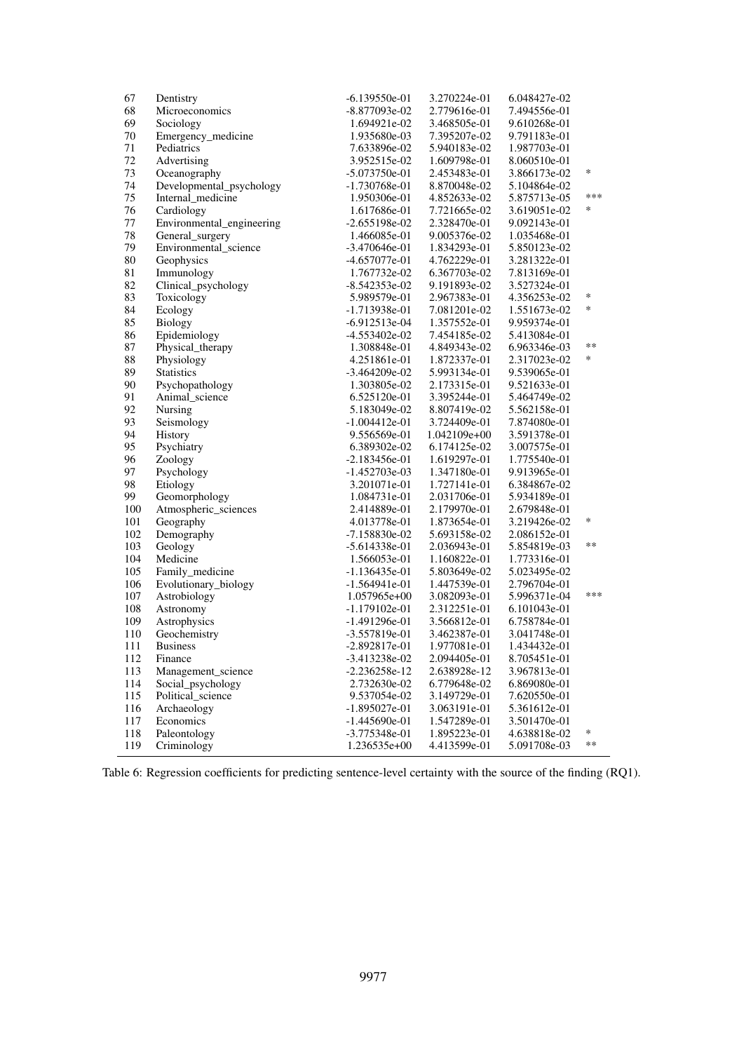| | | | | | |
|---|---|---|---|---|---|
| 67 | Dentistry | -6.139550e-01 | 3.270224e-01 | 6.048427e-02 | |
| 68 | Microeconomics | -8.877093e-02 | 2.779616e-01 | 7.494556e-01 | |
| 69 | Sociology | 1.694921e-02 | 3.468505e-01 | 9.610268e-01 | |
| 70 | Emergency_medicine | 1.935680e-03 | 7.395207e-02 | 9.791183e-01 | |
| 71 | Pediatrics | 7.633896e-02 | 5.940183e-02 | 1.987703e-01 | |
| 72 | Advertising | 3.952515e-02 | 1.609798e-01 | 8.060510e-01 | |
| 73 | Oceanography | -5.073750e-01 | 2.453483e-01 | 3.866173e-02 | * |
| 74 | Developmental_psychology | -1.730768e-01 | 8.870048e-02 | 5.104864e-02 | |
| 75 | Internal_medicine | 1.950306e-01 | 4.852633e-02 | 5.875713e-05 | *** |
| 76 | Cardiology | 1.617686e-01 | 7.721665e-02 | 3.619051e-02 | * |
| 77 | Environmental_engineering | -2.655198e-02 | 2.328470e-01 | 9.092143e-01 | |
| 78 | General_surgery | 1.466085e-01 | 9.005376e-02 | 1.035468e-01 | |
| 79 | Environmental_science | -3.470646e-01 | 1.834293e-01 | 5.850123e-02 | |
| 80 | Geophysics | -4.657077e-01 | 4.762229e-01 | 3.281322e-01 | |
| 81 | Immunology | 1.767732e-02 | 6.367703e-02 | 7.813169e-01 | |
| 82 | Clinical_psychology | -8.542353e-02 | 9.191893e-02 | 3.527324e-01 | |
| 83 | Toxicology | 5.989579e-01 | 2.967383e-01 | 4.356253e-02 | * |
| 84 | Ecology | -1.713938e-01 | 7.081201e-02 | 1.551673e-02 | * |
| 85 | Biology | -6.912513e-04 | 1.357552e-01 | 9.959374e-01 | |
| 86 | Epidemiology | -4.553402e-02 | 7.454185e-02 | 5.413084e-01 | |
| 87 | Physical_therapy | 1.308848e-01 | 4.849343e-02 | 6.963346e-03 | ** |
| 88 | Physiology | 4.251861e-01 | 1.872337e-01 | 2.317023e-02 | * |
| 89 | Statistics | -3.464209e-02 | 5.993134e-01 | 9.539065e-01 | |
| 90 | Psychopathology | 1.303805e-02 | 2.173315e-01 | 9.521633e-01 | |
| 91 | Animal_science | 6.525120e-01 | 3.395244e-01 | 5.464749e-02 | |
| 92 | Nursing | 5.183049e-02 | 8.807419e-02 | 5.562158e-01 | |
| 93 | Seismology | -1.004412e-01 | 3.724409e-01 | 7.874080e-01 | |
| 94 | History | 9.556569e-01 | 1.042109e+00 | 3.591378e-01 | |
| 95 | Psychiatry | 6.389302e-02 | 6.174125e-02 | 3.007575e-01 | |
| 96 | Zoology | -2.183456e-01 | 1.619297e-01 | 1.775540e-01 | |
| 97 | Psychology | -1.452703e-03 | 1.347180e-01 | 9.913965e-01 | |
| 98 | Etiology | 3.201071e-01 | 1.727141e-01 | 6.384867e-02 | |
| 99 | Geomorphology | 1.084731e-01 | 2.031706e-01 | 5.934189e-01 | |
| 100 | Atmospheric_sciences | 2.414889e-01 | 2.179970e-01 | 2.679848e-01 | |
| 101 | Geography | 4.013778e-01 | 1.873654e-01 | 3.219426e-02 | * |
| 102 | Demography | -7.158830e-02 | 5.693158e-02 | 2.086152e-01 | |
| 103 | Geology | -5.614338e-01 | 2.036943e-01 | 5.854819e-03 | ** |
| 104 | Medicine | 1.566053e-01 | 1.160822e-01 | 1.773316e-01 | |
| 105 | Family_medicine | -1.136435e-01 | 5.803649e-02 | 5.023495e-02 | |
| 106 | Evolutionary_biology | -1.564941e-01 | 1.447539e-01 | 2.796704e-01 | |
| 107 | Astrobiology | 1.057965e+00 | 3.082093e-01 | 5.996371e-04 | *** |
| 108 | Astronomy | -1.179102e-01 | 2.312251e-01 | 6.101043e-01 | |
| 109 | Astrophysics | -1.491296e-01 | 3.566812e-01 | 6.758784e-01 | |
| 110 | Geochemistry | -3.557819e-01 | 3.462387e-01 | 3.041748e-01 | |
| 111 | Business | -2.892817e-01 | 1.977081e-01 | 1.434432e-01 | |
| 112 | Finance | -3.413238e-02 | 2.094405e-01 | 8.705451e-01 | |
| 113 | Management_science | -2.236258e-12 | 2.638928e-12 | 3.967813e-01 | |
| 114 | Social_psychology | 2.732630e-02 | 6.779648e-02 | 6.869080e-01 | |
| 115 | Political_science | 9.537054e-02 | 3.149729e-01 | 7.620550e-01 | |
| 116 | Archaeology | -1.895027e-01 | 3.063191e-01 | 5.361612e-01 | |
| 117 | Economics | -1.445690e-01 | 1.547289e-01 | 3.501470e-01 | |
| 118 | Paleontology | -3.775348e-01 | 1.895223e-01 | 4.638818e-02 | * |
| 119 | Criminology | 1.236535e+00 | 4.413599e-01 | 5.091708e-03 | ** |

Table 6: Regression coefficients for predicting sentence-level certainty with the source of the finding (RQ1).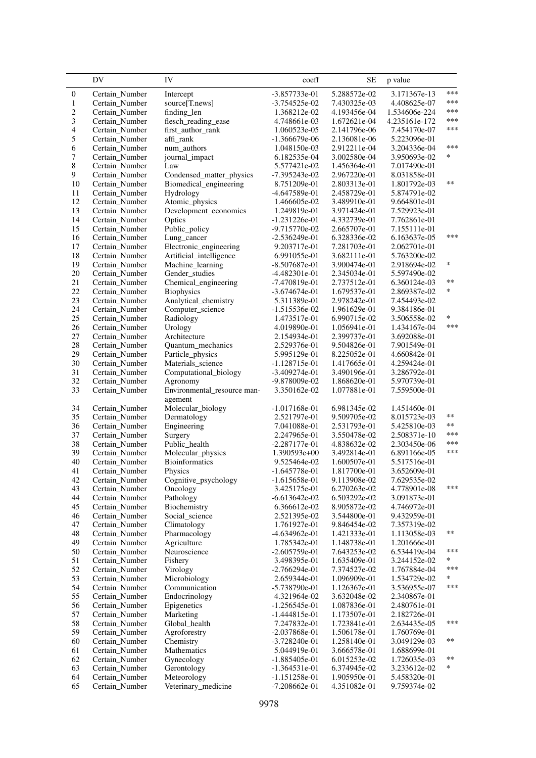| | DV | IV | coeff | SE | p value | |
|---|---|---|---|---|---|---|
| 0 | Certain_Number | Intercept | -3.857733e-01 | 5.288572e-02 | 3.171367e-13 | *** |
| 1 | Certain_Number | source[T.news] | -3.754525e-02 | 7.430325e-03 | 4.408625e-07 | *** |
| 2 | Certain_Number | finding_len | 1.368212e-02 | 4.193456e-04 | 1.534606e-224 | *** |
| 3 | Certain_Number | flesch_reading_ease | 4.748661e-03 | 1.672621e-04 | 4.235161e-172 | *** |
| 4 | Certain_Number | first_author_rank | 1.060523e-05 | 2.141796e-06 | 7.454170e-07 | *** |
| 5 | Certain_Number | affi_rank | -1.366679e-06 | 2.136081e-06 | 5.223096e-01 | |
| 6 | Certain_Number | num_authors | 1.048150e-03 | 2.912211e-04 | 3.204336e-04 | *** |
| 7 | Certain_Number | journal_impact | 6.182535e-04 | 3.002580e-04 | 3.950693e-02 | * |
| 8 | Certain_Number | Law | 5.577421e-02 | 1.456364e-01 | 7.017490e-01 | |
| 9 | Certain_Number | Condensed_matter_physics | -7.395243e-02 | 2.967220e-01 | 8.031858e-01 | |
| 10 | Certain_Number | Biomedical_engineering | 8.751209e-01 | 2.803313e-01 | 1.801792e-03 | ** |
| 11 | Certain_Number | Hydrology | -4.647589e-01 | 2.458729e-01 | 5.874791e-02 | |
| 12 | Certain_Number | Atomic_physics | 1.466605e-02 | 3.489910e-01 | 9.664801e-01 | |
| 13 | Certain_Number | Development_economics | 1.249819e-01 | 3.971424e-01 | 7.529923e-01 | |
| 14 | Certain_Number | Optics | -1.231226e-01 | 4.332739e-01 | 7.762861e-01 | |
| 15 | Certain_Number | Public_policy | -9.715770e-02 | 2.665707e-01 | 7.155111e-01 | |
| 16 | Certain_Number | Lung_cancer | -2.536249e-01 | 6.328336e-02 | 6.163637e-05 | *** |
| 17 | Certain_Number | Electronic_engineering | 9.203717e-01 | 7.281703e-01 | 2.062701e-01 | |
| 18 | Certain_Number | Artificial_intelligence | 6.991055e-01 | 3.682111e-01 | 5.763200e-02 | |
| 19 | Certain_Number | Machine_learning | -8.507687e-01 | 3.900474e-01 | 2.918694e-02 | * |
| 20 | Certain_Number | Gender_studies | -4.482301e-01 | 2.345034e-01 | 5.597490e-02 | |
| 21 | Certain_Number | Chemical_engineering | -7.470819e-01 | 2.737512e-01 | 6.360124e-03 | ** |
| 22 | Certain_Number | Biophysics | -3.674674e-01 | 1.679537e-01 | 2.869387e-02 | * |
| 23 | Certain_Number | Analytical_chemistry | 5.311389e-01 | 2.978242e-01 | 7.454493e-02 | |
| 24 | Certain_Number | Computer_science | -1.515536e-02 | 1.961629e-01 | 9.384186e-01 | |
| 25 | Certain_Number | Radiology | 1.473517e-01 | 6.990715e-02 | 3.506558e-02 | * |
| 26 | Certain_Number | Urology | 4.019890e-01 | 1.056941e-01 | 1.434167e-04 | *** |
| 27 | Certain_Number | Architecture | 2.154934e-01 | 2.399737e-01 | 3.692088e-01 | |
| 28 | Certain_Number | Quantum_mechanics | 2.529376e-01 | 9.504826e-01 | 7.901549e-01 | |
| 29 | Certain_Number | Particle_physics | 5.995129e-01 | 8.225052e-01 | 4.660842e-01 | |
| 30 | Certain_Number | Materials_science | -1.128715e-01 | 1.417665e-01 | 4.259424e-01 | |
| 31 | Certain_Number | Computational_biology | -3.409274e-01 | 3.490196e-01 | 3.286792e-01 | |
| 32 | Certain_Number | Agronomy | -9.878009e-02 | 1.868620e-01 | 5.970739e-01 | |
| 33 | Certain_Number | Environmental_resource management | 3.350162e-02 | 1.077881e-01 | 7.559500e-01 | |
| 34 | Certain_Number | Molecular_biology | -1.017168e-01 | 6.981345e-02 | 1.451460e-01 | |
| 35 | Certain_Number | Dermatology | 2.521797e-01 | 9.509705e-02 | 8.015723e-03 | ** |
| 36 | Certain_Number | Engineering | 7.041088e-01 | 2.531793e-01 | 5.425810e-03 | ** |
| 37 | Certain_Number | Surgery | 2.247965e-01 | 3.550478e-02 | 2.508371e-10 | *** |
| 38 | Certain_Number | Public_health | -2.287177e-01 | 4.838632e-02 | 2.303450e-06 | *** |
| 39 | Certain_Number | Molecular_physics | 1.390593e+00 | 3.492814e-01 | 6.891166e-05 | *** |
| 40 | Certain_Number | Bioinformatics | 9.525464e-02 | 1.600507e-01 | 5.517516e-01 | |
| 41 | Certain_Number | Physics | -1.645778e-01 | 1.817700e-01 | 3.652609e-01 | |
| 42 | Certain_Number | Cognitive_psychology | -1.615658e-01 | 9.113908e-02 | 7.629535e-02 | |
| 43 | Certain_Number | Oncology | 3.425175e-01 | 6.270263e-02 | 4.778901e-08 | *** |
| 44 | Certain_Number | Pathology | -6.613642e-02 | 6.503292e-02 | 3.091873e-01 | |
| 45 | Certain_Number | Biochemistry | 6.366612e-02 | 8.905872e-02 | 4.746972e-01 | |
| 46 | Certain_Number | Social_science | 2.521395e-02 | 3.544800e-01 | 9.432959e-01 | |
| 47 | Certain_Number | Climatology | 1.761927e-01 | 9.846454e-02 | 7.357319e-02 | |
| 48 | Certain_Number | Pharmacology | -4.634962e-01 | 1.421333e-01 | 1.113058e-03 | ** |
| 49 | Certain_Number | Agriculture | 1.785342e-01 | 1.148738e-01 | 1.201666e-01 | |
| 50 | Certain_Number | Neuroscience | -2.605759e-01 | 7.643253e-02 | 6.534419e-04 | *** |
| 51 | Certain_Number | Fishery | 3.498395e-01 | 1.635409e-01 | 3.244152e-02 | * |
| 52 | Certain_Number | Virology | -2.766294e-01 | 7.374527e-02 | 1.767884e-04 | *** |
| 53 | Certain_Number | Microbiology | 2.659344e-01 | 1.096909e-01 | 1.534729e-02 | * |
| 54 | Certain_Number | Communication | -5.738790e-01 | 1.126367e-01 | 3.536955e-07 | *** |
| 55 | Certain_Number | Endocrinology | 4.321964e-02 | 3.632048e-02 | 2.340867e-01 | |
| 56 | Certain_Number | Epigenetics | -1.256545e-01 | 1.087836e-01 | 2.480761e-01 | |
| 57 | Certain_Number | Marketing | -1.444815e-01 | 1.173507e-01 | 2.182726e-01 | |
| 58 | Certain_Number | Global_health | 7.247832e-01 | 1.723841e-01 | 2.634435e-05 | *** |
| 59 | Certain_Number | Agroforestry | -2.037868e-01 | 1.506178e-01 | 1.760769e-01 | |
| 60 | Certain_Number | Chemistry | -3.728240e-01 | 1.258140e-01 | 3.049129e-03 | ** |
| 61 | Certain_Number | Mathematics | 5.044919e-01 | 3.666578e-01 | 1.688699e-01 | |
| 62 | Certain_Number | Gynecology | -1.885405e-01 | 6.015253e-02 | 1.726035e-03 | ** |
| 63 | Certain_Number | Gerontology | -1.364531e-01 | 6.374945e-02 | 3.233612e-02 | * |
| 64 | Certain_Number | Meteorology | -1.151258e-01 | 1.905950e-01 | 5.458320e-01 | |
| 65 | Certain_Number | Veterinary_medicine | -7.208662e-01 | 4.351082e-01 | 9.759374e-02 | |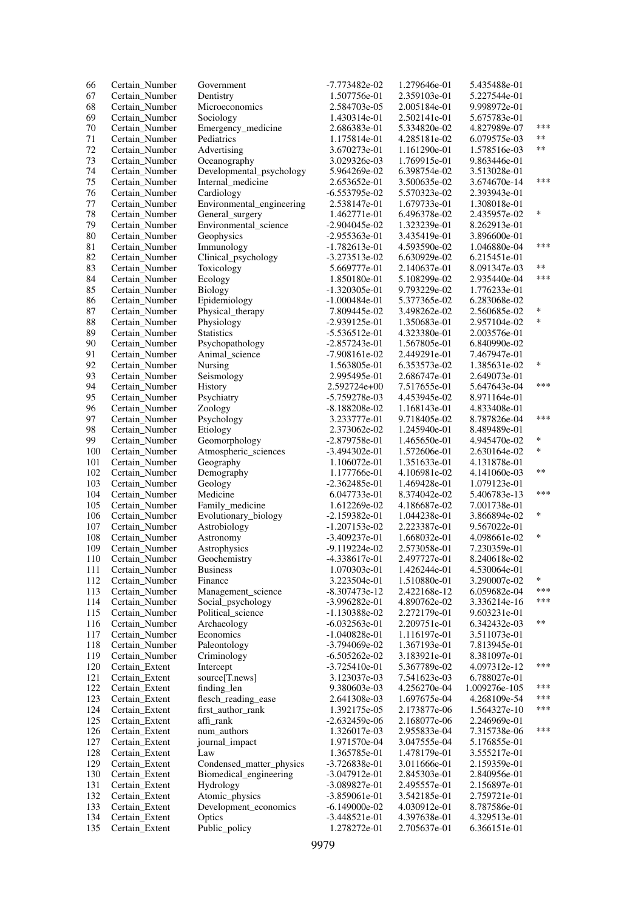| | | | | | | |
|---|---|---|---|---|---|---|
| 66 | Certain_Number | Government | -7.773482e-02 | 1.279646e-01 | 5.435488e-01 | |
| 67 | Certain_Number | Dentistry | 1.507756e-01 | 2.359103e-01 | 5.227544e-01 | |
| 68 | Certain_Number | Microeconomics | 2.584703e-05 | 2.005184e-01 | 9.998972e-01 | |
| 69 | Certain_Number | Sociology | 1.430314e-01 | 2.502141e-01 | 5.675783e-01 | |
| 70 | Certain_Number | Emergency_medicine | 2.686383e-01 | 5.334820e-02 | 4.827989e-07 | *** |
| 71 | Certain_Number | Pediatrics | 1.175814e-01 | 4.285181e-02 | 6.079575e-03 | ** |
| 72 | Certain_Number | Advertising | 3.670273e-01 | 1.161290e-01 | 1.578516e-03 | ** |
| 73 | Certain_Number | Oceanography | 3.029326e-03 | 1.769915e-01 | 9.863446e-01 | |
| 74 | Certain_Number | Developmental_psychology | 5.964269e-02 | 6.398754e-02 | 3.513028e-01 | |
| 75 | Certain_Number | Internal_medicine | 2.653652e-01 | 3.500635e-02 | 3.674670e-14 | *** |
| 76 | Certain_Number | Cardiology | -6.553795e-02 | 5.570323e-02 | 2.393943e-01 | |
| 77 | Certain_Number | Environmental_engineering | 2.538147e-01 | 1.679733e-01 | 1.308018e-01 | |
| 78 | Certain_Number | General_surgery | 1.462771e-01 | 6.496378e-02 | 2.435957e-02 | * |
| 79 | Certain_Number | Environmental_science | -2.904045e-02 | 1.323239e-01 | 8.262913e-01 | |
| 80 | Certain_Number | Geophysics | -2.955363e-01 | 3.435419e-01 | 3.896600e-01 | |
| 81 | Certain_Number | Immunology | -1.782613e-01 | 4.593590e-02 | 1.046880e-04 | *** |
| 82 | Certain_Number | Clinical_psychology | -3.273513e-02 | 6.630929e-02 | 6.215451e-01 | |
| 83 | Certain_Number | Toxicology | 5.669777e-01 | 2.140637e-01 | 8.091347e-03 | ** |
| 84 | Certain_Number | Ecology | 1.850180e-01 | 5.108299e-02 | 2.935440e-04 | *** |
| 85 | Certain_Number | Biology | -1.320305e-01 | 9.793229e-02 | 1.776233e-01 | |
| 86 | Certain_Number | Epidemiology | -1.000484e-01 | 5.377365e-02 | 6.283068e-02 | |
| 87 | Certain_Number | Physical_therapy | 7.809445e-02 | 3.498262e-02 | 2.560685e-02 | * |
| 88 | Certain_Number | Physiology | -2.939125e-01 | 1.350683e-01 | 2.957104e-02 | * |
| 89 | Certain_Number | Statistics | -5.536512e-01 | 4.323380e-01 | 2.003576e-01 | |
| 90 | Certain_Number | Psychopathology | -2.857243e-01 | 1.567805e-01 | 6.840990e-02 | |
| 91 | Certain_Number | Animal_science | -7.908161e-02 | 2.449291e-01 | 7.467947e-01 | |
| 92 | Certain_Number | Nursing | 1.563805e-01 | 6.353573e-02 | 1.385631e-02 | * |
| 93 | Certain_Number | Seismology | 2.995495e-01 | 2.686747e-01 | 2.649073e-01 | |
| 94 | Certain_Number | History | 2.592724e+00 | 7.517655e-01 | 5.647643e-04 | *** |
| 95 | Certain_Number | Psychiatry | -5.759278e-03 | 4.453945e-02 | 8.971164e-01 | |
| 96 | Certain_Number | Zoology | -8.188208e-02 | 1.168143e-01 | 4.833408e-01 | |
| 97 | Certain_Number | Psychology | 3.233777e-01 | 9.718405e-02 | 8.787826e-04 | *** |
| 98 | Certain_Number | Etiology | 2.373062e-02 | 1.245940e-01 | 8.489489e-01 | |
| 99 | Certain_Number | Geomorphology | -2.879758e-01 | 1.465650e-01 | 4.945470e-02 | * |
| 100 | Certain_Number | Atmospheric_sciences | -3.494302e-01 | 1.572606e-01 | 2.630164e-02 | * |
| 101 | Certain_Number | Geography | 1.106072e-01 | 1.351633e-01 | 4.131878e-01 | |
| 102 | Certain_Number | Demography | 1.177766e-01 | 4.106981e-02 | 4.141060e-03 | ** |
| 103 | Certain_Number | Geology | -2.362485e-01 | 1.469428e-01 | 1.079123e-01 | |
| 104 | Certain_Number | Medicine | 6.047733e-01 | 8.374042e-02 | 5.406783e-13 | *** |
| 105 | Certain_Number | Family_medicine | 1.612269e-02 | 4.186687e-02 | 7.001738e-01 | |
| 106 | Certain_Number | Evolutionary_biology | -2.159382e-01 | 1.044238e-01 | 3.866894e-02 | * |
| 107 | Certain_Number | Astrobiology | -1.207153e-02 | 2.223387e-01 | 9.567022e-01 | |
| 108 | Certain_Number | Astronomy | -3.409237e-01 | 1.668032e-01 | 4.098661e-02 | * |
| 109 | Certain_Number | Astrophysics | -9.119224e-02 | 2.573058e-01 | 7.230359e-01 | |
| 110 | Certain_Number | Geochemistry | -4.338617e-01 | 2.497727e-01 | 8.240618e-02 | |
| 111 | Certain_Number | Business | 1.070303e-01 | 1.426244e-01 | 4.530064e-01 | |
| 112 | Certain_Number | Finance | 3.223504e-01 | 1.510880e-01 | 3.290007e-02 | * |
| 113 | Certain_Number | Management_science | -8.307473e-12 | 2.422168e-12 | 6.059682e-04 | *** |
| 114 | Certain_Number | Social_psychology | -3.996282e-01 | 4.890762e-02 | 3.336214e-16 | *** |
| 115 | Certain_Number | Political_science | -1.130388e-02 | 2.272179e-01 | 9.603231e-01 | |
| 116 | Certain_Number | Archaeology | -6.032563e-01 | 2.209751e-01 | 6.342432e-03 | ** |
| 117 | Certain_Number | Economics | -1.040828e-01 | 1.116197e-01 | 3.511073e-01 | |
| 118 | Certain_Number | Paleontology | -3.794069e-02 | 1.367193e-01 | 7.813945e-01 | |
| 119 | Certain_Number | Criminology | -6.505262e-02 | 3.183921e-01 | 8.381097e-01 | |
| 120 | Certain_Extent | Intercept | -3.725410e-01 | 5.367789e-02 | 4.097312e-12 | *** |
| 121 | Certain_Extent | source[T.news] | 3.123037e-03 | 7.541623e-03 | 6.788027e-01 | |
| 122 | Certain_Extent | finding_len | 9.380603e-03 | 4.256270e-04 | 1.009276e-105 | *** |
| 123 | Certain_Extent | flesch_reading_ease | 2.641308e-03 | 1.697675e-04 | 4.268109e-54 | *** |
| 124 | Certain_Extent | first_author_rank | 1.392175e-05 | 2.173877e-06 | 1.564327e-10 | *** |
| 125 | Certain_Extent | affi_rank | -2.632459e-06 | 2.168077e-06 | 2.246969e-01 | |
| 126 | Certain_Extent | num_authors | 1.326017e-03 | 2.955833e-04 | 7.315738e-06 | *** |
| 127 | Certain_Extent | journal_impact | 1.971570e-04 | 3.047555e-04 | 5.176855e-01 | |
| 128 | Certain_Extent | Law | 1.365785e-01 | 1.478179e-01 | 3.555217e-01 | |
| 129 | Certain_Extent | Condensed_matter_physics | -3.726838e-01 | 3.011666e-01 | 2.159359e-01 | |
| 130 | Certain_Extent | Biomedical_engineering | -3.047912e-01 | 2.845303e-01 | 2.840956e-01 | |
| 131 | Certain_Extent | Hydrology | -3.089827e-01 | 2.495557e-01 | 2.156897e-01 | |
| 132 | Certain_Extent | Atomic_physics | -3.859061e-01 | 3.542185e-01 | 2.759721e-01 | |
| 133 | Certain_Extent | Development_economics | -6.149000e-02 | 4.030912e-01 | 8.787586e-01 | |
| 134 | Certain_Extent | Optics | -3.448521e-01 | 4.397638e-01 | 4.329513e-01 | |
| 135 | Certain_Extent | Public_policy | 1.278272e-01 | 2.705637e-01 | 6.366151e-01 | |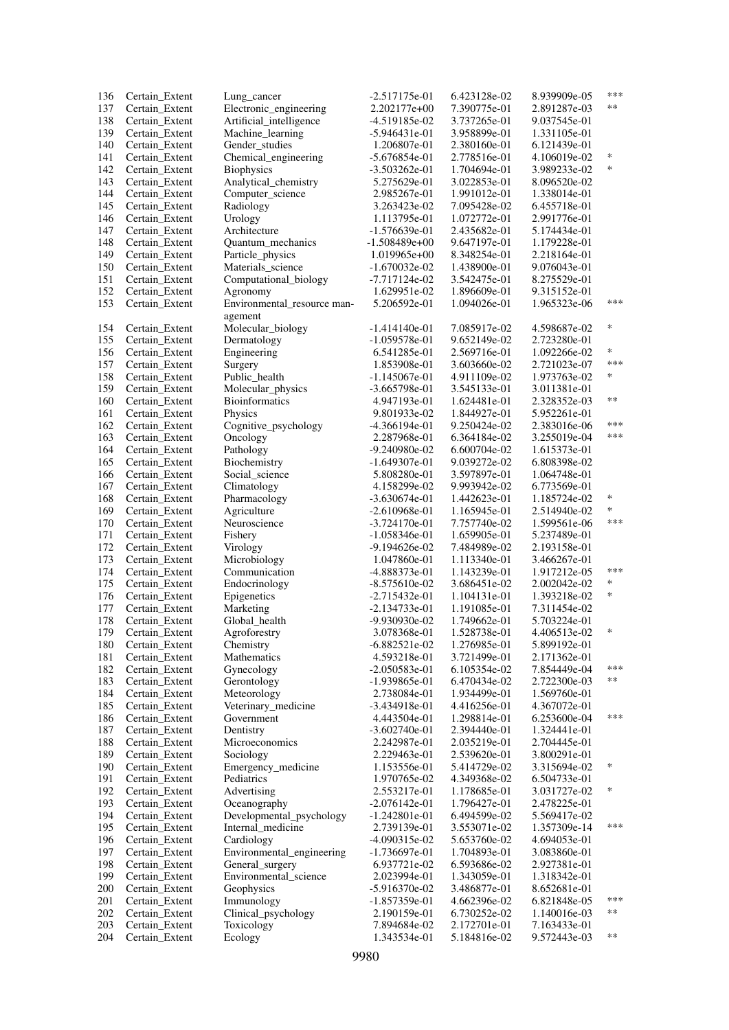| | | | | | | |
|---|---|---|---|---|---|---|
| 136 | Certain_Extent | Lung_cancer | -2.517175e-01 | 6.423128e-02 | 8.939909e-05 | *** |
| 137 | Certain_Extent | Electronic_engineering | 2.202177e+00 | 7.390775e-01 | 2.891287e-03 | ** |
| 138 | Certain_Extent | Artificial_intelligence | -4.519185e-02 | 3.737265e-01 | 9.037545e-01 | |
| 139 | Certain_Extent | Machine_learning | -5.946431e-01 | 3.958899e-01 | 1.331105e-01 | |
| 140 | Certain_Extent | Gender_studies | 1.206807e-01 | 2.380160e-01 | 6.121439e-01 | |
| 141 | Certain_Extent | Chemical_engineering | -5.676854e-01 | 2.778516e-01 | 4.106019e-02 | * |
| 142 | Certain_Extent | Biophysics | -3.503262e-01 | 1.704694e-01 | 3.989233e-02 | * |
| 143 | Certain_Extent | Analytical_chemistry | 5.275629e-01 | 3.022853e-01 | 8.096520e-02 | |
| 144 | Certain_Extent | Computer_science | 2.985267e-01 | 1.991012e-01 | 1.338014e-01 | |
| 145 | Certain_Extent | Radiology | 3.263423e-02 | 7.095428e-02 | 6.455718e-01 | |
| 146 | Certain_Extent | Urology | 1.113795e-01 | 1.072772e-01 | 2.991776e-01 | |
| 147 | Certain_Extent | Architecture | -1.576639e-01 | 2.435682e-01 | 5.174434e-01 | |
| 148 | Certain_Extent | Quantum_mechanics | -1.508489e+00 | 9.647197e-01 | 1.179228e-01 | |
| 149 | Certain_Extent | Particle_physics | 1.019965e+00 | 8.348254e-01 | 2.218164e-01 | |
| 150 | Certain_Extent | Materials_science | -1.670032e-02 | 1.438900e-01 | 9.076043e-01 | |
| 151 | Certain_Extent | Computational_biology | -7.717124e-02 | 3.542475e-01 | 8.275529e-01 | |
| 152 | Certain_Extent | Agronomy | 1.629951e-02 | 1.896609e-01 | 9.315152e-01 | |
| 153 | Certain_Extent | Environmental_resource management | 5.206592e-01 | 1.094026e-01 | 1.965323e-06 | *** |
| 154 | Certain_Extent | Molecular_biology | -1.414140e-01 | 7.085917e-02 | 4.598687e-02 | * |
| 155 | Certain_Extent | Dermatology | -1.059578e-01 | 9.652149e-02 | 2.723280e-01 | |
| 156 | Certain_Extent | Engineering | 6.541285e-01 | 2.569716e-01 | 1.092266e-02 | * |
| 157 | Certain_Extent | Surgery | 1.853908e-01 | 3.603660e-02 | 2.721023e-07 | *** |
| 158 | Certain_Extent | Public_health | -1.145067e-01 | 4.911109e-02 | 1.973763e-02 | * |
| 159 | Certain_Extent | Molecular_physics | -3.665798e-01 | 3.545133e-01 | 3.011381e-01 | |
| 160 | Certain_Extent | Bioinformatics | 4.947193e-01 | 1.624481e-01 | 2.328352e-03 | ** |
| 161 | Certain_Extent | Physics | 9.801933e-02 | 1.844927e-01 | 5.952261e-01 | |
| 162 | Certain_Extent | Cognitive_psychology | -4.366194e-01 | 9.250424e-02 | 2.383016e-06 | *** |
| 163 | Certain_Extent | Oncology | 2.287968e-01 | 6.364184e-02 | 3.255019e-04 | *** |
| 164 | Certain_Extent | Pathology | -9.240980e-02 | 6.600704e-02 | 1.615373e-01 | |
| 165 | Certain_Extent | Biochemistry | -1.649307e-01 | 9.039272e-02 | 6.808398e-02 | |
| 166 | Certain_Extent | Social_science | 5.808280e-01 | 3.597897e-01 | 1.064748e-01 | |
| 167 | Certain_Extent | Climatology | 4.158299e-02 | 9.993942e-02 | 6.773569e-01 | |
| 168 | Certain_Extent | Pharmacology | -3.630674e-01 | 1.442623e-01 | 1.185724e-02 | * |
| 169 | Certain_Extent | Agriculture | -2.610968e-01 | 1.165945e-01 | 2.514940e-02 | * |
| 170 | Certain_Extent | Neuroscience | -3.724170e-01 | 7.757740e-02 | 1.599561e-06 | *** |
| 171 | Certain_Extent | Fishery | -1.058346e-01 | 1.659905e-01 | 5.237489e-01 | |
| 172 | Certain_Extent | Virology | -9.194626e-02 | 7.484989e-02 | 2.193158e-01 | |
| 173 | Certain_Extent | Microbiology | 1.047860e-01 | 1.113340e-01 | 3.466267e-01 | |
| 174 | Certain_Extent | Communication | -4.888373e-01 | 1.143239e-01 | 1.917212e-05 | *** |
| 175 | Certain_Extent | Endocrinology | -8.575610e-02 | 3.686451e-02 | 2.002042e-02 | * |
| 176 | Certain_Extent | Epigenetics | -2.715432e-01 | 1.104131e-01 | 1.393218e-02 | * |
| 177 | Certain_Extent | Marketing | -2.134733e-01 | 1.191085e-01 | 7.311454e-02 | |
| 178 | Certain_Extent | Global_health | -9.930930e-02 | 1.749662e-01 | 5.703224e-01 | |
| 179 | Certain_Extent | Agroforestry | 3.078368e-01 | 1.528738e-01 | 4.406513e-02 | * |
| 180 | Certain_Extent | Chemistry | -6.882521e-02 | 1.276985e-01 | 5.899192e-01 | |
| 181 | Certain_Extent | Mathematics | 4.593218e-01 | 3.721499e-01 | 2.171362e-01 | |
| 182 | Certain_Extent | Gynecology | -2.050583e-01 | 6.105354e-02 | 7.854449e-04 | *** |
| 183 | Certain_Extent | Gerontology | -1.939865e-01 | 6.470434e-02 | 2.722300e-03 | ** |
| 184 | Certain_Extent | Meteorology | 2.738084e-01 | 1.934499e-01 | 1.569760e-01 | |
| 185 | Certain_Extent | Veterinary_medicine | -3.434918e-01 | 4.416256e-01 | 4.367072e-01 | |
| 186 | Certain_Extent | Government | 4.443504e-01 | 1.298814e-01 | 6.253600e-04 | *** |
| 187 | Certain_Extent | Dentistry | -3.602740e-01 | 2.394440e-01 | 1.324441e-01 | |
| 188 | Certain_Extent | Microeconomics | 2.242987e-01 | 2.035219e-01 | 2.704445e-01 | |
| 189 | Certain_Extent | Sociology | 2.229463e-01 | 2.539620e-01 | 3.800291e-01 | |
| 190 | Certain_Extent | Emergency_medicine | 1.153556e-01 | 5.414729e-02 | 3.315694e-02 | * |
| 191 | Certain_Extent | Pediatrics | 1.970765e-02 | 4.349368e-02 | 6.504733e-01 | |
| 192 | Certain_Extent | Advertising | 2.553217e-01 | 1.178685e-01 | 3.031727e-02 | * |
| 193 | Certain_Extent | Oceanography | -2.076142e-01 | 1.796427e-01 | 2.478225e-01 | |
| 194 | Certain_Extent | Developmental_psychology | -1.242801e-01 | 6.494599e-02 | 5.569417e-02 | |
| 195 | Certain_Extent | Internal_medicine | 2.739139e-01 | 3.553071e-02 | 1.357309e-14 | *** |
| 196 | Certain_Extent | Cardiology | -4.090315e-02 | 5.653760e-02 | 4.694053e-01 | |
| 197 | Certain_Extent | Environmental_engineering | -1.736697e-01 | 1.704893e-01 | 3.083860e-01 | |
| 198 | Certain_Extent | General_surgery | 6.937721e-02 | 6.593686e-02 | 2.927381e-01 | |
| 199 | Certain_Extent | Environmental_science | 2.023994e-01 | 1.343059e-01 | 1.318342e-01 | |
| 200 | Certain_Extent | Geophysics | -5.916370e-02 | 3.486877e-01 | 8.652681e-01 | |
| 201 | Certain_Extent | Immunology | -1.857359e-01 | 4.662396e-02 | 6.821848e-05 | *** |
| 202 | Certain_Extent | Clinical_psychology | 2.190159e-01 | 6.730252e-02 | 1.140016e-03 | ** |
| 203 | Certain_Extent | Toxicology | 7.894684e-02 | 2.172701e-01 | 7.163433e-01 | |
| 204 | Certain_Extent | Ecology | 1.343534e-01 | 5.184816e-02 | 9.572443e-03 | ** |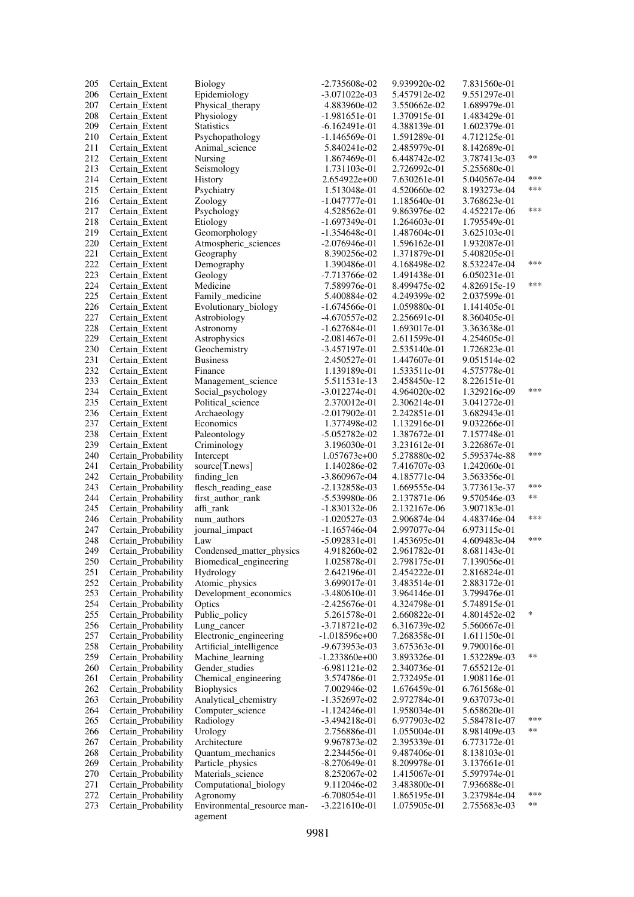| | | | | | | |
|---|---|---|---|---|---|---|
| 205 | Certain_Extent | Biology | -2.735608e-02 | 9.939920e-02 | 7.831560e-01 | |
| 206 | Certain_Extent | Epidemiology | -3.071022e-03 | 5.457912e-02 | 9.551297e-01 | |
| 207 | Certain_Extent | Physical_therapy | 4.883960e-02 | 3.550662e-02 | 1.689979e-01 | |
| 208 | Certain_Extent | Physiology | -1.981651e-01 | 1.370915e-01 | 1.483429e-01 | |
| 209 | Certain_Extent | Statistics | -6.162491e-01 | 4.388139e-01 | 1.602379e-01 | |
| 210 | Certain_Extent | Psychopathology | -1.146569e-01 | 1.591289e-01 | 4.712125e-01 | |
| 211 | Certain_Extent | Animal_science | 5.840241e-02 | 2.485979e-01 | 8.142689e-01 | |
| 212 | Certain_Extent | Nursing | 1.867469e-01 | 6.448742e-02 | 3.787413e-03 | ** |
| 213 | Certain_Extent | Seismology | 1.731103e-01 | 2.726992e-01 | 5.255680e-01 | |
| 214 | Certain_Extent | History | 2.654922e+00 | 7.630261e-01 | 5.040567e-04 | *** |
| 215 | Certain_Extent | Psychiatry | 1.513048e-01 | 4.520660e-02 | 8.193273e-04 | *** |
| 216 | Certain_Extent | Zoology | -1.047777e-01 | 1.185640e-01 | 3.768623e-01 | |
| 217 | Certain_Extent | Psychology | 4.528562e-01 | 9.863976e-02 | 4.452217e-06 | *** |
| 218 | Certain_Extent | Etiology | -1.697349e-01 | 1.264603e-01 | 1.795549e-01 | |
| 219 | Certain_Extent | Geomorphology | -1.354648e-01 | 1.487604e-01 | 3.625103e-01 | |
| 220 | Certain_Extent | Atmospheric_sciences | -2.076946e-01 | 1.596162e-01 | 1.932087e-01 | |
| 221 | Certain_Extent | Geography | 8.390256e-02 | 1.371879e-01 | 5.408205e-01 | |
| 222 | Certain_Extent | Demography | 1.390486e-01 | 4.168498e-02 | 8.532247e-04 | *** |
| 223 | Certain_Extent | Geology | -7.713766e-02 | 1.491438e-01 | 6.050231e-01 | |
| 224 | Certain_Extent | Medicine | 7.589976e-01 | 8.499475e-02 | 4.826915e-19 | *** |
| 225 | Certain_Extent | Family_medicine | 5.400884e-02 | 4.249399e-02 | 2.037599e-01 | |
| 226 | Certain_Extent | Evolutionary_biology | -1.674566e-01 | 1.059880e-01 | 1.141405e-01 | |
| 227 | Certain_Extent | Astrobiology | -4.670557e-02 | 2.256691e-01 | 8.360405e-01 | |
| 228 | Certain_Extent | Astronomy | -1.627684e-01 | 1.693017e-01 | 3.363638e-01 | |
| 229 | Certain_Extent | Astrophysics | -2.081467e-01 | 2.611599e-01 | 4.254605e-01 | |
| 230 | Certain_Extent | Geochemistry | -3.457197e-01 | 2.535140e-01 | 1.726823e-01 | |
| 231 | Certain_Extent | Business | 2.450527e-01 | 1.447607e-01 | 9.051514e-02 | |
| 232 | Certain_Extent | Finance | 1.139189e-01 | 1.533511e-01 | 4.575778e-01 | |
| 233 | Certain_Extent | Management_science | 5.511531e-13 | 2.458450e-12 | 8.226151e-01 | |
| 234 | Certain_Extent | Social_psychology | -3.012274e-01 | 4.964020e-02 | 1.329216e-09 | *** |
| 235 | Certain_Extent | Political_science | 2.370012e-01 | 2.306214e-01 | 3.041272e-01 | |
| 236 | Certain_Extent | Archaeology | -2.017902e-01 | 2.242851e-01 | 3.682943e-01 | |
| 237 | Certain_Extent | Economics | 1.377498e-02 | 1.132916e-01 | 9.032266e-01 | |
| 238 | Certain_Extent | Paleontology | -5.052782e-02 | 1.387672e-01 | 7.157748e-01 | |
| 239 | Certain_Extent | Criminology | 3.196030e-01 | 3.231612e-01 | 3.226867e-01 | |
| 240 | Certain_Probability | Intercept | 1.057673e+00 | 5.278880e-02 | 5.595374e-88 | *** |
| 241 | Certain_Probability | source[T.news] | 1.140286e-02 | 7.416707e-03 | 1.242060e-01 | |
| 242 | Certain_Probability | finding_len | -3.860967e-04 | 4.185771e-04 | 3.563356e-01 | |
| 243 | Certain_Probability | flesch_reading_ease | -2.132858e-03 | 1.669555e-04 | 3.773613e-37 | *** |
| 244 | Certain_Probability | first_author_rank | -5.539980e-06 | 2.137871e-06 | 9.570546e-03 | ** |
| 245 | Certain_Probability | affi_rank | -1.830132e-06 | 2.132167e-06 | 3.907183e-01 | |
| 246 | Certain_Probability | num_authors | -1.020527e-03 | 2.906874e-04 | 4.483746e-04 | *** |
| 247 | Certain_Probability | journal_impact | -1.165746e-04 | 2.997077e-04 | 6.973115e-01 | |
| 248 | Certain_Probability | Law | -5.092831e-01 | 1.453695e-01 | 4.609483e-04 | *** |
| 249 | Certain_Probability | Condensed_matter_physics | 4.918260e-02 | 2.961782e-01 | 8.681143e-01 | |
| 250 | Certain_Probability | Biomedical_engineering | 1.025878e-01 | 2.798175e-01 | 7.139056e-01 | |
| 251 | Certain_Probability | Hydrology | 2.642196e-01 | 2.454222e-01 | 2.816824e-01 | |
| 252 | Certain_Probability | Atomic_physics | 3.699017e-01 | 3.483514e-01 | 2.883172e-01 | |
| 253 | Certain_Probability | Development_economics | -3.480610e-01 | 3.964146e-01 | 3.799476e-01 | |
| 254 | Certain_Probability | Optics | -2.425676e-01 | 4.324798e-01 | 5.748915e-01 | |
| 255 | Certain_Probability | Public_policy | 5.261578e-01 | 2.660822e-01 | 4.801452e-02 | * |
| 256 | Certain_Probability | Lung_cancer | -3.718721e-02 | 6.316739e-02 | 5.560667e-01 | |
| 257 | Certain_Probability | Electronic_engineering | -1.018596e+00 | 7.268358e-01 | 1.611150e-01 | |
| 258 | Certain_Probability | Artificial_intelligence | -9.673953e-03 | 3.675363e-01 | 9.790016e-01 | |
| 259 | Certain_Probability | Machine_learning | -1.233860e+00 | 3.893326e-01 | 1.532289e-03 | ** |
| 260 | Certain_Probability | Gender_studies | -6.981121e-02 | 2.340736e-01 | 7.655212e-01 | |
| 261 | Certain_Probability | Chemical_engineering | 3.574786e-01 | 2.732495e-01 | 1.908116e-01 | |
| 262 | Certain_Probability | Biophysics | 7.002946e-02 | 1.676459e-01 | 6.761568e-01 | |
| 263 | Certain_Probability | Analytical_chemistry | -1.352697e-02 | 2.972784e-01 | 9.637073e-01 | |
| 264 | Certain_Probability | Computer_science | -1.124246e-01 | 1.958034e-01 | 5.658620e-01 | |
| 265 | Certain_Probability | Radiology | -3.494218e-01 | 6.977903e-02 | 5.584781e-07 | *** |
| 266 | Certain_Probability | Urology | 2.756886e-01 | 1.055004e-01 | 8.981409e-03 | ** |
| 267 | Certain_Probability | Architecture | 9.967873e-02 | 2.395339e-01 | 6.773172e-01 | |
| 268 | Certain_Probability | Quantum_mechanics | 2.234456e-01 | 9.487406e-01 | 8.138103e-01 | |
| 269 | Certain_Probability | Particle_physics | -8.270649e-01 | 8.209978e-01 | 3.137661e-01 | |
| 270 | Certain_Probability | Materials_science | 8.252067e-02 | 1.415067e-01 | 5.597974e-01 | |
| 271 | Certain_Probability | Computational_biology | 9.112046e-02 | 3.483800e-01 | 7.936688e-01 | |
| 272 | Certain_Probability | Agronomy | -6.708054e-01 | 1.865195e-01 | 3.237984e-04 | *** |
| 273 | Certain_Probability | Environmental_resource management | -3.221610e-01 | 1.075905e-01 | 2.755683e-03 | ** |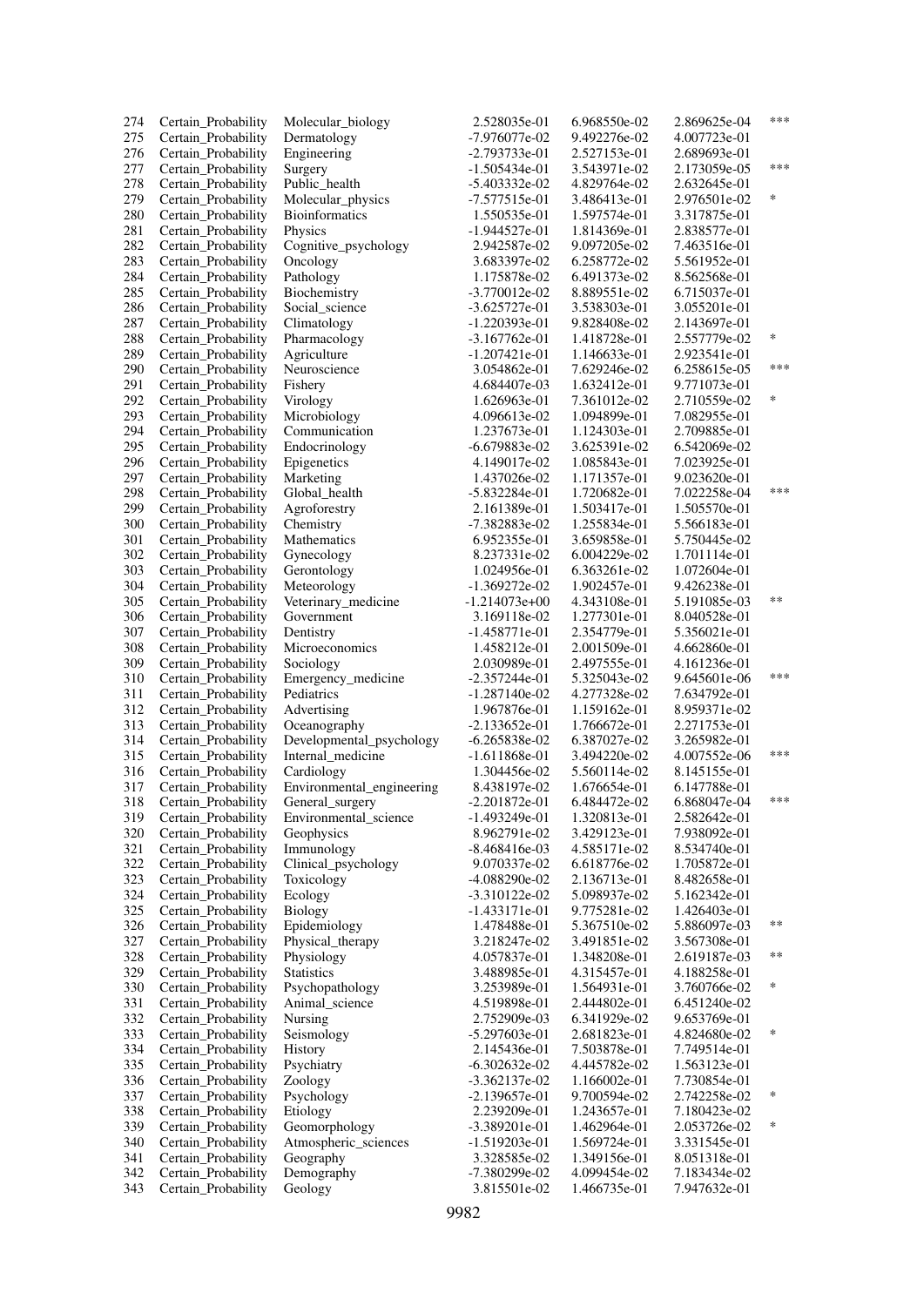| | | | | | | |
|---|---|---|---|---|---|---|
| 274 | Certain_Probability | Molecular_biology | 2.528035e-01 | 6.968550e-02 | 2.869625e-04 | *** |
| 275 | Certain_Probability | Dermatology | -7.976077e-02 | 9.492276e-02 | 4.007723e-01 | |
| 276 | Certain_Probability | Engineering | -2.793733e-01 | 2.527153e-01 | 2.689693e-01 | |
| 277 | Certain_Probability | Surgery | -1.505434e-01 | 3.543971e-02 | 2.173059e-05 | *** |
| 278 | Certain_Probability | Public_health | -5.403332e-02 | 4.829764e-02 | 2.632645e-01 | |
| 279 | Certain_Probability | Molecular_physics | -7.577515e-01 | 3.486413e-01 | 2.976501e-02 | * |
| 280 | Certain_Probability | Bioinformatics | 1.550535e-01 | 1.597574e-01 | 3.317875e-01 | |
| 281 | Certain_Probability | Physics | -1.944527e-01 | 1.814369e-01 | 2.838577e-01 | |
| 282 | Certain_Probability | Cognitive_psychology | 2.942587e-02 | 9.097205e-02 | 7.463516e-01 | |
| 283 | Certain_Probability | Oncology | 3.683397e-02 | 6.258772e-02 | 5.561952e-01 | |
| 284 | Certain_Probability | Pathology | 1.175878e-02 | 6.491373e-02 | 8.562568e-01 | |
| 285 | Certain_Probability | Biochemistry | -3.770012e-02 | 8.889551e-02 | 6.715037e-01 | |
| 286 | Certain_Probability | Social_science | -3.625727e-01 | 3.538303e-01 | 3.055201e-01 | |
| 287 | Certain_Probability | Climatology | -1.220393e-01 | 9.828408e-02 | 2.143697e-01 | |
| 288 | Certain_Probability | Pharmacology | -3.167762e-01 | 1.418728e-01 | 2.557779e-02 | * |
| 289 | Certain_Probability | Agriculture | -1.207421e-01 | 1.146633e-01 | 2.923541e-01 | |
| 290 | Certain_Probability | Neuroscience | 3.054862e-01 | 7.629246e-02 | 6.258615e-05 | *** |
| 291 | Certain_Probability | Fishery | 4.684407e-03 | 1.632412e-01 | 9.771073e-01 | |
| 292 | Certain_Probability | Virology | 1.626963e-01 | 7.361012e-02 | 2.710559e-02 | * |
| 293 | Certain_Probability | Microbiology | 4.096613e-02 | 1.094899e-01 | 7.082955e-01 | |
| 294 | Certain_Probability | Communication | 1.237673e-01 | 1.124303e-01 | 2.709885e-01 | |
| 295 | Certain_Probability | Endocrinology | -6.679883e-02 | 3.625391e-02 | 6.542069e-02 | |
| 296 | Certain_Probability | Epigenetics | 4.149017e-02 | 1.085843e-01 | 7.023925e-01 | |
| 297 | Certain_Probability | Marketing | 1.437026e-02 | 1.171357e-01 | 9.023620e-01 | |
| 298 | Certain_Probability | Global_health | -5.832284e-01 | 1.720682e-01 | 7.022258e-04 | *** |
| 299 | Certain_Probability | Agroforestry | 2.161389e-01 | 1.503417e-01 | 1.505570e-01 | |
| 300 | Certain_Probability | Chemistry | -7.382883e-02 | 1.255834e-01 | 5.566183e-01 | |
| 301 | Certain_Probability | Mathematics | 6.952355e-01 | 3.659858e-01 | 5.750445e-02 | |
| 302 | Certain_Probability | Gynecology | 8.237331e-02 | 6.004229e-02 | 1.701114e-01 | |
| 303 | Certain_Probability | Gerontology | 1.024956e-01 | 6.363261e-02 | 1.072604e-01 | |
| 304 | Certain_Probability | Meteorology | -1.369272e-02 | 1.902457e-01 | 9.426238e-01 | |
| 305 | Certain_Probability | Veterinary_medicine | -1.214073e+00 | 4.343108e-01 | 5.191085e-03 | ** |
| 306 | Certain_Probability | Government | 3.169118e-02 | 1.277301e-01 | 8.040528e-01 | |
| 307 | Certain_Probability | Dentistry | -1.458771e-01 | 2.354779e-01 | 5.356021e-01 | |
| 308 | Certain_Probability | Microeconomics | 1.458212e-01 | 2.001509e-01 | 4.662860e-01 | |
| 309 | Certain_Probability | Sociology | 2.030989e-01 | 2.497555e-01 | 4.161236e-01 | |
| 310 | Certain_Probability | Emergency_medicine | -2.357244e-01 | 5.325043e-02 | 9.645601e-06 | *** |
| 311 | Certain_Probability | Pediatrics | -1.287140e-02 | 4.277328e-02 | 7.634792e-01 | |
| 312 | Certain_Probability | Advertising | 1.967876e-01 | 1.159162e-01 | 8.959371e-02 | |
| 313 | Certain_Probability | Oceanography | -2.133652e-01 | 1.766672e-01 | 2.271753e-01 | |
| 314 | Certain_Probability | Developmental_psychology | -6.265838e-02 | 6.387027e-02 | 3.265982e-01 | |
| 315 | Certain_Probability | Internal_medicine | -1.611868e-01 | 3.494220e-02 | 4.007552e-06 | *** |
| 316 | Certain_Probability | Cardiology | 1.304456e-02 | 5.560114e-02 | 8.145155e-01 | |
| 317 | Certain_Probability | Environmental_engineering | 8.438197e-02 | 1.676654e-01 | 6.147788e-01 | |
| 318 | Certain_Probability | General_surgery | -2.201872e-01 | 6.484472e-02 | 6.868047e-04 | *** |
| 319 | Certain_Probability | Environmental_science | -1.493249e-01 | 1.320813e-01 | 2.582642e-01 | |
| 320 | Certain_Probability | Geophysics | 8.962791e-02 | 3.429123e-01 | 7.938092e-01 | |
| 321 | Certain_Probability | Immunology | -8.468416e-03 | 4.585171e-02 | 8.534740e-01 | |
| 322 | Certain_Probability | Clinical_psychology | 9.070337e-02 | 6.618776e-02 | 1.705872e-01 | |
| 323 | Certain_Probability | Toxicology | -4.088290e-02 | 2.136713e-01 | 8.482658e-01 | |
| 324 | Certain_Probability | Ecology | -3.310122e-02 | 5.098937e-02 | 5.162342e-01 | |
| 325 | Certain_Probability | Biology | -1.433171e-01 | 9.775281e-02 | 1.426403e-01 | |
| 326 | Certain_Probability | Epidemiology | 1.478488e-01 | 5.367510e-02 | 5.886097e-03 | ** |
| 327 | Certain_Probability | Physical_therapy | 3.218247e-02 | 3.491851e-02 | 3.567308e-01 | |
| 328 | Certain_Probability | Physiology | 4.057837e-01 | 1.348208e-01 | 2.619187e-03 | ** |
| 329 | Certain_Probability | Statistics | 3.488985e-01 | 4.315457e-01 | 4.188258e-01 | |
| 330 | Certain_Probability | Psychopathology | 3.253989e-01 | 1.564931e-01 | 3.760766e-02 | * |
| 331 | Certain_Probability | Animal_science | 4.519898e-01 | 2.444802e-01 | 6.451240e-02 | |
| 332 | Certain_Probability | Nursing | 2.752909e-03 | 6.341929e-02 | 9.653769e-01 | |
| 333 | Certain_Probability | Seismology | -5.297603e-01 | 2.681823e-01 | 4.824680e-02 | * |
| 334 | Certain_Probability | History | 2.145436e-01 | 7.503878e-01 | 7.749514e-01 | |
| 335 | Certain_Probability | Psychiatry | -6.302632e-02 | 4.445782e-02 | 1.563123e-01 | |
| 336 | Certain_Probability | Zoology | -3.362137e-02 | 1.166002e-01 | 7.730854e-01 | |
| 337 | Certain_Probability | Psychology | -2.139657e-01 | 9.700594e-02 | 2.742258e-02 | * |
| 338 | Certain_Probability | Etiology | 2.239209e-01 | 1.243657e-01 | 7.180423e-02 | |
| 339 | Certain_Probability | Geomorphology | -3.389201e-01 | 1.462964e-01 | 2.053726e-02 | * |
| 340 | Certain_Probability | Atmospheric_sciences | -1.519203e-01 | 1.569724e-01 | 3.331545e-01 | |
| 341 | Certain_Probability | Geography | 3.328585e-02 | 1.349156e-01 | 8.051318e-01 | |
| 342 | Certain_Probability | Demography | -7.380299e-02 | 4.099454e-02 | 7.183434e-02 | |
| 343 | Certain_Probability | Geology | 3.815501e-02 | 1.466735e-01 | 7.947632e-01 | |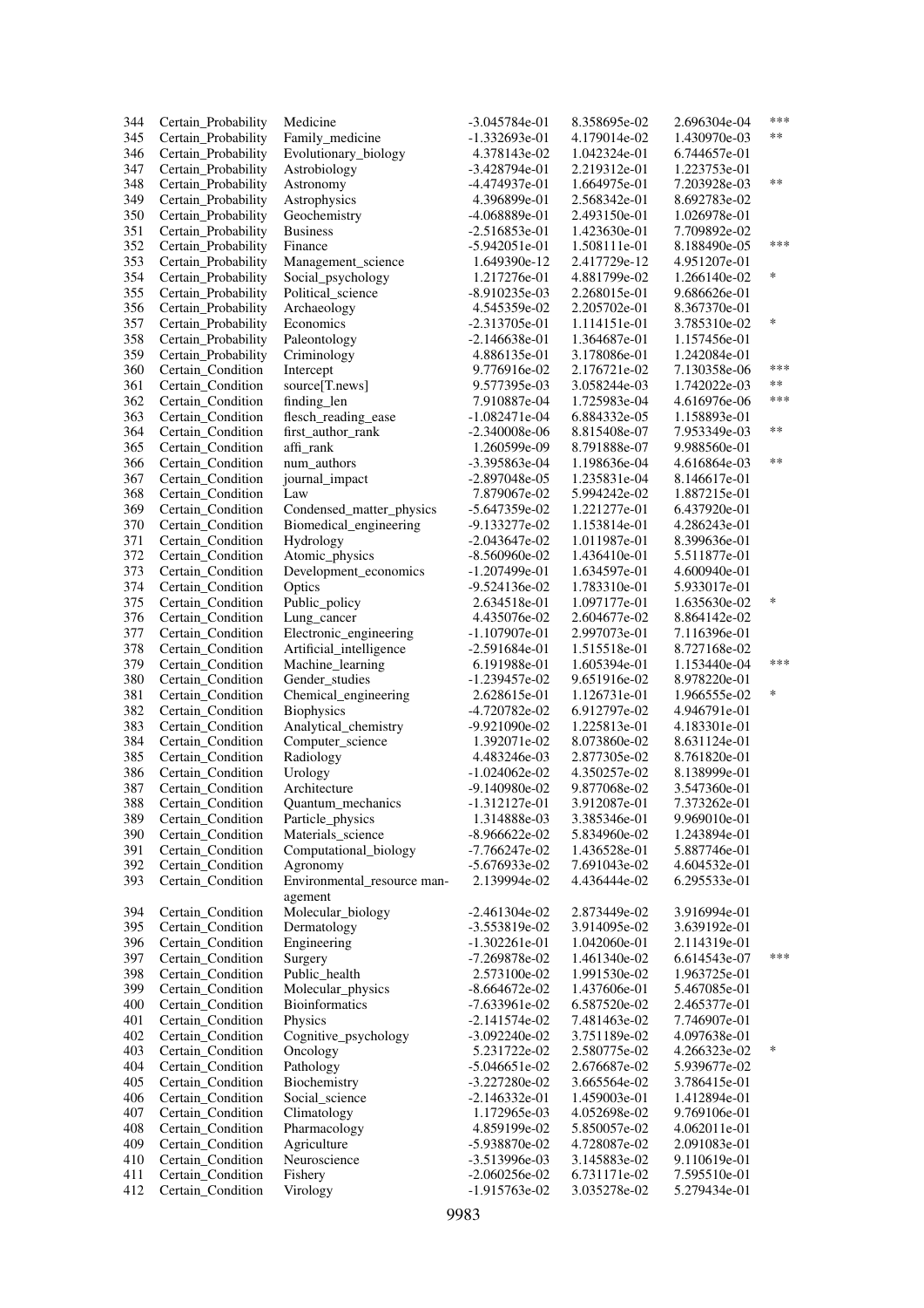| | | | | | | |
|---|---|---|---|---|---|---|
| 344 | Certain_Probability | Medicine | -3.045784e-01 | 8.358695e-02 | 2.696304e-04 | *** |
| 345 | Certain_Probability | Family_medicine | -1.332693e-01 | 4.179014e-02 | 1.430970e-03 | ** |
| 346 | Certain_Probability | Evolutionary_biology | 4.378143e-02 | 1.042324e-01 | 6.744657e-01 | |
| 347 | Certain_Probability | Astrobiology | -3.428794e-01 | 2.219312e-01 | 1.223753e-01 | |
| 348 | Certain_Probability | Astronomy | -4.474937e-01 | 1.664975e-01 | 7.203928e-03 | ** |
| 349 | Certain_Probability | Astrophysics | 4.396899e-01 | 2.568342e-01 | 8.692783e-02 | |
| 350 | Certain_Probability | Geochemistry | -4.068889e-01 | 2.493150e-01 | 1.026978e-01 | |
| 351 | Certain_Probability | Business | -2.516853e-01 | 1.423630e-01 | 7.709892e-02 | |
| 352 | Certain_Probability | Finance | -5.942051e-01 | 1.508111e-01 | 8.188490e-05 | *** |
| 353 | Certain_Probability | Management_science | 1.649390e-12 | 2.417729e-12 | 4.951207e-01 | |
| 354 | Certain_Probability | Social_psychology | 1.217276e-01 | 4.881799e-02 | 1.266140e-02 | * |
| 355 | Certain_Probability | Political_science | -8.910235e-03 | 2.268015e-01 | 9.686626e-01 | |
| 356 | Certain_Probability | Archaeology | 4.545359e-02 | 2.205702e-01 | 8.367370e-01 | |
| 357 | Certain_Probability | Economics | -2.313705e-01 | 1.114151e-01 | 3.785310e-02 | * |
| 358 | Certain_Probability | Paleontology | -2.146638e-01 | 1.364687e-01 | 1.157456e-01 | |
| 359 | Certain_Probability | Criminology | 4.886135e-01 | 3.178086e-01 | 1.242084e-01 | |
| 360 | Certain_Condition | Intercept | 9.776916e-02 | 2.176721e-02 | 7.130358e-06 | *** |
| 361 | Certain_Condition | source[T.news] | 9.577395e-03 | 3.058244e-03 | 1.742022e-03 | ** |
| 362 | Certain_Condition | finding_len | 7.910887e-04 | 1.725983e-04 | 4.616976e-06 | *** |
| 363 | Certain_Condition | flesch_reading_ease | -1.082471e-04 | 6.884332e-05 | 1.158893e-01 | |
| 364 | Certain_Condition | first_author_rank | -2.340008e-06 | 8.815408e-07 | 7.953349e-03 | ** |
| 365 | Certain_Condition | affi_rank | 1.260599e-09 | 8.791888e-07 | 9.988560e-01 | |
| 366 | Certain_Condition | num_authors | -3.395863e-04 | 1.198636e-04 | 4.616864e-03 | ** |
| 367 | Certain_Condition | journal_impact | -2.897048e-05 | 1.235831e-04 | 8.146617e-01 | |
| 368 | Certain_Condition | Law | 7.879067e-02 | 5.994242e-02 | 1.887215e-01 | |
| 369 | Certain_Condition | Condensed_matter_physics | -5.647359e-02 | 1.221277e-01 | 6.437920e-01 | |
| 370 | Certain_Condition | Biomedical_engineering | -9.133277e-02 | 1.153814e-01 | 4.286243e-01 | |
| 371 | Certain_Condition | Hydrology | -2.043647e-02 | 1.011987e-01 | 8.399636e-01 | |
| 372 | Certain_Condition | Atomic_physics | -8.560960e-02 | 1.436410e-01 | 5.511877e-01 | |
| 373 | Certain_Condition | Development_economics | -1.207499e-01 | 1.634597e-01 | 4.600940e-01 | |
| 374 | Certain_Condition | Optics | -9.524136e-02 | 1.783310e-01 | 5.933017e-01 | |
| 375 | Certain_Condition | Public_policy | 2.634518e-01 | 1.097177e-01 | 1.635630e-02 | * |
| 376 | Certain_Condition | Lung_cancer | 4.435076e-02 | 2.604677e-02 | 8.864142e-02 | |
| 377 | Certain_Condition | Electronic_engineering | -1.107907e-01 | 2.997073e-01 | 7.116396e-01 | |
| 378 | Certain_Condition | Artificial_intelligence | -2.591684e-01 | 1.515518e-01 | 8.727168e-02 | |
| 379 | Certain_Condition | Machine_learning | 6.191988e-01 | 1.605394e-01 | 1.153440e-04 | *** |
| 380 | Certain_Condition | Gender_studies | -1.239457e-02 | 9.651916e-02 | 8.978220e-01 | |
| 381 | Certain_Condition | Chemical_engineering | 2.628615e-01 | 1.126731e-01 | 1.966555e-02 | * |
| 382 | Certain_Condition | Biophysics | -4.720782e-02 | 6.912797e-02 | 4.946791e-01 | |
| 383 | Certain_Condition | Analytical_chemistry | -9.921090e-02 | 1.225813e-01 | 4.183301e-01 | |
| 384 | Certain_Condition | Computer_science | 1.392071e-02 | 8.073860e-02 | 8.631124e-01 | |
| 385 | Certain_Condition | Radiology | 4.483246e-03 | 2.877305e-02 | 8.761820e-01 | |
| 386 | Certain_Condition | Urology | -1.024062e-02 | 4.350257e-02 | 8.138999e-01 | |
| 387 | Certain_Condition | Architecture | -9.140980e-02 | 9.877068e-02 | 3.547360e-01 | |
| 388 | Certain_Condition | Quantum_mechanics | -1.312127e-01 | 3.912087e-01 | 7.373262e-01 | |
| 389 | Certain_Condition | Particle_physics | 1.314888e-03 | 3.385346e-01 | 9.969010e-01 | |
| 390 | Certain_Condition | Materials_science | -8.966622e-02 | 5.834960e-02 | 1.243894e-01 | |
| 391 | Certain_Condition | Computational_biology | -7.766247e-02 | 1.436528e-01 | 5.887746e-01 | |
| 392 | Certain_Condition | Agronomy | -5.676933e-02 | 7.691043e-02 | 4.604532e-01 | |
| 393 | Certain_Condition | Environmental_resource management | 2.139994e-02 | 4.436444e-02 | 6.295533e-01 | |
| 394 | Certain_Condition | Molecular_biology | -2.461304e-02 | 2.873449e-02 | 3.916994e-01 | |
| 395 | Certain_Condition | Dermatology | -3.553819e-02 | 3.914095e-02 | 3.639192e-01 | |
| 396 | Certain_Condition | Engineering | -1.302261e-01 | 1.042060e-01 | 2.114319e-01 | |
| 397 | Certain_Condition | Surgery | -7.269878e-02 | 1.461340e-02 | 6.614543e-07 | *** |
| 398 | Certain_Condition | Public_health | 2.573100e-02 | 1.991530e-02 | 1.963725e-01 | |
| 399 | Certain_Condition | Molecular_physics | -8.664672e-02 | 1.437606e-01 | 5.467085e-01 | |
| 400 | Certain_Condition | Bioinformatics | -7.633961e-02 | 6.587520e-02 | 2.465377e-01 | |
| 401 | Certain_Condition | Physics | -2.141574e-02 | 7.481463e-02 | 7.746907e-01 | |
| 402 | Certain_Condition | Cognitive_psychology | -3.092240e-02 | 3.751189e-02 | 4.097638e-01 | |
| 403 | Certain_Condition | Oncology | 5.231722e-02 | 2.580775e-02 | 4.266323e-02 | * |
| 404 | Certain_Condition | Pathology | -5.046651e-02 | 2.676687e-02 | 5.939677e-02 | |
| 405 | Certain_Condition | Biochemistry | -3.227280e-02 | 3.665564e-02 | 3.786415e-01 | |
| 406 | Certain_Condition | Social_science | -2.146332e-01 | 1.459003e-01 | 1.412894e-01 | |
| 407 | Certain_Condition | Climatology | 1.172965e-03 | 4.052698e-02 | 9.769106e-01 | |
| 408 | Certain_Condition | Pharmacology | 4.859199e-02 | 5.850057e-02 | 4.062011e-01 | |
| 409 | Certain_Condition | Agriculture | -5.938870e-02 | 4.728087e-02 | 2.091083e-01 | |
| 410 | Certain_Condition | Neuroscience | -3.513996e-03 | 3.145883e-02 | 9.110619e-01 | |
| 411 | Certain_Condition | Fishery | -2.060256e-02 | 6.731171e-02 | 7.595510e-01 | |
| 412 | Certain_Condition | Virology | -1.915763e-02 | 3.035278e-02 | 5.279434e-01 | |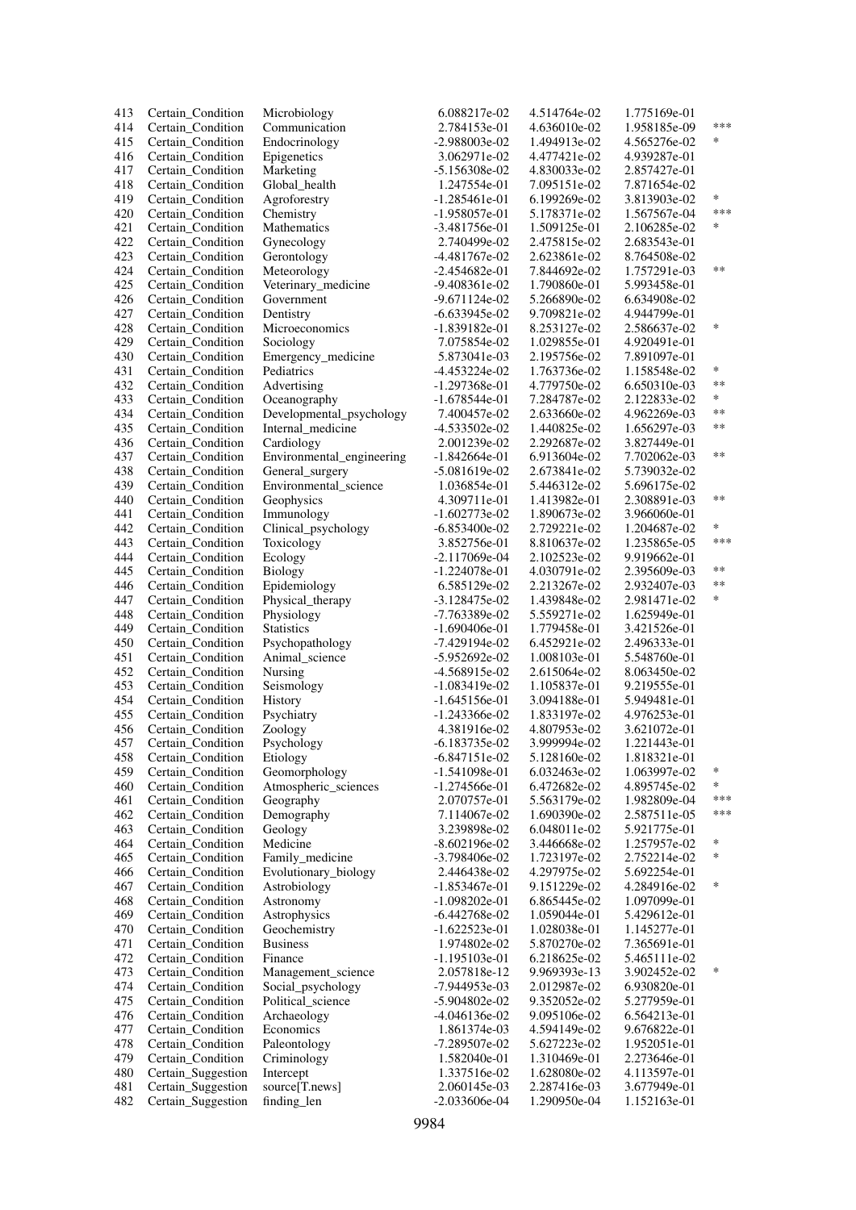| | | | | | | |
|---|---|---|---|---|---|---|
| 413 | Certain_Condition | Microbiology | 6.088217e-02 | 4.514764e-02 | 1.775169e-01 | |
| 414 | Certain_Condition | Communication | 2.784153e-01 | 4.636010e-02 | 1.958185e-09 | *** |
| 415 | Certain_Condition | Endocrinology | -2.988003e-02 | 1.494913e-02 | 4.565276e-02 | * |
| 416 | Certain_Condition | Epigenetics | 3.062971e-02 | 4.477421e-02 | 4.939287e-01 | |
| 417 | Certain_Condition | Marketing | -5.156308e-02 | 4.830033e-02 | 2.857427e-01 | |
| 418 | Certain_Condition | Global_health | 1.247554e-01 | 7.095151e-02 | 7.871654e-02 | |
| 419 | Certain_Condition | Agroforestry | -1.285461e-01 | 6.199269e-02 | 3.813903e-02 | * |
| 420 | Certain_Condition | Chemistry | -1.958057e-01 | 5.178371e-02 | 1.567567e-04 | *** |
| 421 | Certain_Condition | Mathematics | -3.481756e-01 | 1.509125e-01 | 2.106285e-02 | * |
| 422 | Certain_Condition | Gynecology | 2.740499e-02 | 2.475815e-02 | 2.683543e-01 | |
| 423 | Certain_Condition | Gerontology | -4.481767e-02 | 2.623861e-02 | 8.764508e-02 | |
| 424 | Certain_Condition | Meteorology | -2.454682e-01 | 7.844692e-02 | 1.757291e-03 | ** |
| 425 | Certain_Condition | Veterinary_medicine | -9.408361e-02 | 1.790860e-01 | 5.993458e-01 | |
| 426 | Certain_Condition | Government | -9.671124e-02 | 5.266890e-02 | 6.634908e-02 | |
| 427 | Certain_Condition | Dentistry | -6.633945e-02 | 9.709821e-02 | 4.944799e-01 | |
| 428 | Certain_Condition | Microeconomics | -1.839182e-01 | 8.253127e-02 | 2.586637e-02 | * |
| 429 | Certain_Condition | Sociology | 7.075854e-02 | 1.029855e-01 | 4.920491e-01 | |
| 430 | Certain_Condition | Emergency_medicine | 5.873041e-03 | 2.195756e-02 | 7.891097e-01 | |
| 431 | Certain_Condition | Pediatrics | -4.453224e-02 | 1.763736e-02 | 1.158548e-02 | * |
| 432 | Certain_Condition | Advertising | -1.297368e-01 | 4.779750e-02 | 6.650310e-03 | ** |
| 433 | Certain_Condition | Oceanography | -1.678544e-01 | 7.284787e-02 | 2.122833e-02 | * |
| 434 | Certain_Condition | Developmental_psychology | 7.400457e-02 | 2.633660e-02 | 4.962269e-03 | ** |
| 435 | Certain_Condition | Internal_medicine | -4.533502e-02 | 1.440825e-02 | 1.656297e-03 | ** |
| 436 | Certain_Condition | Cardiology | 2.001239e-02 | 2.292687e-02 | 3.827449e-01 | |
| 437 | Certain_Condition | Environmental_engineering | -1.842664e-01 | 6.913604e-02 | 7.702062e-03 | ** |
| 438 | Certain_Condition | General_surgery | -5.081619e-02 | 2.673841e-02 | 5.739032e-02 | |
| 439 | Certain_Condition | Environmental_science | 1.036854e-01 | 5.446312e-02 | 5.696175e-02 | |
| 440 | Certain_Condition | Geophysics | 4.309711e-01 | 1.413982e-01 | 2.308891e-03 | ** |
| 441 | Certain_Condition | Immunology | -1.602773e-02 | 1.890673e-02 | 3.966060e-01 | |
| 442 | Certain_Condition | Clinical_psychology | -6.853400e-02 | 2.729221e-02 | 1.204687e-02 | * |
| 443 | Certain_Condition | Toxicology | 3.852756e-01 | 8.810637e-02 | 1.235865e-05 | *** |
| 444 | Certain_Condition | Ecology | -2.117069e-04 | 2.102523e-02 | 9.919662e-01 | |
| 445 | Certain_Condition | Biology | -1.224078e-01 | 4.030791e-02 | 2.395609e-03 | ** |
| 446 | Certain_Condition | Epidemiology | 6.585129e-02 | 2.213267e-02 | 2.932407e-03 | ** |
| 447 | Certain_Condition | Physical_therapy | -3.128475e-02 | 1.439848e-02 | 2.981471e-02 | * |
| 448 | Certain_Condition | Physiology | -7.763389e-02 | 5.559271e-02 | 1.625949e-01 | |
| 449 | Certain_Condition | Statistics | -1.690406e-01 | 1.779458e-01 | 3.421526e-01 | |
| 450 | Certain_Condition | Psychopathology | -7.429194e-02 | 6.452921e-02 | 2.496333e-01 | |
| 451 | Certain_Condition | Animal_science | -5.952692e-02 | 1.008103e-01 | 5.548760e-01 | |
| 452 | Certain_Condition | Nursing | -4.568915e-02 | 2.615064e-02 | 8.063450e-02 | |
| 453 | Certain_Condition | Seismology | -1.083419e-02 | 1.105837e-01 | 9.219555e-01 | |
| 454 | Certain_Condition | History | -1.645156e-01 | 3.094188e-01 | 5.949481e-01 | |
| 455 | Certain_Condition | Psychiatry | -1.243366e-02 | 1.833197e-02 | 4.976253e-01 | |
| 456 | Certain_Condition | Zoology | 4.381916e-02 | 4.807953e-02 | 3.621072e-01 | |
| 457 | Certain_Condition | Psychology | -6.183735e-02 | 3.999994e-02 | 1.221443e-01 | |
| 458 | Certain_Condition | Etiology | -6.847151e-02 | 5.128160e-02 | 1.818321e-01 | |
| 459 | Certain_Condition | Geomorphology | -1.541098e-01 | 6.032463e-02 | 1.063997e-02 | * |
| 460 | Certain_Condition | Atmospheric_sciences | -1.274566e-01 | 6.472682e-02 | 4.895745e-02 | * |
| 461 | Certain_Condition | Geography | 2.070757e-01 | 5.563179e-02 | 1.982809e-04 | *** |
| 462 | Certain_Condition | Demography | 7.114067e-02 | 1.690390e-02 | 2.587511e-05 | *** |
| 463 | Certain_Condition | Geology | 3.239898e-02 | 6.048011e-02 | 5.921775e-01 | |
| 464 | Certain_Condition | Medicine | -8.602196e-02 | 3.446668e-02 | 1.257957e-02 | * |
| 465 | Certain_Condition | Family_medicine | -3.798406e-02 | 1.723197e-02 | 2.752214e-02 | * |
| 466 | Certain_Condition | Evolutionary_biology | 2.446438e-02 | 4.297975e-02 | 5.692254e-01 | |
| 467 | Certain_Condition | Astrobiology | -1.853467e-01 | 9.151229e-02 | 4.284916e-02 | * |
| 468 | Certain_Condition | Astronomy | -1.098202e-01 | 6.865445e-02 | 1.097099e-01 | |
| 469 | Certain_Condition | Astrophysics | -6.442768e-02 | 1.059044e-01 | 5.429612e-01 | |
| 470 | Certain_Condition | Geochemistry | -1.622523e-01 | 1.028038e-01 | 1.145277e-01 | |
| 471 | Certain_Condition | Business | 1.974802e-02 | 5.870270e-02 | 7.365691e-01 | |
| 472 | Certain_Condition | Finance | -1.195103e-01 | 6.218625e-02 | 5.465111e-02 | |
| 473 | Certain_Condition | Management_science | 2.057818e-12 | 9.969393e-13 | 3.902452e-02 | * |
| 474 | Certain_Condition | Social_psychology | -7.944953e-03 | 2.012987e-02 | 6.930820e-01 | |
| 475 | Certain_Condition | Political_science | -5.904820e-02 | 9.352052e-02 | 5.277959e-01 | |
| 476 | Certain_Condition | Archaeology | -4.046136e-02 | 9.095106e-02 | 6.564213e-01 | |
| 477 | Certain_Condition | Economics | 1.861374e-03 | 4.594149e-02 | 9.676822e-01 | |
| 478 | Certain_Condition | Paleontology | -7.289507e-02 | 5.627223e-02 | 1.952051e-01 | |
| 479 | Certain_Condition | Criminology | 1.582040e-01 | 1.310469e-01 | 2.273646e-01 | |
| 480 | Certain_Suggestion | Intercept | 1.337516e-02 | 1.628080e-02 | 4.113597e-01 | |
| 481 | Certain_Suggestion | source[T.news] | 2.060145e-03 | 2.287416e-03 | 3.677949e-01 | |
| 482 | Certain_Suggestion | finding_len | -2.033606e-04 | 1.290950e-04 | 1.152163e-01 | |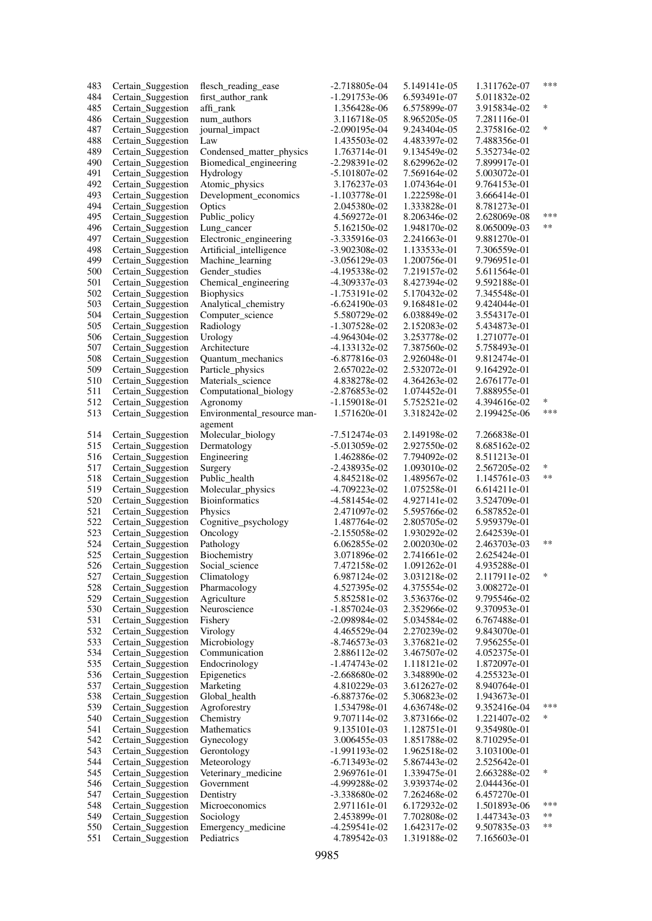| | | | | | | |
|---|---|---|---|---|---|---|
| 483 | Certain_Suggestion | flesch_reading_ease | -2.718805e-04 | 5.149141e-05 | 1.311762e-07 | *** |
| 484 | Certain_Suggestion | first_author_rank | -1.291753e-06 | 6.593491e-07 | 5.011832e-02 | |
| 485 | Certain_Suggestion | affi_rank | 1.356428e-06 | 6.575899e-07 | 3.915834e-02 | * |
| 486 | Certain_Suggestion | num_authors | 3.116718e-05 | 8.965205e-05 | 7.281116e-01 | |
| 487 | Certain_Suggestion | journal_impact | -2.090195e-04 | 9.243404e-05 | 2.375816e-02 | * |
| 488 | Certain_Suggestion | Law | 1.435503e-02 | 4.483397e-02 | 7.488356e-01 | |
| 489 | Certain_Suggestion | Condensed_matter_physics | 1.763714e-01 | 9.134549e-02 | 5.352734e-02 | |
| 490 | Certain_Suggestion | Biomedical_engineering | -2.298391e-02 | 8.629962e-02 | 7.899917e-01 | |
| 491 | Certain_Suggestion | Hydrology | -5.101807e-02 | 7.569164e-02 | 5.003072e-01 | |
| 492 | Certain_Suggestion | Atomic_physics | 3.176237e-03 | 1.074364e-01 | 9.764153e-01 | |
| 493 | Certain_Suggestion | Development_economics | -1.103778e-01 | 1.222598e-01 | 3.666414e-01 | |
| 494 | Certain_Suggestion | Optics | 2.045380e-02 | 1.333828e-01 | 8.781273e-01 | |
| 495 | Certain_Suggestion | Public_policy | 4.569272e-01 | 8.206346e-02 | 2.628069e-08 | *** |
| 496 | Certain_Suggestion | Lung_cancer | 5.162150e-02 | 1.948170e-02 | 8.065009e-03 | ** |
| 497 | Certain_Suggestion | Electronic_engineering | -3.335916e-03 | 2.241663e-01 | 9.881270e-01 | |
| 498 | Certain_Suggestion | Artificial_intelligence | -3.902308e-02 | 1.133533e-01 | 7.306559e-01 | |
| 499 | Certain_Suggestion | Machine_learning | -3.056129e-03 | 1.200756e-01 | 9.796951e-01 | |
| 500 | Certain_Suggestion | Gender_studies | -4.195338e-02 | 7.219157e-02 | 5.611564e-01 | |
| 501 | Certain_Suggestion | Chemical_engineering | -4.309337e-03 | 8.427394e-02 | 9.592188e-01 | |
| 502 | Certain_Suggestion | Biophysics | -1.753191e-02 | 5.170432e-02 | 7.345548e-01 | |
| 503 | Certain_Suggestion | Analytical_chemistry | -6.624190e-03 | 9.168481e-02 | 9.424044e-01 | |
| 504 | Certain_Suggestion | Computer_science | 5.580729e-02 | 6.038849e-02 | 3.554317e-01 | |
| 505 | Certain_Suggestion | Radiology | -1.307528e-02 | 2.152083e-02 | 5.434873e-01 | |
| 506 | Certain_Suggestion | Urology | -4.964304e-02 | 3.253778e-02 | 1.271077e-01 | |
| 507 | Certain_Suggestion | Architecture | -4.133132e-02 | 7.387560e-02 | 5.758493e-01 | |
| 508 | Certain_Suggestion | Quantum_mechanics | -6.877816e-03 | 2.926048e-01 | 9.812474e-01 | |
| 509 | Certain_Suggestion | Particle_physics | 2.657022e-02 | 2.532072e-01 | 9.164292e-01 | |
| 510 | Certain_Suggestion | Materials_science | 4.838278e-02 | 4.364263e-02 | 2.676177e-01 | |
| 511 | Certain_Suggestion | Computational_biology | -2.876853e-02 | 1.074452e-01 | 7.888955e-01 | |
| 512 | Certain_Suggestion | Agronomy | -1.159018e-01 | 5.752521e-02 | 4.394616e-02 | * |
| 513 | Certain_Suggestion | Environmental_resource_management | 1.571620e-01 | 3.318242e-02 | 2.199425e-06 | *** |
| 514 | Certain_Suggestion | Molecular_biology | -7.512474e-03 | 2.149198e-02 | 7.266838e-01 | |
| 515 | Certain_Suggestion | Dermatology | -5.013059e-02 | 2.927550e-02 | 8.685162e-02 | |
| 516 | Certain_Suggestion | Engineering | 1.462886e-02 | 7.794092e-02 | 8.511213e-01 | |
| 517 | Certain_Suggestion | Surgery | -2.438935e-02 | 1.093010e-02 | 2.567205e-02 | * |
| 518 | Certain_Suggestion | Public_health | 4.845218e-02 | 1.489567e-02 | 1.145761e-03 | ** |
| 519 | Certain_Suggestion | Molecular_physics | -4.709223e-02 | 1.075258e-01 | 6.614211e-01 | |
| 520 | Certain_Suggestion | Bioinformatics | -4.581454e-02 | 4.927141e-02 | 3.524709e-01 | |
| 521 | Certain_Suggestion | Physics | 2.471097e-02 | 5.595766e-02 | 6.587852e-01 | |
| 522 | Certain_Suggestion | Cognitive_psychology | 1.487764e-02 | 2.805705e-02 | 5.959379e-01 | |
| 523 | Certain_Suggestion | Oncology | -2.155058e-02 | 1.930292e-02 | 2.642539e-01 | |
| 524 | Certain_Suggestion | Pathology | 6.062855e-02 | 2.002030e-02 | 2.463703e-03 | ** |
| 525 | Certain_Suggestion | Biochemistry | 3.071896e-02 | 2.741661e-02 | 2.625424e-01 | |
| 526 | Certain_Suggestion | Social_science | 7.472158e-02 | 1.091262e-01 | 4.935288e-01 | |
| 527 | Certain_Suggestion | Climatology | 6.987124e-02 | 3.031218e-02 | 2.117911e-02 | * |
| 528 | Certain_Suggestion | Pharmacology | 4.527395e-02 | 4.375554e-02 | 3.008272e-01 | |
| 529 | Certain_Suggestion | Agriculture | 5.852581e-02 | 3.536376e-02 | 9.795546e-02 | |
| 530 | Certain_Suggestion | Neuroscience | -1.857024e-03 | 2.352966e-02 | 9.370953e-01 | |
| 531 | Certain_Suggestion | Fishery | -2.098984e-02 | 5.034584e-02 | 6.767488e-01 | |
| 532 | Certain_Suggestion | Virology | 4.465529e-04 | 2.270239e-02 | 9.843070e-01 | |
| 533 | Certain_Suggestion | Microbiology | -8.746573e-03 | 3.376821e-02 | 7.956255e-01 | |
| 534 | Certain_Suggestion | Communication | 2.886112e-02 | 3.467507e-02 | 4.052375e-01 | |
| 535 | Certain_Suggestion | Endocrinology | -1.474743e-02 | 1.118121e-02 | 1.872097e-01 | |
| 536 | Certain_Suggestion | Epigenetics | -2.668680e-02 | 3.348890e-02 | 4.255323e-01 | |
| 537 | Certain_Suggestion | Marketing | 4.810229e-03 | 3.612627e-02 | 8.940764e-01 | |
| 538 | Certain_Suggestion | Global_health | -6.887376e-02 | 5.306823e-02 | 1.943673e-01 | |
| 539 | Certain_Suggestion | Agroforestry | 1.534798e-01 | 4.636748e-02 | 9.352416e-04 | *** |
| 540 | Certain_Suggestion | Chemistry | 9.707114e-02 | 3.873166e-02 | 1.221407e-02 | * |
| 541 | Certain_Suggestion | Mathematics | 9.135101e-03 | 1.128751e-01 | 9.354980e-01 | |
| 542 | Certain_Suggestion | Gynecology | 3.006455e-03 | 1.851788e-02 | 8.710295e-01 | |
| 543 | Certain_Suggestion | Gerontology | -1.991193e-02 | 1.962518e-02 | 3.103100e-01 | |
| 544 | Certain_Suggestion | Meteorology | -6.713493e-02 | 5.867443e-02 | 2.525642e-01 | |
| 545 | Certain_Suggestion | Veterinary_medicine | 2.969761e-01 | 1.339475e-01 | 2.663288e-02 | * |
| 546 | Certain_Suggestion | Government | -4.999288e-02 | 3.939374e-02 | 2.044436e-01 | |
| 547 | Certain_Suggestion | Dentistry | -3.338680e-02 | 7.262468e-02 | 6.457270e-01 | |
| 548 | Certain_Suggestion | Microeconomics | 2.971161e-01 | 6.172932e-02 | 1.501893e-06 | *** |
| 549 | Certain_Suggestion | Sociology | 2.453899e-01 | 7.702808e-02 | 1.447343e-03 | ** |
| 550 | Certain_Suggestion | Emergency_medicine | -4.259541e-02 | 1.642317e-02 | 9.507835e-03 | ** |
| 551 | Certain_Suggestion | Pediatrics | 4.789542e-03 | 1.319188e-02 | 7.165603e-01 | |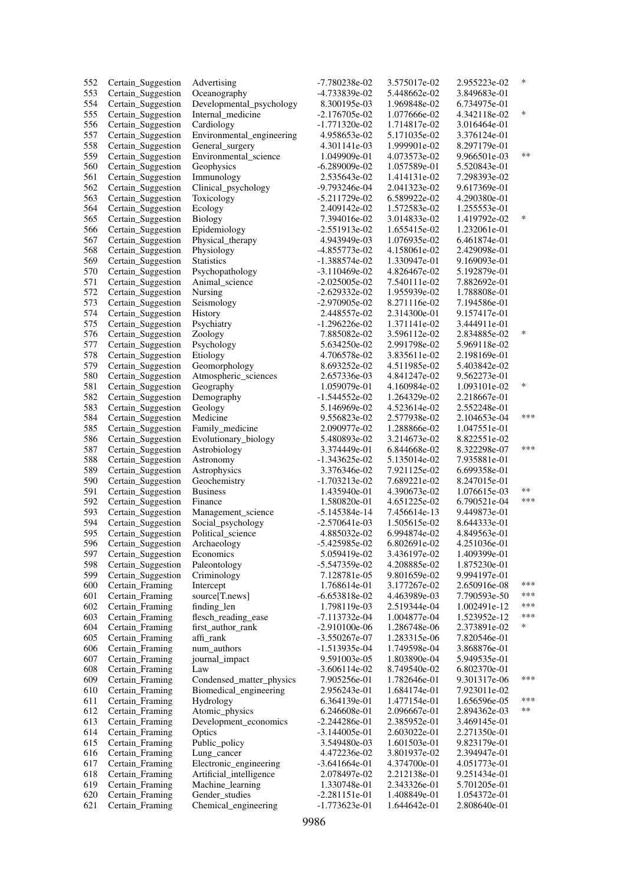| | | | | | | |
|---|---|---|---|---|---|---|
| 552 | Certain_Suggestion | Advertising | -7.780238e-02 | 3.575017e-02 | 2.955223e-02 | * |
| 553 | Certain_Suggestion | Oceanography | -4.733839e-02 | 5.448662e-02 | 3.849683e-01 | |
| 554 | Certain_Suggestion | Developmental_psychology | 8.300195e-03 | 1.969848e-02 | 6.734975e-01 | |
| 555 | Certain_Suggestion | Internal_medicine | -2.176705e-02 | 1.077666e-02 | 4.342118e-02 | * |
| 556 | Certain_Suggestion | Cardiology | -1.771320e-02 | 1.714817e-02 | 3.016464e-01 | |
| 557 | Certain_Suggestion | Environmental_engineering | 4.958653e-02 | 5.171035e-02 | 3.376124e-01 | |
| 558 | Certain_Suggestion | General_surgery | 4.301141e-03 | 1.999901e-02 | 8.297179e-01 | |
| 559 | Certain_Suggestion | Environmental_science | 1.049909e-01 | 4.073573e-02 | 9.966501e-03 | ** |
| 560 | Certain_Suggestion | Geophysics | -6.289009e-02 | 1.057589e-01 | 5.520843e-01 | |
| 561 | Certain_Suggestion | Immunology | 2.535643e-02 | 1.414131e-02 | 7.298393e-02 | |
| 562 | Certain_Suggestion | Clinical_psychology | -9.793246e-04 | 2.041323e-02 | 9.617369e-01 | |
| 563 | Certain_Suggestion | Toxicology | -5.211729e-02 | 6.589922e-02 | 4.290380e-01 | |
| 564 | Certain_Suggestion | Ecology | 2.409142e-02 | 1.572583e-02 | 1.255553e-01 | |
| 565 | Certain_Suggestion | Biology | 7.394016e-02 | 3.014833e-02 | 1.419792e-02 | * |
| 566 | Certain_Suggestion | Epidemiology | -2.551913e-02 | 1.655415e-02 | 1.232061e-01 | |
| 567 | Certain_Suggestion | Physical_therapy | 4.943949e-03 | 1.076935e-02 | 6.461874e-01 | |
| 568 | Certain_Suggestion | Physiology | -4.855773e-02 | 4.158061e-02 | 2.429098e-01 | |
| 569 | Certain_Suggestion | Statistics | -1.388574e-02 | 1.330947e-01 | 9.169093e-01 | |
| 570 | Certain_Suggestion | Psychopathology | -3.110469e-02 | 4.826467e-02 | 5.192879e-01 | |
| 571 | Certain_Suggestion | Animal_science | -2.025005e-02 | 7.540111e-02 | 7.882692e-01 | |
| 572 | Certain_Suggestion | Nursing | -2.629332e-02 | 1.955939e-02 | 1.788808e-01 | |
| 573 | Certain_Suggestion | Seismology | -2.970905e-02 | 8.271116e-02 | 7.194586e-01 | |
| 574 | Certain_Suggestion | History | 2.448557e-02 | 2.314300e-01 | 9.157417e-01 | |
| 575 | Certain_Suggestion | Psychiatry | -1.296226e-02 | 1.371141e-02 | 3.444911e-01 | |
| 576 | Certain_Suggestion | Zoology | 7.885082e-02 | 3.596112e-02 | 2.834885e-02 | * |
| 577 | Certain_Suggestion | Psychology | 5.634250e-02 | 2.991798e-02 | 5.969118e-02 | |
| 578 | Certain_Suggestion | Etiology | 4.706578e-02 | 3.835611e-02 | 2.198169e-01 | |
| 579 | Certain_Suggestion | Geomorphology | 8.693252e-02 | 4.511985e-02 | 5.403842e-02 | |
| 580 | Certain_Suggestion | Atmospheric_sciences | 2.657336e-03 | 4.841247e-02 | 9.562273e-01 | |
| 581 | Certain_Suggestion | Geography | 1.059079e-01 | 4.160984e-02 | 1.093101e-02 | * |
| 582 | Certain_Suggestion | Demography | -1.544552e-02 | 1.264329e-02 | 2.218667e-01 | |
| 583 | Certain_Suggestion | Geology | 5.146969e-02 | 4.523614e-02 | 2.552248e-01 | |
| 584 | Certain_Suggestion | Medicine | 9.556823e-02 | 2.577938e-02 | 2.104653e-04 | *** |
| 585 | Certain_Suggestion | Family_medicine | 2.090977e-02 | 1.288866e-02 | 1.047551e-01 | |
| 586 | Certain_Suggestion | Evolutionary_biology | 5.480893e-02 | 3.214673e-02 | 8.822551e-02 | |
| 587 | Certain_Suggestion | Astrobiology | 3.374449e-01 | 6.844668e-02 | 8.322298e-07 | *** |
| 588 | Certain_Suggestion | Astronomy | -1.343625e-02 | 5.135014e-02 | 7.935881e-01 | |
| 589 | Certain_Suggestion | Astrophysics | 3.376346e-02 | 7.921125e-02 | 6.699358e-01 | |
| 590 | Certain_Suggestion | Geochemistry | -1.703213e-02 | 7.689221e-02 | 8.247015e-01 | |
| 591 | Certain_Suggestion | Business | 1.435940e-01 | 4.390673e-02 | 1.076615e-03 | ** |
| 592 | Certain_Suggestion | Finance | 1.580820e-01 | 4.651225e-02 | 6.790521e-04 | *** |
| 593 | Certain_Suggestion | Management_science | -5.145384e-14 | 7.456614e-13 | 9.449873e-01 | |
| 594 | Certain_Suggestion | Social_psychology | -2.570641e-03 | 1.505615e-02 | 8.644333e-01 | |
| 595 | Certain_Suggestion | Political_science | 4.885032e-02 | 6.994874e-02 | 4.849563e-01 | |
| 596 | Certain_Suggestion | Archaeology | -5.425985e-02 | 6.802691e-02 | 4.251036e-01 | |
| 597 | Certain_Suggestion | Economics | 5.059419e-02 | 3.436197e-02 | 1.409399e-01 | |
| 598 | Certain_Suggestion | Paleontology | -5.547359e-02 | 4.208885e-02 | 1.875230e-01 | |
| 599 | Certain_Suggestion | Criminology | 7.128781e-05 | 9.801659e-02 | 9.994197e-01 | |
| 600 | Certain_Framing | Intercept | 1.768614e-01 | 3.177267e-02 | 2.650916e-08 | *** |
| 601 | Certain_Framing | source[T.news] | -6.653818e-02 | 4.463989e-03 | 7.790593e-50 | *** |
| 602 | Certain_Framing | finding_len | 1.798119e-03 | 2.519344e-04 | 1.002491e-12 | *** |
| 603 | Certain_Framing | flesch_reading_ease | -7.113732e-04 | 1.004877e-04 | 1.523952e-12 | *** |
| 604 | Certain_Framing | first_author_rank | -2.910100e-06 | 1.286748e-06 | 2.373891e-02 | * |
| 605 | Certain_Framing | affi_rank | -3.550267e-07 | 1.283315e-06 | 7.820546e-01 | |
| 606 | Certain_Framing | num_authors | -1.513935e-04 | 1.749598e-04 | 3.868876e-01 | |
| 607 | Certain_Framing | journal_impact | 9.591003e-05 | 1.803890e-04 | 5.949535e-01 | |
| 608 | Certain_Framing | Law | -3.606114e-02 | 8.749540e-02 | 6.802370e-01 | |
| 609 | Certain_Framing | Condensed_matter_physics | 7.905256e-01 | 1.782646e-01 | 9.301317e-06 | *** |
| 610 | Certain_Framing | Biomedical_engineering | 2.956243e-01 | 1.684174e-01 | 7.923011e-02 | |
| 611 | Certain_Framing | Hydrology | 6.364139e-01 | 1.477154e-01 | 1.656596e-05 | *** |
| 612 | Certain_Framing | Atomic_physics | 6.246608e-01 | 2.096667e-01 | 2.894362e-03 | ** |
| 613 | Certain_Framing | Development_economics | -2.244286e-01 | 2.385952e-01 | 3.469145e-01 | |
| 614 | Certain_Framing | Optics | -3.144005e-01 | 2.603022e-01 | 2.271350e-01 | |
| 615 | Certain_Framing | Public_policy | 3.549480e-03 | 1.601503e-01 | 9.823179e-01 | |
| 616 | Certain_Framing | Lung_cancer | 4.472236e-02 | 3.801937e-02 | 2.394947e-01 | |
| 617 | Certain_Framing | Electronic_engineering | -3.641664e-01 | 4.374700e-01 | 4.051773e-01 | |
| 618 | Certain_Framing | Artificial_intelligence | 2.078497e-02 | 2.212138e-01 | 9.251434e-01 | |
| 619 | Certain_Framing | Machine_learning | 1.330748e-01 | 2.343326e-01 | 5.701205e-01 | |
| 620 | Certain_Framing | Gender_studies | -2.281151e-01 | 1.408849e-01 | 1.054372e-01 | |
| 621 | Certain_Framing | Chemical_engineering | -1.773623e-01 | 1.644642e-01 | 2.808640e-01 | |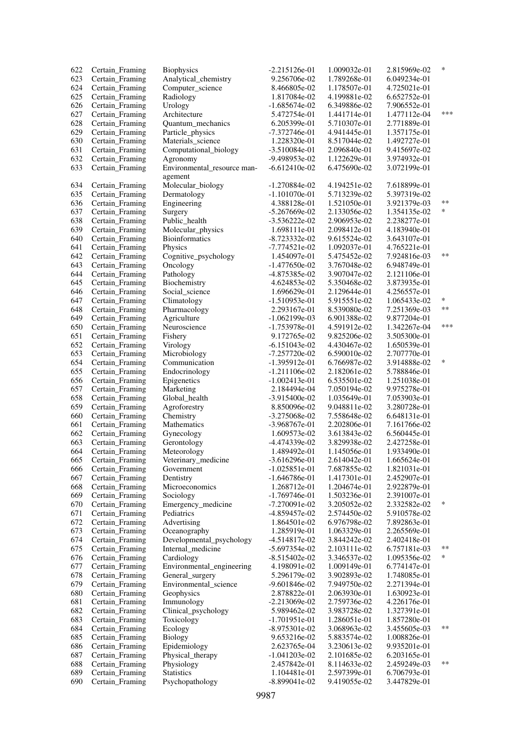| | | | | | | |
|---|---|---|---|---|---|---|
| 622 | Certain_Framing | Biophysics | -2.215126e-01 | 1.009032e-01 | 2.815969e-02 | * |
| 623 | Certain_Framing | Analytical_chemistry | 9.256706e-02 | 1.789268e-01 | 6.049234e-01 | |
| 624 | Certain_Framing | Computer_science | 8.466805e-02 | 1.178507e-01 | 4.725021e-01 | |
| 625 | Certain_Framing | Radiology | 1.817084e-02 | 4.199881e-02 | 6.652752e-01 | |
| 626 | Certain_Framing | Urology | -1.685674e-02 | 6.349886e-02 | 7.906552e-01 | |
| 627 | Certain_Framing | Architecture | 5.472754e-01 | 1.441714e-01 | 1.477112e-04 | *** |
| 628 | Certain_Framing | Quantum_mechanics | 6.205399e-01 | 5.710307e-01 | 2.771889e-01 | |
| 629 | Certain_Framing | Particle_physics | -7.372746e-01 | 4.941445e-01 | 1.357175e-01 | |
| 630 | Certain_Framing | Materials_science | 1.228320e-01 | 8.517044e-02 | 1.492727e-01 | |
| 631 | Certain_Framing | Computational_biology | -3.510084e-01 | 2.096840e-01 | 9.415697e-02 | |
| 632 | Certain_Framing | Agronomy | -9.498953e-02 | 1.122629e-01 | 3.974932e-01 | |
| 633 | Certain_Framing | Environmental_resource_management | -6.612410e-02 | 6.475690e-02 | 3.072199e-01 | |
| 634 | Certain_Framing | Molecular_biology | -1.270884e-02 | 4.194251e-02 | 7.618899e-01 | |
| 635 | Certain_Framing | Dermatology | -1.101070e-01 | 5.713239e-02 | 5.397319e-02 | |
| 636 | Certain_Framing | Engineering | 4.388128e-01 | 1.521050e-01 | 3.921379e-03 | ** |
| 637 | Certain_Framing | Surgery | -5.267669e-02 | 2.133056e-02 | 1.354135e-02 | * |
| 638 | Certain_Framing | Public_health | -3.536222e-02 | 2.906953e-02 | 2.238277e-01 | |
| 639 | Certain_Framing | Molecular_physics | 1.698111e-01 | 2.098412e-01 | 4.183940e-01 | |
| 640 | Certain_Framing | Bioinformatics | -8.723332e-02 | 9.615524e-02 | 3.643107e-01 | |
| 641 | Certain_Framing | Physics | -7.774521e-02 | 1.092037e-01 | 4.765221e-01 | |
| 642 | Certain_Framing | Cognitive_psychology | 1.454097e-01 | 5.475452e-02 | 7.924816e-03 | ** |
| 643 | Certain_Framing | Oncology | -1.477650e-02 | 3.767048e-02 | 6.948749e-01 | |
| 644 | Certain_Framing | Pathology | -4.875385e-02 | 3.907047e-02 | 2.121106e-01 | |
| 645 | Certain_Framing | Biochemistry | 4.624853e-02 | 5.350468e-02 | 3.873935e-01 | |
| 646 | Certain_Framing | Social_science | 1.696629e-01 | 2.129644e-01 | 4.256557e-01 | |
| 647 | Certain_Framing | Climatology | -1.510953e-01 | 5.915551e-02 | 1.065433e-02 | * |
| 648 | Certain_Framing | Pharmacology | 2.293167e-01 | 8.539080e-02 | 7.251369e-03 | ** |
| 649 | Certain_Framing | Agriculture | -1.062199e-03 | 6.901388e-02 | 9.877204e-01 | |
| 650 | Certain_Framing | Neuroscience | -1.753978e-01 | 4.591912e-02 | 1.342267e-04 | *** |
| 651 | Certain_Framing | Fishery | 9.172765e-02 | 9.825206e-02 | 3.505300e-01 | |
| 652 | Certain_Framing | Virology | -6.151043e-02 | 4.430467e-02 | 1.650539e-01 | |
| 653 | Certain_Framing | Microbiology | -7.257720e-02 | 6.590010e-02 | 2.707770e-01 | |
| 654 | Certain_Framing | Communication | -1.395912e-01 | 6.766987e-02 | 3.914888e-02 | * |
| 655 | Certain_Framing | Endocrinology | -1.211106e-02 | 2.182061e-02 | 5.788846e-01 | |
| 656 | Certain_Framing | Epigenetics | -1.002413e-01 | 6.535501e-02 | 1.251038e-01 | |
| 657 | Certain_Framing | Marketing | 2.184494e-04 | 7.050194e-02 | 9.975278e-01 | |
| 658 | Certain_Framing | Global_health | -3.915400e-02 | 1.035649e-01 | 7.053903e-01 | |
| 659 | Certain_Framing | Agroforestry | 8.850096e-02 | 9.048811e-02 | 3.280728e-01 | |
| 660 | Certain_Framing | Chemistry | -3.275068e-02 | 7.558648e-02 | 6.648131e-01 | |
| 661 | Certain_Framing | Mathematics | -3.968767e-01 | 2.202806e-01 | 7.161766e-02 | |
| 662 | Certain_Framing | Gynecology | 1.609573e-02 | 3.613843e-02 | 6.560445e-01 | |
| 663 | Certain_Framing | Gerontology | -4.474339e-02 | 3.829938e-02 | 2.427258e-01 | |
| 664 | Certain_Framing | Meteorology | 1.489492e-01 | 1.145056e-01 | 1.933490e-01 | |
| 665 | Certain_Framing | Veterinary_medicine | -3.616296e-01 | 2.614042e-01 | 1.665624e-01 | |
| 666 | Certain_Framing | Government | -1.025851e-01 | 7.687855e-02 | 1.821031e-01 | |
| 667 | Certain_Framing | Dentistry | -1.646786e-01 | 1.417301e-01 | 2.452907e-01 | |
| 668 | Certain_Framing | Microeconomics | 1.268712e-01 | 1.204674e-01 | 2.922879e-01 | |
| 669 | Certain_Framing | Sociology | -1.769746e-01 | 1.503236e-01 | 2.391007e-01 | |
| 670 | Certain_Framing | Emergency_medicine | -7.270091e-02 | 3.205052e-02 | 2.332582e-02 | * |
| 671 | Certain_Framing | Pediatrics | -4.859457e-02 | 2.574450e-02 | 5.910578e-02 | |
| 672 | Certain_Framing | Advertising | 1.864501e-02 | 6.976798e-02 | 7.892863e-01 | |
| 673 | Certain_Framing | Oceanography | 1.285919e-01 | 1.063329e-01 | 2.265569e-01 | |
| 674 | Certain_Framing | Developmental_psychology | -4.514817e-02 | 3.844242e-02 | 2.402418e-01 | |
| 675 | Certain_Framing | Internal_medicine | -5.697354e-02 | 2.103111e-02 | 6.757181e-03 | ** |
| 676 | Certain_Framing | Cardiology | -8.515402e-02 | 3.346537e-02 | 1.095356e-02 | * |
| 677 | Certain_Framing | Environmental_engineering | 4.198091e-02 | 1.009149e-01 | 6.774147e-01 | |
| 678 | Certain_Framing | General_surgery | 5.296179e-02 | 3.902893e-02 | 1.748085e-01 | |
| 679 | Certain_Framing | Environmental_science | -9.601846e-02 | 7.949750e-02 | 2.271394e-01 | |
| 680 | Certain_Framing | Geophysics | 2.878822e-01 | 2.063930e-01 | 1.630923e-01 | |
| 681 | Certain_Framing | Immunology | -2.213069e-02 | 2.759736e-02 | 4.226176e-01 | |
| 682 | Certain_Framing | Clinical_psychology | 5.989462e-02 | 3.983728e-02 | 1.327391e-01 | |
| 683 | Certain_Framing | Toxicology | -1.701951e-01 | 1.286051e-01 | 1.857280e-01 | |
| 684 | Certain_Framing | Ecology | -8.975301e-02 | 3.068963e-02 | 3.455605e-03 | ** |
| 685 | Certain_Framing | Biology | 9.653216e-02 | 5.883574e-02 | 1.008826e-01 | |
| 686 | Certain_Framing | Epidemiology | 2.623765e-04 | 3.230613e-02 | 9.935201e-01 | |
| 687 | Certain_Framing | Physical_therapy | -1.041203e-02 | 2.101685e-02 | 6.203165e-01 | |
| 688 | Certain_Framing | Physiology | 2.457842e-01 | 8.114633e-02 | 2.459249e-03 | ** |
| 689 | Certain_Framing | Statistics | 1.104481e-01 | 2.597399e-01 | 6.706793e-01 | |
| 690 | Certain_Framing | Psychopathology | -8.899041e-02 | 9.419055e-02 | 3.447829e-01 | |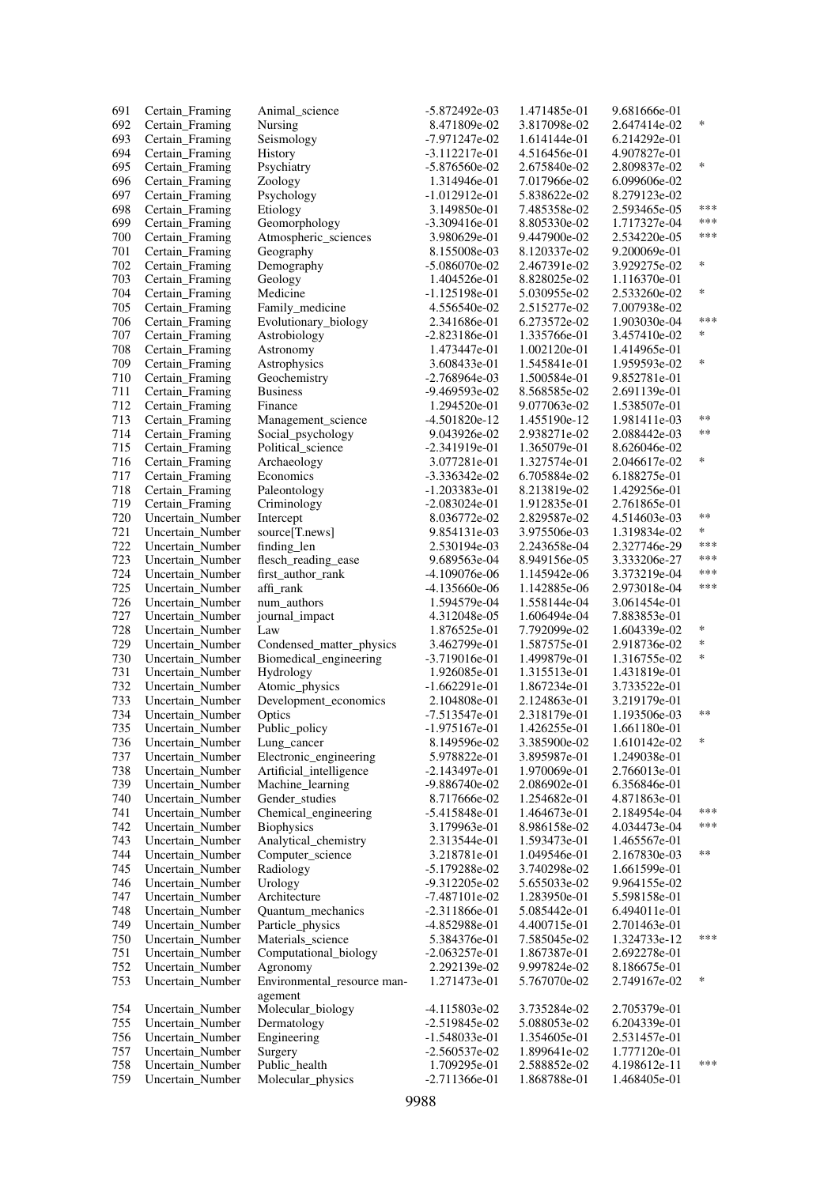| | | | | | | |
|---|---|---|---|---|---|---|
| 691 | Certain_Framing | Animal_science | -5.872492e-03 | 1.471485e-01 | 9.681666e-01 | |
| 692 | Certain_Framing | Nursing | 8.471809e-02 | 3.817098e-02 | 2.647414e-02 | * |
| 693 | Certain_Framing | Seismology | -7.971247e-02 | 1.614144e-01 | 6.214292e-01 | |
| 694 | Certain_Framing | History | -3.112217e-01 | 4.516456e-01 | 4.907827e-01 | |
| 695 | Certain_Framing | Psychiatry | -5.876560e-02 | 2.675840e-02 | 2.809837e-02 | * |
| 696 | Certain_Framing | Zoology | 1.314946e-01 | 7.017966e-02 | 6.099606e-02 | |
| 697 | Certain_Framing | Psychology | -1.012912e-01 | 5.838622e-02 | 8.279123e-02 | |
| 698 | Certain_Framing | Etiology | 3.149850e-01 | 7.485358e-02 | 2.593465e-05 | *** |
| 699 | Certain_Framing | Geomorphology | -3.309416e-01 | 8.805330e-02 | 1.717327e-04 | *** |
| 700 | Certain_Framing | Atmospheric_sciences | 3.980629e-01 | 9.447900e-02 | 2.534220e-05 | *** |
| 701 | Certain_Framing | Geography | 8.155008e-03 | 8.120337e-02 | 9.200069e-01 | |
| 702 | Certain_Framing | Demography | -5.086070e-02 | 2.467391e-02 | 3.929275e-02 | * |
| 703 | Certain_Framing | Geology | 1.404526e-01 | 8.828025e-02 | 1.116370e-01 | |
| 704 | Certain_Framing | Medicine | -1.125198e-01 | 5.030955e-02 | 2.533260e-02 | * |
| 705 | Certain_Framing | Family_medicine | 4.556540e-02 | 2.515277e-02 | 7.007938e-02 | |
| 706 | Certain_Framing | Evolutionary_biology | 2.341686e-01 | 6.273572e-02 | 1.903030e-04 | *** |
| 707 | Certain_Framing | Astrobiology | -2.823186e-01 | 1.335766e-01 | 3.457410e-02 | * |
| 708 | Certain_Framing | Astronomy | 1.473447e-01 | 1.002120e-01 | 1.414965e-01 | |
| 709 | Certain_Framing | Astrophysics | 3.608433e-01 | 1.545841e-01 | 1.959593e-02 | * |
| 710 | Certain_Framing | Geochemistry | -2.768964e-03 | 1.500584e-01 | 9.852781e-01 | |
| 711 | Certain_Framing | Business | -9.469593e-02 | 8.568585e-02 | 2.691139e-01 | |
| 712 | Certain_Framing | Finance | 1.294520e-01 | 9.077063e-02 | 1.538507e-01 | |
| 713 | Certain_Framing | Management_science | -4.501820e-12 | 1.455190e-12 | 1.981411e-03 | ** |
| 714 | Certain_Framing | Social_psychology | 9.043926e-02 | 2.938271e-02 | 2.088442e-03 | ** |
| 715 | Certain_Framing | Political_science | -2.341919e-01 | 1.365079e-01 | 8.626046e-02 | |
| 716 | Certain_Framing | Archaeology | 3.077281e-01 | 1.327574e-01 | 2.046617e-02 | * |
| 717 | Certain_Framing | Economics | -3.336342e-02 | 6.705884e-02 | 6.188275e-01 | |
| 718 | Certain_Framing | Paleontology | -1.203383e-01 | 8.213819e-02 | 1.429256e-01 | |
| 719 | Certain_Framing | Criminology | -2.083024e-01 | 1.912835e-01 | 2.761865e-01 | |
| 720 | Uncertain_Number | Intercept | 8.036772e-02 | 2.829587e-02 | 4.514603e-03 | ** |
| 721 | Uncertain_Number | source[T.news] | 9.854131e-03 | 3.975506e-03 | 1.319834e-02 | * |
| 722 | Uncertain_Number | finding_len | 2.530194e-03 | 2.243658e-04 | 2.327746e-29 | *** |
| 723 | Uncertain_Number | flesch_reading_ease | 9.689563e-04 | 8.949156e-05 | 3.333206e-27 | *** |
| 724 | Uncertain_Number | first_author_rank | -4.109076e-06 | 1.145942e-06 | 3.373219e-04 | *** |
| 725 | Uncertain_Number | affi_rank | -4.135660e-06 | 1.142885e-06 | 2.973018e-04 | *** |
| 726 | Uncertain_Number | num_authors | 1.594579e-04 | 1.558144e-04 | 3.061454e-01 | |
| 727 | Uncertain_Number | journal_impact | 4.312048e-05 | 1.606494e-04 | 7.883853e-01 | |
| 728 | Uncertain_Number | Law | 1.876525e-01 | 7.792099e-02 | 1.604339e-02 | * |
| 729 | Uncertain_Number | Condensed_matter_physics | 3.462799e-01 | 1.587575e-01 | 2.918736e-02 | * |
| 730 | Uncertain_Number | Biomedical_engineering | -3.719016e-01 | 1.499879e-01 | 1.316755e-02 | * |
| 731 | Uncertain_Number | Hydrology | 1.926085e-01 | 1.315513e-01 | 1.431819e-01 | |
| 732 | Uncertain_Number | Atomic_physics | -1.662291e-01 | 1.867234e-01 | 3.733522e-01 | |
| 733 | Uncertain_Number | Development_economics | 2.104808e-01 | 2.124863e-01 | 3.219179e-01 | |
| 734 | Uncertain_Number | Optics | -7.513547e-01 | 2.318179e-01 | 1.193506e-03 | ** |
| 735 | Uncertain_Number | Public_policy | -1.975167e-01 | 1.426255e-01 | 1.661180e-01 | |
| 736 | Uncertain_Number | Lung_cancer | 8.149596e-02 | 3.385900e-02 | 1.610142e-02 | * |
| 737 | Uncertain_Number | Electronic_engineering | 5.978822e-01 | 3.895987e-01 | 1.249038e-01 | |
| 738 | Uncertain_Number | Artificial_intelligence | -2.143497e-01 | 1.970069e-01 | 2.766013e-01 | |
| 739 | Uncertain_Number | Machine_learning | -9.886740e-02 | 2.086902e-01 | 6.356846e-01 | |
| 740 | Uncertain_Number | Gender_studies | 8.717666e-02 | 1.254682e-01 | 4.871863e-01 | |
| 741 | Uncertain_Number | Chemical_engineering | -5.415848e-01 | 1.464673e-01 | 2.184954e-04 | *** |
| 742 | Uncertain_Number | Biophysics | 3.179963e-01 | 8.986158e-02 | 4.034473e-04 | *** |
| 743 | Uncertain_Number | Analytical_chemistry | 2.313544e-01 | 1.593473e-01 | 1.465567e-01 | |
| 744 | Uncertain_Number | Computer_science | 3.218781e-01 | 1.049546e-01 | 2.167830e-03 | ** |
| 745 | Uncertain_Number | Radiology | -5.179288e-02 | 3.740298e-02 | 1.661599e-01 | |
| 746 | Uncertain_Number | Urology | -9.312205e-02 | 5.655033e-02 | 9.964155e-02 | |
| 747 | Uncertain_Number | Architecture | -7.487101e-02 | 1.283950e-01 | 5.598158e-01 | |
| 748 | Uncertain_Number | Quantum_mechanics | -2.311866e-01 | 5.085442e-01 | 6.494011e-01 | |
| 749 | Uncertain_Number | Particle_physics | -4.852988e-01 | 4.400715e-01 | 2.701463e-01 | |
| 750 | Uncertain_Number | Materials_science | 5.384376e-01 | 7.585045e-02 | 1.324733e-12 | *** |
| 751 | Uncertain_Number | Computational_biology | -2.063257e-01 | 1.867387e-01 | 2.692278e-01 | |
| 752 | Uncertain_Number | Agronomy | 2.292139e-02 | 9.997824e-02 | 8.186675e-01 | |
| 753 | Uncertain_Number | Environmental_resource management | 1.271473e-01 | 5.767070e-02 | 2.749167e-02 | * |
| 754 | Uncertain_Number | Molecular_biology | -4.115803e-02 | 3.735284e-02 | 2.705379e-01 | |
| 755 | Uncertain_Number | Dermatology | -2.519845e-02 | 5.088053e-02 | 6.204339e-01 | |
| 756 | Uncertain_Number | Engineering | -1.548033e-01 | 1.354605e-01 | 2.531457e-01 | |
| 757 | Uncertain_Number | Surgery | -2.560537e-02 | 1.899641e-02 | 1.777120e-01 | |
| 758 | Uncertain_Number | Public_health | 1.709295e-01 | 2.588852e-02 | 4.198612e-11 | *** |
| 759 | Uncertain_Number | Molecular_physics | -2.711366e-01 | 1.868788e-01 | 1.468405e-01 | |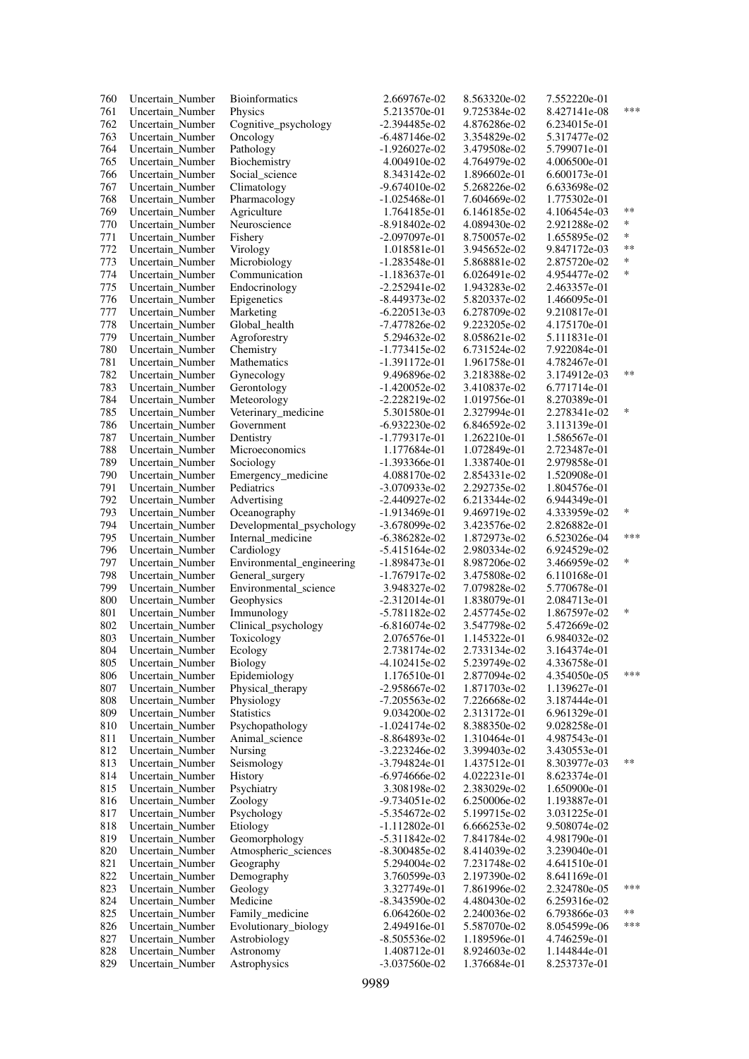| | | | | | | |
|---|---|---|---|---|---|---|
| 760 | Uncertain_Number | Bioinformatics | 2.669767e-02 | 8.563320e-02 | 7.552220e-01 | |
| 761 | Uncertain_Number | Physics | 5.213570e-01 | 9.725384e-02 | 8.427141e-08 | *** |
| 762 | Uncertain_Number | Cognitive_psychology | -2.394485e-02 | 4.876286e-02 | 6.234015e-01 | |
| 763 | Uncertain_Number | Oncology | -6.487146e-02 | 3.354829e-02 | 5.317477e-02 | |
| 764 | Uncertain_Number | Pathology | -1.926027e-02 | 3.479508e-02 | 5.799071e-01 | |
| 765 | Uncertain_Number | Biochemistry | 4.004910e-02 | 4.764979e-02 | 4.006500e-01 | |
| 766 | Uncertain_Number | Social_science | 8.343142e-02 | 1.896602e-01 | 6.600173e-01 | |
| 767 | Uncertain_Number | Climatology | -9.674010e-02 | 5.268226e-02 | 6.633698e-02 | |
| 768 | Uncertain_Number | Pharmacology | -1.025468e-01 | 7.604669e-02 | 1.775302e-01 | |
| 769 | Uncertain_Number | Agriculture | 1.764185e-01 | 6.146185e-02 | 4.106454e-03 | ** |
| 770 | Uncertain_Number | Neuroscience | -8.918402e-02 | 4.089430e-02 | 2.921288e-02 | * |
| 771 | Uncertain_Number | Fishery | -2.097097e-01 | 8.750057e-02 | 1.655895e-02 | * |
| 772 | Uncertain_Number | Virology | 1.018581e-01 | 3.945652e-02 | 9.847172e-03 | ** |
| 773 | Uncertain_Number | Microbiology | -1.283548e-01 | 5.868881e-02 | 2.875720e-02 | * |
| 774 | Uncertain_Number | Communication | -1.183637e-01 | 6.026491e-02 | 4.954477e-02 | * |
| 775 | Uncertain_Number | Endocrinology | -2.252941e-02 | 1.943283e-02 | 2.463357e-01 | |
| 776 | Uncertain_Number | Epigenetics | -8.449373e-02 | 5.820337e-02 | 1.466095e-01 | |
| 777 | Uncertain_Number | Marketing | -6.220513e-03 | 6.278709e-02 | 9.210817e-01 | |
| 778 | Uncertain_Number | Global_health | -7.477826e-02 | 9.223205e-02 | 4.175170e-01 | |
| 779 | Uncertain_Number | Agroforestry | 5.294632e-02 | 8.058621e-02 | 5.111831e-01 | |
| 780 | Uncertain_Number | Chemistry | -1.773415e-02 | 6.731524e-02 | 7.922084e-01 | |
| 781 | Uncertain_Number | Mathematics | -1.391172e-01 | 1.961758e-01 | 4.782467e-01 | |
| 782 | Uncertain_Number | Gynecology | 9.496896e-02 | 3.218388e-02 | 3.174912e-03 | ** |
| 783 | Uncertain_Number | Gerontology | -1.420052e-02 | 3.410837e-02 | 6.771714e-01 | |
| 784 | Uncertain_Number | Meteorology | -2.228219e-02 | 1.019756e-01 | 8.270389e-01 | |
| 785 | Uncertain_Number | Veterinary_medicine | 5.301580e-01 | 2.327994e-01 | 2.278341e-02 | * |
| 786 | Uncertain_Number | Government | -6.932230e-02 | 6.846592e-02 | 3.113139e-01 | |
| 787 | Uncertain_Number | Dentistry | -1.779317e-01 | 1.262210e-01 | 1.586567e-01 | |
| 788 | Uncertain_Number | Microeconomics | 1.177684e-01 | 1.072849e-01 | 2.723487e-01 | |
| 789 | Uncertain_Number | Sociology | -1.393366e-01 | 1.338740e-01 | 2.979858e-01 | |
| 790 | Uncertain_Number | Emergency_medicine | 4.088170e-02 | 2.854331e-02 | 1.520908e-01 | |
| 791 | Uncertain_Number | Pediatrics | -3.070933e-02 | 2.292735e-02 | 1.804576e-01 | |
| 792 | Uncertain_Number | Advertising | -2.440927e-02 | 6.213344e-02 | 6.944349e-01 | |
| 793 | Uncertain_Number | Oceanography | -1.913469e-01 | 9.469719e-02 | 4.333959e-02 | * |
| 794 | Uncertain_Number | Developmental_psychology | -3.678099e-02 | 3.423576e-02 | 2.826882e-01 | |
| 795 | Uncertain_Number | Internal_medicine | -6.386282e-02 | 1.872973e-02 | 6.523026e-04 | *** |
| 796 | Uncertain_Number | Cardiology | -5.415164e-02 | 2.980334e-02 | 6.924529e-02 | |
| 797 | Uncertain_Number | Environmental_engineering | -1.898473e-01 | 8.987206e-02 | 3.466959e-02 | * |
| 798 | Uncertain_Number | General_surgery | -1.767917e-02 | 3.475808e-02 | 6.110168e-01 | |
| 799 | Uncertain_Number | Environmental_science | 3.948327e-02 | 7.079828e-02 | 5.770678e-01 | |
| 800 | Uncertain_Number | Geophysics | -2.312014e-01 | 1.838079e-01 | 2.084713e-01 | |
| 801 | Uncertain_Number | Immunology | -5.781182e-02 | 2.457745e-02 | 1.867597e-02 | * |
| 802 | Uncertain_Number | Clinical_psychology | -6.816074e-02 | 3.547798e-02 | 5.472669e-02 | |
| 803 | Uncertain_Number | Toxicology | 2.076576e-01 | 1.145322e-01 | 6.984032e-02 | |
| 804 | Uncertain_Number | Ecology | 2.738174e-02 | 2.733134e-02 | 3.164374e-01 | |
| 805 | Uncertain_Number | Biology | -4.102415e-02 | 5.239749e-02 | 4.336758e-01 | |
| 806 | Uncertain_Number | Epidemiology | 1.176510e-01 | 2.877094e-02 | 4.354050e-05 | *** |
| 807 | Uncertain_Number | Physical_therapy | -2.958667e-02 | 1.871703e-02 | 1.139627e-01 | |
| 808 | Uncertain_Number | Physiology | -7.205563e-02 | 7.226668e-02 | 3.187444e-01 | |
| 809 | Uncertain_Number | Statistics | 9.034200e-02 | 2.313172e-01 | 6.961329e-01 | |
| 810 | Uncertain_Number | Psychopathology | -1.024174e-02 | 8.388350e-02 | 9.028258e-01 | |
| 811 | Uncertain_Number | Animal_science | -8.864893e-02 | 1.310464e-01 | 4.987543e-01 | |
| 812 | Uncertain_Number | Nursing | -3.223246e-02 | 3.399403e-02 | 3.430553e-01 | |
| 813 | Uncertain_Number | Seismology | -3.794824e-01 | 1.437512e-01 | 8.303977e-03 | ** |
| 814 | Uncertain_Number | History | -6.974666e-02 | 4.022231e-01 | 8.623374e-01 | |
| 815 | Uncertain_Number | Psychiatry | 3.308198e-02 | 2.383029e-02 | 1.650900e-01 | |
| 816 | Uncertain_Number | Zoology | -9.734051e-02 | 6.250006e-02 | 1.193887e-01 | |
| 817 | Uncertain_Number | Psychology | -5.354672e-02 | 5.199715e-02 | 3.031225e-01 | |
| 818 | Uncertain_Number | Etiology | -1.112802e-01 | 6.666253e-02 | 9.508074e-02 | |
| 819 | Uncertain_Number | Geomorphology | -5.311842e-02 | 7.841784e-02 | 4.981790e-01 | |
| 820 | Uncertain_Number | Atmospheric_sciences | -8.300485e-02 | 8.414039e-02 | 3.239040e-01 | |
| 821 | Uncertain_Number | Geography | 5.294004e-02 | 7.231748e-02 | 4.641510e-01 | |
| 822 | Uncertain_Number | Demography | 3.760599e-03 | 2.197390e-02 | 8.641169e-01 | |
| 823 | Uncertain_Number | Geology | 3.327749e-01 | 7.861996e-02 | 2.324780e-05 | *** |
| 824 | Uncertain_Number | Medicine | -8.343590e-02 | 4.480430e-02 | 6.259316e-02 | |
| 825 | Uncertain_Number | Family_medicine | 6.064260e-02 | 2.240036e-02 | 6.793866e-03 | ** |
| 826 | Uncertain_Number | Evolutionary_biology | 2.494916e-01 | 5.587070e-02 | 8.054599e-06 | *** |
| 827 | Uncertain_Number | Astrobiology | -8.505536e-02 | 1.189596e-01 | 4.746259e-01 | |
| 828 | Uncertain_Number | Astronomy | 1.408712e-01 | 8.924603e-02 | 1.144844e-01 | |
| 829 | Uncertain_Number | Astrophysics | -3.037560e-02 | 1.376684e-01 | 8.253737e-01 | |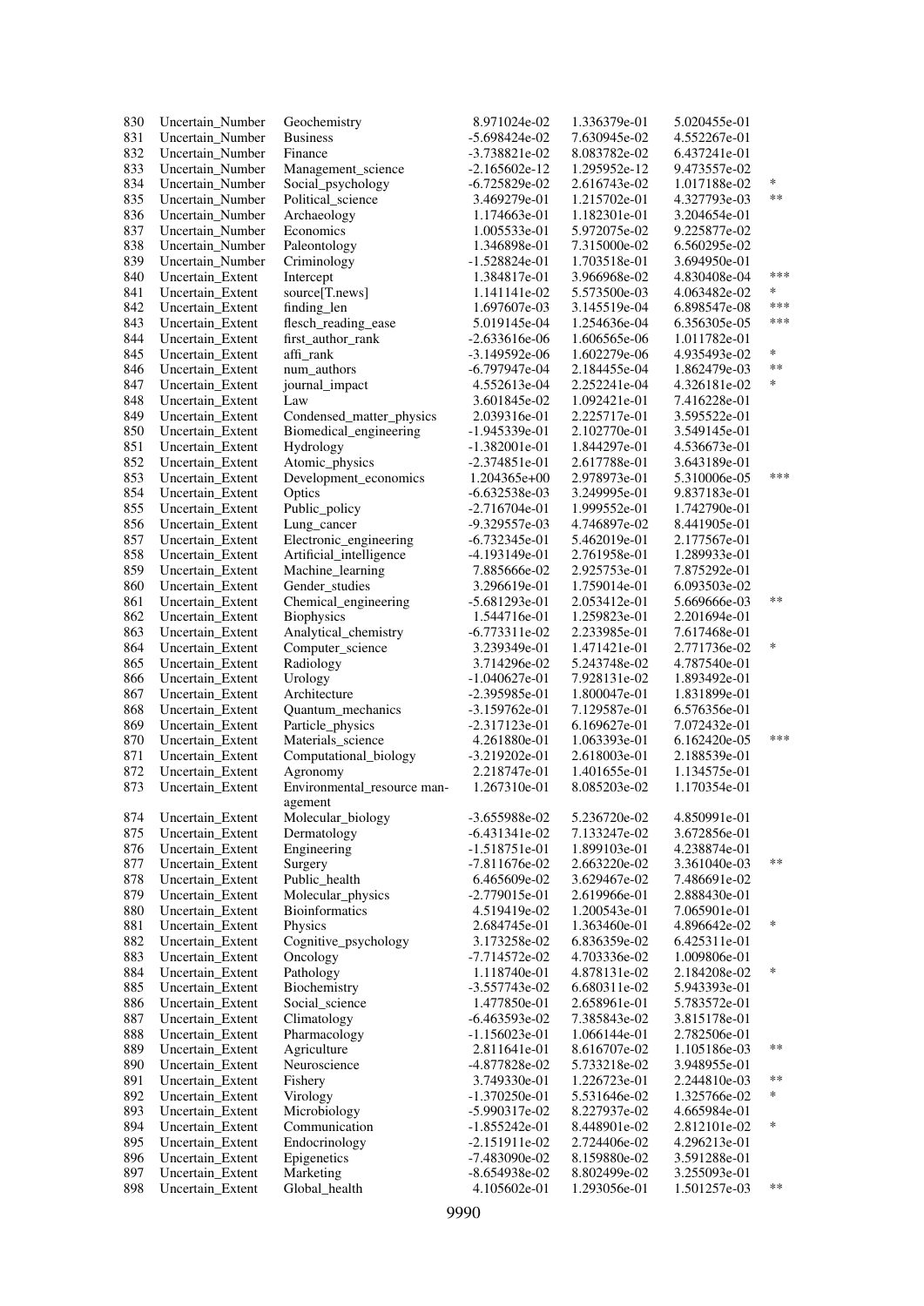| | | | | | | |
|---|---|---|---|---|---|---|
| 830 | Uncertain_Number | Geochemistry | 8.971024e-02 | 1.336379e-01 | 5.020455e-01 | |
| 831 | Uncertain_Number | Business | -5.698424e-02 | 7.630945e-02 | 4.552267e-01 | |
| 832 | Uncertain_Number | Finance | -3.738821e-02 | 8.083782e-02 | 6.437241e-01 | |
| 833 | Uncertain_Number | Management_science | -2.165602e-12 | 1.295952e-12 | 9.473557e-02 | |
| 834 | Uncertain_Number | Social_psychology | -6.725829e-02 | 2.616743e-02 | 1.017188e-02 | * |
| 835 | Uncertain_Number | Political_science | 3.469279e-01 | 1.215702e-01 | 4.327793e-03 | ** |
| 836 | Uncertain_Number | Archaeology | 1.174663e-01 | 1.182301e-01 | 3.204654e-01 | |
| 837 | Uncertain_Number | Economics | 1.005533e-01 | 5.972075e-02 | 9.225877e-02 | |
| 838 | Uncertain_Number | Paleontology | 1.346898e-01 | 7.315000e-02 | 6.560295e-02 | |
| 839 | Uncertain_Number | Criminology | -1.528824e-01 | 1.703518e-01 | 3.694950e-01 | |
| 840 | Uncertain_Extent | Intercept | 1.384817e-01 | 3.966968e-02 | 4.830408e-04 | *** |
| 841 | Uncertain_Extent | source[T.news] | 1.141141e-02 | 5.573500e-03 | 4.063482e-02 | * |
| 842 | Uncertain_Extent | finding_len | 1.697607e-03 | 3.145519e-04 | 6.898547e-08 | *** |
| 843 | Uncertain_Extent | flesch_reading_ease | 5.019145e-04 | 1.254636e-04 | 6.356305e-05 | *** |
| 844 | Uncertain_Extent | first_author_rank | -2.633616e-06 | 1.606565e-06 | 1.011782e-01 | |
| 845 | Uncertain_Extent | affi_rank | -3.149592e-06 | 1.602279e-06 | 4.935493e-02 | * |
| 846 | Uncertain_Extent | num_authors | -6.797947e-04 | 2.184455e-04 | 1.862479e-03 | ** |
| 847 | Uncertain_Extent | journal_impact | 4.552613e-04 | 2.252241e-04 | 4.326181e-02 | * |
| 848 | Uncertain_Extent | Law | 3.601845e-02 | 1.092421e-01 | 7.416228e-01 | |
| 849 | Uncertain_Extent | Condensed_matter_physics | 2.039316e-01 | 2.225717e-01 | 3.595522e-01 | |
| 850 | Uncertain_Extent | Biomedical_engineering | -1.945339e-01 | 2.102770e-01 | 3.549145e-01 | |
| 851 | Uncertain_Extent | Hydrology | -1.382001e-01 | 1.844297e-01 | 4.536673e-01 | |
| 852 | Uncertain_Extent | Atomic_physics | -2.374851e-01 | 2.617788e-01 | 3.643189e-01 | |
| 853 | Uncertain_Extent | Development_economics | 1.204365e+00 | 2.978973e-01 | 5.310006e-05 | *** |
| 854 | Uncertain_Extent | Optics | -6.632538e-03 | 3.249995e-01 | 9.837183e-01 | |
| 855 | Uncertain_Extent | Public_policy | -2.716704e-01 | 1.999552e-01 | 1.742790e-01 | |
| 856 | Uncertain_Extent | Lung_cancer | -9.329557e-03 | 4.746897e-02 | 8.441905e-01 | |
| 857 | Uncertain_Extent | Electronic_engineering | -6.732345e-01 | 5.462019e-01 | 2.177567e-01 | |
| 858 | Uncertain_Extent | Artificial_intelligence | -4.193149e-01 | 2.761958e-01 | 1.289933e-01 | |
| 859 | Uncertain_Extent | Machine_learning | 7.885666e-02 | 2.925753e-01 | 7.875292e-01 | |
| 860 | Uncertain_Extent | Gender_studies | 3.296619e-01 | 1.759014e-01 | 6.093503e-02 | |
| 861 | Uncertain_Extent | Chemical_engineering | -5.681293e-01 | 2.053412e-01 | 5.669666e-03 | ** |
| 862 | Uncertain_Extent | Biophysics | 1.544716e-01 | 1.259823e-01 | 2.201694e-01 | |
| 863 | Uncertain_Extent | Analytical_chemistry | -6.773311e-02 | 2.233985e-01 | 7.617468e-01 | |
| 864 | Uncertain_Extent | Computer_science | 3.239349e-01 | 1.471421e-01 | 2.771736e-02 | * |
| 865 | Uncertain_Extent | Radiology | 3.714296e-02 | 5.243748e-02 | 4.787540e-01 | |
| 866 | Uncertain_Extent | Urology | -1.040627e-01 | 7.928131e-02 | 1.893492e-01 | |
| 867 | Uncertain_Extent | Architecture | -2.395985e-01 | 1.800047e-01 | 1.831899e-01 | |
| 868 | Uncertain_Extent | Quantum_mechanics | -3.159762e-01 | 7.129587e-01 | 6.576356e-01 | |
| 869 | Uncertain_Extent | Particle_physics | -2.317123e-01 | 6.169627e-01 | 7.072432e-01 | |
| 870 | Uncertain_Extent | Materials_science | 4.261880e-01 | 1.063393e-01 | 6.162420e-05 | *** |
| 871 | Uncertain_Extent | Computational_biology | -3.219202e-01 | 2.618003e-01 | 2.188539e-01 | |
| 872 | Uncertain_Extent | Agronomy | 2.218747e-01 | 1.401655e-01 | 1.134575e-01 | |
| 873 | Uncertain_Extent | Environmental_resource management | 1.267310e-01 | 8.085203e-02 | 1.170354e-01 | |
| 874 | Uncertain_Extent | Molecular_biology | -3.655988e-02 | 5.236720e-02 | 4.850991e-01 | |
| 875 | Uncertain_Extent | Dermatology | -6.431341e-02 | 7.133247e-02 | 3.672856e-01 | |
| 876 | Uncertain_Extent | Engineering | -1.518751e-01 | 1.899103e-01 | 4.238874e-01 | |
| 877 | Uncertain_Extent | Surgery | -7.811676e-02 | 2.663220e-02 | 3.361040e-03 | ** |
| 878 | Uncertain_Extent | Public_health | 6.465609e-02 | 3.629467e-02 | 7.486691e-02 | |
| 879 | Uncertain_Extent | Molecular_physics | -2.779015e-01 | 2.619966e-01 | 2.888430e-01 | |
| 880 | Uncertain_Extent | Bioinformatics | 4.519419e-02 | 1.200543e-01 | 7.065901e-01 | |
| 881 | Uncertain_Extent | Physics | 2.684745e-01 | 1.363460e-01 | 4.896642e-02 | * |
| 882 | Uncertain_Extent | Cognitive_psychology | 3.173258e-02 | 6.836359e-02 | 6.425311e-01 | |
| 883 | Uncertain_Extent | Oncology | -7.714572e-02 | 4.703336e-02 | 1.009806e-01 | |
| 884 | Uncertain_Extent | Pathology | 1.118740e-01 | 4.878131e-02 | 2.184208e-02 | * |
| 885 | Uncertain_Extent | Biochemistry | -3.557743e-02 | 6.680311e-02 | 5.943393e-01 | |
| 886 | Uncertain_Extent | Social_science | 1.477850e-01 | 2.658961e-01 | 5.783572e-01 | |
| 887 | Uncertain_Extent | Climatology | -6.463593e-02 | 7.385843e-02 | 3.815178e-01 | |
| 888 | Uncertain_Extent | Pharmacology | -1.156023e-01 | 1.066144e-01 | 2.782506e-01 | |
| 889 | Uncertain_Extent | Agriculture | 2.811641e-01 | 8.616707e-02 | 1.105186e-03 | ** |
| 890 | Uncertain_Extent | Neuroscience | -4.877828e-02 | 5.733218e-02 | 3.948955e-01 | |
| 891 | Uncertain_Extent | Fishery | 3.749330e-01 | 1.226723e-01 | 2.244810e-03 | ** |
| 892 | Uncertain_Extent | Virology | -1.370250e-01 | 5.531646e-02 | 1.325766e-02 | * |
| 893 | Uncertain_Extent | Microbiology | -5.990317e-02 | 8.227937e-02 | 4.665984e-01 | |
| 894 | Uncertain_Extent | Communication | -1.855242e-01 | 8.448901e-02 | 2.812101e-02 | * |
| 895 | Uncertain_Extent | Endocrinology | -2.151911e-02 | 2.724406e-02 | 4.296213e-01 | |
| 896 | Uncertain_Extent | Epigenetics | -7.483090e-02 | 8.159880e-02 | 3.591288e-01 | |
| 897 | Uncertain_Extent | Marketing | -8.654938e-02 | 8.802499e-02 | 3.255093e-01 | |
| 898 | Uncertain_Extent | Global_health | 4.105602e-01 | 1.293056e-01 | 1.501257e-03 | ** |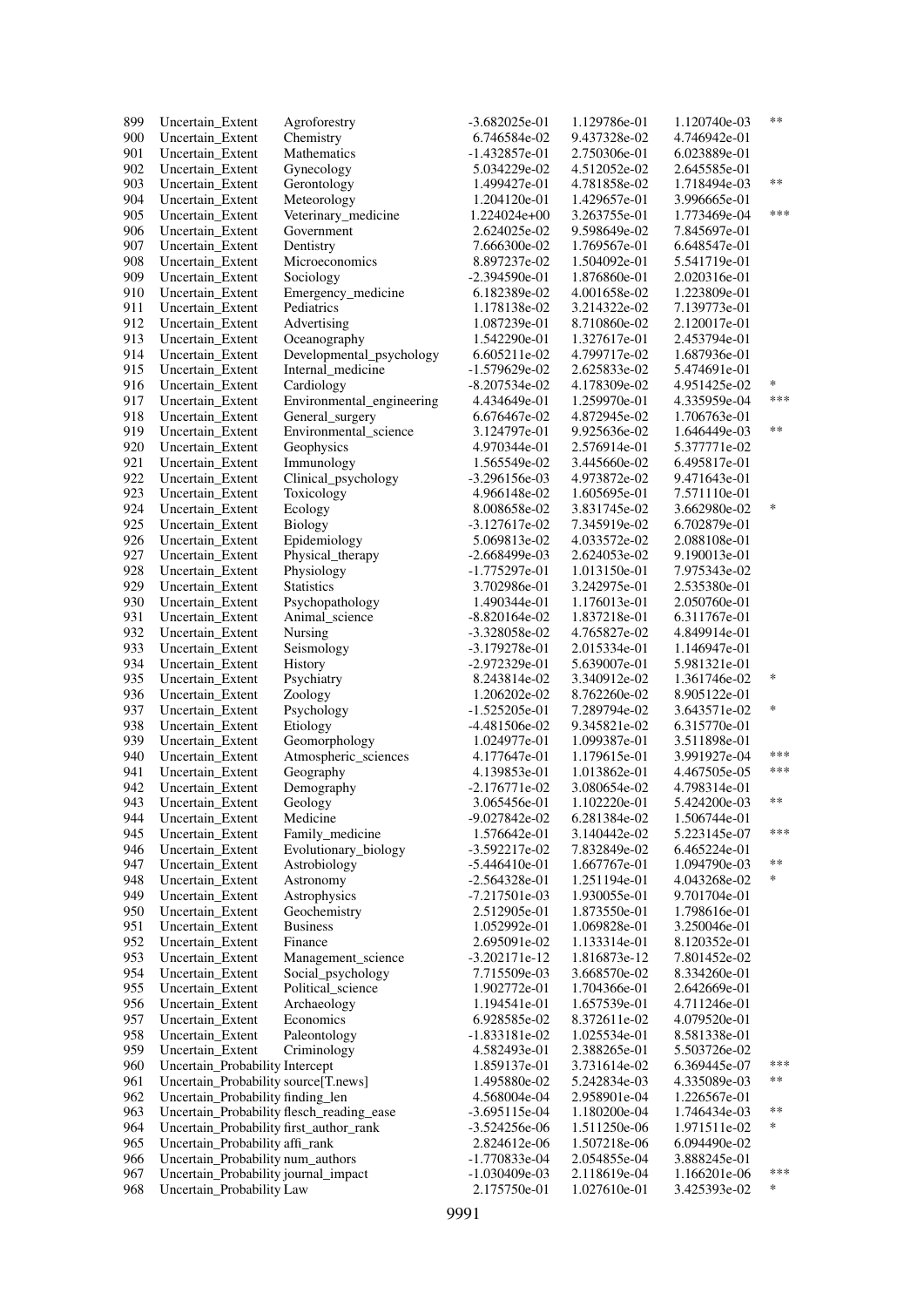| | | | | | | |
|---|---|---|---|---|---|---|
| 899 | Uncertain_Extent | Agroforestry | -3.682025e-01 | 1.129786e-01 | 1.120740e-03 | ** |
| 900 | Uncertain_Extent | Chemistry | 6.746584e-02 | 9.437328e-02 | 4.746942e-01 | |
| 901 | Uncertain_Extent | Mathematics | -1.432857e-01 | 2.750306e-01 | 6.023889e-01 | |
| 902 | Uncertain_Extent | Gynecology | 5.034229e-02 | 4.512052e-02 | 2.645585e-01 | |
| 903 | Uncertain_Extent | Gerontology | 1.499427e-01 | 4.781858e-02 | 1.718494e-03 | ** |
| 904 | Uncertain_Extent | Meteorology | 1.204120e-01 | 1.429657e-01 | 3.996665e-01 | |
| 905 | Uncertain_Extent | Veterinary_medicine | 1.224024e+00 | 3.263755e-01 | 1.773469e-04 | *** |
| 906 | Uncertain_Extent | Government | 2.624025e-02 | 9.598649e-02 | 7.845697e-01 | |
| 907 | Uncertain_Extent | Dentistry | 7.666300e-02 | 1.769567e-01 | 6.648547e-01 | |
| 908 | Uncertain_Extent | Microeconomics | 8.897237e-02 | 1.504092e-01 | 5.541719e-01 | |
| 909 | Uncertain_Extent | Sociology | -2.394590e-01 | 1.876860e-01 | 2.020316e-01 | |
| 910 | Uncertain_Extent | Emergency_medicine | 6.182389e-02 | 4.001658e-02 | 1.223809e-01 | |
| 911 | Uncertain_Extent | Pediatrics | 1.178138e-02 | 3.214322e-02 | 7.139773e-01 | |
| 912 | Uncertain_Extent | Advertising | 1.087239e-01 | 8.710860e-02 | 2.120017e-01 | |
| 913 | Uncertain_Extent | Oceanography | 1.542290e-01 | 1.327617e-01 | 2.453794e-01 | |
| 914 | Uncertain_Extent | Developmental_psychology | 6.605211e-02 | 4.799717e-02 | 1.687936e-01 | |
| 915 | Uncertain_Extent | Internal_medicine | -1.579629e-02 | 2.625833e-02 | 5.474691e-01 | |
| 916 | Uncertain_Extent | Cardiology | -8.207534e-02 | 4.178309e-02 | 4.951425e-02 | * |
| 917 | Uncertain_Extent | Environmental_engineering | 4.434649e-01 | 1.259970e-01 | 4.335959e-04 | *** |
| 918 | Uncertain_Extent | General_surgery | 6.676467e-02 | 4.872945e-02 | 1.706763e-01 | |
| 919 | Uncertain_Extent | Environmental_science | 3.124797e-01 | 9.925636e-02 | 1.646449e-03 | ** |
| 920 | Uncertain_Extent | Geophysics | 4.970344e-01 | 2.576914e-01 | 5.377771e-02 | |
| 921 | Uncertain_Extent | Immunology | 1.565549e-02 | 3.445660e-02 | 6.495817e-01 | |
| 922 | Uncertain_Extent | Clinical_psychology | -3.296156e-03 | 4.973872e-02 | 9.471643e-01 | |
| 923 | Uncertain_Extent | Toxicology | 4.966148e-02 | 1.605695e-01 | 7.571110e-01 | |
| 924 | Uncertain_Extent | Ecology | 8.008658e-02 | 3.831745e-02 | 3.662980e-02 | * |
| 925 | Uncertain_Extent | Biology | -3.127617e-02 | 7.345919e-02 | 6.702879e-01 | |
| 926 | Uncertain_Extent | Epidemiology | 5.069813e-02 | 4.033572e-02 | 2.088108e-01 | |
| 927 | Uncertain_Extent | Physical_therapy | -2.668499e-03 | 2.624053e-02 | 9.190013e-01 | |
| 928 | Uncertain_Extent | Physiology | -1.775297e-01 | 1.013150e-01 | 7.975343e-02 | |
| 929 | Uncertain_Extent | Statistics | 3.702986e-01 | 3.242975e-01 | 2.535380e-01 | |
| 930 | Uncertain_Extent | Psychopathology | 1.490344e-01 | 1.176013e-01 | 2.050760e-01 | |
| 931 | Uncertain_Extent | Animal_science | -8.820164e-02 | 1.837218e-01 | 6.311767e-01 | |
| 932 | Uncertain_Extent | Nursing | -3.328058e-02 | 4.765827e-02 | 4.849914e-01 | |
| 933 | Uncertain_Extent | Seismology | -3.179278e-01 | 2.015334e-01 | 1.146947e-01 | |
| 934 | Uncertain_Extent | History | -2.972329e-01 | 5.639007e-01 | 5.981321e-01 | |
| 935 | Uncertain_Extent | Psychiatry | 8.243814e-02 | 3.340912e-02 | 1.361746e-02 | * |
| 936 | Uncertain_Extent | Zoology | 1.206202e-02 | 8.762260e-02 | 8.905122e-01 | |
| 937 | Uncertain_Extent | Psychology | -1.525205e-01 | 7.289794e-02 | 3.643571e-02 | * |
| 938 | Uncertain_Extent | Etiology | -4.481506e-02 | 9.345821e-02 | 6.315770e-01 | |
| 939 | Uncertain_Extent | Geomorphology | 1.024977e-01 | 1.099387e-01 | 3.511898e-01 | |
| 940 | Uncertain_Extent | Atmospheric_sciences | 4.177647e-01 | 1.179615e-01 | 3.991927e-04 | *** |
| 941 | Uncertain_Extent | Geography | 4.139853e-01 | 1.013862e-01 | 4.467505e-05 | *** |
| 942 | Uncertain_Extent | Demography | -2.176771e-02 | 3.080654e-02 | 4.798314e-01 | |
| 943 | Uncertain_Extent | Geology | 3.065456e-01 | 1.102220e-01 | 5.424200e-03 | ** |
| 944 | Uncertain_Extent | Medicine | -9.027842e-02 | 6.281384e-02 | 1.506744e-01 | |
| 945 | Uncertain_Extent | Family_medicine | 1.576642e-01 | 3.140442e-02 | 5.223145e-07 | *** |
| 946 | Uncertain_Extent | Evolutionary_biology | -3.592217e-02 | 7.832849e-02 | 6.465224e-01 | |
| 947 | Uncertain_Extent | Astrobiology | -5.446410e-01 | 1.667767e-01 | 1.094790e-03 | ** |
| 948 | Uncertain_Extent | Astronomy | -2.564328e-01 | 1.251194e-01 | 4.043268e-02 | * |
| 949 | Uncertain_Extent | Astrophysics | -7.217501e-03 | 1.930055e-01 | 9.701704e-01 | |
| 950 | Uncertain_Extent | Geochemistry | 2.512905e-01 | 1.873550e-01 | 1.798616e-01 | |
| 951 | Uncertain_Extent | Business | 1.052992e-01 | 1.069828e-01 | 3.250046e-01 | |
| 952 | Uncertain_Extent | Finance | 2.695091e-02 | 1.133314e-01 | 8.120352e-01 | |
| 953 | Uncertain_Extent | Management_science | -3.202171e-12 | 1.816873e-12 | 7.801452e-02 | |
| 954 | Uncertain_Extent | Social_psychology | 7.715509e-03 | 3.668570e-02 | 8.334260e-01 | |
| 955 | Uncertain_Extent | Political_science | 1.902772e-01 | 1.704366e-01 | 2.642669e-01 | |
| 956 | Uncertain_Extent | Archaeology | 1.194541e-01 | 1.657539e-01 | 4.711246e-01 | |
| 957 | Uncertain_Extent | Economics | 6.928585e-02 | 8.372611e-02 | 4.079520e-01 | |
| 958 | Uncertain_Extent | Paleontology | -1.833181e-02 | 1.025534e-01 | 8.581338e-01 | |
| 959 | Uncertain_Extent | Criminology | 4.582493e-01 | 2.388265e-01 | 5.503726e-02 | |
| 960 | Uncertain_Probability | Intercept | 1.859137e-01 | 3.731614e-02 | 6.369445e-07 | *** |
| 961 | Uncertain_Probability | source[T.news] | 1.495880e-02 | 5.242834e-03 | 4.335089e-03 | ** |
| 962 | Uncertain_Probability | finding_len | 4.568004e-04 | 2.958901e-04 | 1.226567e-01 | |
| 963 | Uncertain_Probability | flesch_reading_ease | -3.695115e-04 | 1.180200e-04 | 1.746434e-03 | ** |
| 964 | Uncertain_Probability | first_author_rank | -3.524256e-06 | 1.511250e-06 | 1.971511e-02 | * |
| 965 | Uncertain_Probability | affi_rank | 2.824612e-06 | 1.507218e-06 | 6.094490e-02 | |
| 966 | Uncertain_Probability | num_authors | -1.770833e-04 | 2.054855e-04 | 3.888245e-01 | |
| 967 | Uncertain_Probability | journal_impact | -1.030409e-03 | 2.118619e-04 | 1.166201e-06 | *** |
| 968 | Uncertain_Probability | Law | 2.175750e-01 | 1.027610e-01 | 3.425393e-02 | * |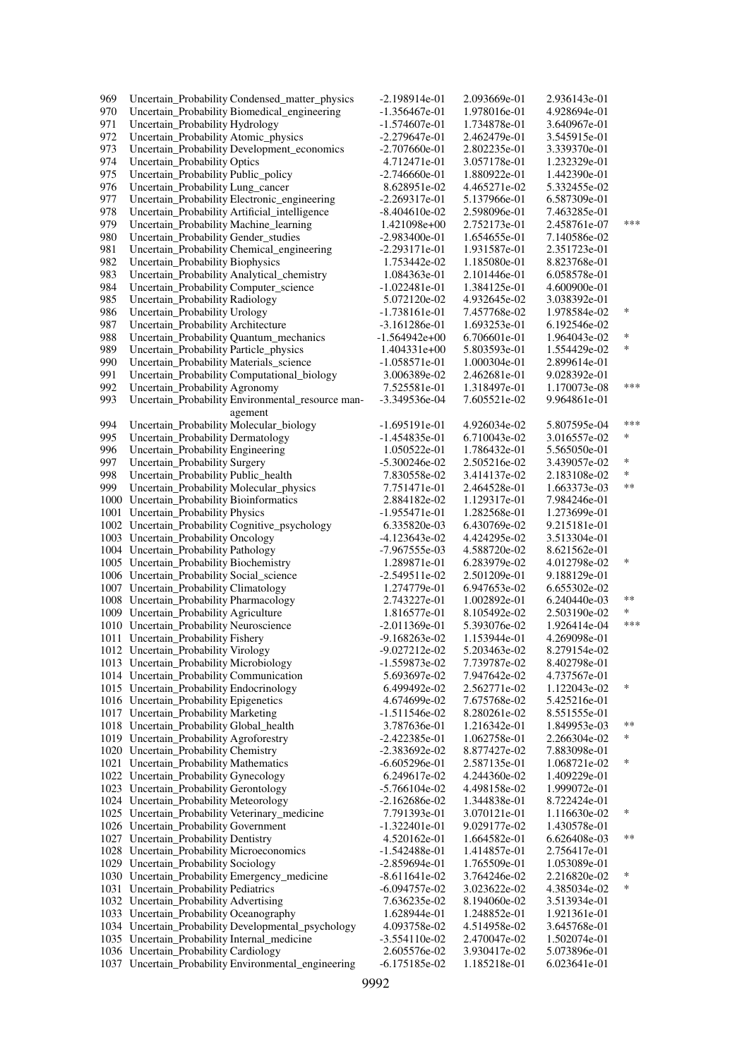| | | | | | |
|---|---|---|---|---|---|
| 969 | Uncertain_Probability Condensed_matter_physics | -2.198914e-01 | 2.093669e-01 | 2.936143e-01 | |
| 970 | Uncertain_Probability Biomedical_engineering | -1.356467e-01 | 1.978016e-01 | 4.928694e-01 | |
| 971 | Uncertain_Probability Hydrology | -1.574607e-01 | 1.734878e-01 | 3.640967e-01 | |
| 972 | Uncertain_Probability Atomic_physics | -2.279647e-01 | 2.462479e-01 | 3.545915e-01 | |
| 973 | Uncertain_Probability Development_economics | -2.707660e-01 | 2.802235e-01 | 3.339370e-01 | |
| 974 | Uncertain_Probability Optics | 4.712471e-01 | 3.057178e-01 | 1.232329e-01 | |
| 975 | Uncertain_Probability Public_policy | -2.746660e-01 | 1.880922e-01 | 1.442390e-01 | |
| 976 | Uncertain_Probability Lung_cancer | 8.628951e-02 | 4.465271e-02 | 5.332455e-02 | |
| 977 | Uncertain_Probability Electronic_engineering | -2.269317e-01 | 5.137966e-01 | 6.587309e-01 | |
| 978 | Uncertain_Probability Artificial_intelligence | -8.404610e-02 | 2.598096e-01 | 7.463285e-01 | |
| 979 | Uncertain_Probability Machine_learning | 1.421098e+00 | 2.752173e-01 | 2.458761e-07 | *** |
| 980 | Uncertain_Probability Gender_studies | -2.983400e-01 | 1.654655e-01 | 7.140586e-02 | |
| 981 | Uncertain_Probability Chemical_engineering | -2.293171e-01 | 1.931587e-01 | 2.351723e-01 | |
| 982 | Uncertain_Probability Biophysics | 1.753442e-02 | 1.185080e-01 | 8.823768e-01 | |
| 983 | Uncertain_Probability Analytical_chemistry | 1.084363e-01 | 2.101446e-01 | 6.058578e-01 | |
| 984 | Uncertain_Probability Computer_science | -1.022481e-01 | 1.384125e-01 | 4.600900e-01 | |
| 985 | Uncertain_Probability Radiology | 5.072120e-02 | 4.932645e-02 | 3.038392e-01 | |
| 986 | Uncertain_Probability Urology | -1.738161e-01 | 7.457768e-02 | 1.978584e-02 | * |
| 987 | Uncertain_Probability Architecture | -3.161286e-01 | 1.693253e-01 | 6.192546e-02 | |
| 988 | Uncertain_Probability Quantum_mechanics | -1.564942e+00 | 6.706601e-01 | 1.964043e-02 | * |
| 989 | Uncertain_Probability Particle_physics | 1.404331e+00 | 5.803593e-01 | 1.554429e-02 | * |
| 990 | Uncertain_Probability Materials_science | -1.058571e-01 | 1.000304e-01 | 2.899614e-01 | |
| 991 | Uncertain_Probability Computational_biology | 3.006389e-02 | 2.462681e-01 | 9.028392e-01 | |
| 992 | Uncertain_Probability Agronomy | 7.525581e-01 | 1.318497e-01 | 1.170073e-08 | *** |
| 993 | Uncertain_Probability Environmental_resource management | -3.349536e-04 | 7.605521e-02 | 9.964861e-01 | |
| 994 | Uncertain_Probability Molecular_biology | -1.695191e-01 | 4.926034e-02 | 5.807595e-04 | *** |
| 995 | Uncertain_Probability Dermatology | -1.454835e-01 | 6.710043e-02 | 3.016557e-02 | * |
| 996 | Uncertain_Probability Engineering | 1.050522e-01 | 1.786432e-01 | 5.565050e-01 | |
| 997 | Uncertain_Probability Surgery | -5.300246e-02 | 2.505216e-02 | 3.439057e-02 | * |
| 998 | Uncertain_Probability Public_health | 7.830558e-02 | 3.414137e-02 | 2.183108e-02 | * |
| 999 | Uncertain_Probability Molecular_physics | 7.751471e-01 | 2.464528e-01 | 1.663373e-03 | ** |
| 1000 | Uncertain_Probability Bioinformatics | 2.884182e-02 | 1.129317e-01 | 7.984246e-01 | |
| 1001 | Uncertain_Probability Physics | -1.955471e-01 | 1.282568e-01 | 1.273699e-01 | |
| 1002 | Uncertain_Probability Cognitive_psychology | 6.335820e-03 | 6.430769e-02 | 9.215181e-01 | |
| 1003 | Uncertain_Probability Oncology | -4.123643e-02 | 4.424295e-02 | 3.513304e-01 | |
| 1004 | Uncertain_Probability Pathology | -7.967555e-03 | 4.588720e-02 | 8.621562e-01 | |
| 1005 | Uncertain_Probability Biochemistry | 1.289871e-01 | 6.283979e-02 | 4.012798e-02 | * |
| 1006 | Uncertain_Probability Social_science | -2.549511e-02 | 2.501209e-01 | 9.188129e-01 | |
| 1007 | Uncertain_Probability Climatology | 1.274779e-01 | 6.947653e-02 | 6.655302e-02 | |
| 1008 | Uncertain_Probability Pharmacology | 2.743227e-01 | 1.002892e-01 | 6.240440e-03 | ** |
| 1009 | Uncertain_Probability Agriculture | 1.816577e-01 | 8.105492e-02 | 2.503190e-02 | * |
| 1010 | Uncertain_Probability Neuroscience | -2.011369e-01 | 5.393076e-02 | 1.926414e-04 | *** |
| 1011 | Uncertain_Probability Fishery | -9.168263e-02 | 1.153944e-01 | 4.269098e-01 | |
| 1012 | Uncertain_Probability Virology | -9.027212e-02 | 5.203463e-02 | 8.279154e-02 | |
| 1013 | Uncertain_Probability Microbiology | -1.559873e-02 | 7.739787e-02 | 8.402798e-01 | |
| 1014 | Uncertain_Probability Communication | 5.693697e-02 | 7.947642e-02 | 4.737567e-01 | |
| 1015 | Uncertain_Probability Endocrinology | 6.499492e-02 | 2.562771e-02 | 1.122043e-02 | * |
| 1016 | Uncertain_Probability Epigenetics | 4.674699e-02 | 7.675768e-02 | 5.425216e-01 | |
| 1017 | Uncertain_Probability Marketing | -1.511546e-02 | 8.280261e-02 | 8.551555e-01 | |
| 1018 | Uncertain_Probability Global_health | 3.787636e-01 | 1.216342e-01 | 1.849953e-03 | ** |
| 1019 | Uncertain_Probability Agroforestry | -2.422385e-01 | 1.062758e-01 | 2.266304e-02 | * |
| 1020 | Uncertain_Probability Chemistry | -2.383692e-02 | 8.877427e-02 | 7.883098e-01 | |
| 1021 | Uncertain_Probability Mathematics | -6.605296e-01 | 2.587135e-01 | 1.068721e-02 | * |
| 1022 | Uncertain_Probability Gynecology | 6.249617e-02 | 4.244360e-02 | 1.409229e-01 | |
| 1023 | Uncertain_Probability Gerontology | -5.766104e-02 | 4.498158e-02 | 1.999072e-01 | |
| 1024 | Uncertain_Probability Meteorology | -2.162686e-02 | 1.344838e-01 | 8.722424e-01 | |
| 1025 | Uncertain_Probability Veterinary_medicine | 7.791393e-01 | 3.070121e-01 | 1.116630e-02 | * |
| 1026 | Uncertain_Probability Government | -1.322401e-01 | 9.029177e-02 | 1.430578e-01 | |
| 1027 | Uncertain_Probability Dentistry | 4.520162e-01 | 1.664582e-01 | 6.626408e-03 | ** |
| 1028 | Uncertain_Probability Microeconomics | -1.542488e-01 | 1.414857e-01 | 2.756417e-01 | |
| 1029 | Uncertain_Probability Sociology | -2.859694e-01 | 1.765509e-01 | 1.053089e-01 | |
| 1030 | Uncertain_Probability Emergency_medicine | -8.611641e-02 | 3.764246e-02 | 2.216820e-02 | * |
| 1031 | Uncertain_Probability Pediatrics | -6.094757e-02 | 3.023622e-02 | 4.385034e-02 | * |
| 1032 | Uncertain_Probability Advertising | 7.636235e-02 | 8.194060e-02 | 3.513934e-01 | |
| 1033 | Uncertain_Probability Oceanography | 1.628944e-01 | 1.248852e-01 | 1.921361e-01 | |
| 1034 | Uncertain_Probability Developmental_psychology | 4.093758e-02 | 4.514958e-02 | 3.645768e-01 | |
| 1035 | Uncertain_Probability Internal_medicine | -3.554110e-02 | 2.470047e-02 | 1.502074e-01 | |
| 1036 | Uncertain_Probability Cardiology | 2.605576e-02 | 3.930417e-02 | 5.073896e-01 | |
| 1037 | Uncertain_Probability Environmental_engineering | -6.175185e-02 | 1.185218e-01 | 6.023641e-01 | |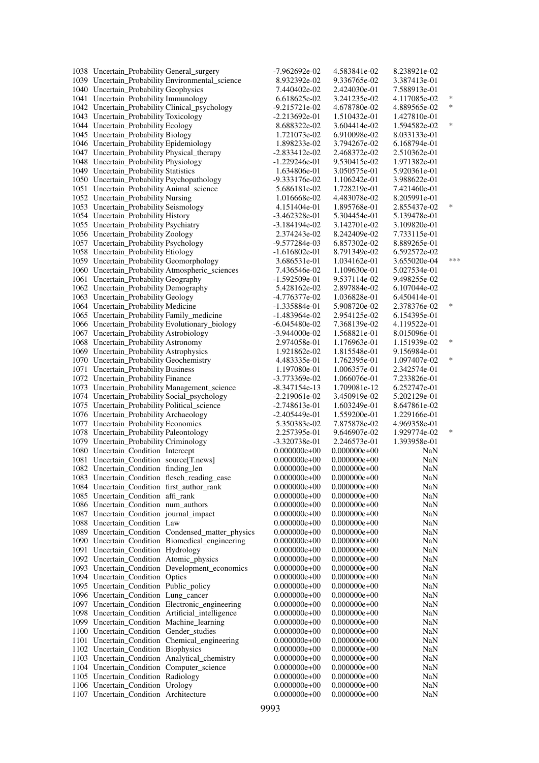| | | | | | | |
|---|---|---|---|---|---|---|
| 1038 | Uncertain_Probability | General_surgery | -7.962692e-02 | 4.583841e-02 | 8.238921e-02 | |
| 1039 | Uncertain_Probability | Environmental_science | 8.932392e-02 | 9.336765e-02 | 3.387413e-01 | |
| 1040 | Uncertain_Probability | Geophysics | 7.440402e-02 | 2.424030e-01 | 7.588913e-01 | |
| 1041 | Uncertain_Probability | Immunology | 6.618625e-02 | 3.241235e-02 | 4.117085e-02 | * |
| 1042 | Uncertain_Probability | Clinical_psychology | -9.215721e-02 | 4.678780e-02 | 4.889565e-02 | * |
| 1043 | Uncertain_Probability | Toxicology | -2.213692e-01 | 1.510432e-01 | 1.427810e-01 | |
| 1044 | Uncertain_Probability | Ecology | 8.688322e-02 | 3.604414e-02 | 1.594582e-02 | * |
| 1045 | Uncertain_Probability | Biology | 1.721073e-02 | 6.910098e-02 | 8.033133e-01 | |
| 1046 | Uncertain_Probability | Epidemiology | 1.898233e-02 | 3.794267e-02 | 6.168794e-01 | |
| 1047 | Uncertain_Probability | Physical_therapy | -2.833412e-02 | 2.468372e-02 | 2.510362e-01 | |
| 1048 | Uncertain_Probability | Physiology | -1.229246e-01 | 9.530415e-02 | 1.971382e-01 | |
| 1049 | Uncertain_Probability | Statistics | 1.634806e-01 | 3.050575e-01 | 5.920361e-01 | |
| 1050 | Uncertain_Probability | Psychopathology | -9.333176e-02 | 1.106242e-01 | 3.988622e-01 | |
| 1051 | Uncertain_Probability | Animal_science | 5.686181e-02 | 1.728219e-01 | 7.421460e-01 | |
| 1052 | Uncertain_Probability | Nursing | 1.016668e-02 | 4.483078e-02 | 8.205991e-01 | |
| 1053 | Uncertain_Probability | Seismology | 4.151404e-01 | 1.895768e-01 | 2.855437e-02 | * |
| 1054 | Uncertain_Probability | History | -3.462328e-01 | 5.304454e-01 | 5.139478e-01 | |
| 1055 | Uncertain_Probability | Psychiatry | -3.184194e-02 | 3.142701e-02 | 3.109820e-01 | |
| 1056 | Uncertain_Probability | Zoology | 2.374243e-02 | 8.242409e-02 | 7.733115e-01 | |
| 1057 | Uncertain_Probability | Psychology | -9.577284e-03 | 6.857302e-02 | 8.889265e-01 | |
| 1058 | Uncertain_Probability | Etiology | -1.616802e-01 | 8.791349e-02 | 6.592572e-02 | |
| 1059 | Uncertain_Probability | Geomorphology | 3.686531e-01 | 1.034162e-01 | 3.655020e-04 | *** |
| 1060 | Uncertain_Probability | Atmospheric_sciences | 7.436546e-02 | 1.109630e-01 | 5.027534e-01 | |
| 1061 | Uncertain_Probability | Geography | -1.592509e-01 | 9.537114e-02 | 9.498255e-02 | |
| 1062 | Uncertain_Probability | Demography | 5.428162e-02 | 2.897884e-02 | 6.107044e-02 | |
| 1063 | Uncertain_Probability | Geology | -4.776377e-02 | 1.036828e-01 | 6.450414e-01 | |
| 1064 | Uncertain_Probability | Medicine | -1.335884e-01 | 5.908720e-02 | 2.378376e-02 | * |
| 1065 | Uncertain_Probability | Family_medicine | -1.483964e-02 | 2.954125e-02 | 6.154395e-01 | |
| 1066 | Uncertain_Probability | Evolutionary_biology | -6.045480e-02 | 7.368139e-02 | 4.119522e-01 | |
| 1067 | Uncertain_Probability | Astrobiology | -3.944000e-02 | 1.568821e-01 | 8.015096e-01 | |
| 1068 | Uncertain_Probability | Astronomy | 2.974058e-01 | 1.176963e-01 | 1.151939e-02 | * |
| 1069 | Uncertain_Probability | Astrophysics | 1.921862e-02 | 1.815548e-01 | 9.156984e-01 | |
| 1070 | Uncertain_Probability | Geochemistry | 4.483335e-01 | 1.762395e-01 | 1.097407e-02 | * |
| 1071 | Uncertain_Probability | Business | 1.197080e-01 | 1.006357e-01 | 2.342574e-01 | |
| 1072 | Uncertain_Probability | Finance | -3.773369e-02 | 1.066076e-01 | 7.233826e-01 | |
| 1073 | Uncertain_Probability | Management_science | -8.347154e-13 | 1.709081e-12 | 6.252747e-01 | |
| 1074 | Uncertain_Probability | Social_psychology | -2.219061e-02 | 3.450919e-02 | 5.202129e-01 | |
| 1075 | Uncertain_Probability | Political_science | -2.748613e-01 | 1.603249e-01 | 8.647861e-02 | |
| 1076 | Uncertain_Probability | Archaeology | -2.405449e-01 | 1.559200e-01 | 1.229166e-01 | |
| 1077 | Uncertain_Probability | Economics | 5.350383e-02 | 7.875878e-02 | 4.969358e-01 | |
| 1078 | Uncertain_Probability | Paleontology | 2.257395e-01 | 9.646907e-02 | 1.929774e-02 | * |
| 1079 | Uncertain_Probability | Criminology | -3.320738e-01 | 2.246573e-01 | 1.393958e-01 | |
| 1080 | Uncertain_Condition | Intercept | 0.000000e+00 | 0.000000e+00 | NaN | |
| 1081 | Uncertain_Condition | source[T.news] | 0.000000e+00 | 0.000000e+00 | NaN | |
| 1082 | Uncertain_Condition | finding_len | 0.000000e+00 | 0.000000e+00 | NaN | |
| 1083 | Uncertain_Condition | flesch_reading_ease | 0.000000e+00 | 0.000000e+00 | NaN | |
| 1084 | Uncertain_Condition | first_author_rank | 0.000000e+00 | 0.000000e+00 | NaN | |
| 1085 | Uncertain_Condition | affi_rank | 0.000000e+00 | 0.000000e+00 | NaN | |
| 1086 | Uncertain_Condition | num_authors | 0.000000e+00 | 0.000000e+00 | NaN | |
| 1087 | Uncertain_Condition | journal_impact | 0.000000e+00 | 0.000000e+00 | NaN | |
| 1088 | Uncertain_Condition | Law | 0.000000e+00 | 0.000000e+00 | NaN | |
| 1089 | Uncertain_Condition | Condensed_matter_physics | 0.000000e+00 | 0.000000e+00 | NaN | |
| 1090 | Uncertain_Condition | Biomedical_engineering | 0.000000e+00 | 0.000000e+00 | NaN | |
| 1091 | Uncertain_Condition | Hydrology | 0.000000e+00 | 0.000000e+00 | NaN | |
| 1092 | Uncertain_Condition | Atomic_physics | 0.000000e+00 | 0.000000e+00 | NaN | |
| 1093 | Uncertain_Condition | Development_economics | 0.000000e+00 | 0.000000e+00 | NaN | |
| 1094 | Uncertain_Condition | Optics | 0.000000e+00 | 0.000000e+00 | NaN | |
| 1095 | Uncertain_Condition | Public_policy | 0.000000e+00 | 0.000000e+00 | NaN | |
| 1096 | Uncertain_Condition | Lung_cancer | 0.000000e+00 | 0.000000e+00 | NaN | |
| 1097 | Uncertain_Condition | Electronic_engineering | 0.000000e+00 | 0.000000e+00 | NaN | |
| 1098 | Uncertain_Condition | Artificial_intelligence | 0.000000e+00 | 0.000000e+00 | NaN | |
| 1099 | Uncertain_Condition | Machine_learning | 0.000000e+00 | 0.000000e+00 | NaN | |
| 1100 | Uncertain_Condition | Gender_studies | 0.000000e+00 | 0.000000e+00 | NaN | |
| 1101 | Uncertain_Condition | Chemical_engineering | 0.000000e+00 | 0.000000e+00 | NaN | |
| 1102 | Uncertain_Condition | Biophysics | 0.000000e+00 | 0.000000e+00 | NaN | |
| 1103 | Uncertain_Condition | Analytical_chemistry | 0.000000e+00 | 0.000000e+00 | NaN | |
| 1104 | Uncertain_Condition | Computer_science | 0.000000e+00 | 0.000000e+00 | NaN | |
| 1105 | Uncertain_Condition | Radiology | 0.000000e+00 | 0.000000e+00 | NaN | |
| 1106 | Uncertain_Condition | Urology | 0.000000e+00 | 0.000000e+00 | NaN | |
| 1107 | Uncertain_Condition | Architecture | 0.000000e+00 | 0.000000e+00 | NaN | |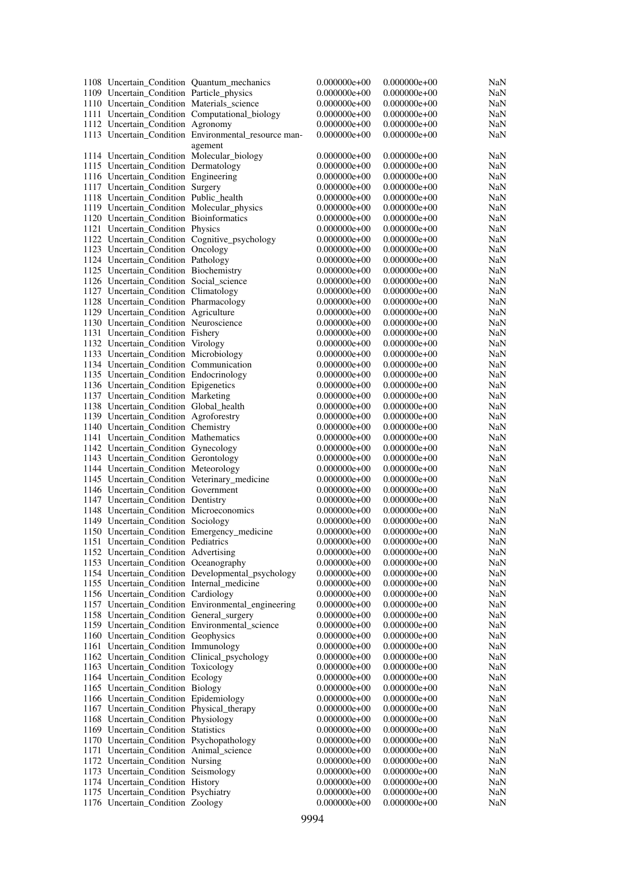| | | | | | |
|---|---|---|---|---|---|
| 1108 | Uncertain_Condition | Quantum_mechanics | 0.000000e+00 | 0.000000e+00 | NaN |
| 1109 | Uncertain_Condition | Particle_physics | 0.000000e+00 | 0.000000e+00 | NaN |
| 1110 | Uncertain_Condition | Materials_science | 0.000000e+00 | 0.000000e+00 | NaN |
| 1111 | Uncertain_Condition | Computational_biology | 0.000000e+00 | 0.000000e+00 | NaN |
| 1112 | Uncertain_Condition | Agronomy | 0.000000e+00 | 0.000000e+00 | NaN |
| 1113 | Uncertain_Condition | Environmental_resource management | 0.000000e+00 | 0.000000e+00 | NaN |
| 1114 | Uncertain_Condition | Molecular_biology | 0.000000e+00 | 0.000000e+00 | NaN |
| 1115 | Uncertain_Condition | Dermatology | 0.000000e+00 | 0.000000e+00 | NaN |
| 1116 | Uncertain_Condition | Engineering | 0.000000e+00 | 0.000000e+00 | NaN |
| 1117 | Uncertain_Condition | Surgery | 0.000000e+00 | 0.000000e+00 | NaN |
| 1118 | Uncertain_Condition | Public_health | 0.000000e+00 | 0.000000e+00 | NaN |
| 1119 | Uncertain_Condition | Molecular_physics | 0.000000e+00 | 0.000000e+00 | NaN |
| 1120 | Uncertain_Condition | Bioinformatics | 0.000000e+00 | 0.000000e+00 | NaN |
| 1121 | Uncertain_Condition | Physics | 0.000000e+00 | 0.000000e+00 | NaN |
| 1122 | Uncertain_Condition | Cognitive_psychology | 0.000000e+00 | 0.000000e+00 | NaN |
| 1123 | Uncertain_Condition | Oncology | 0.000000e+00 | 0.000000e+00 | NaN |
| 1124 | Uncertain_Condition | Pathology | 0.000000e+00 | 0.000000e+00 | NaN |
| 1125 | Uncertain_Condition | Biochemistry | 0.000000e+00 | 0.000000e+00 | NaN |
| 1126 | Uncertain_Condition | Social_science | 0.000000e+00 | 0.000000e+00 | NaN |
| 1127 | Uncertain_Condition | Climatology | 0.000000e+00 | 0.000000e+00 | NaN |
| 1128 | Uncertain_Condition | Pharmacology | 0.000000e+00 | 0.000000e+00 | NaN |
| 1129 | Uncertain_Condition | Agriculture | 0.000000e+00 | 0.000000e+00 | NaN |
| 1130 | Uncertain_Condition | Neuroscience | 0.000000e+00 | 0.000000e+00 | NaN |
| 1131 | Uncertain_Condition | Fishery | 0.000000e+00 | 0.000000e+00 | NaN |
| 1132 | Uncertain_Condition | Virology | 0.000000e+00 | 0.000000e+00 | NaN |
| 1133 | Uncertain_Condition | Microbiology | 0.000000e+00 | 0.000000e+00 | NaN |
| 1134 | Uncertain_Condition | Communication | 0.000000e+00 | 0.000000e+00 | NaN |
| 1135 | Uncertain_Condition | Endocrinology | 0.000000e+00 | 0.000000e+00 | NaN |
| 1136 | Uncertain_Condition | Epigenetics | 0.000000e+00 | 0.000000e+00 | NaN |
| 1137 | Uncertain_Condition | Marketing | 0.000000e+00 | 0.000000e+00 | NaN |
| 1138 | Uncertain_Condition | Global_health | 0.000000e+00 | 0.000000e+00 | NaN |
| 1139 | Uncertain_Condition | Agroforestry | 0.000000e+00 | 0.000000e+00 | NaN |
| 1140 | Uncertain_Condition | Chemistry | 0.000000e+00 | 0.000000e+00 | NaN |
| 1141 | Uncertain_Condition | Mathematics | 0.000000e+00 | 0.000000e+00 | NaN |
| 1142 | Uncertain_Condition | Gynecology | 0.000000e+00 | 0.000000e+00 | NaN |
| 1143 | Uncertain_Condition | Gerontology | 0.000000e+00 | 0.000000e+00 | NaN |
| 1144 | Uncertain_Condition | Meteorology | 0.000000e+00 | 0.000000e+00 | NaN |
| 1145 | Uncertain_Condition | Veterinary_medicine | 0.000000e+00 | 0.000000e+00 | NaN |
| 1146 | Uncertain_Condition | Government | 0.000000e+00 | 0.000000e+00 | NaN |
| 1147 | Uncertain_Condition | Dentistry | 0.000000e+00 | 0.000000e+00 | NaN |
| 1148 | Uncertain_Condition | Microeconomics | 0.000000e+00 | 0.000000e+00 | NaN |
| 1149 | Uncertain_Condition | Sociology | 0.000000e+00 | 0.000000e+00 | NaN |
| 1150 | Uncertain_Condition | Emergency_medicine | 0.000000e+00 | 0.000000e+00 | NaN |
| 1151 | Uncertain_Condition | Pediatrics | 0.000000e+00 | 0.000000e+00 | NaN |
| 1152 | Uncertain_Condition | Advertising | 0.000000e+00 | 0.000000e+00 | NaN |
| 1153 | Uncertain_Condition | Oceanography | 0.000000e+00 | 0.000000e+00 | NaN |
| 1154 | Uncertain_Condition | Developmental_psychology | 0.000000e+00 | 0.000000e+00 | NaN |
| 1155 | Uncertain_Condition | Internal_medicine | 0.000000e+00 | 0.000000e+00 | NaN |
| 1156 | Uncertain_Condition | Cardiology | 0.000000e+00 | 0.000000e+00 | NaN |
| 1157 | Uncertain_Condition | Environmental_engineering | 0.000000e+00 | 0.000000e+00 | NaN |
| 1158 | Uncertain_Condition | General_surgery | 0.000000e+00 | 0.000000e+00 | NaN |
| 1159 | Uncertain_Condition | Environmental_science | 0.000000e+00 | 0.000000e+00 | NaN |
| 1160 | Uncertain_Condition | Geophysics | 0.000000e+00 | 0.000000e+00 | NaN |
| 1161 | Uncertain_Condition | Immunology | 0.000000e+00 | 0.000000e+00 | NaN |
| 1162 | Uncertain_Condition | Clinical_psychology | 0.000000e+00 | 0.000000e+00 | NaN |
| 1163 | Uncertain_Condition | Toxicology | 0.000000e+00 | 0.000000e+00 | NaN |
| 1164 | Uncertain_Condition | Ecology | 0.000000e+00 | 0.000000e+00 | NaN |
| 1165 | Uncertain_Condition | Biology | 0.000000e+00 | 0.000000e+00 | NaN |
| 1166 | Uncertain_Condition | Epidemiology | 0.000000e+00 | 0.000000e+00 | NaN |
| 1167 | Uncertain_Condition | Physical_therapy | 0.000000e+00 | 0.000000e+00 | NaN |
| 1168 | Uncertain_Condition | Physiology | 0.000000e+00 | 0.000000e+00 | NaN |
| 1169 | Uncertain_Condition | Statistics | 0.000000e+00 | 0.000000e+00 | NaN |
| 1170 | Uncertain_Condition | Psychopathology | 0.000000e+00 | 0.000000e+00 | NaN |
| 1171 | Uncertain_Condition | Animal_science | 0.000000e+00 | 0.000000e+00 | NaN |
| 1172 | Uncertain_Condition | Nursing | 0.000000e+00 | 0.000000e+00 | NaN |
| 1173 | Uncertain_Condition | Seismology | 0.000000e+00 | 0.000000e+00 | NaN |
| 1174 | Uncertain_Condition | History | 0.000000e+00 | 0.000000e+00 | NaN |
| 1175 | Uncertain_Condition | Psychiatry | 0.000000e+00 | 0.000000e+00 | NaN |
| 1176 | Uncertain_Condition | Zoology | 0.000000e+00 | 0.000000e+00 | NaN |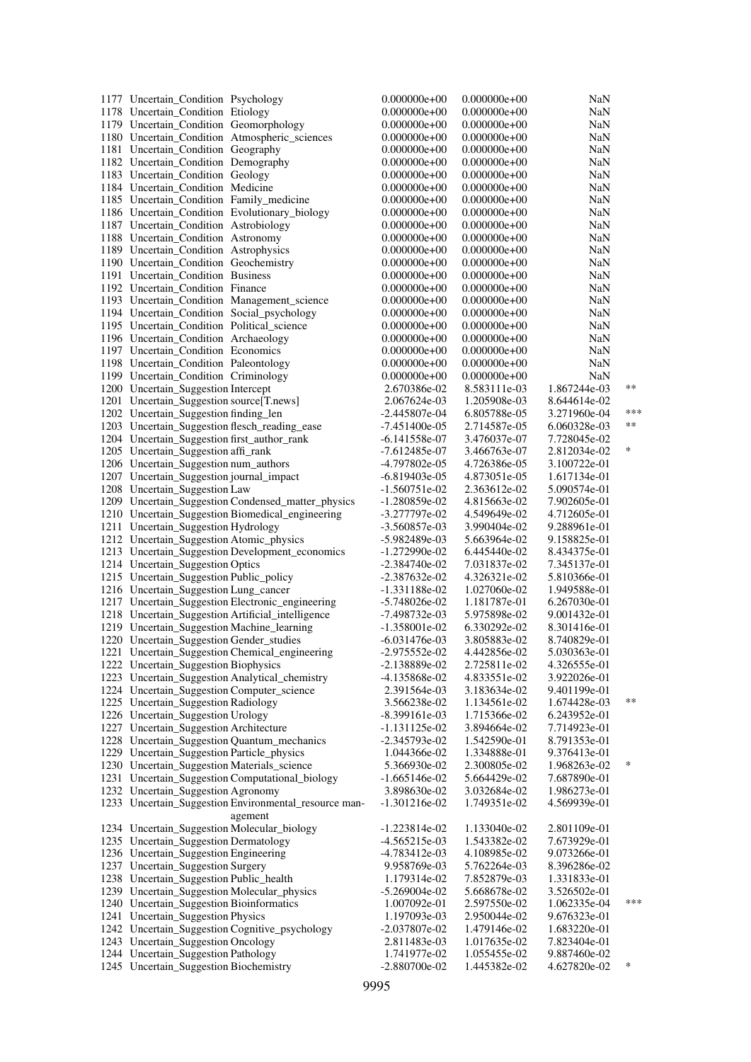| | | | | | | |
|---|---|---|---|---|---|---|
| 1177 | Uncertain_Condition | Psychology | 0.000000e+00 | 0.000000e+00 | NaN | |
| 1178 | Uncertain_Condition | Etiology | 0.000000e+00 | 0.000000e+00 | NaN | |
| 1179 | Uncertain_Condition | Geomorphology | 0.000000e+00 | 0.000000e+00 | NaN | |
| 1180 | Uncertain_Condition | Atmospheric_sciences | 0.000000e+00 | 0.000000e+00 | NaN | |
| 1181 | Uncertain_Condition | Geography | 0.000000e+00 | 0.000000e+00 | NaN | |
| 1182 | Uncertain_Condition | Demography | 0.000000e+00 | 0.000000e+00 | NaN | |
| 1183 | Uncertain_Condition | Geology | 0.000000e+00 | 0.000000e+00 | NaN | |
| 1184 | Uncertain_Condition | Medicine | 0.000000e+00 | 0.000000e+00 | NaN | |
| 1185 | Uncertain_Condition | Family_medicine | 0.000000e+00 | 0.000000e+00 | NaN | |
| 1186 | Uncertain_Condition | Evolutionary_biology | 0.000000e+00 | 0.000000e+00 | NaN | |
| 1187 | Uncertain_Condition | Astrobiology | 0.000000e+00 | 0.000000e+00 | NaN | |
| 1188 | Uncertain_Condition | Astronomy | 0.000000e+00 | 0.000000e+00 | NaN | |
| 1189 | Uncertain_Condition | Astrophysics | 0.000000e+00 | 0.000000e+00 | NaN | |
| 1190 | Uncertain_Condition | Geochemistry | 0.000000e+00 | 0.000000e+00 | NaN | |
| 1191 | Uncertain_Condition | Business | 0.000000e+00 | 0.000000e+00 | NaN | |
| 1192 | Uncertain_Condition | Finance | 0.000000e+00 | 0.000000e+00 | NaN | |
| 1193 | Uncertain_Condition | Management_science | 0.000000e+00 | 0.000000e+00 | NaN | |
| 1194 | Uncertain_Condition | Social_psychology | 0.000000e+00 | 0.000000e+00 | NaN | |
| 1195 | Uncertain_Condition | Political_science | 0.000000e+00 | 0.000000e+00 | NaN | |
| 1196 | Uncertain_Condition | Archaeology | 0.000000e+00 | 0.000000e+00 | NaN | |
| 1197 | Uncertain_Condition | Economics | 0.000000e+00 | 0.000000e+00 | NaN | |
| 1198 | Uncertain_Condition | Paleontology | 0.000000e+00 | 0.000000e+00 | NaN | |
| 1199 | Uncertain_Condition | Criminology | 0.000000e+00 | 0.000000e+00 | NaN | |
| 1200 | Uncertain_Suggestion | Intercept | 2.670386e-02 | 8.583111e-03 | 1.867244e-03 | ** |
| 1201 | Uncertain_Suggestion | source[T.news] | 2.067624e-03 | 1.205908e-03 | 8.644614e-02 | |
| 1202 | Uncertain_Suggestion | finding_len | -2.445807e-04 | 6.805788e-05 | 3.271960e-04 | *** |
| 1203 | Uncertain_Suggestion | flesch_reading_ease | -7.451400e-05 | 2.714587e-05 | 6.060328e-03 | ** |
| 1204 | Uncertain_Suggestion | first_author_rank | -6.141558e-07 | 3.476037e-07 | 7.728045e-02 | |
| 1205 | Uncertain_Suggestion | affi_rank | -7.612485e-07 | 3.466763e-07 | 2.812034e-02 | * |
| 1206 | Uncertain_Suggestion | num_authors | -4.797802e-05 | 4.726386e-05 | 3.100722e-01 | |
| 1207 | Uncertain_Suggestion | journal_impact | -6.819403e-05 | 4.873051e-05 | 1.617134e-01 | |
| 1208 | Uncertain_Suggestion | Law | -1.560751e-02 | 2.363612e-02 | 5.090574e-01 | |
| 1209 | Uncertain_Suggestion | Condensed_matter_physics | -1.280859e-02 | 4.815663e-02 | 7.902605e-01 | |
| 1210 | Uncertain_Suggestion | Biomedical_engineering | -3.277797e-02 | 4.549649e-02 | 4.712605e-01 | |
| 1211 | Uncertain_Suggestion | Hydrology | -3.560857e-03 | 3.990404e-02 | 9.288961e-01 | |
| 1212 | Uncertain_Suggestion | Atomic_physics | -5.982489e-03 | 5.663964e-02 | 9.158825e-01 | |
| 1213 | Uncertain_Suggestion | Development_economics | -1.272990e-02 | 6.445440e-02 | 8.434375e-01 | |
| 1214 | Uncertain_Suggestion | Optics | -2.384740e-02 | 7.031837e-02 | 7.345137e-01 | |
| 1215 | Uncertain_Suggestion | Public_policy | -2.387632e-02 | 4.326321e-02 | 5.810366e-01 | |
| 1216 | Uncertain_Suggestion | Lung_cancer | -1.331188e-02 | 1.027060e-02 | 1.949588e-01 | |
| 1217 | Uncertain_Suggestion | Electronic_engineering | -5.748026e-02 | 1.181787e-01 | 6.267030e-01 | |
| 1218 | Uncertain_Suggestion | Artificial_intelligence | -7.498732e-03 | 5.975898e-02 | 9.001432e-01 | |
| 1219 | Uncertain_Suggestion | Machine_learning | -1.358001e-02 | 6.330292e-02 | 8.301416e-01 | |
| 1220 | Uncertain_Suggestion | Gender_studies | -6.031476e-03 | 3.805883e-02 | 8.740829e-01 | |
| 1221 | Uncertain_Suggestion | Chemical_engineering | -2.975552e-02 | 4.442856e-02 | 5.030363e-01 | |
| 1222 | Uncertain_Suggestion | Biophysics | -2.138889e-02 | 2.725811e-02 | 4.326555e-01 | |
| 1223 | Uncertain_Suggestion | Analytical_chemistry | -4.135868e-02 | 4.833551e-02 | 3.922026e-01 | |
| 1224 | Uncertain_Suggestion | Computer_science | 2.391564e-03 | 3.183634e-02 | 9.401199e-01 | |
| 1225 | Uncertain_Suggestion | Radiology | 3.566238e-02 | 1.134561e-02 | 1.674428e-03 | ** |
| 1226 | Uncertain_Suggestion | Urology | -8.399161e-03 | 1.715366e-02 | 6.243952e-01 | |
| 1227 | Uncertain_Suggestion | Architecture | -1.131125e-02 | 3.894664e-02 | 7.714923e-01 | |
| 1228 | Uncertain_Suggestion | Quantum_mechanics | -2.345793e-02 | 1.542590e-01 | 8.791353e-01 | |
| 1229 | Uncertain_Suggestion | Particle_physics | 1.044366e-02 | 1.334888e-01 | 9.376413e-01 | |
| 1230 | Uncertain_Suggestion | Materials_science | 5.366930e-02 | 2.300805e-02 | 1.968263e-02 | * |
| 1231 | Uncertain_Suggestion | Computational_biology | -1.665146e-02 | 5.664429e-02 | 7.687890e-01 | |
| 1232 | Uncertain_Suggestion | Agronomy | 3.898630e-02 | 3.032684e-02 | 1.986273e-01 | |
| 1233 | Uncertain_Suggestion | Environmental_resource management | -1.301216e-02 | 1.749351e-02 | 4.569939e-01 | |
| 1234 | Uncertain_Suggestion | Molecular_biology | -1.223814e-02 | 1.133040e-02 | 2.801109e-01 | |
| 1235 | Uncertain_Suggestion | Dermatology | -4.565215e-03 | 1.543382e-02 | 7.673929e-01 | |
| 1236 | Uncertain_Suggestion | Engineering | -4.783412e-03 | 4.108985e-02 | 9.073266e-01 | |
| 1237 | Uncertain_Suggestion | Surgery | 9.958769e-03 | 5.762264e-03 | 8.396286e-02 | |
| 1238 | Uncertain_Suggestion | Public_health | 1.179314e-02 | 7.852879e-03 | 1.331833e-01 | |
| 1239 | Uncertain_Suggestion | Molecular_physics | -5.269004e-02 | 5.668678e-02 | 3.526502e-01 | |
| 1240 | Uncertain_Suggestion | Bioinformatics | 1.007092e-01 | 2.597550e-02 | 1.062335e-04 | *** |
| 1241 | Uncertain_Suggestion | Physics | 1.197093e-03 | 2.950044e-02 | 9.676323e-01 | |
| 1242 | Uncertain_Suggestion | Cognitive_psychology | -2.037807e-02 | 1.479146e-02 | 1.683220e-01 | |
| 1243 | Uncertain_Suggestion | Oncology | 2.811483e-03 | 1.017635e-02 | 7.823404e-01 | |
| 1244 | Uncertain_Suggestion | Pathology | 1.741977e-02 | 1.055455e-02 | 9.887460e-02 | |
| 1245 | Uncertain_Suggestion | Biochemistry | -2.880700e-02 | 1.445382e-02 | 4.627820e-02 | * |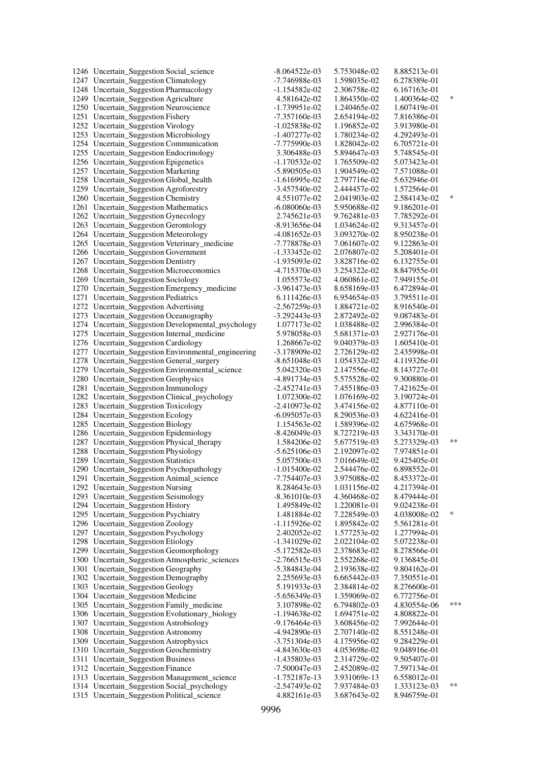| | | | | | |
|---|---|---|---|---|---|
| 1246 | Uncertain_Suggestion Social_science | -8.064522e-03 | 5.753048e-02 | 8.885213e-01 | |
| 1247 | Uncertain_Suggestion Climatology | -7.746988e-03 | 1.598035e-02 | 6.278389e-01 | |
| 1248 | Uncertain_Suggestion Pharmacology | -1.154582e-02 | 2.306758e-02 | 6.167163e-01 | |
| 1249 | Uncertain_Suggestion Agriculture | 4.581642e-02 | 1.864350e-02 | 1.400364e-02 | * |
| 1250 | Uncertain_Suggestion Neuroscience | -1.739951e-02 | 1.240465e-02 | 1.607419e-01 | |
| 1251 | Uncertain_Suggestion Fishery | -7.357160e-03 | 2.654194e-02 | 7.816386e-01 | |
| 1252 | Uncertain_Suggestion Virology | -1.025838e-02 | 1.196852e-02 | 3.913980e-01 | |
| 1253 | Uncertain_Suggestion Microbiology | -1.407277e-02 | 1.780234e-02 | 4.292493e-01 | |
| 1254 | Uncertain_Suggestion Communication | -7.775990e-03 | 1.828042e-02 | 6.705721e-01 | |
| 1255 | Uncertain_Suggestion Endocrinology | 3.306488e-03 | 5.894647e-03 | 5.748545e-01 | |
| 1256 | Uncertain_Suggestion Epigenetics | -1.170532e-02 | 1.765509e-02 | 5.073423e-01 | |
| 1257 | Uncertain_Suggestion Marketing | -5.890505e-03 | 1.904549e-02 | 7.571088e-01 | |
| 1258 | Uncertain_Suggestion Global_health | -1.616995e-02 | 2.797716e-02 | 5.632946e-01 | |
| 1259 | Uncertain_Suggestion Agroforestry | -3.457540e-02 | 2.444457e-02 | 1.572564e-01 | |
| 1260 | Uncertain_Suggestion Chemistry | 4.551077e-02 | 2.041903e-02 | 2.584143e-02 | * |
| 1261 | Uncertain_Suggestion Mathematics | -6.080060e-03 | 5.950688e-02 | 9.186201e-01 | |
| 1262 | Uncertain_Suggestion Gynecology | 2.745621e-03 | 9.762481e-03 | 7.785292e-01 | |
| 1263 | Uncertain_Suggestion Gerontology | -8.913656e-04 | 1.034624e-02 | 9.313457e-01 | |
| 1264 | Uncertain_Suggestion Meteorology | -4.081652e-03 | 3.093270e-02 | 8.950238e-01 | |
| 1265 | Uncertain_Suggestion Veterinary_medicine | -7.778878e-03 | 7.061607e-02 | 9.122863e-01 | |
| 1266 | Uncertain_Suggestion Government | -1.333452e-02 | 2.076807e-02 | 5.208401e-01 | |
| 1267 | Uncertain_Suggestion Dentistry | -1.935093e-02 | 3.828716e-02 | 6.132755e-01 | |
| 1268 | Uncertain_Suggestion Microeconomics | -4.715370e-03 | 3.254322e-02 | 8.847955e-01 | |
| 1269 | Uncertain_Suggestion Sociology | 1.055573e-02 | 4.060861e-02 | 7.949155e-01 | |
| 1270 | Uncertain_Suggestion Emergency_medicine | -3.961473e-03 | 8.658169e-03 | 6.472894e-01 | |
| 1271 | Uncertain_Suggestion Pediatrics | 6.111426e-03 | 6.954654e-03 | 3.795511e-01 | |
| 1272 | Uncertain_Suggestion Advertising | -2.567259e-03 | 1.884721e-02 | 8.916540e-01 | |
| 1273 | Uncertain_Suggestion Oceanography | -3.292443e-03 | 2.872492e-02 | 9.087483e-01 | |
| 1274 | Uncertain_Suggestion Developmental_psychology | 1.077173e-02 | 1.038488e-02 | 2.996384e-01 | |
| 1275 | Uncertain_Suggestion Internal_medicine | 5.978058e-03 | 5.681371e-03 | 2.927176e-01 | |
| 1276 | Uncertain_Suggestion Cardiology | 1.268667e-02 | 9.040379e-03 | 1.605410e-01 | |
| 1277 | Uncertain_Suggestion Environmental_engineering | -3.178909e-02 | 2.726129e-02 | 2.435998e-01 | |
| 1278 | Uncertain_Suggestion General_surgery | -8.651048e-03 | 1.054332e-02 | 4.119326e-01 | |
| 1279 | Uncertain_Suggestion Environmental_science | 5.042320e-03 | 2.147556e-02 | 8.143727e-01 | |
| 1280 | Uncertain_Suggestion Geophysics | -4.891734e-03 | 5.575528e-02 | 9.300880e-01 | |
| 1281 | Uncertain_Suggestion Immunology | -2.452741e-03 | 7.455186e-03 | 7.421625e-01 | |
| 1282 | Uncertain_Suggestion Clinical_psychology | 1.072300e-02 | 1.076169e-02 | 3.190724e-01 | |
| 1283 | Uncertain_Suggestion Toxicology | -2.410973e-02 | 3.474156e-02 | 4.877110e-01 | |
| 1284 | Uncertain_Suggestion Ecology | -6.095057e-03 | 8.290536e-03 | 4.622416e-01 | |
| 1285 | Uncertain_Suggestion Biology | 1.154563e-02 | 1.589396e-02 | 4.675968e-01 | |
| 1286 | Uncertain_Suggestion Epidemiology | -8.426049e-03 | 8.727219e-03 | 3.343170e-01 | |
| 1287 | Uncertain_Suggestion Physical_therapy | 1.584206e-02 | 5.677519e-03 | 5.273329e-03 | ** |
| 1288 | Uncertain_Suggestion Physiology | -5.625106e-03 | 2.192097e-02 | 7.974851e-01 | |
| 1289 | Uncertain_Suggestion Statistics | 5.057500e-03 | 7.016649e-02 | 9.425405e-01 | |
| 1290 | Uncertain_Suggestion Psychopathology | -1.015400e-02 | 2.544476e-02 | 6.898552e-01 | |
| 1291 | Uncertain_Suggestion Animal_science | -7.754407e-03 | 3.975088e-02 | 8.453372e-01 | |
| 1292 | Uncertain_Suggestion Nursing | 8.284643e-03 | 1.031156e-02 | 4.217394e-01 | |
| 1293 | Uncertain_Suggestion Seismology | -8.361010e-03 | 4.360468e-02 | 8.479444e-01 | |
| 1294 | Uncertain_Suggestion History | 1.495849e-02 | 1.220081e-01 | 9.024238e-01 | |
| 1295 | Uncertain_Suggestion Psychiatry | 1.481884e-02 | 7.228549e-03 | 4.038008e-02 | * |
| 1296 | Uncertain_Suggestion Zoology | -1.115926e-02 | 1.895842e-02 | 5.561281e-01 | |
| 1297 | Uncertain_Suggestion Psychology | 2.402052e-02 | 1.577253e-02 | 1.277994e-01 | |
| 1298 | Uncertain_Suggestion Etiology | -1.341029e-02 | 2.022104e-02 | 5.072238e-01 | |
| 1299 | Uncertain_Suggestion Geomorphology | -5.172582e-03 | 2.378683e-02 | 8.278566e-01 | |
| 1300 | Uncertain_Suggestion Atmospheric_sciences | -2.766515e-03 | 2.552268e-02 | 9.136845e-01 | |
| 1301 | Uncertain_Suggestion Geography | -5.384843e-04 | 2.193638e-02 | 9.804162e-01 | |
| 1302 | Uncertain_Suggestion Demography | 2.255693e-03 | 6.665442e-03 | 7.350551e-01 | |
| 1303 | Uncertain_Suggestion Geology | 5.191933e-03 | 2.384814e-02 | 8.276600e-01 | |
| 1304 | Uncertain_Suggestion Medicine | -5.656349e-03 | 1.359069e-02 | 6.772756e-01 | |
| 1305 | Uncertain_Suggestion Family_medicine | 3.107898e-02 | 6.794802e-03 | 4.830554e-06 | *** |
| 1306 | Uncertain_Suggestion Evolutionary_biology | -1.194638e-02 | 1.694751e-02 | 4.808822e-01 | |
| 1307 | Uncertain_Suggestion Astrobiology | -9.176464e-03 | 3.608456e-02 | 7.992644e-01 | |
| 1308 | Uncertain_Suggestion Astronomy | -4.942890e-03 | 2.707140e-02 | 8.551248e-01 | |
| 1309 | Uncertain_Suggestion Astrophysics | -3.751304e-03 | 4.175956e-02 | 9.284229e-01 | |
| 1310 | Uncertain_Suggestion Geochemistry | -4.843630e-03 | 4.053698e-02 | 9.048916e-01 | |
| 1311 | Uncertain_Suggestion Business | -1.435803e-03 | 2.314729e-02 | 9.505407e-01 | |
| 1312 | Uncertain_Suggestion Finance | -7.500047e-03 | 2.452089e-02 | 7.597134e-01 | |
| 1313 | Uncertain_Suggestion Management_science | -1.752187e-13 | 3.931069e-13 | 6.558012e-01 | |
| 1314 | Uncertain_Suggestion Social_psychology | -2.547493e-02 | 7.937484e-03 | 1.333123e-03 | ** |
| 1315 | Uncertain_Suggestion Political_science | 4.882161e-03 | 3.687643e-02 | 8.946759e-01 | |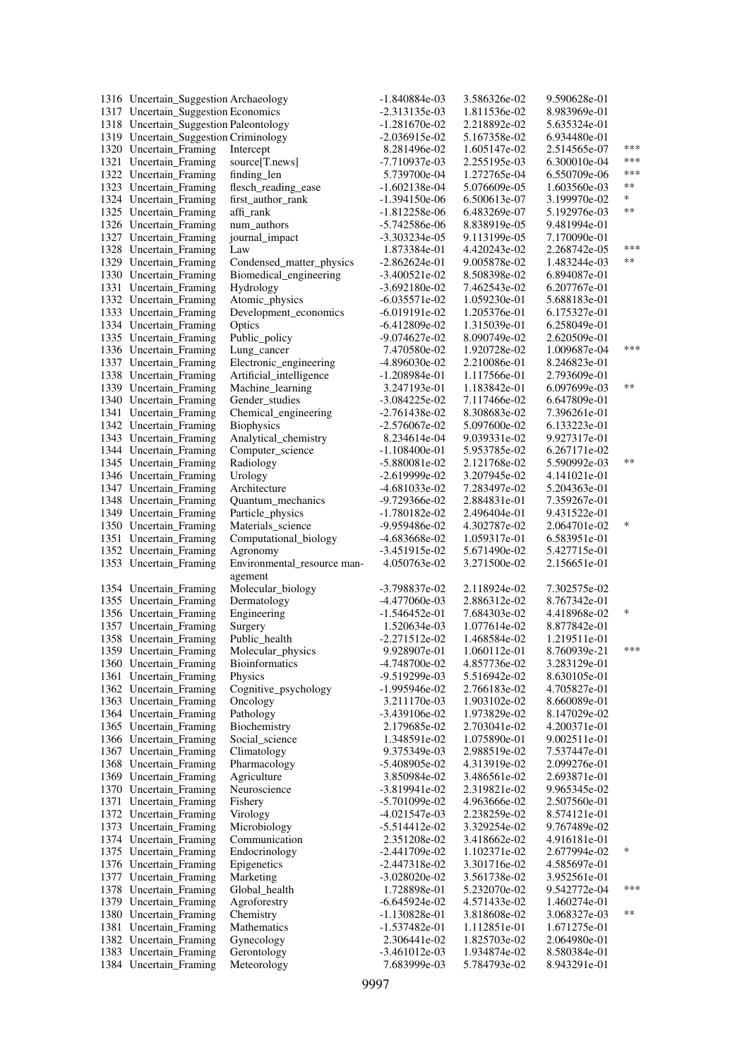| | | | | | | |
|---|---|---|---|---|---|---|
| 1316 | Uncertain_Suggestion | Archaeology | -1.840884e-03 | 3.586326e-02 | 9.590628e-01 | |
| 1317 | Uncertain_Suggestion | Economics | -2.313135e-03 | 1.811536e-02 | 8.983969e-01 | |
| 1318 | Uncertain_Suggestion | Paleontology | -1.281670e-02 | 2.218892e-02 | 5.635324e-01 | |
| 1319 | Uncertain_Suggestion | Criminology | -2.036915e-02 | 5.167358e-02 | 6.934480e-01 | |
| 1320 | Uncertain_Framing | Intercept | 8.281496e-02 | 1.605147e-02 | 2.514565e-07 | *** |
| 1321 | Uncertain_Framing | source[T.news] | -7.710937e-03 | 2.255195e-03 | 6.300010e-04 | *** |
| 1322 | Uncertain_Framing | finding_len | 5.739700e-04 | 1.272765e-04 | 6.550709e-06 | *** |
| 1323 | Uncertain_Framing | flesch_reading_ease | -1.602138e-04 | 5.076609e-05 | 1.603560e-03 | ** |
| 1324 | Uncertain_Framing | first_author_rank | -1.394150e-06 | 6.500613e-07 | 3.199970e-02 | * |
| 1325 | Uncertain_Framing | affi_rank | -1.812258e-06 | 6.483269e-07 | 5.192976e-03 | ** |
| 1326 | Uncertain_Framing | num_authors | -5.742586e-06 | 8.838919e-05 | 9.481994e-01 | |
| 1327 | Uncertain_Framing | journal_impact | -3.303234e-05 | 9.113199e-05 | 7.170090e-01 | |
| 1328 | Uncertain_Framing | Law | 1.873384e-01 | 4.420243e-02 | 2.268742e-05 | *** |
| 1329 | Uncertain_Framing | Condensed_matter_physics | -2.862624e-01 | 9.005878e-02 | 1.483244e-03 | ** |
| 1330 | Uncertain_Framing | Biomedical_engineering | -3.400521e-02 | 8.508398e-02 | 6.894087e-01 | |
| 1331 | Uncertain_Framing | Hydrology | -3.692180e-02 | 7.462543e-02 | 6.207767e-01 | |
| 1332 | Uncertain_Framing | Atomic_physics | -6.035571e-02 | 1.059230e-01 | 5.688183e-01 | |
| 1333 | Uncertain_Framing | Development_economics | -6.019191e-02 | 1.205376e-01 | 6.175327e-01 | |
| 1334 | Uncertain_Framing | Optics | -6.412809e-02 | 1.315039e-01 | 6.258049e-01 | |
| 1335 | Uncertain_Framing | Public_policy | -9.074627e-02 | 8.090749e-02 | 2.620509e-01 | |
| 1336 | Uncertain_Framing | Lung_cancer | 7.470580e-02 | 1.920728e-02 | 1.009687e-04 | *** |
| 1337 | Uncertain_Framing | Electronic_engineering | -4.896030e-02 | 2.210086e-01 | 8.246823e-01 | |
| 1338 | Uncertain_Framing | Artificial_intelligence | -1.208984e-01 | 1.117566e-01 | 2.793609e-01 | |
| 1339 | Uncertain_Framing | Machine_learning | 3.247193e-01 | 1.183842e-01 | 6.097699e-03 | ** |
| 1340 | Uncertain_Framing | Gender_studies | -3.084225e-02 | 7.117466e-02 | 6.647809e-01 | |
| 1341 | Uncertain_Framing | Chemical_engineering | -2.761438e-02 | 8.308683e-02 | 7.396261e-01 | |
| 1342 | Uncertain_Framing | Biophysics | -2.576067e-02 | 5.097600e-02 | 6.133223e-01 | |
| 1343 | Uncertain_Framing | Analytical_chemistry | 8.234614e-04 | 9.039331e-02 | 9.927317e-01 | |
| 1344 | Uncertain_Framing | Computer_science | -1.108400e-01 | 5.953785e-02 | 6.267171e-02 | |
| 1345 | Uncertain_Framing | Radiology | -5.880081e-02 | 2.121768e-02 | 5.590992e-03 | ** |
| 1346 | Uncertain_Framing | Urology | -2.619999e-02 | 3.207945e-02 | 4.141021e-01 | |
| 1347 | Uncertain_Framing | Architecture | -4.681033e-02 | 7.283497e-02 | 5.204363e-01 | |
| 1348 | Uncertain_Framing | Quantum_mechanics | -9.729366e-02 | 2.884831e-01 | 7.359267e-01 | |
| 1349 | Uncertain_Framing | Particle_physics | -1.780182e-02 | 2.496404e-01 | 9.431522e-01 | |
| 1350 | Uncertain_Framing | Materials_science | -9.959486e-02 | 4.302787e-02 | 2.064701e-02 | * |
| 1351 | Uncertain_Framing | Computational_biology | -4.683668e-02 | 1.059317e-01 | 6.583951e-01 | |
| 1352 | Uncertain_Framing | Agronomy | -3.451915e-02 | 5.671490e-02 | 5.427715e-01 | |
| 1353 | Uncertain_Framing | Environmental_resource management | 4.050763e-02 | 3.271500e-02 | 2.156651e-01 | |
| 1354 | Uncertain_Framing | Molecular_biology | -3.798837e-02 | 2.118924e-02 | 7.302575e-02 | |
| 1355 | Uncertain_Framing | Dermatology | -4.477060e-03 | 2.886312e-02 | 8.767342e-01 | |
| 1356 | Uncertain_Framing | Engineering | -1.546452e-01 | 7.684303e-02 | 4.418968e-02 | * |
| 1357 | Uncertain_Framing | Surgery | 1.520634e-03 | 1.077614e-02 | 8.877842e-01 | |
| 1358 | Uncertain_Framing | Public_health | -2.271512e-02 | 1.468584e-02 | 1.219511e-01 | |
| 1359 | Uncertain_Framing | Molecular_physics | 9.928907e-01 | 1.060112e-01 | 8.760939e-21 | *** |
| 1360 | Uncertain_Framing | Bioinformatics | -4.748700e-02 | 4.857736e-02 | 3.283129e-01 | |
| 1361 | Uncertain_Framing | Physics | -9.519299e-03 | 5.516942e-02 | 8.630105e-01 | |
| 1362 | Uncertain_Framing | Cognitive_psychology | -1.995946e-02 | 2.766183e-02 | 4.705827e-01 | |
| 1363 | Uncertain_Framing | Oncology | 3.211170e-03 | 1.903102e-02 | 8.660089e-01 | |
| 1364 | Uncertain_Framing | Pathology | -3.439106e-02 | 1.973829e-02 | 8.147029e-02 | |
| 1365 | Uncertain_Framing | Biochemistry | 2.179685e-02 | 2.703041e-02 | 4.200371e-01 | |
| 1366 | Uncertain_Framing | Social_science | 1.348591e-02 | 1.075890e-01 | 9.002511e-01 | |
| 1367 | Uncertain_Framing | Climatology | 9.375349e-03 | 2.988519e-02 | 7.537447e-01 | |
| 1368 | Uncertain_Framing | Pharmacology | -5.408905e-02 | 4.313919e-02 | 2.099276e-01 | |
| 1369 | Uncertain_Framing | Agriculture | 3.850984e-02 | 3.486561e-02 | 2.693871e-01 | |
| 1370 | Uncertain_Framing | Neuroscience | -3.819941e-02 | 2.319821e-02 | 9.965345e-02 | |
| 1371 | Uncertain_Framing | Fishery | -5.701099e-02 | 4.963666e-02 | 2.507560e-01 | |
| 1372 | Uncertain_Framing | Virology | -4.021547e-03 | 2.238259e-02 | 8.574121e-01 | |
| 1373 | Uncertain_Framing | Microbiology | -5.514412e-02 | 3.329254e-02 | 9.767489e-02 | |
| 1374 | Uncertain_Framing | Communication | 2.351208e-02 | 3.418662e-02 | 4.916181e-01 | |
| 1375 | Uncertain_Framing | Endocrinology | -2.441709e-02 | 1.102371e-02 | 2.677994e-02 | * |
| 1376 | Uncertain_Framing | Epigenetics | -2.447318e-02 | 3.301716e-02 | 4.585697e-01 | |
| 1377 | Uncertain_Framing | Marketing | -3.028020e-02 | 3.561738e-02 | 3.952561e-01 | |
| 1378 | Uncertain_Framing | Global_health | 1.728898e-01 | 5.232070e-02 | 9.542772e-04 | *** |
| 1379 | Uncertain_Framing | Agroforestry | -6.645924e-02 | 4.571433e-02 | 1.460274e-01 | |
| 1380 | Uncertain_Framing | Chemistry | -1.130828e-01 | 3.818608e-02 | 3.068327e-03 | ** |
| 1381 | Uncertain_Framing | Mathematics | -1.537482e-01 | 1.112851e-01 | 1.671275e-01 | |
| 1382 | Uncertain_Framing | Gynecology | 2.306441e-02 | 1.825703e-02 | 2.064980e-01 | |
| 1383 | Uncertain_Framing | Gerontology | -3.461012e-03 | 1.934874e-02 | 8.580384e-01 | |
| 1384 | Uncertain_Framing | Meteorology | 7.683999e-03 | 5.784793e-02 | 8.943291e-01 | |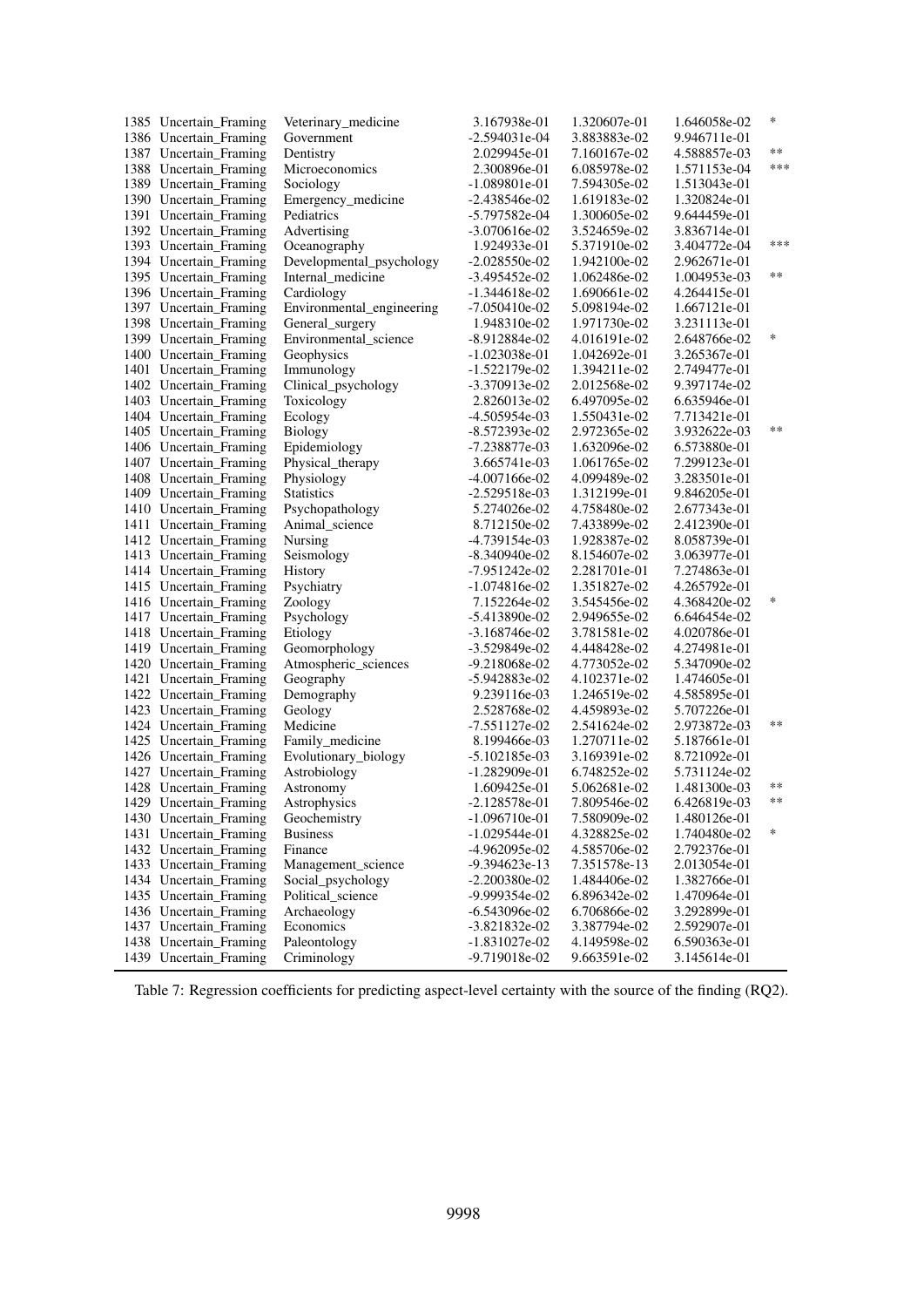| | | | | | | |
|---|---|---|---|---|---|---|
| 1385 | Uncertain_Framing | Veterinary_medicine | 3.167938e-01 | 1.320607e-01 | 1.646058e-02 | * |
| 1386 | Uncertain_Framing | Government | -2.594031e-04 | 3.883883e-02 | 9.946711e-01 | |
| 1387 | Uncertain_Framing | Dentistry | 2.029945e-01 | 7.160167e-02 | 4.588857e-03 | ** |
| 1388 | Uncertain_Framing | Microeconomics | 2.300896e-01 | 6.085978e-02 | 1.571153e-04 | *** |
| 1389 | Uncertain_Framing | Sociology | -1.089801e-01 | 7.594305e-02 | 1.513043e-01 | |
| 1390 | Uncertain_Framing | Emergency_medicine | -2.438546e-02 | 1.619183e-02 | 1.320824e-01 | |
| 1391 | Uncertain_Framing | Pediatrics | -5.797582e-04 | 1.300605e-02 | 9.644459e-01 | |
| 1392 | Uncertain_Framing | Advertising | -3.070616e-02 | 3.524659e-02 | 3.836714e-01 | |
| 1393 | Uncertain_Framing | Oceanography | 1.924933e-01 | 5.371910e-02 | 3.404772e-04 | *** |
| 1394 | Uncertain_Framing | Developmental_psychology | -2.028550e-02 | 1.942100e-02 | 2.962671e-01 | |
| 1395 | Uncertain_Framing | Internal_medicine | -3.495452e-02 | 1.062486e-02 | 1.004953e-03 | ** |
| 1396 | Uncertain_Framing | Cardiology | -1.344618e-02 | 1.690661e-02 | 4.264415e-01 | |
| 1397 | Uncertain_Framing | Environmental_engineering | -7.050410e-02 | 5.098194e-02 | 1.667121e-01 | |
| 1398 | Uncertain_Framing | General_surgery | 1.948310e-02 | 1.971730e-02 | 3.231113e-01 | |
| 1399 | Uncertain_Framing | Environmental_science | -8.912884e-02 | 4.016191e-02 | 2.648766e-02 | * |
| 1400 | Uncertain_Framing | Geophysics | -1.023038e-01 | 1.042692e-01 | 3.265367e-01 | |
| 1401 | Uncertain_Framing | Immunology | -1.522179e-02 | 1.394211e-02 | 2.749477e-01 | |
| 1402 | Uncertain_Framing | Clinical_psychology | -3.370913e-02 | 2.012568e-02 | 9.397174e-02 | |
| 1403 | Uncertain_Framing | Toxicology | 2.826013e-02 | 6.497095e-02 | 6.635946e-01 | |
| 1404 | Uncertain_Framing | Ecology | -4.505954e-03 | 1.550431e-02 | 7.713421e-01 | |
| 1405 | Uncertain_Framing | Biology | -8.572393e-02 | 2.972365e-02 | 3.932622e-03 | ** |
| 1406 | Uncertain_Framing | Epidemiology | -7.238877e-03 | 1.632096e-02 | 6.573880e-01 | |
| 1407 | Uncertain_Framing | Physical_therapy | 3.665741e-03 | 1.061765e-02 | 7.299123e-01 | |
| 1408 | Uncertain_Framing | Physiology | -4.007166e-02 | 4.099489e-02 | 3.283501e-01 | |
| 1409 | Uncertain_Framing | Statistics | -2.529518e-03 | 1.312199e-01 | 9.846205e-01 | |
| 1410 | Uncertain_Framing | Psychopathology | 5.274026e-02 | 4.758480e-02 | 2.677343e-01 | |
| 1411 | Uncertain_Framing | Animal_science | 8.712150e-02 | 7.433899e-02 | 2.412390e-01 | |
| 1412 | Uncertain_Framing | Nursing | -4.739154e-03 | 1.928387e-02 | 8.058739e-01 | |
| 1413 | Uncertain_Framing | Seismology | -8.340940e-02 | 8.154607e-02 | 3.063977e-01 | |
| 1414 | Uncertain_Framing | History | -7.951242e-02 | 2.281701e-01 | 7.274863e-01 | |
| 1415 | Uncertain_Framing | Psychiatry | -1.074816e-02 | 1.351827e-02 | 4.265792e-01 | |
| 1416 | Uncertain_Framing | Zoology | 7.152264e-02 | 3.545456e-02 | 4.368420e-02 | * |
| 1417 | Uncertain_Framing | Psychology | -5.413890e-02 | 2.949655e-02 | 6.646454e-02 | |
| 1418 | Uncertain_Framing | Etiology | -3.168746e-02 | 3.781581e-02 | 4.020786e-01 | |
| 1419 | Uncertain_Framing | Geomorphology | -3.529849e-02 | 4.448428e-02 | 4.274981e-01 | |
| 1420 | Uncertain_Framing | Atmospheric_sciences | -9.218068e-02 | 4.773052e-02 | 5.347090e-02 | |
| 1421 | Uncertain_Framing | Geography | -5.942883e-02 | 4.102371e-02 | 1.474605e-01 | |
| 1422 | Uncertain_Framing | Demography | 9.239116e-03 | 1.246519e-02 | 4.585895e-01 | |
| 1423 | Uncertain_Framing | Geology | 2.528768e-02 | 4.459893e-02 | 5.707226e-01 | |
| 1424 | Uncertain_Framing | Medicine | -7.551127e-02 | 2.541624e-02 | 2.973872e-03 | ** |
| 1425 | Uncertain_Framing | Family_medicine | 8.199466e-03 | 1.270711e-02 | 5.187661e-01 | |
| 1426 | Uncertain_Framing | Evolutionary_biology | -5.102185e-03 | 3.169391e-02 | 8.721092e-01 | |
| 1427 | Uncertain_Framing | Astrobiology | -1.282909e-01 | 6.748252e-02 | 5.731124e-02 | |
| 1428 | Uncertain_Framing | Astronomy | 1.609425e-01 | 5.062681e-02 | 1.481300e-03 | ** |
| 1429 | Uncertain_Framing | Astrophysics | -2.128578e-01 | 7.809546e-02 | 6.426819e-03 | ** |
| 1430 | Uncertain_Framing | Geochemistry | -1.096710e-01 | 7.580909e-02 | 1.480126e-01 | |
| 1431 | Uncertain_Framing | Business | -1.029544e-01 | 4.328825e-02 | 1.740480e-02 | * |
| 1432 | Uncertain_Framing | Finance | -4.962095e-02 | 4.585706e-02 | 2.792376e-01 | |
| 1433 | Uncertain_Framing | Management_science | -9.394623e-13 | 7.351578e-13 | 2.013054e-01 | |
| 1434 | Uncertain_Framing | Social_psychology | -2.200380e-02 | 1.484406e-02 | 1.382766e-01 | |
| 1435 | Uncertain_Framing | Political_science | -9.999354e-02 | 6.896342e-02 | 1.470964e-01 | |
| 1436 | Uncertain_Framing | Archaeology | -6.543096e-02 | 6.706866e-02 | 3.292899e-01 | |
| 1437 | Uncertain_Framing | Economics | -3.821832e-02 | 3.387794e-02 | 2.592907e-01 | |
| 1438 | Uncertain_Framing | Paleontology | -1.831027e-02 | 4.149598e-02 | 6.590363e-01 | |
| 1439 | Uncertain_Framing | Criminology | -9.719018e-02 | 9.663591e-02 | 3.145614e-01 | |

Table 7: Regression coefficients for predicting aspect-level certainty with the source of the finding (RQ2).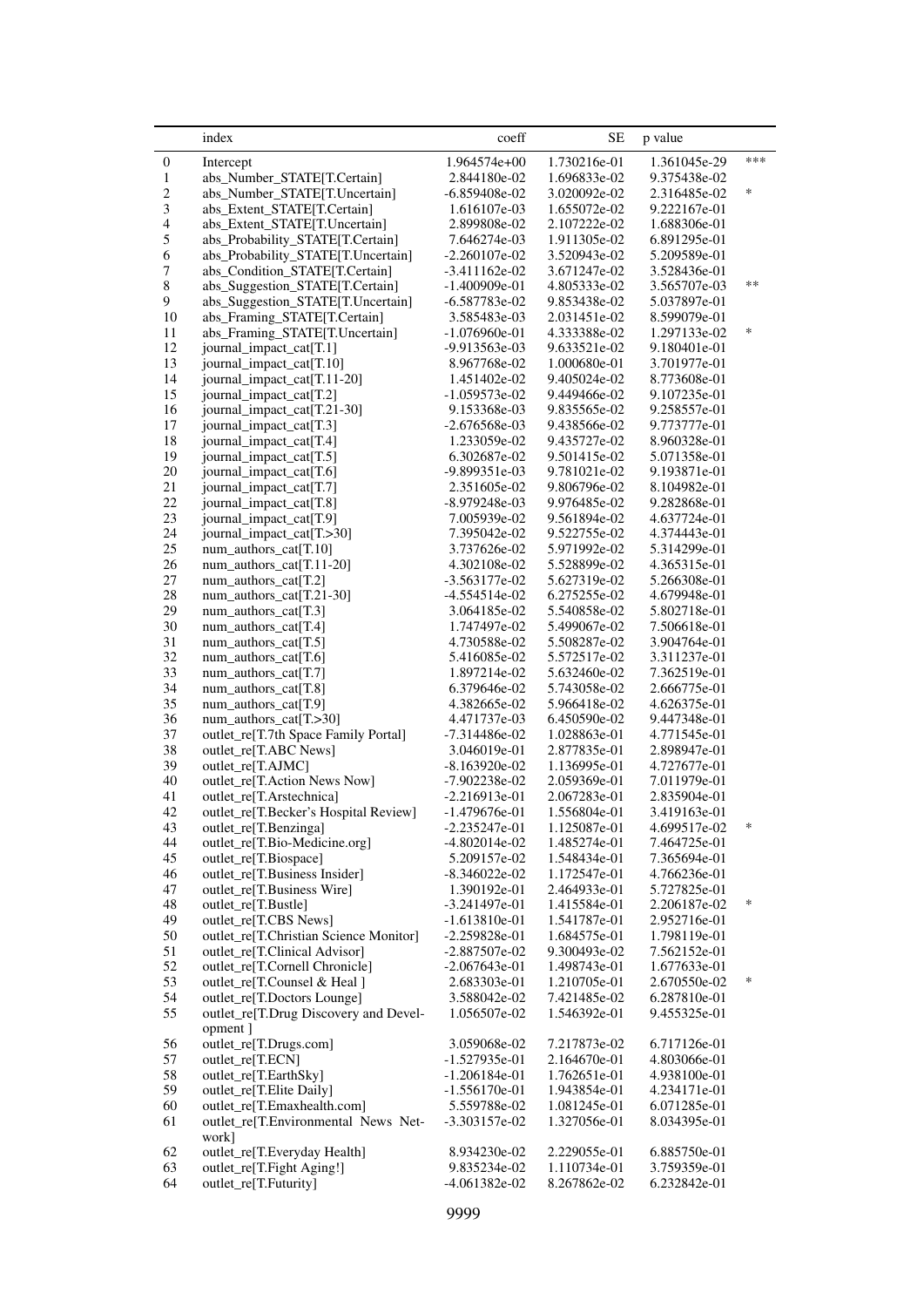| | index | coeff | SE | p value | |
|---|---|---|---|---|---|
| 0 | Intercept | 1.964574e+00 | 1.730216e-01 | 1.361045e-29 | *** |
| 1 | abs_Number_STATE[T.Certain] | 2.844180e-02 | 1.696833e-02 | 9.375438e-02 | |
| 2 | abs_Number_STATE[T.Uncertain] | -6.859408e-02 | 3.020092e-02 | 2.316485e-02 | * |
| 3 | abs_Extent_STATE[T.Certain] | 1.616107e-03 | 1.655072e-02 | 9.222167e-01 | |
| 4 | abs_Extent_STATE[T.Uncertain] | 2.899808e-02 | 2.107222e-02 | 1.688306e-01 | |
| 5 | abs_Probability_STATE[T.Certain] | 7.646274e-03 | 1.911305e-02 | 6.891295e-01 | |
| 6 | abs_Probability_STATE[T.Uncertain] | -2.260107e-02 | 3.520943e-02 | 5.209589e-01 | |
| 7 | abs_Condition_STATE[T.Certain] | -3.411162e-02 | 3.671247e-02 | 3.528436e-01 | |
| 8 | abs_Suggestion_STATE[T.Certain] | -1.400909e-01 | 4.805333e-02 | 3.565707e-03 | ** |
| 9 | abs_Suggestion_STATE[T.Uncertain] | -6.587783e-02 | 9.853438e-02 | 5.037897e-01 | |
| 10 | abs_Framing_STATE[T.Certain] | 3.585483e-03 | 2.031451e-02 | 8.599079e-01 | |
| 11 | abs_Framing_STATE[T.Uncertain] | -1.076960e-01 | 4.333388e-02 | 1.297133e-02 | * |
| 12 | journal_impact_cat[T.1] | -9.913563e-03 | 9.633521e-02 | 9.180401e-01 | |
| 13 | journal_impact_cat[T.10] | 8.967768e-02 | 1.000680e-01 | 3.701977e-01 | |
| 14 | journal_impact_cat[T.11-20] | 1.451402e-02 | 9.405024e-02 | 8.773608e-01 | |
| 15 | journal_impact_cat[T.2] | -1.059573e-02 | 9.449466e-02 | 9.107235e-01 | |
| 16 | journal_impact_cat[T.21-30] | 9.153368e-03 | 9.835565e-02 | 9.258557e-01 | |
| 17 | journal_impact_cat[T.3] | -2.676568e-03 | 9.438566e-02 | 9.773777e-01 | |
| 18 | journal_impact_cat[T.4] | 1.233059e-02 | 9.435727e-02 | 8.960328e-01 | |
| 19 | journal_impact_cat[T.5] | 6.302687e-02 | 9.501415e-02 | 5.071358e-01 | |
| 20 | journal_impact_cat[T.6] | -9.899351e-03 | 9.781021e-02 | 9.193871e-01 | |
| 21 | journal_impact_cat[T.7] | 2.351605e-02 | 9.806796e-02 | 8.104982e-01 | |
| 22 | journal_impact_cat[T.8] | -8.979248e-03 | 9.976485e-02 | 9.282868e-01 | |
| 23 | journal_impact_cat[T.9] | 7.005939e-02 | 9.561894e-02 | 4.637724e-01 | |
| 24 | journal_impact_cat[T.>30] | 7.395042e-02 | 9.522755e-02 | 4.374443e-01 | |
| 25 | num_authors_cat[T.10] | 3.737626e-02 | 5.971992e-02 | 5.314299e-01 | |
| 26 | num_authors_cat[T.11-20] | 4.302108e-02 | 5.528899e-02 | 4.365315e-01 | |
| 27 | num_authors_cat[T.2] | -3.563177e-02 | 5.627319e-02 | 5.266308e-01 | |
| 28 | num_authors_cat[T.21-30] | -4.554514e-02 | 6.275255e-02 | 4.679948e-01 | |
| 29 | num_authors_cat[T.3] | 3.064185e-02 | 5.540858e-02 | 5.802718e-01 | |
| 30 | num_authors_cat[T.4] | 1.747497e-02 | 5.499067e-02 | 7.506618e-01 | |
| 31 | num_authors_cat[T.5] | 4.730588e-02 | 5.508287e-02 | 3.904764e-01 | |
| 32 | num_authors_cat[T.6] | 5.416085e-02 | 5.572517e-02 | 3.311237e-01 | |
| 33 | num_authors_cat[T.7] | 1.897214e-02 | 5.632460e-02 | 7.362519e-01 | |
| 34 | num_authors_cat[T.8] | 6.379646e-02 | 5.743058e-02 | 2.666775e-01 | |
| 35 | num_authors_cat[T.9] | 4.382665e-02 | 5.966418e-02 | 4.626375e-01 | |
| 36 | num_authors_cat[T.>30] | 4.471737e-03 | 6.450590e-02 | 9.447348e-01 | |
| 37 | outlet_re[T.7th Space Family Portal] | -7.314486e-02 | 1.028863e-01 | 4.771545e-01 | |
| 38 | outlet_re[T.ABC News] | 3.046019e-01 | 2.877835e-01 | 2.898947e-01 | |
| 39 | outlet_re[T.AJMC] | -8.163920e-02 | 1.136995e-01 | 4.727677e-01 | |
| 40 | outlet_re[T.Action News Now] | -7.902238e-02 | 2.059369e-01 | 7.011979e-01 | |
| 41 | outlet_re[T.Arstechnica] | -2.216913e-01 | 2.067283e-01 | 2.835904e-01 | |
| 42 | outlet_re[T.Becker's Hospital Review] | -1.479676e-01 | 1.556804e-01 | 3.419163e-01 | |
| 43 | outlet_re[T.Benzinga] | -2.235247e-01 | 1.125087e-01 | 4.699517e-02 | * |
| 44 | outlet_re[T.Bio-Medicine.org] | -4.802014e-02 | 1.485274e-01 | 7.464725e-01 | |
| 45 | outlet_re[T.Biospace] | 5.209157e-02 | 1.548434e-01 | 7.365694e-01 | |
| 46 | outlet_re[T.Business Insider] | -8.346022e-02 | 1.172547e-01 | 4.766236e-01 | |
| 47 | outlet_re[T.Business Wire] | 1.390192e-01 | 2.464933e-01 | 5.727825e-01 | |
| 48 | outlet_re[T.Bustle] | -3.241497e-01 | 1.415584e-01 | 2.206187e-02 | * |
| 49 | outlet_re[T.CBS News] | -1.613810e-01 | 1.541787e-01 | 2.952716e-01 | |
| 50 | outlet_re[T.Christian Science Monitor] | -2.259828e-01 | 1.684575e-01 | 1.798119e-01 | |
| 51 | outlet_re[T.Clinical Advisor] | -2.887507e-02 | 9.300493e-02 | 7.562152e-01 | |
| 52 | outlet_re[T.Cornell Chronicle] | -2.067643e-01 | 1.498743e-01 | 1.677633e-01 | |
| 53 | outlet_re[T.Counsel & Heal ] | 2.683303e-01 | 1.210705e-01 | 2.670550e-02 | * |
| 54 | outlet_re[T.Doctors Lounge] | 3.588042e-02 | 7.421485e-02 | 6.287810e-01 | |
| 55 | outlet_re[T.Drug Discovery and Development ] | 1.056507e-02 | 1.546392e-01 | 9.455325e-01 | |
| 56 | outlet_re[T.Drugs.com] | 3.059068e-02 | 7.217873e-02 | 6.717126e-01 | |
| 57 | outlet_re[T.ECN] | -1.527935e-01 | 2.164670e-01 | 4.803066e-01 | |
| 58 | outlet_re[T.EarthSky] | -1.206184e-01 | 1.762651e-01 | 4.938100e-01 | |
| 59 | outlet_re[T.Elite Daily] | -1.556170e-01 | 1.943854e-01 | 4.234171e-01 | |
| 60 | outlet_re[T.Emaxhealth.com] | 5.559788e-02 | 1.081245e-01 | 6.071285e-01 | |
| 61 | outlet_re[T.Environmental News Network] | -3.303157e-02 | 1.327056e-01 | 8.034395e-01 | |
| 62 | outlet_re[T.Everyday Health] | 8.934230e-02 | 2.229055e-01 | 6.885750e-01 | |
| 63 | outlet_re[T.Fight Aging!] | 9.835234e-02 | 1.110734e-01 | 3.759359e-01 | |
| 64 | outlet_re[T.Futurity] | -4.061382e-02 | 8.267862e-02 | 6.232842e-01 | |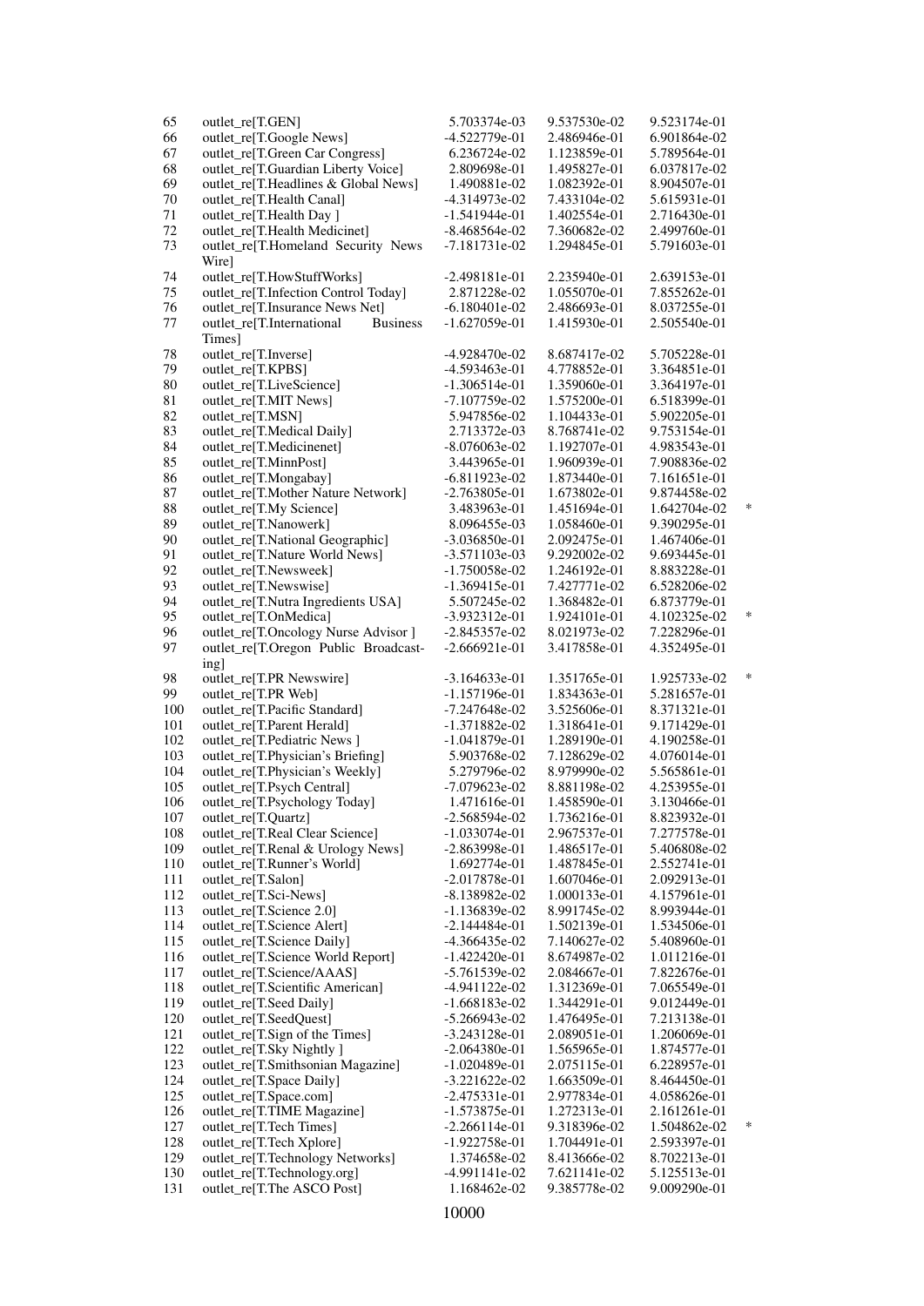| | | | | | |
|---|---|---|---|---|---|
| 65 | outlet_re[T.GEN] | 5.703374e-03 | 9.537530e-02 | 9.523174e-01 | |
| 66 | outlet_re[T.Google News] | -4.522779e-01 | 2.486946e-01 | 6.901864e-02 | |
| 67 | outlet_re[T.Green Car Congress] | 6.236724e-02 | 1.123859e-01 | 5.789564e-01 | |
| 68 | outlet_re[T.Guardian Liberty Voice] | 2.809698e-01 | 1.495827e-01 | 6.037817e-02 | |
| 69 | outlet_re[T.Headlines & Global News] | 1.490881e-02 | 1.082392e-01 | 8.904507e-01 | |
| 70 | outlet_re[T.Health Canal] | -4.314973e-02 | 7.433104e-02 | 5.615931e-01 | |
| 71 | outlet_re[T.Health Day ] | -1.541944e-01 | 1.402554e-01 | 2.716430e-01 | |
| 72 | outlet_re[T.Health Medicinet] | -8.468564e-02 | 7.360682e-02 | 2.499760e-01 | |
| 73 | outlet_re[T.Homeland Security News Wire] | -7.181731e-02 | 1.294845e-01 | 5.791603e-01 | |
| 74 | outlet_re[T.HowStuffWorks] | -2.498181e-01 | 2.235940e-01 | 2.639153e-01 | |
| 75 | outlet_re[T.Infection Control Today] | 2.871228e-02 | 1.055070e-01 | 7.855262e-01 | |
| 76 | outlet_re[T.Insurance News Net] | -6.180401e-02 | 2.486693e-01 | 8.037255e-01 | |
| 77 | outlet_re[T.International Business Times] | -1.627059e-01 | 1.415930e-01 | 2.505540e-01 | |
| 78 | outlet_re[T.Inverse] | -4.928470e-02 | 8.687417e-02 | 5.705228e-01 | |
| 79 | outlet_re[T.KPBS] | -4.593463e-01 | 4.778852e-01 | 3.364851e-01 | |
| 80 | outlet_re[T.LiveScience] | -1.306514e-01 | 1.359060e-01 | 3.364197e-01 | |
| 81 | outlet_re[T.MIT News] | -7.107759e-02 | 1.575200e-01 | 6.518399e-01 | |
| 82 | outlet_re[T.MSN] | 5.947856e-02 | 1.104433e-01 | 5.902205e-01 | |
| 83 | outlet_re[T.Medical Daily] | 2.713372e-03 | 8.768741e-02 | 9.753154e-01 | |
| 84 | outlet_re[T.Medicinenet] | -8.076063e-02 | 1.192707e-01 | 4.983543e-01 | |
| 85 | outlet_re[T.MinnPost] | 3.443965e-01 | 1.960939e-01 | 7.908836e-02 | |
| 86 | outlet_re[T.Mongabay] | -6.811923e-02 | 1.873440e-01 | 7.161651e-01 | |
| 87 | outlet_re[T.Mother Nature Network] | -2.763805e-01 | 1.673802e-01 | 9.874458e-02 | |
| 88 | outlet_re[T.My Science] | 3.483963e-01 | 1.451694e-01 | 1.642704e-02 | * |
| 89 | outlet_re[T.Nanowerk] | 8.096455e-03 | 1.058460e-01 | 9.390295e-01 | |
| 90 | outlet_re[T.National Geographic] | -3.036850e-01 | 2.092475e-01 | 1.467406e-01 | |
| 91 | outlet_re[T.Nature World News] | -3.571103e-03 | 9.292002e-02 | 9.693445e-01 | |
| 92 | outlet_re[T.Newsweek] | -1.750058e-02 | 1.246192e-01 | 8.883228e-01 | |
| 93 | outlet_re[T.Newswise] | -1.369415e-01 | 7.427771e-02 | 6.528206e-02 | |
| 94 | outlet_re[T.Nutra Ingredients USA] | 5.507245e-02 | 1.368482e-01 | 6.873779e-01 | |
| 95 | outlet_re[T.OnMedica] | -3.932312e-01 | 1.924101e-01 | 4.102325e-02 | * |
| 96 | outlet_re[T.Oncology Nurse Advisor ] | -2.845357e-02 | 8.021973e-02 | 7.228296e-01 | |
| 97 | outlet_re[T.Oregon Public Broadcasting] | -2.666921e-01 | 3.417858e-01 | 4.352495e-01 | |
| 98 | outlet_re[T.PR Newswire] | -3.164633e-01 | 1.351765e-01 | 1.925733e-02 | * |
| 99 | outlet_re[T.PR Web] | -1.157196e-01 | 1.834363e-01 | 5.281657e-01 | |
| 100 | outlet_re[T.Pacific Standard] | -7.247648e-02 | 3.525606e-01 | 8.371321e-01 | |
| 101 | outlet_re[T.Parent Herald] | -1.371882e-02 | 1.318641e-01 | 9.171429e-01 | |
| 102 | outlet_re[T.Pediatric News ] | -1.041879e-01 | 1.289190e-01 | 4.190258e-01 | |
| 103 | outlet_re[T.Physician's Briefing] | 5.903768e-02 | 7.128629e-02 | 4.076014e-01 | |
| 104 | outlet_re[T.Physician's Weekly] | 5.279796e-02 | 8.979990e-02 | 5.565861e-01 | |
| 105 | outlet_re[T.Psych Central] | -7.079623e-02 | 8.881198e-02 | 4.253955e-01 | |
| 106 | outlet_re[T.Psychology Today] | 1.471616e-01 | 1.458590e-01 | 3.130466e-01 | |
| 107 | outlet_re[T.Quartz] | -2.568594e-02 | 1.736216e-01 | 8.823932e-01 | |
| 108 | outlet_re[T.Real Clear Science] | -1.033074e-01 | 2.967537e-01 | 7.277578e-01 | |
| 109 | outlet_re[T.Renal & Urology News] | -2.863998e-01 | 1.486517e-01 | 5.406808e-02 | |
| 110 | outlet_re[T.Runner's World] | 1.692774e-01 | 1.487845e-01 | 2.552741e-01 | |
| 111 | outlet_re[T.Salon] | -2.017878e-01 | 1.607046e-01 | 2.092913e-01 | |
| 112 | outlet_re[T.Sci-News] | -8.138982e-02 | 1.000133e-01 | 4.157961e-01 | |
| 113 | outlet_re[T.Science 2.0] | -1.136839e-02 | 8.991745e-02 | 8.993944e-01 | |
| 114 | outlet_re[T.Science Alert] | -2.144484e-01 | 1.502139e-01 | 1.534506e-01 | |
| 115 | outlet_re[T.Science Daily] | -4.366435e-02 | 7.140627e-02 | 5.408960e-01 | |
| 116 | outlet_re[T.Science World Report] | -1.422420e-01 | 8.674987e-02 | 1.011216e-01 | |
| 117 | outlet_re[T.Science/AAAS] | -5.761539e-02 | 2.084667e-01 | 7.822676e-01 | |
| 118 | outlet_re[T.Scientific American] | -4.941122e-02 | 1.312369e-01 | 7.065549e-01 | |
| 119 | outlet_re[T.Seed Daily] | -1.668183e-02 | 1.344291e-01 | 9.012449e-01 | |
| 120 | outlet_re[T.SeedQuest] | -5.266943e-02 | 1.476495e-01 | 7.213138e-01 | |
| 121 | outlet_re[T.Sign of the Times] | -3.243128e-01 | 2.089051e-01 | 1.206069e-01 | |
| 122 | outlet_re[T.Sky Nightly ] | -2.064380e-01 | 1.565965e-01 | 1.874577e-01 | |
| 123 | outlet_re[T.Smithsonian Magazine] | -1.020489e-01 | 2.075115e-01 | 6.228957e-01 | |
| 124 | outlet_re[T.Space Daily] | -3.221622e-02 | 1.663509e-01 | 8.464450e-01 | |
| 125 | outlet_re[T.Space.com] | -2.475331e-01 | 2.977834e-01 | 4.058626e-01 | |
| 126 | outlet_re[T.TIME Magazine] | -1.573875e-01 | 1.272313e-01 | 2.161261e-01 | |
| 127 | outlet_re[T.Tech Times] | -2.266114e-01 | 9.318396e-02 | 1.504862e-02 | * |
| 128 | outlet_re[T.Tech Xplore] | -1.922758e-01 | 1.704491e-01 | 2.593397e-01 | |
| 129 | outlet_re[T.Technology Networks] | 1.374658e-02 | 8.413666e-02 | 8.702213e-01 | |
| 130 | outlet_re[T.Technology.org] | -4.991141e-02 | 7.621141e-02 | 5.125513e-01 | |
| 131 | outlet_re[T.The ASCO Post] | 1.168462e-02 | 9.385778e-02 | 9.009290e-01 | |

10000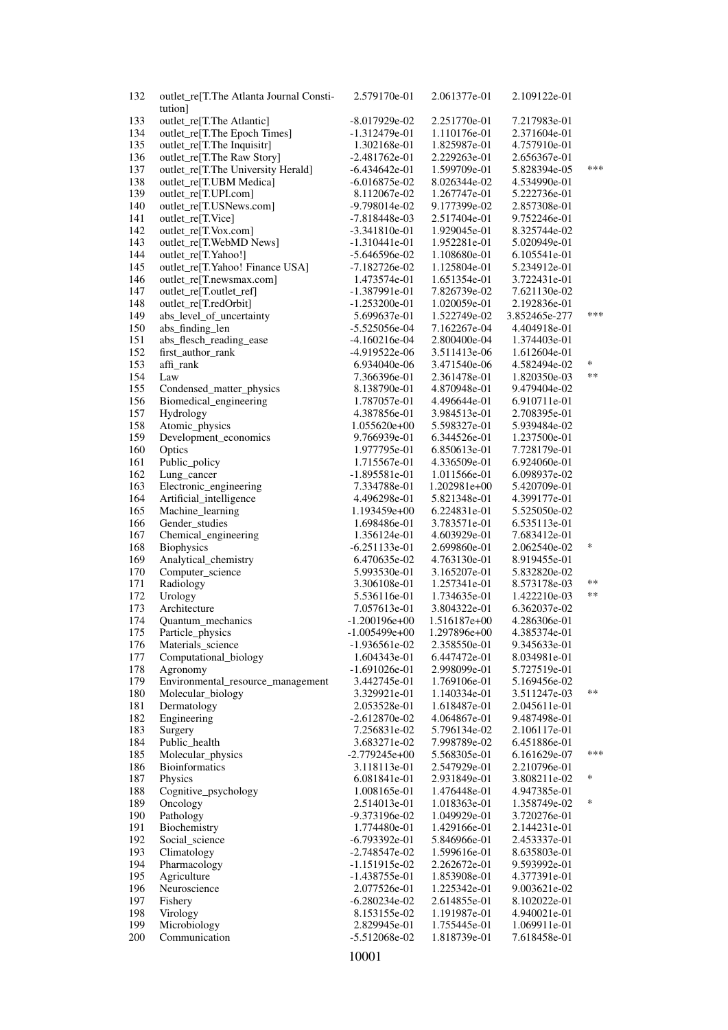| | | | | | |
|---|---|---|---|---|---|
| 132 | outlet_re[T.The Atlanta Journal Constitution] | 2.579170e-01 | 2.061377e-01 | 2.109122e-01 | |
| 133 | outlet_re[T.The Atlantic] | -8.017929e-02 | 2.251770e-01 | 7.217983e-01 | |
| 134 | outlet_re[T.The Epoch Times] | -1.312479e-01 | 1.110176e-01 | 2.371604e-01 | |
| 135 | outlet_re[T.The Inquisitr] | 1.302168e-01 | 1.825987e-01 | 4.757910e-01 | |
| 136 | outlet_re[T.The Raw Story] | -2.481762e-01 | 2.229263e-01 | 2.656367e-01 | |
| 137 | outlet_re[T.The University Herald] | -6.434642e-01 | 1.599709e-01 | 5.828394e-05 | *** |
| 138 | outlet_re[T.UBM Medica] | -6.016875e-02 | 8.026344e-02 | 4.534990e-01 | |
| 139 | outlet_re[T.UPI.com] | 8.112067e-02 | 1.267747e-01 | 5.222736e-01 | |
| 140 | outlet_re[T.USNews.com] | -9.798014e-02 | 9.177399e-02 | 2.857308e-01 | |
| 141 | outlet_re[T.Vice] | -7.818448e-03 | 2.517404e-01 | 9.752246e-01 | |
| 142 | outlet_re[T.Vox.com] | -3.341810e-01 | 1.929045e-01 | 8.325744e-02 | |
| 143 | outlet_re[T.WebMD News] | -1.310441e-01 | 1.952281e-01 | 5.020949e-01 | |
| 144 | outlet_re[T.Yahoo!] | -5.646596e-02 | 1.108680e-01 | 6.105541e-01 | |
| 145 | outlet_re[T.Yahoo! Finance USA] | -7.182726e-02 | 1.125804e-01 | 5.234912e-01 | |
| 146 | outlet_re[T.newsmax.com] | 1.473574e-01 | 1.651354e-01 | 3.722431e-01 | |
| 147 | outlet_re[T.outlet_ref] | -1.387991e-01 | 7.826739e-02 | 7.621130e-02 | |
| 148 | outlet_re[T.redOrbit] | -1.253200e-01 | 1.020059e-01 | 2.192836e-01 | |
| 149 | abs_level_of_uncertainty | 5.699637e-01 | 1.522749e-02 | 3.852465e-277 | *** |
| 150 | abs_finding_len | -5.525056e-04 | 7.162267e-04 | 4.404918e-01 | |
| 151 | abs_flesch_reading_ease | -4.160216e-04 | 2.800400e-04 | 1.374403e-01 | |
| 152 | first_author_rank | -4.919522e-06 | 3.511413e-06 | 1.612604e-01 | |
| 153 | affi_rank | 6.934040e-06 | 3.471540e-06 | 4.582494e-02 | * |
| 154 | Law | 7.366396e-01 | 2.361478e-01 | 1.820350e-03 | ** |
| 155 | Condensed_matter_physics | 8.138790e-01 | 4.870948e-01 | 9.479404e-02 | |
| 156 | Biomedical_engineering | 1.787057e-01 | 4.496644e-01 | 6.910711e-01 | |
| 157 | Hydrology | 4.387856e-01 | 3.984513e-01 | 2.708395e-01 | |
| 158 | Atomic_physics | 1.055620e+00 | 5.598327e-01 | 5.939484e-02 | |
| 159 | Development_economics | 9.766939e-01 | 6.344526e-01 | 1.237500e-01 | |
| 160 | Optics | 1.977795e-01 | 6.850613e-01 | 7.728179e-01 | |
| 161 | Public_policy | 1.715567e-01 | 4.336509e-01 | 6.924060e-01 | |
| 162 | Lung_cancer | -1.895581e-01 | 1.011566e-01 | 6.098937e-02 | |
| 163 | Electronic_engineering | 7.334788e-01 | 1.202981e+00 | 5.420709e-01 | |
| 164 | Artificial_intelligence | 4.496298e-01 | 5.821348e-01 | 4.399177e-01 | |
| 165 | Machine_learning | 1.193459e+00 | 6.224831e-01 | 5.525050e-02 | |
| 166 | Gender_studies | 1.698486e-01 | 3.783571e-01 | 6.535113e-01 | |
| 167 | Chemical_engineering | 1.356124e-01 | 4.603929e-01 | 7.683412e-01 | |
| 168 | Biophysics | -6.251133e-01 | 2.699860e-01 | 2.062540e-02 | * |
| 169 | Analytical_chemistry | 6.470635e-02 | 4.763130e-01 | 8.919455e-01 | |
| 170 | Computer_science | 5.993530e-01 | 3.165207e-01 | 5.832820e-02 | |
| 171 | Radiology | 3.306108e-01 | 1.257341e-01 | 8.573178e-03 | ** |
| 172 | Urology | 5.536116e-01 | 1.734635e-01 | 1.422210e-03 | ** |
| 173 | Architecture | 7.057613e-01 | 3.804322e-01 | 6.362037e-02 | |
| 174 | Quantum_mechanics | -1.200196e+00 | 1.516187e+00 | 4.286306e-01 | |
| 175 | Particle_physics | -1.005499e+00 | 1.297896e+00 | 4.385374e-01 | |
| 176 | Materials_science | -1.936561e-02 | 2.358550e-01 | 9.345633e-01 | |
| 177 | Computational_biology | 1.604343e-01 | 6.447472e-01 | 8.034981e-01 | |
| 178 | Agronomy | -1.691026e-01 | 2.998099e-01 | 5.727519e-01 | |
| 179 | Environmental_resource_management | 3.442745e-01 | 1.769106e-01 | 5.169456e-02 | |
| 180 | Molecular_biology | 3.329921e-01 | 1.140334e-01 | 3.511247e-03 | ** |
| 181 | Dermatology | 2.053528e-01 | 1.618487e-01 | 2.045611e-01 | |
| 182 | Engineering | -2.612870e-02 | 4.064867e-01 | 9.487498e-01 | |
| 183 | Surgery | 7.256831e-02 | 5.796134e-02 | 2.106117e-01 | |
| 184 | Public_health | 3.683271e-02 | 7.998789e-02 | 6.451886e-01 | |
| 185 | Molecular_physics | -2.779245e+00 | 5.568305e-01 | 6.161629e-07 | *** |
| 186 | Bioinformatics | 3.118113e-01 | 2.547929e-01 | 2.210796e-01 | |
| 187 | Physics | 6.081841e-01 | 2.931849e-01 | 3.808211e-02 | * |
| 188 | Cognitive_psychology | 1.008165e-01 | 1.476448e-01 | 4.947385e-01 | |
| 189 | Oncology | 2.514013e-01 | 1.018363e-01 | 1.358749e-02 | * |
| 190 | Pathology | -9.373196e-02 | 1.049929e-01 | 3.720276e-01 | |
| 191 | Biochemistry | 1.774480e-01 | 1.429166e-01 | 2.144231e-01 | |
| 192 | Social_science | -6.793392e-01 | 5.846966e-01 | 2.453337e-01 | |
| 193 | Climatology | -2.748547e-02 | 1.599616e-01 | 8.635803e-01 | |
| 194 | Pharmacology | -1.151915e-02 | 2.262672e-01 | 9.593992e-01 | |
| 195 | Agriculture | -1.438755e-01 | 1.853908e-01 | 4.377391e-01 | |
| 196 | Neuroscience | 2.077526e-01 | 1.225342e-01 | 9.003621e-02 | |
| 197 | Fishery | -6.280234e-02 | 2.614855e-01 | 8.102022e-01 | |
| 198 | Virology | 8.153155e-02 | 1.191987e-01 | 4.940021e-01 | |
| 199 | Microbiology | 2.829945e-01 | 1.755445e-01 | 1.069911e-01 | |
| 200 | Communication | -5.512068e-02 | 1.818739e-01 | 7.618458e-01 | |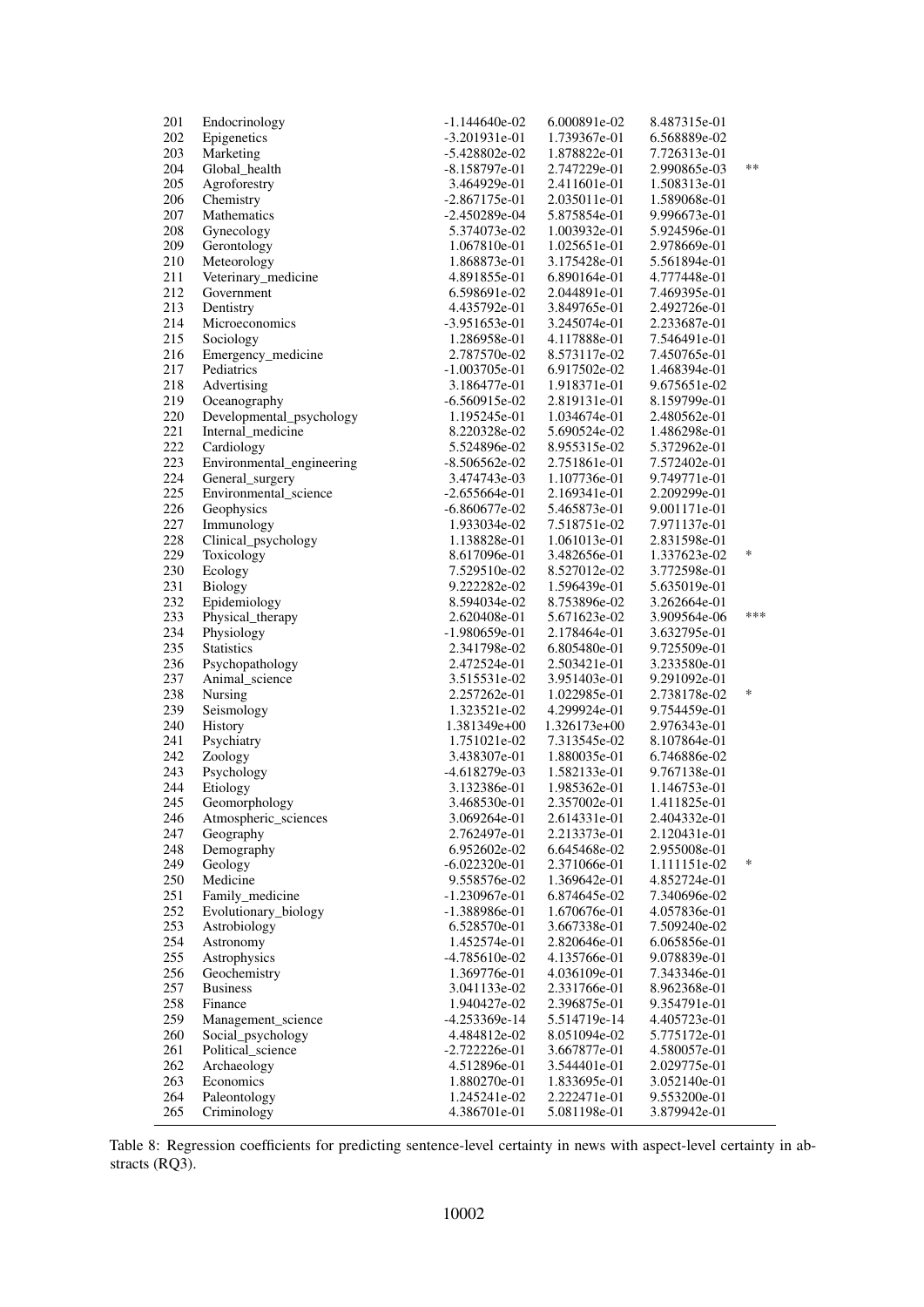| | | | | | |
|---|---|---|---|---|---|
| 201 | Endocrinology | -1.144640e-02 | 6.000891e-02 | 8.487315e-01 | |
| 202 | Epigenetics | -3.201931e-01 | 1.739367e-01 | 6.568889e-02 | |
| 203 | Marketing | -5.428802e-02 | 1.878822e-01 | 7.726313e-01 | |
| 204 | Global_health | -8.158797e-01 | 2.747229e-01 | 2.990865e-03 | ** |
| 205 | Agroforestry | 3.464929e-01 | 2.411601e-01 | 1.508313e-01 | |
| 206 | Chemistry | -2.867175e-01 | 2.035011e-01 | 1.589068e-01 | |
| 207 | Mathematics | -2.450289e-04 | 5.875854e-01 | 9.996673e-01 | |
| 208 | Gynecology | 5.374073e-02 | 1.003932e-01 | 5.924596e-01 | |
| 209 | Gerontology | 1.067810e-01 | 1.025651e-01 | 2.978669e-01 | |
| 210 | Meteorology | 1.868873e-01 | 3.175428e-01 | 5.561894e-01 | |
| 211 | Veterinary_medicine | 4.891855e-01 | 6.890164e-01 | 4.777448e-01 | |
| 212 | Government | 6.598691e-02 | 2.044891e-01 | 7.469395e-01 | |
| 213 | Dentistry | 4.435792e-01 | 3.849765e-01 | 2.492726e-01 | |
| 214 | Microeconomics | -3.951653e-01 | 3.245074e-01 | 2.233687e-01 | |
| 215 | Sociology | 1.286958e-01 | 4.117888e-01 | 7.546491e-01 | |
| 216 | Emergency_medicine | 2.787570e-02 | 8.573117e-02 | 7.450765e-01 | |
| 217 | Pediatrics | -1.003705e-01 | 6.917502e-02 | 1.468394e-01 | |
| 218 | Advertising | 3.186477e-01 | 1.918371e-01 | 9.675651e-02 | |
| 219 | Oceanography | -6.560915e-02 | 2.819131e-01 | 8.159799e-01 | |
| 220 | Developmental_psychology | 1.195245e-01 | 1.034674e-01 | 2.480562e-01 | |
| 221 | Internal_medicine | 8.220328e-02 | 5.690524e-02 | 1.486298e-01 | |
| 222 | Cardiology | 5.524896e-02 | 8.955315e-02 | 5.372962e-01 | |
| 223 | Environmental_engineering | -8.506562e-02 | 2.751861e-01 | 7.572402e-01 | |
| 224 | General_surgery | 3.474743e-03 | 1.107736e-01 | 9.749771e-01 | |
| 225 | Environmental_science | -2.655664e-01 | 2.169341e-01 | 2.209299e-01 | |
| 226 | Geophysics | -6.860677e-02 | 5.465873e-01 | 9.001171e-01 | |
| 227 | Immunology | 1.933034e-02 | 7.518751e-02 | 7.971137e-01 | |
| 228 | Clinical_psychology | 1.138828e-01 | 1.061013e-01 | 2.831598e-01 | |
| 229 | Toxicology | 8.617096e-01 | 3.482656e-01 | 1.337623e-02 | * |
| 230 | Ecology | 7.529510e-02 | 8.527012e-02 | 3.772598e-01 | |
| 231 | Biology | 9.222282e-02 | 1.596439e-01 | 5.635019e-01 | |
| 232 | Epidemiology | 8.594034e-02 | 8.753896e-02 | 3.262664e-01 | |
| 233 | Physical_therapy | 2.620408e-01 | 5.671623e-02 | 3.909564e-06 | *** |
| 234 | Physiology | -1.980659e-01 | 2.178464e-01 | 3.632795e-01 | |
| 235 | Statistics | 2.341798e-02 | 6.805480e-01 | 9.725509e-01 | |
| 236 | Psychopathology | 2.472524e-01 | 2.503421e-01 | 3.233580e-01 | |
| 237 | Animal_science | 3.515531e-02 | 3.951403e-01 | 9.291092e-01 | |
| 238 | Nursing | 2.257262e-01 | 1.022985e-01 | 2.738178e-02 | * |
| 239 | Seismology | 1.323521e-02 | 4.299924e-01 | 9.754459e-01 | |
| 240 | History | 1.381349e+00 | 1.326173e+00 | 2.976343e-01 | |
| 241 | Psychiatry | 1.751021e-02 | 7.313545e-02 | 8.107864e-01 | |
| 242 | Zoology | 3.438307e-01 | 1.880035e-01 | 6.746886e-02 | |
| 243 | Psychology | -4.618279e-03 | 1.582133e-01 | 9.767138e-01 | |
| 244 | Etiology | 3.132386e-01 | 1.985362e-01 | 1.146753e-01 | |
| 245 | Geomorphology | 3.468530e-01 | 2.357002e-01 | 1.411825e-01 | |
| 246 | Atmospheric_sciences | 3.069264e-01 | 2.614331e-01 | 2.404332e-01 | |
| 247 | Geography | 2.762497e-01 | 2.213373e-01 | 2.120431e-01 | |
| 248 | Demography | 6.952602e-02 | 6.645468e-02 | 2.955008e-01 | |
| 249 | Geology | -6.022320e-01 | 2.371066e-01 | 1.111151e-02 | * |
| 250 | Medicine | 9.558576e-02 | 1.369642e-01 | 4.852724e-01 | |
| 251 | Family_medicine | -1.230967e-01 | 6.874645e-02 | 7.340696e-02 | |
| 252 | Evolutionary_biology | -1.388986e-01 | 1.670676e-01 | 4.057836e-01 | |
| 253 | Astrobiology | 6.528570e-01 | 3.667338e-01 | 7.509240e-02 | |
| 254 | Astronomy | 1.452574e-01 | 2.820646e-01 | 6.065856e-01 | |
| 255 | Astrophysics | -4.785610e-02 | 4.135766e-01 | 9.078839e-01 | |
| 256 | Geochemistry | 1.369776e-01 | 4.036109e-01 | 7.343346e-01 | |
| 257 | Business | 3.041133e-02 | 2.331766e-01 | 8.962368e-01 | |
| 258 | Finance | 1.940427e-02 | 2.396875e-01 | 9.354791e-01 | |
| 259 | Management_science | -4.253369e-14 | 5.514719e-14 | 4.405723e-01 | |
| 260 | Social_psychology | 4.484812e-02 | 8.051094e-02 | 5.775172e-01 | |
| 261 | Political_science | -2.722226e-01 | 3.667877e-01 | 4.580057e-01 | |
| 262 | Archaeology | 4.512896e-01 | 3.544401e-01 | 2.029775e-01 | |
| 263 | Economics | 1.880270e-01 | 1.833695e-01 | 3.052140e-01 | |
| 264 | Paleontology | 1.245241e-02 | 2.222471e-01 | 9.553200e-01 | |
| 265 | Criminology | 4.386701e-01 | 5.081198e-01 | 3.879942e-01 | |

Table 8: Regression coefficients for predicting sentence-level certainty in news with aspect-level certainty in abstracts (RQ3).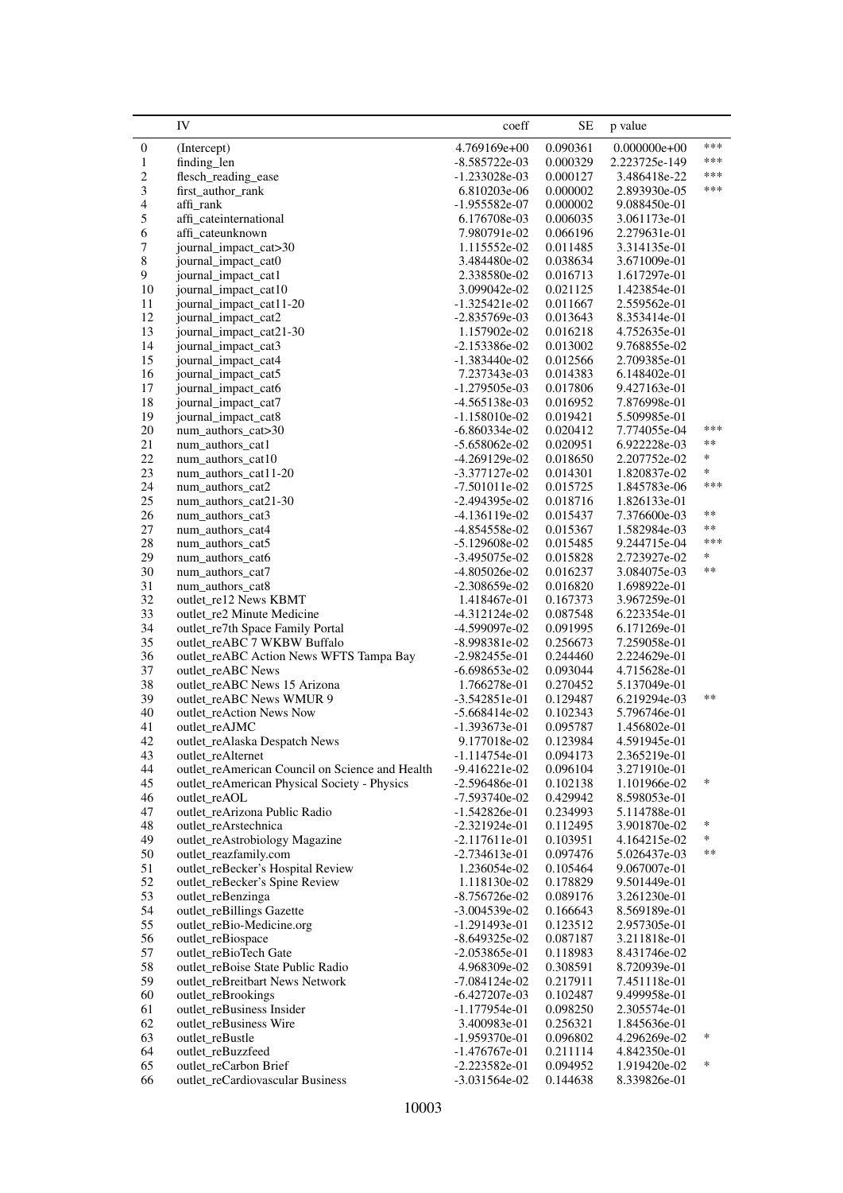| | IV | coeff | SE | p value | |
|---|---|---|---|---|---|
| 0 | (Intercept) | 4.769169e+00 | 0.090361 | 0.000000e+00 | *** |
| 1 | finding_len | -8.585722e-03 | 0.000329 | 2.223725e-149 | *** |
| 2 | flesch_reading_ease | -1.233028e-03 | 0.000127 | 3.486418e-22 | *** |
| 3 | first_author_rank | 6.810203e-06 | 0.000002 | 2.893930e-05 | *** |
| 4 | affi_rank | -1.955582e-07 | 0.000002 | 9.088450e-01 | |
| 5 | affi_cateinternational | 6.176708e-03 | 0.006035 | 3.061173e-01 | |
| 6 | affi_cateunknown | 7.980791e-02 | 0.066196 | 2.279631e-01 | |
| 7 | journal_impact_cat>30 | 1.115552e-02 | 0.011485 | 3.314135e-01 | |
| 8 | journal_impact_cat0 | 3.484480e-02 | 0.038634 | 3.671009e-01 | |
| 9 | journal_impact_cat1 | 2.338580e-02 | 0.016713 | 1.617297e-01 | |
| 10 | journal_impact_cat10 | 3.099042e-02 | 0.021125 | 1.423854e-01 | |
| 11 | journal_impact_cat11-20 | -1.325421e-02 | 0.011667 | 2.559562e-01 | |
| 12 | journal_impact_cat2 | -2.835769e-03 | 0.013643 | 8.353414e-01 | |
| 13 | journal_impact_cat21-30 | 1.157902e-02 | 0.016218 | 4.752635e-01 | |
| 14 | journal_impact_cat3 | -2.153386e-02 | 0.013002 | 9.768855e-02 | |
| 15 | journal_impact_cat4 | -1.383440e-02 | 0.012566 | 2.709385e-01 | |
| 16 | journal_impact_cat5 | 7.237343e-03 | 0.014383 | 6.148402e-01 | |
| 17 | journal_impact_cat6 | -1.279505e-03 | 0.017806 | 9.427163e-01 | |
| 18 | journal_impact_cat7 | -4.565138e-03 | 0.016952 | 7.876998e-01 | |
| 19 | journal_impact_cat8 | -1.158010e-02 | 0.019421 | 5.509985e-01 | |
| 20 | num_authors_cat>30 | -6.860334e-02 | 0.020412 | 7.774055e-04 | *** |
| 21 | num_authors_cat1 | -5.658062e-02 | 0.020951 | 6.922228e-03 | ** |
| 22 | num_authors_cat10 | -4.269129e-02 | 0.018650 | 2.207752e-02 | * |
| 23 | num_authors_cat11-20 | -3.377127e-02 | 0.014301 | 1.820837e-02 | * |
| 24 | num_authors_cat2 | -7.501011e-02 | 0.015725 | 1.845783e-06 | *** |
| 25 | num_authors_cat21-30 | -2.494395e-02 | 0.018716 | 1.826133e-01 | |
| 26 | num_authors_cat3 | -4.136119e-02 | 0.015437 | 7.376600e-03 | ** |
| 27 | num_authors_cat4 | -4.854558e-02 | 0.015367 | 1.582984e-03 | ** |
| 28 | num_authors_cat5 | -5.129608e-02 | 0.015485 | 9.244715e-04 | *** |
| 29 | num_authors_cat6 | -3.495075e-02 | 0.015828 | 2.723927e-02 | * |
| 30 | num_authors_cat7 | -4.805026e-02 | 0.016237 | 3.084075e-03 | ** |
| 31 | num_authors_cat8 | -2.308659e-02 | 0.016820 | 1.698922e-01 | |
| 32 | outlet_re12 News KBMT | 1.418467e-01 | 0.167373 | 3.967259e-01 | |
| 33 | outlet_re2 Minute Medicine | -4.312124e-02 | 0.087548 | 6.223354e-01 | |
| 34 | outlet_re7th Space Family Portal | -4.599097e-02 | 0.091995 | 6.171269e-01 | |
| 35 | outlet_reABC 7 WKBW Buffalo | -8.998381e-02 | 0.256673 | 7.259058e-01 | |
| 36 | outlet_reABC Action News WFTS Tampa Bay | -2.982455e-01 | 0.244460 | 2.224629e-01 | |
| 37 | outlet_reABC News | -6.698653e-02 | 0.093044 | 4.715628e-01 | |
| 38 | outlet_reABC News 15 Arizona | 1.766278e-01 | 0.270452 | 5.137049e-01 | |
| 39 | outlet_reABC News WMUR 9 | -3.542851e-01 | 0.129487 | 6.219294e-03 | ** |
| 40 | outlet_reAction News Now | -5.668414e-02 | 0.102343 | 5.796746e-01 | |
| 41 | outlet_reAJMC | -1.393673e-01 | 0.095787 | 1.456802e-01 | |
| 42 | outlet_reAlaska Despatch News | 9.177018e-02 | 0.123984 | 4.591945e-01 | |
| 43 | outlet_reAlternet | -1.114754e-01 | 0.094173 | 2.365219e-01 | |
| 44 | outlet_reAmerican Council on Science and Health | -9.416221e-02 | 0.096104 | 3.271910e-01 | |
| 45 | outlet_reAmerican Physical Society - Physics | -2.596486e-01 | 0.102138 | 1.101966e-02 | * |
| 46 | outlet_reAOL | -7.593740e-02 | 0.429942 | 8.598053e-01 | |
| 47 | outlet_reArizona Public Radio | -1.542826e-01 | 0.234993 | 5.114788e-01 | |
| 48 | outlet_reArstechnica | -2.321924e-01 | 0.112495 | 3.901870e-02 | * |
| 49 | outlet_reAstrobiology Magazine | -2.117611e-01 | 0.103951 | 4.164215e-02 | * |
| 50 | outlet_reazfamily.com | -2.734613e-01 | 0.097476 | 5.026437e-03 | ** |
| 51 | outlet_reBecker's Hospital Review | 1.236054e-02 | 0.105464 | 9.067007e-01 | |
| 52 | outlet_reBecker's Spine Review | 1.118130e-02 | 0.178829 | 9.501449e-01 | |
| 53 | outlet_reBenzinga | -8.756726e-02 | 0.089176 | 3.261230e-01 | |
| 54 | outlet_reBillings Gazette | -3.004539e-02 | 0.166643 | 8.569189e-01 | |
| 55 | outlet_reBio-Medicine.org | -1.291493e-01 | 0.123512 | 2.957305e-01 | |
| 56 | outlet_reBiospace | -8.649325e-02 | 0.087187 | 3.211818e-01 | |
| 57 | outlet_reBioTech Gate | -2.053865e-01 | 0.118983 | 8.431746e-02 | |
| 58 | outlet_reBoise State Public Radio | 4.968309e-02 | 0.308591 | 8.720939e-01 | |
| 59 | outlet_reBreitbart News Network | -7.084124e-02 | 0.217911 | 7.451118e-01 | |
| 60 | outlet_reBrookings | -6.427207e-03 | 0.102487 | 9.499958e-01 | |
| 61 | outlet_reBusiness Insider | -1.177954e-01 | 0.098250 | 2.305574e-01 | |
| 62 | outlet_reBusiness Wire | 3.400983e-01 | 0.256321 | 1.845636e-01 | |
| 63 | outlet_reBustle | -1.959370e-01 | 0.096802 | 4.296269e-02 | * |
| 64 | outlet_reBuzzfeed | -1.476767e-01 | 0.211114 | 4.842350e-01 | |
| 65 | outlet_reCarbon Brief | -2.223582e-01 | 0.094952 | 1.919420e-02 | * |
| 66 | outlet_reCardiovascular Business | -3.031564e-02 | 0.144638 | 8.339826e-01 | |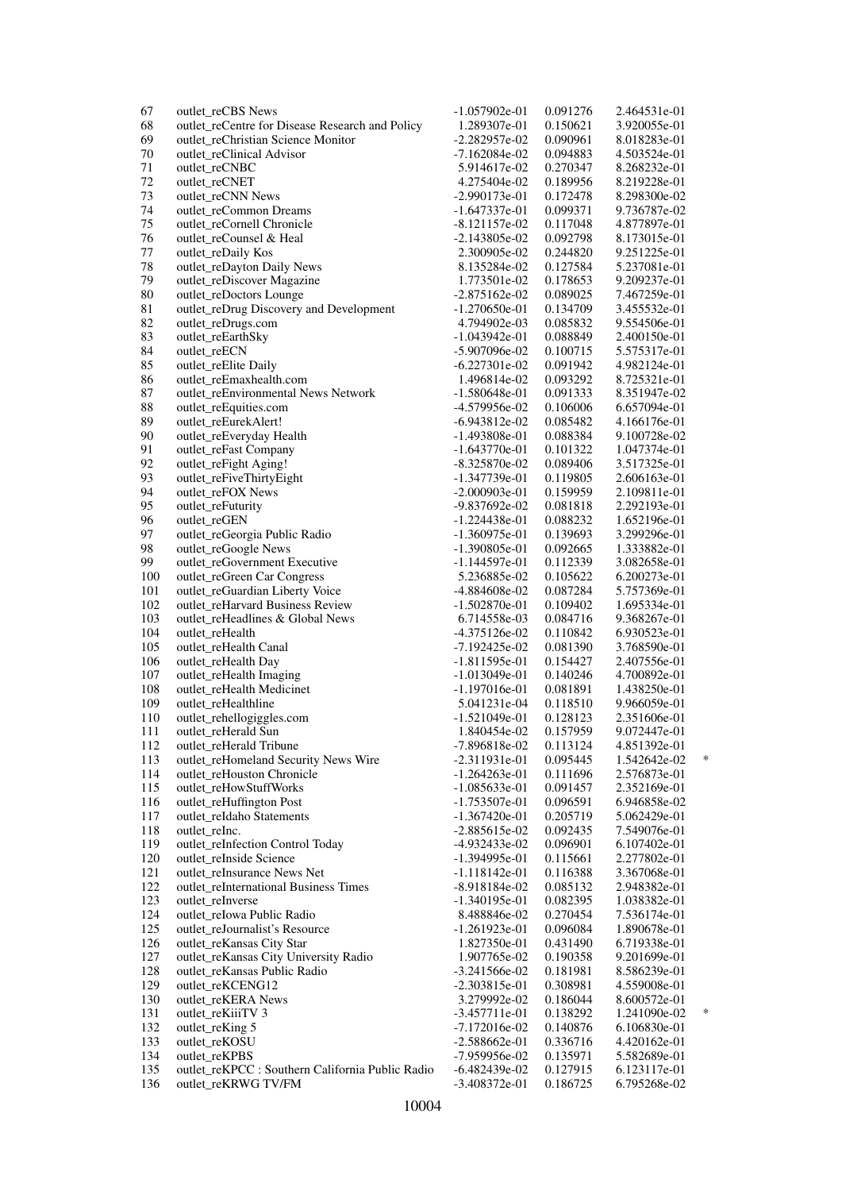| | | | | | |
|---|---|---|---|---|---|
| 67 | outlet_reCBS News | -1.057902e-01 | 0.091276 | 2.464531e-01 | |
| 68 | outlet_reCentre for Disease Research and Policy | 1.289307e-01 | 0.150621 | 3.920055e-01 | |
| 69 | outlet_reChristian Science Monitor | -2.282957e-02 | 0.090961 | 8.018283e-01 | |
| 70 | outlet_reClinical Advisor | -7.162084e-02 | 0.094883 | 4.503524e-01 | |
| 71 | outlet_reCNBC | 5.914617e-02 | 0.270347 | 8.268232e-01 | |
| 72 | outlet_reCNET | 4.275404e-02 | 0.189956 | 8.219228e-01 | |
| 73 | outlet_reCNN News | -2.990173e-01 | 0.172478 | 8.298300e-02 | |
| 74 | outlet_reCommon Dreams | -1.647337e-01 | 0.099371 | 9.736787e-02 | |
| 75 | outlet_reCornell Chronicle | -8.121157e-02 | 0.117048 | 4.877897e-01 | |
| 76 | outlet_reCounsel & Heal | -2.143805e-02 | 0.092798 | 8.173015e-01 | |
| 77 | outlet_reDaily Kos | 2.300905e-02 | 0.244820 | 9.251225e-01 | |
| 78 | outlet_reDayton Daily News | 8.135284e-02 | 0.127584 | 5.237081e-01 | |
| 79 | outlet_reDiscover Magazine | 1.773501e-02 | 0.178653 | 9.209237e-01 | |
| 80 | outlet_reDoctors Lounge | -2.875162e-02 | 0.089025 | 7.467259e-01 | |
| 81 | outlet_reDrug Discovery and Development | -1.270650e-01 | 0.134709 | 3.455532e-01 | |
| 82 | outlet_reDrugs.com | 4.794902e-03 | 0.085832 | 9.554506e-01 | |
| 83 | outlet_reEarthSky | -1.043942e-01 | 0.088849 | 2.400150e-01 | |
| 84 | outlet_reECN | -5.907096e-02 | 0.100715 | 5.575317e-01 | |
| 85 | outlet_reElite Daily | -6.227301e-02 | 0.091942 | 4.982124e-01 | |
| 86 | outlet_reEmaxhealth.com | 1.496814e-02 | 0.093292 | 8.725321e-01 | |
| 87 | outlet_reEnvironmental News Network | -1.580648e-01 | 0.091333 | 8.351947e-02 | |
| 88 | outlet_reEquities.com | -4.579956e-02 | 0.106006 | 6.657094e-01 | |
| 89 | outlet_reEurekAlert! | -6.943812e-02 | 0.085482 | 4.166176e-01 | |
| 90 | outlet_reEveryday Health | -1.493808e-01 | 0.088384 | 9.100728e-02 | |
| 91 | outlet_reFast Company | -1.643770e-01 | 0.101322 | 1.047374e-01 | |
| 92 | outlet_reFight Aging! | -8.325870e-02 | 0.089406 | 3.517325e-01 | |
| 93 | outlet_reFiveThirtyEight | -1.347739e-01 | 0.119805 | 2.606163e-01 | |
| 94 | outlet_reFOX News | -2.000903e-01 | 0.159959 | 2.109811e-01 | |
| 95 | outlet_reFuturity | -9.837692e-02 | 0.081818 | 2.292193e-01 | |
| 96 | outlet_reGEN | -1.224438e-01 | 0.088232 | 1.652196e-01 | |
| 97 | outlet_reGeorgia Public Radio | -1.360975e-01 | 0.139693 | 3.299296e-01 | |
| 98 | outlet_reGoogle News | -1.390805e-01 | 0.092665 | 1.333882e-01 | |
| 99 | outlet_reGovernment Executive | -1.144597e-01 | 0.112339 | 3.082658e-01 | |
| 100 | outlet_reGreen Car Congress | 5.236885e-02 | 0.105622 | 6.200273e-01 | |
| 101 | outlet_reGuardian Liberty Voice | -4.884608e-02 | 0.087284 | 5.757369e-01 | |
| 102 | outlet_reHarvard Business Review | -1.502870e-01 | 0.109402 | 1.695334e-01 | |
| 103 | outlet_reHeadlines & Global News | 6.714558e-03 | 0.084716 | 9.368267e-01 | |
| 104 | outlet_reHealth | -4.375126e-02 | 0.110842 | 6.930523e-01 | |
| 105 | outlet_reHealth Canal | -7.192425e-02 | 0.081390 | 3.768590e-01 | |
| 106 | outlet_reHealth Day | -1.811595e-01 | 0.154427 | 2.407556e-01 | |
| 107 | outlet_reHealth Imaging | -1.013049e-01 | 0.140246 | 4.700892e-01 | |
| 108 | outlet_reHealth Medicinet | -1.197016e-01 | 0.081891 | 1.438250e-01 | |
| 109 | outlet_reHealthline | 5.041231e-04 | 0.118510 | 9.966059e-01 | |
| 110 | outlet_rehellogiggles.com | -1.521049e-01 | 0.128123 | 2.351606e-01 | |
| 111 | outlet_reHerald Sun | 1.840454e-02 | 0.157959 | 9.072447e-01 | |
| 112 | outlet_reHerald Tribune | -7.896818e-02 | 0.113124 | 4.851392e-01 | |
| 113 | outlet_reHomeland Security News Wire | -2.311931e-01 | 0.095445 | 1.542642e-02 | * |
| 114 | outlet_reHouston Chronicle | -1.264263e-01 | 0.111696 | 2.576873e-01 | |
| 115 | outlet_reHowStuffWorks | -1.085633e-01 | 0.091457 | 2.352169e-01 | |
| 116 | outlet_reHuffington Post | -1.753507e-01 | 0.096591 | 6.946858e-02 | |
| 117 | outlet_reIdaho Statements | -1.367420e-01 | 0.205719 | 5.062429e-01 | |
| 118 | outlet_reInc. | -2.885615e-02 | 0.092435 | 7.549076e-01 | |
| 119 | outlet_reInfection Control Today | -4.932433e-02 | 0.096901 | 6.107402e-01 | |
| 120 | outlet_reInside Science | -1.394995e-01 | 0.115661 | 2.277802e-01 | |
| 121 | outlet_reInsurance News Net | -1.118142e-01 | 0.116388 | 3.367068e-01 | |
| 122 | outlet_reInternational Business Times | -8.918184e-02 | 0.085132 | 2.948382e-01 | |
| 123 | outlet_reInverse | -1.340195e-01 | 0.082395 | 1.038382e-01 | |
| 124 | outlet_reIowa Public Radio | 8.488846e-02 | 0.270454 | 7.536174e-01 | |
| 125 | outlet_reJournalist's Resource | -1.261923e-01 | 0.096084 | 1.890678e-01 | |
| 126 | outlet_reKansas City Star | 1.827350e-01 | 0.431490 | 6.719338e-01 | |
| 127 | outlet_reKansas City University Radio | 1.907765e-02 | 0.190358 | 9.201699e-01 | |
| 128 | outlet_reKansas Public Radio | -3.241566e-02 | 0.181981 | 8.586239e-01 | |
| 129 | outlet_reKCENG12 | -2.303815e-01 | 0.308981 | 4.559008e-01 | |
| 130 | outlet_reKERA News | 3.279992e-02 | 0.186044 | 8.600572e-01 | |
| 131 | outlet_reKiiiTV 3 | -3.457711e-01 | 0.138292 | 1.241090e-02 | * |
| 132 | outlet_reKing 5 | -7.172016e-02 | 0.140876 | 6.106830e-01 | |
| 133 | outlet_reKOSU | -2.588662e-01 | 0.336716 | 4.420162e-01 | |
| 134 | outlet_reKPBS | -7.959956e-02 | 0.135971 | 5.582689e-01 | |
| 135 | outlet_reKPCC : Southern California Public Radio | -6.482439e-02 | 0.127915 | 6.123117e-01 | |
| 136 | outlet_reKRWG TV/FM | -3.408372e-01 | 0.186725 | 6.795268e-02 | |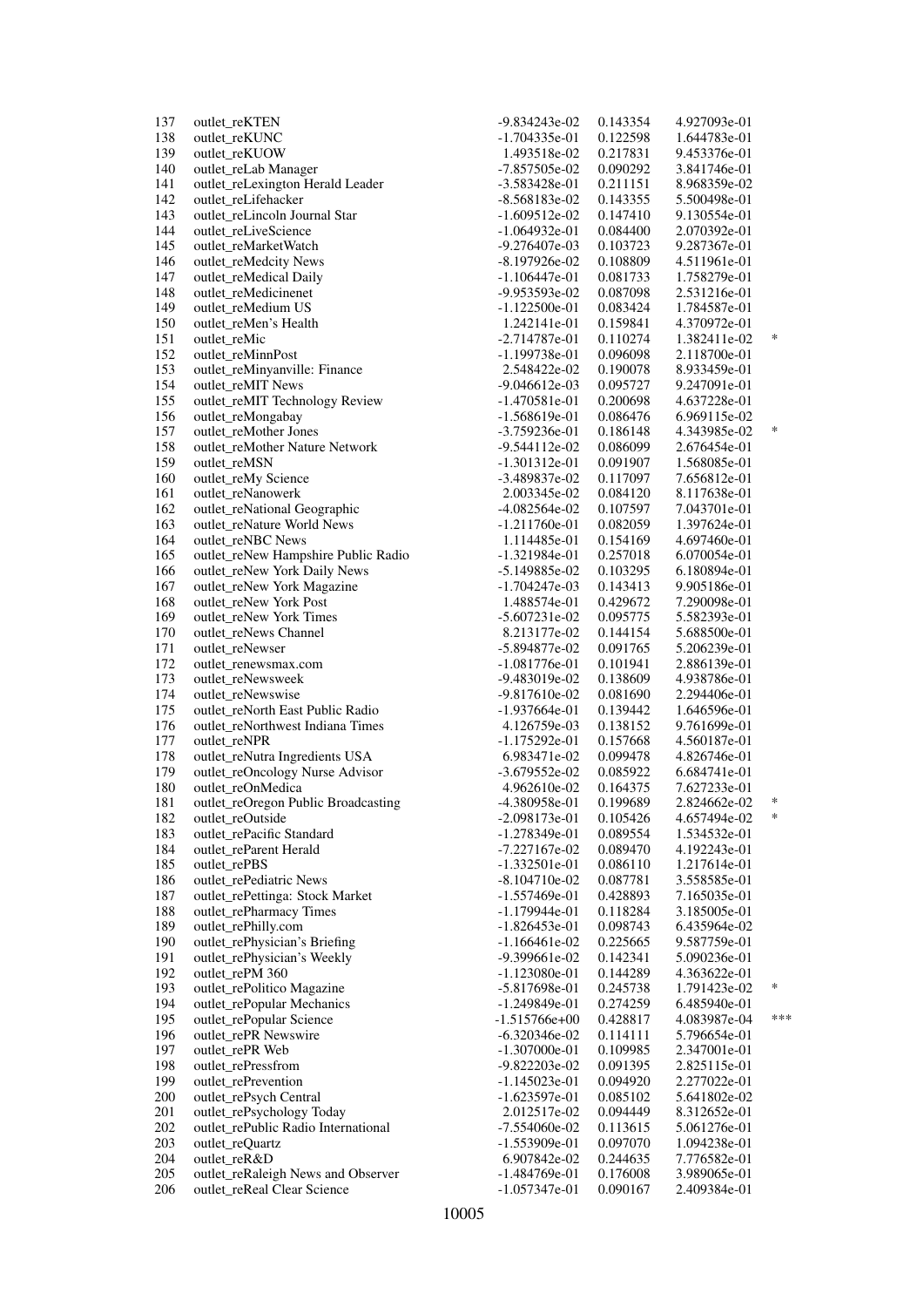| | | | | | |
|---|---|---|---|---|---|
| 137 | outlet_reKTEN | -9.834243e-02 | 0.143354 | 4.927093e-01 | |
| 138 | outlet_reKUNC | -1.704335e-01 | 0.122598 | 1.644783e-01 | |
| 139 | outlet_reKUOW | 1.493518e-02 | 0.217831 | 9.453376e-01 | |
| 140 | outlet_reLab Manager | -7.857505e-02 | 0.090292 | 3.841746e-01 | |
| 141 | outlet_reLexington Herald Leader | -3.583428e-01 | 0.211151 | 8.968359e-02 | |
| 142 | outlet_reLifehacker | -8.568183e-02 | 0.143355 | 5.500498e-01 | |
| 143 | outlet_reLincoln Journal Star | -1.609512e-02 | 0.147410 | 9.130554e-01 | |
| 144 | outlet_reLiveScience | -1.064932e-01 | 0.084400 | 2.070392e-01 | |
| 145 | outlet_reMarketWatch | -9.276407e-03 | 0.103723 | 9.287367e-01 | |
| 146 | outlet_reMedcity News | -8.197926e-02 | 0.108809 | 4.511961e-01 | |
| 147 | outlet_reMedical Daily | -1.106447e-01 | 0.081733 | 1.758279e-01 | |
| 148 | outlet_reMedicinenet | -9.953593e-02 | 0.087098 | 2.531216e-01 | |
| 149 | outlet_reMedium US | -1.122500e-01 | 0.083424 | 1.784587e-01 | |
| 150 | outlet_reMen's Health | 1.242141e-01 | 0.159841 | 4.370972e-01 | |
| 151 | outlet_reMic | -2.714787e-01 | 0.110274 | 1.382411e-02 | * |
| 152 | outlet_reMinnPost | -1.199738e-01 | 0.096098 | 2.118700e-01 | |
| 153 | outlet_reMinyanville: Finance | 2.548422e-02 | 0.190078 | 8.933459e-01 | |
| 154 | outlet_reMIT News | -9.046612e-03 | 0.095727 | 9.247091e-01 | |
| 155 | outlet_reMIT Technology Review | -1.470581e-01 | 0.200698 | 4.637228e-01 | |
| 156 | outlet_reMongabay | -1.568619e-01 | 0.086476 | 6.969115e-02 | |
| 157 | outlet_reMother Jones | -3.759236e-01 | 0.186148 | 4.343985e-02 | * |
| 158 | outlet_reMother Nature Network | -9.544112e-02 | 0.086099 | 2.676454e-01 | |
| 159 | outlet_reMSN | -1.301312e-01 | 0.091907 | 1.568085e-01 | |
| 160 | outlet_reMy Science | -3.489837e-02 | 0.117097 | 7.656812e-01 | |
| 161 | outlet_reNanowerk | 2.003345e-02 | 0.084120 | 8.117638e-01 | |
| 162 | outlet_reNational Geographic | -4.082564e-02 | 0.107597 | 7.043701e-01 | |
| 163 | outlet_reNature World News | -1.211760e-01 | 0.082059 | 1.397624e-01 | |
| 164 | outlet_reNBC News | 1.114485e-01 | 0.154169 | 4.697460e-01 | |
| 165 | outlet_reNew Hampshire Public Radio | -1.321984e-01 | 0.257018 | 6.070054e-01 | |
| 166 | outlet_reNew York Daily News | -5.149885e-02 | 0.103295 | 6.180894e-01 | |
| 167 | outlet_reNew York Magazine | -1.704247e-03 | 0.143413 | 9.905186e-01 | |
| 168 | outlet_reNew York Post | 1.488574e-01 | 0.429672 | 7.290098e-01 | |
| 169 | outlet_reNew York Times | -5.607231e-02 | 0.095775 | 5.582393e-01 | |
| 170 | outlet_reNews Channel | 8.213177e-02 | 0.144154 | 5.688500e-01 | |
| 171 | outlet_reNewser | -5.894877e-02 | 0.091765 | 5.206239e-01 | |
| 172 | outlet_renewsmax.com | -1.081776e-01 | 0.101941 | 2.886139e-01 | |
| 173 | outlet_reNewsweek | -9.483019e-02 | 0.138609 | 4.938786e-01 | |
| 174 | outlet_reNewswise | -9.817610e-02 | 0.081690 | 2.294406e-01 | |
| 175 | outlet_reNorth East Public Radio | -1.937664e-01 | 0.139442 | 1.646596e-01 | |
| 176 | outlet_reNorthwest Indiana Times | 4.126759e-03 | 0.138152 | 9.761699e-01 | |
| 177 | outlet_reNPR | -1.175292e-01 | 0.157668 | 4.560187e-01 | |
| 178 | outlet_reNutra Ingredients USA | 6.983471e-02 | 0.099478 | 4.826746e-01 | |
| 179 | outlet_reOncology Nurse Advisor | -3.679552e-02 | 0.085922 | 6.684741e-01 | |
| 180 | outlet_reOnMedica | 4.962610e-02 | 0.164375 | 7.627233e-01 | |
| 181 | outlet_reOregon Public Broadcasting | -4.380958e-01 | 0.199689 | 2.824662e-02 | * |
| 182 | outlet_reOutside | -2.098173e-01 | 0.105426 | 4.657494e-02 | * |
| 183 | outlet_rePacific Standard | -1.278349e-01 | 0.089554 | 1.534532e-01 | |
| 184 | outlet_reParent Herald | -7.227167e-02 | 0.089470 | 4.192243e-01 | |
| 185 | outlet_rePBS | -1.332501e-01 | 0.086110 | 1.217614e-01 | |
| 186 | outlet_rePediatric News | -8.104710e-02 | 0.087781 | 3.558585e-01 | |
| 187 | outlet_rePettinga: Stock Market | -1.557469e-01 | 0.428893 | 7.165035e-01 | |
| 188 | outlet_rePharmacy Times | -1.179944e-01 | 0.118284 | 3.185005e-01 | |
| 189 | outlet_rePhilly.com | -1.826453e-01 | 0.098743 | 6.435964e-02 | |
| 190 | outlet_rePhysician's Briefing | -1.166461e-02 | 0.225665 | 9.587759e-01 | |
| 191 | outlet_rePhysician's Weekly | -9.399661e-02 | 0.142341 | 5.090236e-01 | |
| 192 | outlet_rePM 360 | -1.123080e-01 | 0.144289 | 4.363622e-01 | |
| 193 | outlet_rePolitico Magazine | -5.817698e-01 | 0.245738 | 1.791423e-02 | * |
| 194 | outlet_rePopular Mechanics | -1.249849e-01 | 0.274259 | 6.485940e-01 | |
| 195 | outlet_rePopular Science | -1.515766e+00 | 0.428817 | 4.083987e-04 | *** |
| 196 | outlet_rePR Newswire | -6.320346e-02 | 0.114111 | 5.796654e-01 | |
| 197 | outlet_rePR Web | -1.307000e-01 | 0.109985 | 2.347001e-01 | |
| 198 | outlet_rePressfrom | -9.822203e-02 | 0.091395 | 2.825115e-01 | |
| 199 | outlet_rePrevention | -1.145023e-01 | 0.094920 | 2.277022e-01 | |
| 200 | outlet_rePsych Central | -1.623597e-01 | 0.085102 | 5.641802e-02 | |
| 201 | outlet_rePsychology Today | 2.012517e-02 | 0.094449 | 8.312652e-01 | |
| 202 | outlet_rePublic Radio International | -7.554060e-02 | 0.113615 | 5.061276e-01 | |
| 203 | outlet_reQuartz | -1.553909e-01 | 0.097070 | 1.094238e-01 | |
| 204 | outlet_reR&D | 6.907842e-02 | 0.244635 | 7.776582e-01 | |
| 205 | outlet_reRaleigh News and Observer | -1.484769e-01 | 0.176008 | 3.989065e-01 | |
| 206 | outlet_reReal Clear Science | -1.057347e-01 | 0.090167 | 2.409384e-01 | |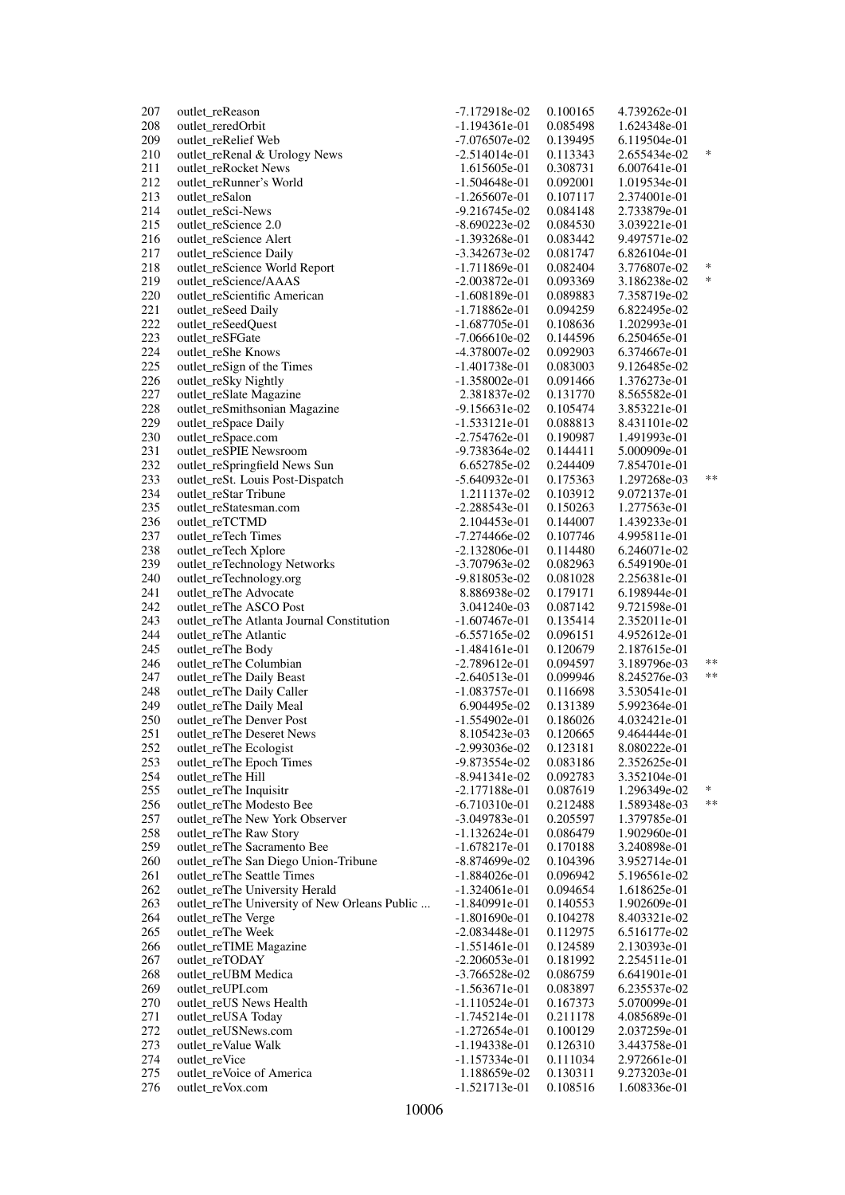| | | | | | |
|---|---|---|---|---|---|
| 207 | outlet_reReason | -7.172918e-02 | 0.100165 | 4.739262e-01 | |
| 208 | outlet_reredOrbit | -1.194361e-01 | 0.085498 | 1.624348e-01 | |
| 209 | outlet_reRelief Web | -7.076507e-02 | 0.139495 | 6.119504e-01 | |
| 210 | outlet_reRenal & Urology News | -2.514014e-01 | 0.113343 | 2.655434e-02 | * |
| 211 | outlet_reRocket News | 1.615605e-01 | 0.308731 | 6.007641e-01 | |
| 212 | outlet_reRunner's World | -1.504648e-01 | 0.092001 | 1.019534e-01 | |
| 213 | outlet_reSalon | -1.265607e-01 | 0.107117 | 2.374001e-01 | |
| 214 | outlet_reSci-News | -9.216745e-02 | 0.084148 | 2.733879e-01 | |
| 215 | outlet_reScience 2.0 | -8.690223e-02 | 0.084530 | 3.039221e-01 | |
| 216 | outlet_reScience Alert | -1.393268e-01 | 0.083442 | 9.497571e-02 | |
| 217 | outlet_reScience Daily | -3.342673e-02 | 0.081747 | 6.826104e-01 | |
| 218 | outlet_reScience World Report | -1.711869e-01 | 0.082404 | 3.776807e-02 | * |
| 219 | outlet_reScience/AAAS | -2.003872e-01 | 0.093369 | 3.186238e-02 | * |
| 220 | outlet_reScientific American | -1.608189e-01 | 0.089883 | 7.358719e-02 | |
| 221 | outlet_reSeed Daily | -1.718862e-01 | 0.094259 | 6.822495e-02 | |
| 222 | outlet_reSeedQuest | -1.687705e-01 | 0.108636 | 1.202993e-01 | |
| 223 | outlet_reSFGate | -7.066610e-02 | 0.144596 | 6.250465e-01 | |
| 224 | outlet_reShe Knows | -4.378007e-02 | 0.092903 | 6.374667e-01 | |
| 225 | outlet_reSign of the Times | -1.401738e-01 | 0.083003 | 9.126485e-02 | |
| 226 | outlet_reSky Nightly | -1.358002e-01 | 0.091466 | 1.376273e-01 | |
| 227 | outlet_reSlate Magazine | 2.381837e-02 | 0.131770 | 8.565582e-01 | |
| 228 | outlet_reSmithsonian Magazine | -9.156631e-02 | 0.105474 | 3.853221e-01 | |
| 229 | outlet_reSpace Daily | -1.533121e-01 | 0.088813 | 8.431101e-02 | |
| 230 | outlet_reSpace.com | -2.754762e-01 | 0.190987 | 1.491993e-01 | |
| 231 | outlet_reSPIE Newsroom | -9.738364e-02 | 0.144411 | 5.000909e-01 | |
| 232 | outlet_reSpringfield News Sun | 6.652785e-02 | 0.244409 | 7.854701e-01 | |
| 233 | outlet_reSt. Louis Post-Dispatch | -5.640932e-01 | 0.175363 | 1.297268e-03 | ** |
| 234 | outlet_reStar Tribune | 1.211137e-02 | 0.103912 | 9.072137e-01 | |
| 235 | outlet_reStatesman.com | -2.288543e-01 | 0.150263 | 1.277563e-01 | |
| 236 | outlet_reTCTMD | 2.104453e-01 | 0.144007 | 1.439233e-01 | |
| 237 | outlet_reTech Times | -7.274466e-02 | 0.107746 | 4.995811e-01 | |
| 238 | outlet_reTech Xplore | -2.132806e-01 | 0.114480 | 6.246071e-02 | |
| 239 | outlet_reTechnology Networks | -3.707963e-02 | 0.082963 | 6.549190e-01 | |
| 240 | outlet_reTechnology.org | -9.818053e-02 | 0.081028 | 2.256381e-01 | |
| 241 | outlet_reThe Advocate | 8.886938e-02 | 0.179171 | 6.198944e-01 | |
| 242 | outlet_reThe ASCO Post | 3.041240e-03 | 0.087142 | 9.721598e-01 | |
| 243 | outlet_reThe Atlanta Journal Constitution | -1.607467e-01 | 0.135414 | 2.352011e-01 | |
| 244 | outlet_reThe Atlantic | -6.557165e-02 | 0.096151 | 4.952612e-01 | |
| 245 | outlet_reThe Body | -1.484161e-01 | 0.120679 | 2.187615e-01 | |
| 246 | outlet_reThe Columbian | -2.789612e-01 | 0.094597 | 3.189796e-03 | ** |
| 247 | outlet_reThe Daily Beast | -2.640513e-01 | 0.099946 | 8.245276e-03 | ** |
| 248 | outlet_reThe Daily Caller | -1.083757e-01 | 0.116698 | 3.530541e-01 | |
| 249 | outlet_reThe Daily Meal | 6.904495e-02 | 0.131389 | 5.992364e-01 | |
| 250 | outlet_reThe Denver Post | -1.554902e-01 | 0.186026 | 4.032421e-01 | |
| 251 | outlet_reThe Deseret News | 8.105423e-03 | 0.120665 | 9.464444e-01 | |
| 252 | outlet_reThe Ecologist | -2.993036e-02 | 0.123181 | 8.080222e-01 | |
| 253 | outlet_reThe Epoch Times | -9.873554e-02 | 0.083186 | 2.352625e-01 | |
| 254 | outlet_reThe Hill | -8.941341e-02 | 0.092783 | 3.352104e-01 | |
| 255 | outlet_reThe Inquisitr | -2.177188e-01 | 0.087619 | 1.296349e-02 | * |
| 256 | outlet_reThe Modesto Bee | -6.710310e-01 | 0.212488 | 1.589348e-03 | ** |
| 257 | outlet_reThe New York Observer | -3.049783e-01 | 0.205597 | 1.379785e-01 | |
| 258 | outlet_reThe Raw Story | -1.132624e-01 | 0.086479 | 1.902960e-01 | |
| 259 | outlet_reThe Sacramento Bee | -1.678217e-01 | 0.170188 | 3.240898e-01 | |
| 260 | outlet_reThe San Diego Union-Tribune | -8.874699e-02 | 0.104396 | 3.952714e-01 | |
| 261 | outlet_reThe Seattle Times | -1.884026e-01 | 0.096942 | 5.196561e-02 | |
| 262 | outlet_reThe University Herald | -1.324061e-01 | 0.094654 | 1.618625e-01 | |
| 263 | outlet_reThe University of New Orleans Public ... | -1.840991e-01 | 0.140553 | 1.902609e-01 | |
| 264 | outlet_reThe Verge | -1.801690e-01 | 0.104278 | 8.403321e-02 | |
| 265 | outlet_reThe Week | -2.083448e-01 | 0.112975 | 6.516177e-02 | |
| 266 | outlet_reTIME Magazine | -1.551461e-01 | 0.124589 | 2.130393e-01 | |
| 267 | outlet_reTODAY | -2.206053e-01 | 0.181992 | 2.254511e-01 | |
| 268 | outlet_reUBM Medica | -3.766528e-02 | 0.086759 | 6.641901e-01 | |
| 269 | outlet_reUPI.com | -1.563671e-01 | 0.083897 | 6.235537e-02 | |
| 270 | outlet_reUS News Health | -1.110524e-01 | 0.167373 | 5.070099e-01 | |
| 271 | outlet_reUSA Today | -1.745214e-01 | 0.211178 | 4.085689e-01 | |
| 272 | outlet_reUSNews.com | -1.272654e-01 | 0.100129 | 2.037259e-01 | |
| 273 | outlet_reValue Walk | -1.194338e-01 | 0.126310 | 3.443758e-01 | |
| 274 | outlet_reVice | -1.157334e-01 | 0.111034 | 2.972661e-01 | |
| 275 | outlet_reVoice of America | 1.188659e-02 | 0.130311 | 9.273203e-01 | |
| 276 | outlet_reVox.com | -1.521713e-01 | 0.108516 | 1.608336e-01 | |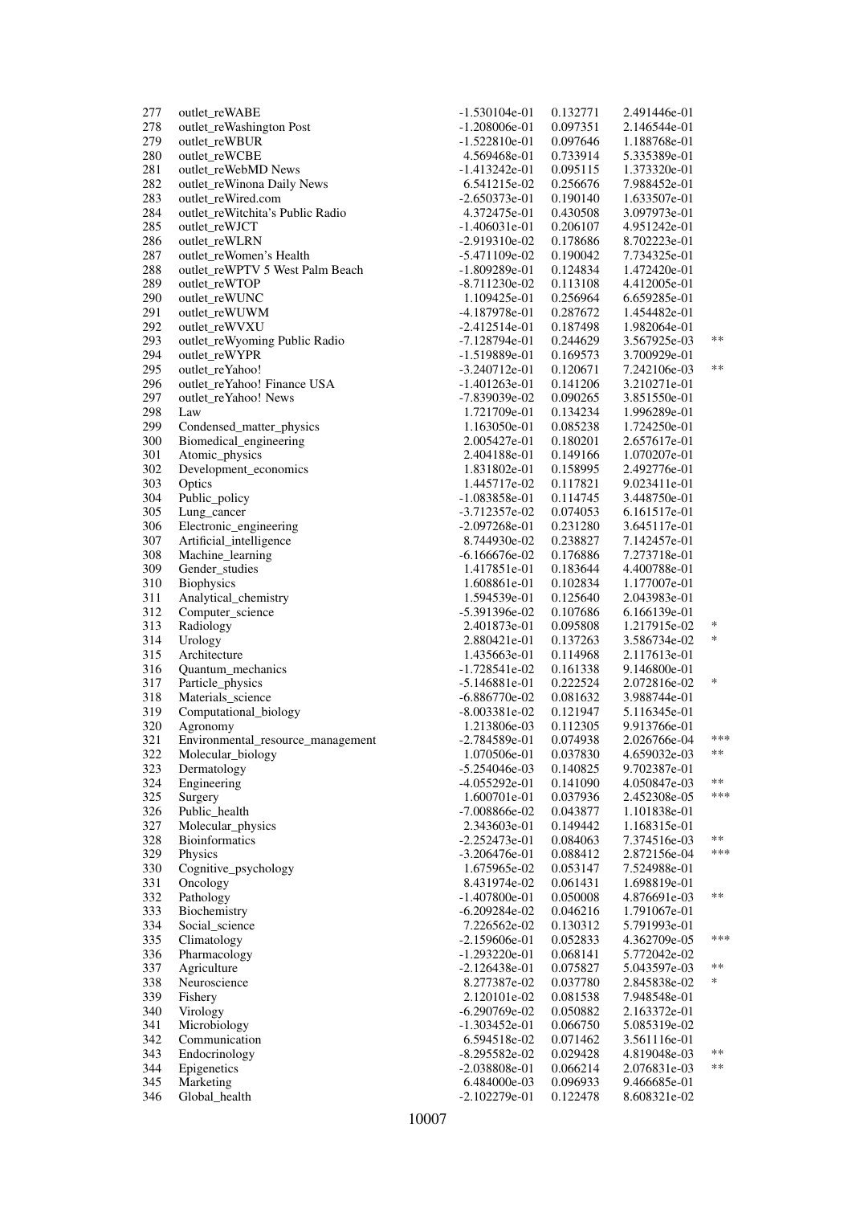| | | | | | |
|---|---|---|---|---|---|
| 277 | outlet_reWABE | -1.530104e-01 | 0.132771 | 2.491446e-01 | |
| 278 | outlet_reWashington Post | -1.208006e-01 | 0.097351 | 2.146544e-01 | |
| 279 | outlet_reWBUR | -1.522810e-01 | 0.097646 | 1.188768e-01 | |
| 280 | outlet_reWCBE | 4.569468e-01 | 0.733914 | 5.335389e-01 | |
| 281 | outlet_reWebMD News | -1.413242e-01 | 0.095115 | 1.373320e-01 | |
| 282 | outlet_reWinona Daily News | 6.541215e-02 | 0.256676 | 7.988452e-01 | |
| 283 | outlet_reWired.com | -2.650373e-01 | 0.190140 | 1.633507e-01 | |
| 284 | outlet_reWitchita's Public Radio | 4.372475e-01 | 0.430508 | 3.097973e-01 | |
| 285 | outlet_reWJCT | -1.406031e-01 | 0.206107 | 4.951242e-01 | |
| 286 | outlet_reWLRN | -2.919310e-02 | 0.178686 | 8.702223e-01 | |
| 287 | outlet_reWomen's Health | -5.471109e-02 | 0.190042 | 7.734325e-01 | |
| 288 | outlet_reWPTV 5 West Palm Beach | -1.809289e-01 | 0.124834 | 1.472420e-01 | |
| 289 | outlet_reWTOP | -8.711230e-02 | 0.113108 | 4.412005e-01 | |
| 290 | outlet_reWUNC | 1.109425e-01 | 0.256964 | 6.659285e-01 | |
| 291 | outlet_reWUWM | -4.187978e-01 | 0.287672 | 1.454482e-01 | |
| 292 | outlet_reWVXU | -2.412514e-01 | 0.187498 | 1.982064e-01 | |
| 293 | outlet_reWyoming Public Radio | -7.128794e-01 | 0.244629 | 3.567925e-03 | ** |
| 294 | outlet_reWYPR | -1.519889e-01 | 0.169573 | 3.700929e-01 | |
| 295 | outlet_reYahoo! | -3.240712e-01 | 0.120671 | 7.242106e-03 | ** |
| 296 | outlet_reYahoo! Finance USA | -1.401263e-01 | 0.141206 | 3.210271e-01 | |
| 297 | outlet_reYahoo! News | -7.839039e-02 | 0.090265 | 3.851550e-01 | |
| 298 | Law | 1.721709e-01 | 0.134234 | 1.996289e-01 | |
| 299 | Condensed_matter_physics | 1.163050e-01 | 0.085238 | 1.724250e-01 | |
| 300 | Biomedical_engineering | 2.005427e-01 | 0.180201 | 2.657617e-01 | |
| 301 | Atomic_physics | 2.404188e-01 | 0.149166 | 1.070207e-01 | |
| 302 | Development_economics | 1.831802e-01 | 0.158995 | 2.492776e-01 | |
| 303 | Optics | 1.445717e-02 | 0.117821 | 9.023411e-01 | |
| 304 | Public_policy | -1.083858e-01 | 0.114745 | 3.448750e-01 | |
| 305 | Lung_cancer | -3.712357e-02 | 0.074053 | 6.161517e-01 | |
| 306 | Electronic_engineering | -2.097268e-01 | 0.231280 | 3.645117e-01 | |
| 307 | Artificial_intelligence | 8.744930e-02 | 0.238827 | 7.142457e-01 | |
| 308 | Machine_learning | -6.166676e-02 | 0.176886 | 7.273718e-01 | |
| 309 | Gender_studies | 1.417851e-01 | 0.183644 | 4.400788e-01 | |
| 310 | Biophysics | 1.608861e-01 | 0.102834 | 1.177007e-01 | |
| 311 | Analytical_chemistry | 1.594539e-01 | 0.125640 | 2.043983e-01 | |
| 312 | Computer_science | -5.391396e-02 | 0.107686 | 6.166139e-01 | |
| 313 | Radiology | 2.401873e-01 | 0.095808 | 1.217915e-02 | * |
| 314 | Urology | 2.880421e-01 | 0.137263 | 3.586734e-02 | * |
| 315 | Architecture | 1.435663e-01 | 0.114968 | 2.117613e-01 | |
| 316 | Quantum_mechanics | -1.728541e-02 | 0.161338 | 9.146800e-01 | |
| 317 | Particle_physics | -5.146881e-01 | 0.222524 | 2.072816e-02 | * |
| 318 | Materials_science | -6.886770e-02 | 0.081632 | 3.988744e-01 | |
| 319 | Computational_biology | -8.003381e-02 | 0.121947 | 5.116345e-01 | |
| 320 | Agronomy | 1.213806e-03 | 0.112305 | 9.913766e-01 | |
| 321 | Environmental_resource_management | -2.784589e-01 | 0.074938 | 2.026766e-04 | *** |
| 322 | Molecular_biology | 1.070506e-01 | 0.037830 | 4.659032e-03 | ** |
| 323 | Dermatology | -5.254046e-03 | 0.140825 | 9.702387e-01 | |
| 324 | Engineering | -4.055292e-01 | 0.141090 | 4.050847e-03 | ** |
| 325 | Surgery | 1.600701e-01 | 0.037936 | 2.452308e-05 | *** |
| 326 | Public_health | -7.008866e-02 | 0.043877 | 1.101838e-01 | |
| 327 | Molecular_physics | 2.343603e-01 | 0.149442 | 1.168315e-01 | |
| 328 | Bioinformatics | -2.252473e-01 | 0.084063 | 7.374516e-03 | ** |
| 329 | Physics | -3.206476e-01 | 0.088412 | 2.872156e-04 | *** |
| 330 | Cognitive_psychology | 1.675965e-02 | 0.053147 | 7.524988e-01 | |
| 331 | Oncology | 8.431974e-02 | 0.061431 | 1.698819e-01 | |
| 332 | Pathology | -1.407800e-01 | 0.050008 | 4.876691e-03 | ** |
| 333 | Biochemistry | -6.209284e-02 | 0.046216 | 1.791067e-01 | |
| 334 | Social_science | 7.226562e-02 | 0.130312 | 5.791993e-01 | |
| 335 | Climatology | -2.159606e-01 | 0.052833 | 4.362709e-05 | *** |
| 336 | Pharmacology | -1.293220e-01 | 0.068141 | 5.772042e-02 | |
| 337 | Agriculture | -2.126438e-01 | 0.075827 | 5.043597e-03 | ** |
| 338 | Neuroscience | 8.277387e-02 | 0.037780 | 2.845838e-02 | * |
| 339 | Fishery | 2.120101e-02 | 0.081538 | 7.948548e-01 | |
| 340 | Virology | -6.290769e-02 | 0.050882 | 2.163372e-01 | |
| 341 | Microbiology | -1.303452e-01 | 0.066750 | 5.085319e-02 | |
| 342 | Communication | 6.594518e-02 | 0.071462 | 3.561116e-01 | |
| 343 | Endocrinology | -8.295582e-02 | 0.029428 | 4.819048e-03 | ** |
| 344 | Epigenetics | -2.038808e-01 | 0.066214 | 2.076831e-03 | ** |
| 345 | Marketing | 6.484000e-03 | 0.096933 | 9.466685e-01 | |
| 346 | Global_health | -2.102279e-01 | 0.122478 | 8.608321e-02 | |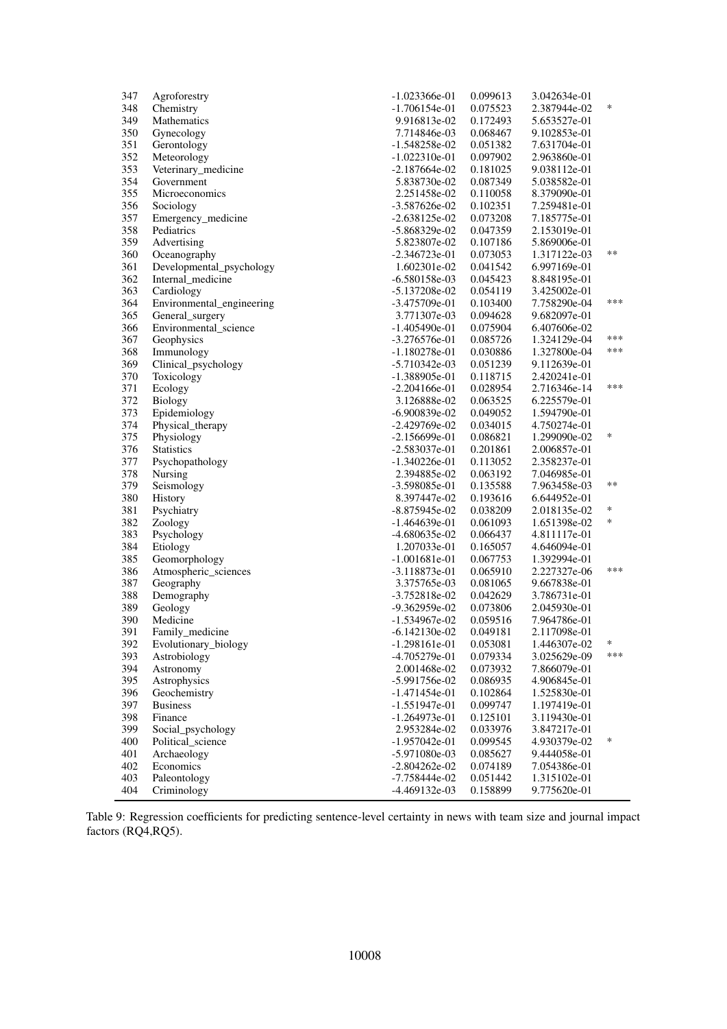| | | | | | |
|---|---|---|---|---|---|
| 347 | Agroforestry | -1.023366e-01 | 0.099613 | 3.042634e-01 | |
| 348 | Chemistry | -1.706154e-01 | 0.075523 | 2.387944e-02 | * |
| 349 | Mathematics | 9.916813e-02 | 0.172493 | 5.653527e-01 | |
| 350 | Gynecology | 7.714846e-03 | 0.068467 | 9.102853e-01 | |
| 351 | Gerontology | -1.548258e-02 | 0.051382 | 7.631704e-01 | |
| 352 | Meteorology | -1.022310e-01 | 0.097902 | 2.963860e-01 | |
| 353 | Veterinary_medicine | -2.187664e-02 | 0.181025 | 9.038112e-01 | |
| 354 | Government | 5.838730e-02 | 0.087349 | 5.038582e-01 | |
| 355 | Microeconomics | 2.251458e-02 | 0.110058 | 8.379090e-01 | |
| 356 | Sociology | -3.587626e-02 | 0.102351 | 7.259481e-01 | |
| 357 | Emergency_medicine | -2.638125e-02 | 0.073208 | 7.185775e-01 | |
| 358 | Pediatrics | -5.868329e-02 | 0.047359 | 2.153019e-01 | |
| 359 | Advertising | 5.823807e-02 | 0.107186 | 5.869006e-01 | |
| 360 | Oceanography | -2.346723e-01 | 0.073053 | 1.317122e-03 | ** |
| 361 | Developmental_psychology | 1.602301e-02 | 0.041542 | 6.997169e-01 | |
| 362 | Internal_medicine | -6.580158e-03 | 0.045423 | 8.848195e-01 | |
| 363 | Cardiology | -5.137208e-02 | 0.054119 | 3.425002e-01 | |
| 364 | Environmental_engineering | -3.475709e-01 | 0.103400 | 7.758290e-04 | *** |
| 365 | General_surgery | 3.771307e-03 | 0.094628 | 9.682097e-01 | |
| 366 | Environmental_science | -1.405490e-01 | 0.075904 | 6.407606e-02 | |
| 367 | Geophysics | -3.276576e-01 | 0.085726 | 1.324129e-04 | *** |
| 368 | Immunology | -1.180278e-01 | 0.030886 | 1.327800e-04 | *** |
| 369 | Clinical_psychology | -5.710342e-03 | 0.051239 | 9.112639e-01 | |
| 370 | Toxicology | -1.388905e-01 | 0.118715 | 2.420241e-01 | |
| 371 | Ecology | -2.204166e-01 | 0.028954 | 2.716346e-14 | *** |
| 372 | Biology | 3.126888e-02 | 0.063525 | 6.225579e-01 | |
| 373 | Epidemiology | -6.900839e-02 | 0.049052 | 1.594790e-01 | |
| 374 | Physical_therapy | -2.429769e-02 | 0.034015 | 4.750274e-01 | |
| 375 | Physiology | -2.156699e-01 | 0.086821 | 1.299090e-02 | * |
| 376 | Statistics | -2.583037e-01 | 0.201861 | 2.006857e-01 | |
| 377 | Psychopathology | -1.340226e-01 | 0.113052 | 2.358237e-01 | |
| 378 | Nursing | 2.394885e-02 | 0.063192 | 7.046985e-01 | |
| 379 | Seismology | -3.598085e-01 | 0.135588 | 7.963458e-03 | ** |
| 380 | History | 8.397447e-02 | 0.193616 | 6.644952e-01 | |
| 381 | Psychiatry | -8.875945e-02 | 0.038209 | 2.018135e-02 | * |
| 382 | Zoology | -1.464639e-01 | 0.061093 | 1.651398e-02 | * |
| 383 | Psychology | -4.680635e-02 | 0.066437 | 4.811117e-01 | |
| 384 | Etiology | 1.207033e-01 | 0.165057 | 4.646094e-01 | |
| 385 | Geomorphology | -1.001681e-01 | 0.067753 | 1.392994e-01 | |
| 386 | Atmospheric_sciences | -3.118873e-01 | 0.065910 | 2.227327e-06 | *** |
| 387 | Geography | 3.375765e-03 | 0.081065 | 9.667838e-01 | |
| 388 | Demography | -3.752818e-02 | 0.042629 | 3.786731e-01 | |
| 389 | Geology | -9.362959e-02 | 0.073806 | 2.045930e-01 | |
| 390 | Medicine | -1.534967e-02 | 0.059516 | 7.964786e-01 | |
| 391 | Family_medicine | -6.142130e-02 | 0.049181 | 2.117098e-01 | |
| 392 | Evolutionary_biology | -1.298161e-01 | 0.053081 | 1.446307e-02 | * |
| 393 | Astrobiology | -4.705279e-01 | 0.079334 | 3.025629e-09 | *** |
| 394 | Astronomy | 2.001468e-02 | 0.073932 | 7.866079e-01 | |
| 395 | Astrophysics | -5.991756e-02 | 0.086935 | 4.906845e-01 | |
| 396 | Geochemistry | -1.471454e-01 | 0.102864 | 1.525830e-01 | |
| 397 | Business | -1.551947e-01 | 0.099747 | 1.197419e-01 | |
| 398 | Finance | -1.264973e-01 | 0.125101 | 3.119430e-01 | |
| 399 | Social_psychology | 2.953284e-02 | 0.033976 | 3.847217e-01 | |
| 400 | Political_science | -1.957042e-01 | 0.099545 | 4.930379e-02 | * |
| 401 | Archaeology | -5.971080e-03 | 0.085627 | 9.444058e-01 | |
| 402 | Economics | -2.804262e-02 | 0.074189 | 7.054386e-01 | |
| 403 | Paleontology | -7.758444e-02 | 0.051442 | 1.315102e-01 | |
| 404 | Criminology | -4.469132e-03 | 0.158899 | 9.775620e-01 | |

Table 9: Regression coefficients for predicting sentence-level certainty in news with team size and journal impact factors (RQ4,RQ5).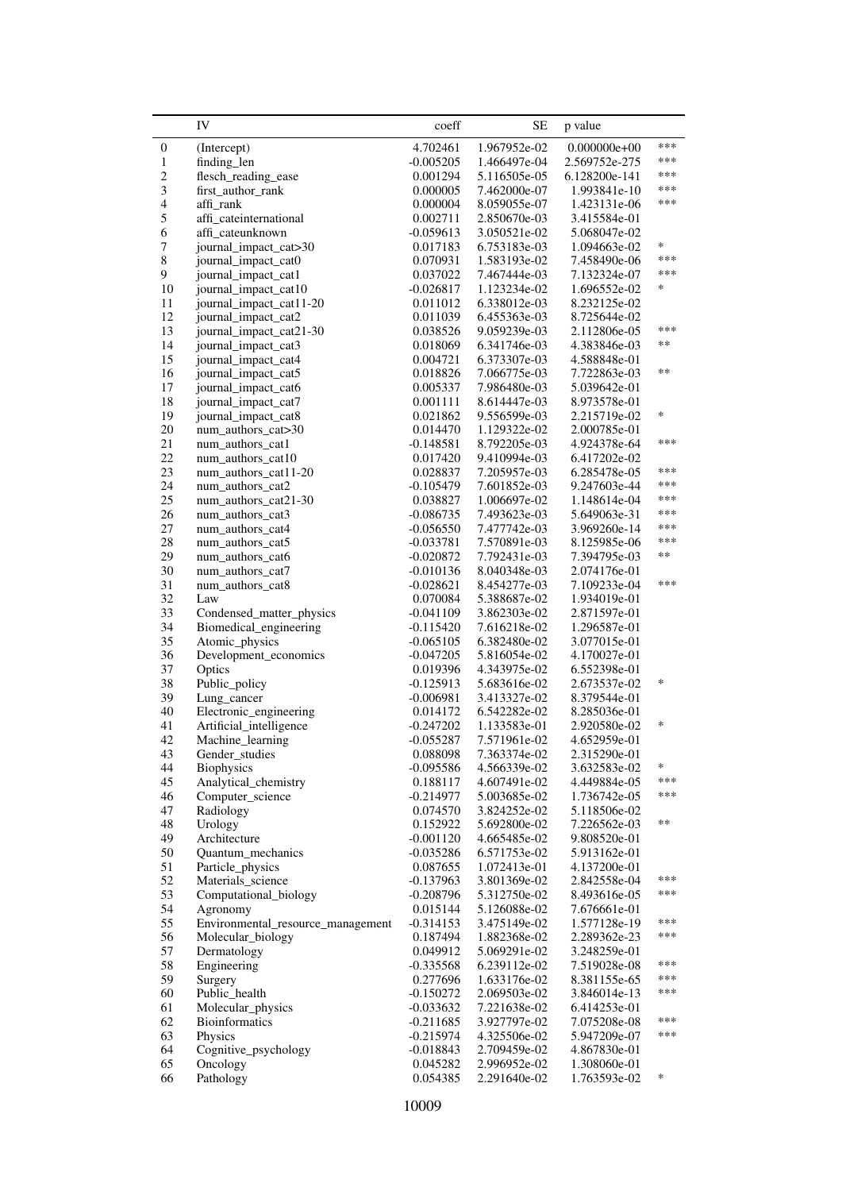|  | IV | coeff | SE | p value |  |
|---|---|---|---|---|---|
| 0 | (Intercept) | 4.702461 | 1.967952e-02 | 0.000000e+00 | *** |
| 1 | finding_len | -0.005205 | 1.466497e-04 | 2.569752e-275 | *** |
| 2 | flesch_reading_ease | 0.001294 | 5.116505e-05 | 6.128200e-141 | *** |
| 3 | first_author_rank | 0.000005 | 7.462000e-07 | 1.993841e-10 | *** |
| 4 | affi_rank | 0.000004 | 8.059055e-07 | 1.423131e-06 | *** |
| 5 | affi_cateinternational | 0.002711 | 2.850670e-03 | 3.415584e-01 |  |
| 6 | affi_cateunknown | -0.059613 | 3.050521e-02 | 5.068047e-02 |  |
| 7 | journal_impact_cat>30 | 0.017183 | 6.753183e-03 | 1.094663e-02 | * |
| 8 | journal_impact_cat0 | 0.070931 | 1.583193e-02 | 7.458490e-06 | *** |
| 9 | journal_impact_cat1 | 0.037022 | 7.467444e-03 | 7.132324e-07 | *** |
| 10 | journal_impact_cat10 | -0.026817 | 1.123234e-02 | 1.696552e-02 | * |
| 11 | journal_impact_cat11-20 | 0.011012 | 6.338012e-03 | 8.232125e-02 |  |
| 12 | journal_impact_cat2 | 0.011039 | 6.455363e-03 | 8.725644e-02 |  |
| 13 | journal_impact_cat21-30 | 0.038526 | 9.059239e-03 | 2.112806e-05 | *** |
| 14 | journal_impact_cat3 | 0.018069 | 6.341746e-03 | 4.383846e-03 | ** |
| 15 | journal_impact_cat4 | 0.004721 | 6.373307e-03 | 4.588848e-01 |  |
| 16 | journal_impact_cat5 | 0.018826 | 7.066775e-03 | 7.722863e-03 | ** |
| 17 | journal_impact_cat6 | 0.005337 | 7.986480e-03 | 5.039642e-01 |  |
| 18 | journal_impact_cat7 | 0.001111 | 8.614447e-03 | 8.973578e-01 |  |
| 19 | journal_impact_cat8 | 0.021862 | 9.556599e-03 | 2.215719e-02 | * |
| 20 | num_authors_cat>30 | 0.014470 | 1.129322e-02 | 2.000785e-01 |  |
| 21 | num_authors_cat1 | -0.148581 | 8.792205e-03 | 4.924378e-64 | *** |
| 22 | num_authors_cat10 | 0.017420 | 9.410994e-03 | 6.417202e-02 |  |
| 23 | num_authors_cat11-20 | 0.028837 | 7.205957e-03 | 6.285478e-05 | *** |
| 24 | num_authors_cat2 | -0.105479 | 7.601852e-03 | 9.247603e-44 | *** |
| 25 | num_authors_cat21-30 | 0.038827 | 1.006697e-02 | 1.148614e-04 | *** |
| 26 | num_authors_cat3 | -0.086735 | 7.493623e-03 | 5.649063e-31 | *** |
| 27 | num_authors_cat4 | -0.056550 | 7.477742e-03 | 3.969260e-14 | *** |
| 28 | num_authors_cat5 | -0.033781 | 7.570891e-03 | 8.125985e-06 | *** |
| 29 | num_authors_cat6 | -0.020872 | 7.792431e-03 | 7.394795e-03 | ** |
| 30 | num_authors_cat7 | -0.010136 | 8.040348e-03 | 2.074176e-01 |  |
| 31 | num_authors_cat8 | -0.028621 | 8.454277e-03 | 7.109233e-04 | *** |
| 32 | Law | 0.070084 | 5.388687e-02 | 1.934019e-01 |  |
| 33 | Condensed_matter_physics | -0.041109 | 3.862303e-02 | 2.871597e-01 |  |
| 34 | Biomedical_engineering | -0.115420 | 7.616218e-02 | 1.296587e-01 |  |
| 35 | Atomic_physics | -0.065105 | 6.382480e-02 | 3.077015e-01 |  |
| 36 | Development_economics | -0.047205 | 5.816054e-02 | 4.170027e-01 |  |
| 37 | Optics | 0.019396 | 4.343975e-02 | 6.552398e-01 |  |
| 38 | Public_policy | -0.125913 | 5.683616e-02 | 2.673537e-02 | * |
| 39 | Lung_cancer | -0.006981 | 3.413327e-02 | 8.379544e-01 |  |
| 40 | Electronic_engineering | 0.014172 | 6.542282e-02 | 8.285036e-01 |  |
| 41 | Artificial_intelligence | -0.247202 | 1.133583e-01 | 2.920580e-02 | * |
| 42 | Machine_learning | -0.055287 | 7.571961e-02 | 4.652959e-01 |  |
| 43 | Gender_studies | 0.088098 | 7.363374e-02 | 2.315290e-01 |  |
| 44 | Biophysics | -0.095586 | 4.566339e-02 | 3.632583e-02 | * |
| 45 | Analytical_chemistry | 0.188117 | 4.607491e-02 | 4.449884e-05 | *** |
| 46 | Computer_science | -0.214977 | 5.003685e-02 | 1.736742e-05 | *** |
| 47 | Radiology | 0.074570 | 3.824252e-02 | 5.118506e-02 |  |
| 48 | Urology | 0.152922 | 5.692800e-02 | 7.226562e-03 | ** |
| 49 | Architecture | -0.001120 | 4.665485e-02 | 9.808520e-01 |  |
| 50 | Quantum_mechanics | -0.035286 | 6.571753e-02 | 5.913162e-01 |  |
| 51 | Particle_physics | 0.087655 | 1.072413e-01 | 4.137200e-01 |  |
| 52 | Materials_science | -0.137963 | 3.801369e-02 | 2.842558e-04 | *** |
| 53 | Computational_biology | -0.208796 | 5.312750e-02 | 8.493616e-05 | *** |
| 54 | Agronomy | 0.015144 | 5.126088e-02 | 7.676661e-01 |  |
| 55 | Environmental_resource_management | -0.314153 | 3.475149e-02 | 1.577128e-19 | *** |
| 56 | Molecular_biology | 0.187494 | 1.882368e-02 | 2.289362e-23 | *** |
| 57 | Dermatology | 0.049912 | 5.069291e-02 | 3.248259e-01 |  |
| 58 | Engineering | -0.335568 | 6.239112e-02 | 7.519028e-08 | *** |
| 59 | Surgery | 0.277696 | 1.633176e-02 | 8.381155e-65 | *** |
| 60 | Public_health | -0.150272 | 2.069503e-02 | 3.846014e-13 | *** |
| 61 | Molecular_physics | -0.033632 | 7.221638e-02 | 6.414253e-01 |  |
| 62 | Bioinformatics | -0.211685 | 3.927797e-02 | 7.075208e-08 | *** |
| 63 | Physics | -0.215974 | 4.325506e-02 | 5.947209e-07 | *** |
| 64 | Cognitive_psychology | -0.018843 | 2.709459e-02 | 4.867830e-01 |  |
| 65 | Oncology | 0.045282 | 2.996952e-02 | 1.308060e-01 |  |
| 66 | Pathology | 0.054385 | 2.291640e-02 | 1.763593e-02 | * |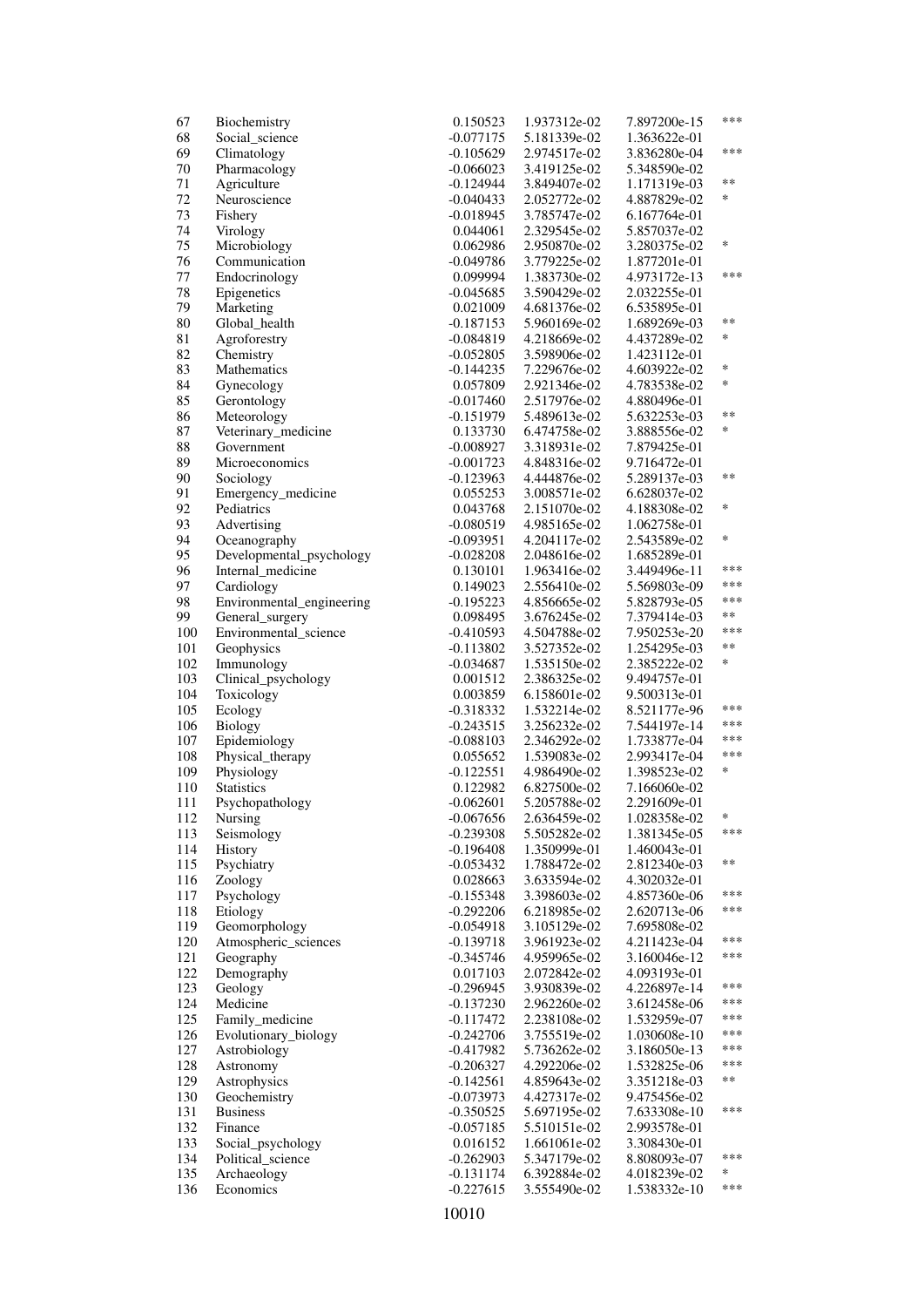| | | | | | |
|---|---|---|---|---|---|
| 67 | Biochemistry | 0.150523 | 1.937312e-02 | 7.897200e-15 | *** |
| 68 | Social_science | -0.077175 | 5.181339e-02 | 1.363622e-01 | |
| 69 | Climatology | -0.105629 | 2.974517e-02 | 3.836280e-04 | *** |
| 70 | Pharmacology | -0.066023 | 3.419125e-02 | 5.348590e-02 | |
| 71 | Agriculture | -0.124944 | 3.849407e-02 | 1.171319e-03 | ** |
| 72 | Neuroscience | -0.040433 | 2.052772e-02 | 4.887829e-02 | * |
| 73 | Fishery | -0.018945 | 3.785747e-02 | 6.167764e-01 | |
| 74 | Virology | 0.044061 | 2.329545e-02 | 5.857037e-02 | |
| 75 | Microbiology | 0.062986 | 2.950870e-02 | 3.280375e-02 | * |
| 76 | Communication | -0.049786 | 3.779225e-02 | 1.877201e-01 | |
| 77 | Endocrinology | 0.099994 | 1.383730e-02 | 4.973172e-13 | *** |
| 78 | Epigenetics | -0.045685 | 3.590429e-02 | 2.032255e-01 | |
| 79 | Marketing | 0.021009 | 4.681376e-02 | 6.535895e-01 | |
| 80 | Global_health | -0.187153 | 5.960169e-02 | 1.689269e-03 | ** |
| 81 | Agroforestry | -0.084819 | 4.218669e-02 | 4.437289e-02 | * |
| 82 | Chemistry | -0.052805 | 3.598906e-02 | 1.423112e-01 | |
| 83 | Mathematics | -0.144235 | 7.229676e-02 | 4.603922e-02 | * |
| 84 | Gynecology | 0.057809 | 2.921346e-02 | 4.783538e-02 | * |
| 85 | Gerontology | -0.017460 | 2.517976e-02 | 4.880496e-01 | |
| 86 | Meteorology | -0.151979 | 5.489613e-02 | 5.632253e-03 | ** |
| 87 | Veterinary_medicine | 0.133730 | 6.474758e-02 | 3.888556e-02 | * |
| 88 | Government | -0.008927 | 3.318931e-02 | 7.879425e-01 | |
| 89 | Microeconomics | -0.001723 | 4.848316e-02 | 9.716472e-01 | |
| 90 | Sociology | -0.123963 | 4.444876e-02 | 5.289137e-03 | ** |
| 91 | Emergency_medicine | 0.055253 | 3.008571e-02 | 6.628037e-02 | |
| 92 | Pediatrics | 0.043768 | 2.151070e-02 | 4.188308e-02 | * |
| 93 | Advertising | -0.080519 | 4.985165e-02 | 1.062758e-01 | |
| 94 | Oceanography | -0.093951 | 4.204117e-02 | 2.543589e-02 | * |
| 95 | Developmental_psychology | -0.028208 | 2.048616e-02 | 1.685289e-01 | |
| 96 | Internal_medicine | 0.130101 | 1.963416e-02 | 3.449496e-11 | *** |
| 97 | Cardiology | 0.149023 | 2.556410e-02 | 5.569803e-09 | *** |
| 98 | Environmental_engineering | -0.195223 | 4.856665e-02 | 5.828793e-05 | *** |
| 99 | General_surgery | 0.098495 | 3.676245e-02 | 7.379414e-03 | ** |
| 100 | Environmental_science | -0.410593 | 4.504788e-02 | 7.950253e-20 | *** |
| 101 | Geophysics | -0.113802 | 3.527352e-02 | 1.254295e-03 | ** |
| 102 | Immunology | -0.034687 | 1.535150e-02 | 2.385222e-02 | * |
| 103 | Clinical_psychology | 0.001512 | 2.386325e-02 | 9.494757e-01 | |
| 104 | Toxicology | 0.003859 | 6.158601e-02 | 9.500313e-01 | |
| 105 | Ecology | -0.318332 | 1.532214e-02 | 8.521177e-96 | *** |
| 106 | Biology | -0.243515 | 3.256232e-02 | 7.544197e-14 | *** |
| 107 | Epidemiology | -0.088103 | 2.346292e-02 | 1.733877e-04 | *** |
| 108 | Physical_therapy | 0.055652 | 1.539083e-02 | 2.993417e-04 | *** |
| 109 | Physiology | -0.122551 | 4.986490e-02 | 1.398523e-02 | * |
| 110 | Statistics | 0.122982 | 6.827500e-02 | 7.166060e-02 | |
| 111 | Psychopathology | -0.062601 | 5.205788e-02 | 2.291609e-01 | |
| 112 | Nursing | -0.067656 | 2.636459e-02 | 1.028358e-02 | * |
| 113 | Seismology | -0.239308 | 5.505282e-02 | 1.381345e-05 | *** |
| 114 | History | -0.196408 | 1.350999e-01 | 1.460043e-01 | |
| 115 | Psychiatry | -0.053432 | 1.788472e-02 | 2.812340e-03 | ** |
| 116 | Zoology | 0.028663 | 3.633594e-02 | 4.302032e-01 | |
| 117 | Psychology | -0.155348 | 3.398603e-02 | 4.857360e-06 | *** |
| 118 | Etiology | -0.292206 | 6.218985e-02 | 2.620713e-06 | *** |
| 119 | Geomorphology | -0.054918 | 3.105129e-02 | 7.695808e-02 | |
| 120 | Atmospheric_sciences | -0.139718 | 3.961923e-02 | 4.211423e-04 | *** |
| 121 | Geography | -0.345746 | 4.959965e-02 | 3.160046e-12 | *** |
| 122 | Demography | 0.017103 | 2.072842e-02 | 4.093193e-01 | |
| 123 | Geology | -0.296945 | 3.930839e-02 | 4.226897e-14 | *** |
| 124 | Medicine | -0.137230 | 2.962260e-02 | 3.612458e-06 | *** |
| 125 | Family_medicine | -0.117472 | 2.238108e-02 | 1.532959e-07 | *** |
| 126 | Evolutionary_biology | -0.242706 | 3.755519e-02 | 1.030608e-10 | *** |
| 127 | Astrobiology | -0.417982 | 5.736262e-02 | 3.186050e-13 | *** |
| 128 | Astronomy | -0.206327 | 4.292206e-02 | 1.532825e-06 | *** |
| 129 | Astrophysics | -0.142561 | 4.859643e-02 | 3.351218e-03 | ** |
| 130 | Geochemistry | -0.073973 | 4.427317e-02 | 9.475456e-02 | |
| 131 | Business | -0.350525 | 5.697195e-02 | 7.633308e-10 | *** |
| 132 | Finance | -0.057185 | 5.510151e-02 | 2.993578e-01 | |
| 133 | Social_psychology | 0.016152 | 1.661061e-02 | 3.308430e-01 | |
| 134 | Political_science | -0.262903 | 5.347179e-02 | 8.808093e-07 | *** |
| 135 | Archaeology | -0.131174 | 6.392884e-02 | 4.018239e-02 | * |
| 136 | Economics | -0.227615 | 3.555490e-02 | 1.538332e-10 | *** |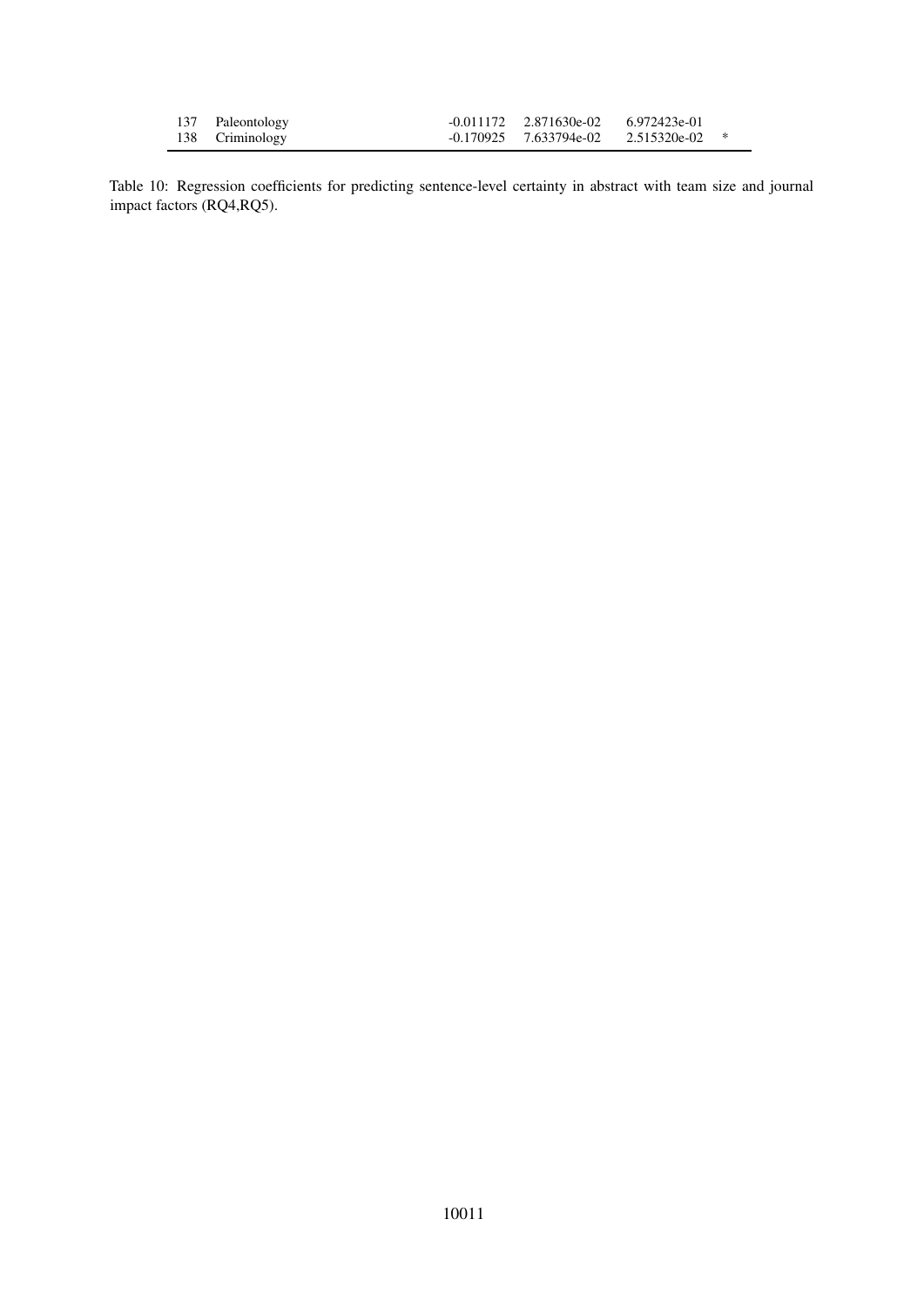| | | | | | |
|---|---|---|---|---|---|
| 137 | Paleontology | -0.011172 | 2.871630e-02 | 6.972423e-01 | |
| 138 | Criminology | -0.170925 | 7.633794e-02 | 2.515320e-02 | * |

Table 10: Regression coefficients for predicting sentence-level certainty in abstract with team size and journal impact factors (RQ4,RQ5).